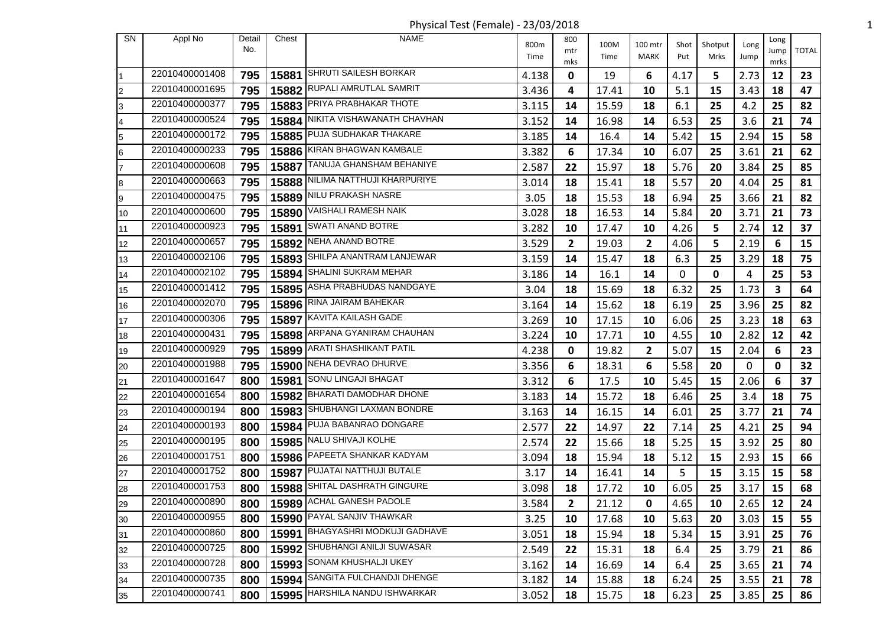# Physical Test (Female) - 23/03/2018

| SN | Appl No | Detail No. | Chest | NAME | 800m Time | 800 mtr mks | 100M Time | 100 mtr MARK | Shot Put | Shotput Mrks | Long Jump | Long Jump mrks | TOTAL |
|---|---|---|---|---|---|---|---|---|---|---|---|---|---|
| 1 | 22010400001408 | 795 | 15881 | SHRUTI SAILESH BORKAR | 4.138 | 0 | 19 | 6 | 4.17 | 5 | 2.73 | 12 | 23 |
| 2 | 22010400001695 | 795 | 15882 | RUPALI AMRUTLAL SAMRIT | 3.436 | 4 | 17.41 | 10 | 5.1 | 15 | 3.43 | 18 | 47 |
| 3 | 22010400000377 | 795 | 15883 | PRIYA PRABHAKAR THOTE | 3.115 | 14 | 15.59 | 18 | 6.1 | 25 | 4.2 | 25 | 82 |
| 4 | 22010400000524 | 795 | 15884 | NIKITA VISHAWANATH CHAVHAN | 3.152 | 14 | 16.98 | 14 | 6.53 | 25 | 3.6 | 21 | 74 |
| 5 | 22010400000172 | 795 | 15885 | PUJA SUDHAKAR THAKARE | 3.185 | 14 | 16.4 | 14 | 5.42 | 15 | 2.94 | 15 | 58 |
| 6 | 22010400000233 | 795 | 15886 | KIRAN BHAGWAN KAMBALE | 3.382 | 6 | 17.34 | 10 | 6.07 | 25 | 3.61 | 21 | 62 |
| 7 | 22010400000608 | 795 | 15887 | TANUJA GHANSHAM BEHANIYE | 2.587 | 22 | 15.97 | 18 | 5.76 | 20 | 3.84 | 25 | 85 |
| 8 | 22010400000663 | 795 | 15888 | NILIMA NATTHUJI KHARPURIYE | 3.014 | 18 | 15.41 | 18 | 5.57 | 20 | 4.04 | 25 | 81 |
| 9 | 22010400000475 | 795 | 15889 | NILU PRAKASH NASRE | 3.05 | 18 | 15.53 | 18 | 6.94 | 25 | 3.66 | 21 | 82 |
| 10 | 22010400000600 | 795 | 15890 | VAISHALI RAMESH NAIK | 3.028 | 18 | 16.53 | 14 | 5.84 | 20 | 3.71 | 21 | 73 |
| 11 | 22010400000923 | 795 | 15891 | SWATI ANAND BOTRE | 3.282 | 10 | 17.47 | 10 | 4.26 | 5 | 2.74 | 12 | 37 |
| 12 | 22010400000657 | 795 | 15892 | NEHA ANAND BOTRE | 3.529 | 2 | 19.03 | 2 | 4.06 | 5 | 2.19 | 6 | 15 |
| 13 | 22010400002106 | 795 | 15893 | SHILPA ANANTRAM LANJEWAR | 3.159 | 14 | 15.47 | 18 | 6.3 | 25 | 3.29 | 18 | 75 |
| 14 | 22010400002102 | 795 | 15894 | SHALINI SUKRAM MEHAR | 3.186 | 14 | 16.1 | 14 | 0 | 0 | 4 | 25 | 53 |
| 15 | 22010400001412 | 795 | 15895 | ASHA PRABHUDAS NANDGAYE | 3.04 | 18 | 15.69 | 18 | 6.32 | 25 | 1.73 | 3 | 64 |
| 16 | 22010400002070 | 795 | 15896 | RINA JAIRAM BAHEKAR | 3.164 | 14 | 15.62 | 18 | 6.19 | 25 | 3.96 | 25 | 82 |
| 17 | 22010400000306 | 795 | 15897 | KAVITA KAILASH GADE | 3.269 | 10 | 17.15 | 10 | 6.06 | 25 | 3.23 | 18 | 63 |
| 18 | 22010400000431 | 795 | 15898 | ARPANA GYANIRAM CHAUHAN | 3.224 | 10 | 17.71 | 10 | 4.55 | 10 | 2.82 | 12 | 42 |
| 19 | 22010400000929 | 795 | 15899 | ARATI SHASHIKANT PATIL | 4.238 | 0 | 19.82 | 2 | 5.07 | 15 | 2.04 | 6 | 23 |
| 20 | 22010400001988 | 795 | 15900 | NEHA DEVRAO DHURVE | 3.356 | 6 | 18.31 | 6 | 5.58 | 20 | 0 | 0 | 32 |
| 21 | 22010400001647 | 800 | 15981 | SONU LINGAJI BHAGAT | 3.312 | 6 | 17.5 | 10 | 5.45 | 15 | 2.06 | 6 | 37 |
| 22 | 22010400001654 | 800 | 15982 | BHARATI DAMODHAR DHONE | 3.183 | 14 | 15.72 | 18 | 6.46 | 25 | 3.4 | 18 | 75 |
| 23 | 22010400000194 | 800 | 15983 | SHUBHANGI LAXMAN BONDRE | 3.163 | 14 | 16.15 | 14 | 6.01 | 25 | 3.77 | 21 | 74 |
| 24 | 22010400000193 | 800 | 15984 | PUJA BABANRAO DONGARE | 2.577 | 22 | 14.97 | 22 | 7.14 | 25 | 4.21 | 25 | 94 |
| 25 | 22010400000195 | 800 | 15985 | NALU SHIVAJI KOLHE | 2.574 | 22 | 15.66 | 18 | 5.25 | 15 | 3.92 | 25 | 80 |
| 26 | 22010400001751 | 800 | 15986 | PAPEETA SHANKAR KADYAM | 3.094 | 18 | 15.94 | 18 | 5.12 | 15 | 2.93 | 15 | 66 |
| 27 | 22010400001752 | 800 | 15987 | PUJATAI NATTHUJI BUTALE | 3.17 | 14 | 16.41 | 14 | 5 | 15 | 3.15 | 15 | 58 |
| 28 | 22010400001753 | 800 | 15988 | SHITAL DASHRATH GINGURE | 3.098 | 18 | 17.72 | 10 | 6.05 | 25 | 3.17 | 15 | 68 |
| 29 | 22010400000890 | 800 | 15989 | ACHAL GANESH PADOLE | 3.584 | 2 | 21.12 | 0 | 4.65 | 10 | 2.65 | 12 | 24 |
| 30 | 22010400000955 | 800 | 15990 | PAYAL SANJIV THAWKAR | 3.25 | 10 | 17.68 | 10 | 5.63 | 20 | 3.03 | 15 | 55 |
| 31 | 22010400000860 | 800 | 15991 | BHAGYASHRI MODKUJI GADHAVE | 3.051 | 18 | 15.94 | 18 | 5.34 | 15 | 3.91 | 25 | 76 |
| 32 | 22010400000725 | 800 | 15992 | SHUBHANGI ANILJI SUWASAR | 2.549 | 22 | 15.31 | 18 | 6.4 | 25 | 3.79 | 21 | 86 |
| 33 | 22010400000728 | 800 | 15993 | SONAM KHUSHALJI UKEY | 3.162 | 14 | 16.69 | 14 | 6.4 | 25 | 3.65 | 21 | 74 |
| 34 | 22010400000735 | 800 | 15994 | SANGITA FULCHANDJI DHENGE | 3.182 | 14 | 15.88 | 18 | 6.24 | 25 | 3.55 | 21 | 78 |
| 35 | 22010400000741 | 800 | 15995 | HARSHILA NANDU ISHWARKAR | 3.052 | 18 | 15.75 | 18 | 6.23 | 25 | 3.85 | 25 | 86 |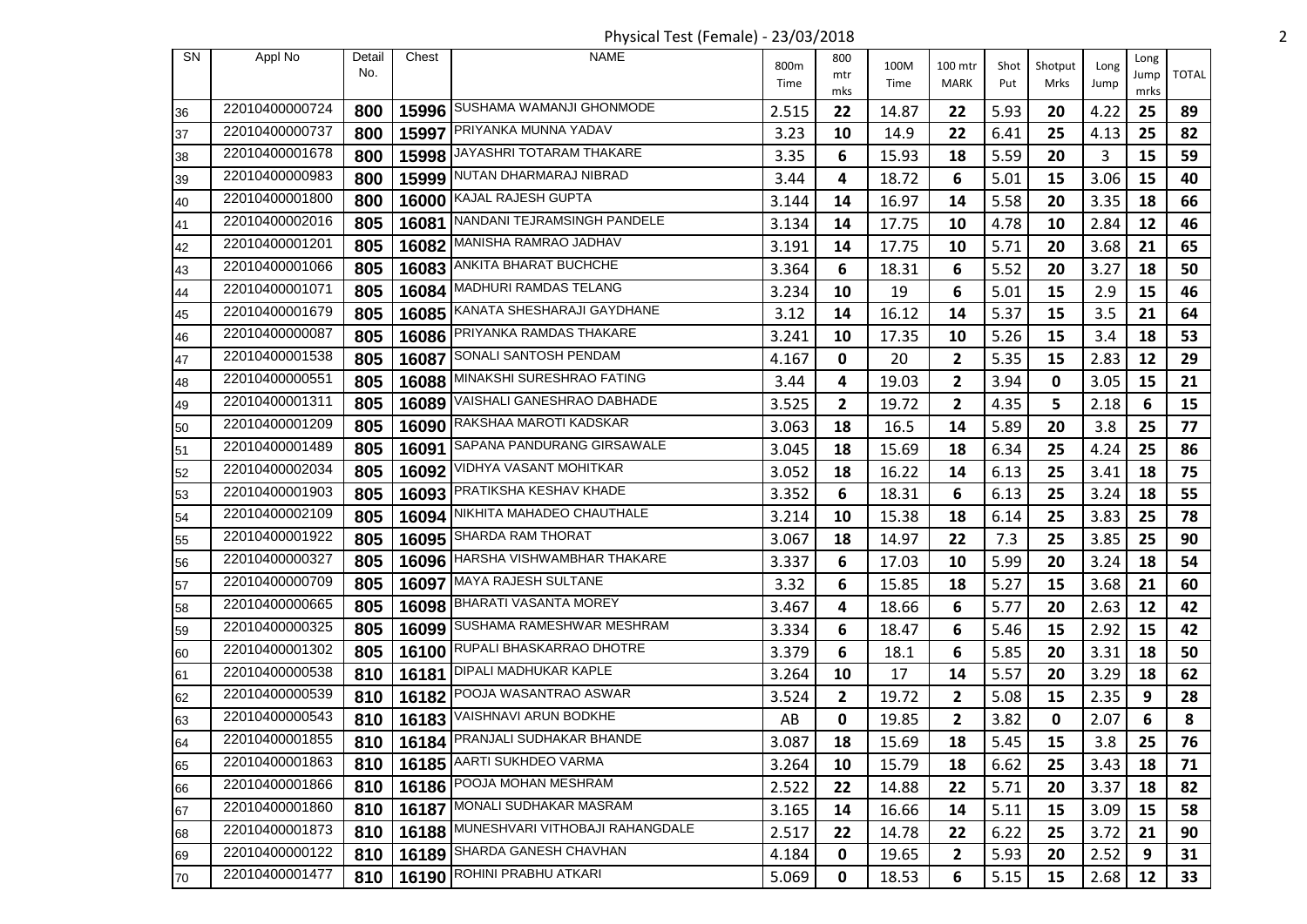Physical Test (Female) - 23/03/2018

| SN | Appl No | Detail No. | Chest | NAME | 800m Time | 800 mtr mks | 100M Time | 100 mtr MARK | Shot Put | Shotput Mrks | Long Jump | Long Jump mrks | TOTAL |
|---|---|---|---|---|---|---|---|---|---|---|---|---|---|
| 36 | 22010400000724 | 800 | 15996 | SUSHAMA WAMANJI GHONMODE | 2.515 | 22 | 14.87 | 22 | 5.93 | 20 | 4.22 | 25 | 89 |
| 37 | 22010400000737 | 800 | 15997 | PRIYANKA MUNNA YADAV | 3.23 | 10 | 14.9 | 22 | 6.41 | 25 | 4.13 | 25 | 82 |
| 38 | 22010400001678 | 800 | 15998 | JAYASHRI TOTARAM THAKARE | 3.35 | 6 | 15.93 | 18 | 5.59 | 20 | 3 | 15 | 59 |
| 39 | 22010400000983 | 800 | 15999 | NUTAN DHARMARAJ NIBRAD | 3.44 | 4 | 18.72 | 6 | 5.01 | 15 | 3.06 | 15 | 40 |
| 40 | 22010400001800 | 800 | 16000 | KAJAL RAJESH GUPTA | 3.144 | 14 | 16.97 | 14 | 5.58 | 20 | 3.35 | 18 | 66 |
| 41 | 22010400002016 | 805 | 16081 | NANDANI TEJRAMSINGH PANDELE | 3.134 | 14 | 17.75 | 10 | 4.78 | 10 | 2.84 | 12 | 46 |
| 42 | 22010400001201 | 805 | 16082 | MANISHA RAMRAO JADHAV | 3.191 | 14 | 17.75 | 10 | 5.71 | 20 | 3.68 | 21 | 65 |
| 43 | 22010400001066 | 805 | 16083 | ANKITA BHARAT BUCHCHE | 3.364 | 6 | 18.31 | 6 | 5.52 | 20 | 3.27 | 18 | 50 |
| 44 | 22010400001071 | 805 | 16084 | MADHURI RAMDAS TELANG | 3.234 | 10 | 19 | 6 | 5.01 | 15 | 2.9 | 15 | 46 |
| 45 | 22010400001679 | 805 | 16085 | KANATA SHESHARAJI GAYDHANE | 3.12 | 14 | 16.12 | 14 | 5.37 | 15 | 3.5 | 21 | 64 |
| 46 | 22010400000087 | 805 | 16086 | PRIYANKA RAMDAS THAKARE | 3.241 | 10 | 17.35 | 10 | 5.26 | 15 | 3.4 | 18 | 53 |
| 47 | 22010400001538 | 805 | 16087 | SONALI SANTOSH PENDAM | 4.167 | 0 | 20 | 2 | 5.35 | 15 | 2.83 | 12 | 29 |
| 48 | 22010400000551 | 805 | 16088 | MINAKSHI SURESHRAO FATING | 3.44 | 4 | 19.03 | 2 | 3.94 | 0 | 3.05 | 15 | 21 |
| 49 | 22010400001311 | 805 | 16089 | VAISHALI GANESHRAO DABHADE | 3.525 | 2 | 19.72 | 2 | 4.35 | 5 | 2.18 | 6 | 15 |
| 50 | 22010400001209 | 805 | 16090 | RAKSHAA MAROTI KADSKAR | 3.063 | 18 | 16.5 | 14 | 5.89 | 20 | 3.8 | 25 | 77 |
| 51 | 22010400001489 | 805 | 16091 | SAPANA PANDURANG GIRSAWALE | 3.045 | 18 | 15.69 | 18 | 6.34 | 25 | 4.24 | 25 | 86 |
| 52 | 22010400002034 | 805 | 16092 | VIDHYA VASANT MOHITKAR | 3.052 | 18 | 16.22 | 14 | 6.13 | 25 | 3.41 | 18 | 75 |
| 53 | 22010400001903 | 805 | 16093 | PRATIKSHA KESHAV KHADE | 3.352 | 6 | 18.31 | 6 | 6.13 | 25 | 3.24 | 18 | 55 |
| 54 | 22010400002109 | 805 | 16094 | NIKHITA MAHADEO CHAUTHALE | 3.214 | 10 | 15.38 | 18 | 6.14 | 25 | 3.83 | 25 | 78 |
| 55 | 22010400001922 | 805 | 16095 | SHARDA RAM THORAT | 3.067 | 18 | 14.97 | 22 | 7.3 | 25 | 3.85 | 25 | 90 |
| 56 | 22010400000327 | 805 | 16096 | HARSHA VISHWAMBHAR THAKARE | 3.337 | 6 | 17.03 | 10 | 5.99 | 20 | 3.24 | 18 | 54 |
| 57 | 22010400000709 | 805 | 16097 | MAYA RAJESH SULTANE | 3.32 | 6 | 15.85 | 18 | 5.27 | 15 | 3.68 | 21 | 60 |
| 58 | 22010400000665 | 805 | 16098 | BHARATI VASANTA MOREY | 3.467 | 4 | 18.66 | 6 | 5.77 | 20 | 2.63 | 12 | 42 |
| 59 | 22010400000325 | 805 | 16099 | SUSHAMA RAMESHWAR MESHRAM | 3.334 | 6 | 18.47 | 6 | 5.46 | 15 | 2.92 | 15 | 42 |
| 60 | 22010400001302 | 805 | 16100 | RUPALI BHASKARRAO DHOTRE | 3.379 | 6 | 18.1 | 6 | 5.85 | 20 | 3.31 | 18 | 50 |
| 61 | 22010400000538 | 810 | 16181 | DIPALI MADHUKAR KAPLE | 3.264 | 10 | 17 | 14 | 5.57 | 20 | 3.29 | 18 | 62 |
| 62 | 22010400000539 | 810 | 16182 | POOJA WASANTRAO ASWAR | 3.524 | 2 | 19.72 | 2 | 5.08 | 15 | 2.35 | 9 | 28 |
| 63 | 22010400000543 | 810 | 16183 | VAISHNAVI ARUN BODKHE | AB | 0 | 19.85 | 2 | 3.82 | 0 | 2.07 | 6 | 8 |
| 64 | 22010400001855 | 810 | 16184 | PRANJALI SUDHAKAR BHANDE | 3.087 | 18 | 15.69 | 18 | 5.45 | 15 | 3.8 | 25 | 76 |
| 65 | 22010400001863 | 810 | 16185 | AARTI SUKHDEO VARMA | 3.264 | 10 | 15.79 | 18 | 6.62 | 25 | 3.43 | 18 | 71 |
| 66 | 22010400001866 | 810 | 16186 | POOJA MOHAN MESHRAM | 2.522 | 22 | 14.88 | 22 | 5.71 | 20 | 3.37 | 18 | 82 |
| 67 | 22010400001860 | 810 | 16187 | MONALI SUDHAKAR MASRAM | 3.165 | 14 | 16.66 | 14 | 5.11 | 15 | 3.09 | 15 | 58 |
| 68 | 22010400001873 | 810 | 16188 | MUNESHVARI VITHOBAJI RAHANGDALE | 2.517 | 22 | 14.78 | 22 | 6.22 | 25 | 3.72 | 21 | 90 |
| 69 | 22010400000122 | 810 | 16189 | SHARDA GANESH CHAVHAN | 4.184 | 0 | 19.65 | 2 | 5.93 | 20 | 2.52 | 9 | 31 |
| 70 | 22010400001477 | 810 | 16190 | ROHINI PRABHU ATKARI | 5.069 | 0 | 18.53 | 6 | 5.15 | 15 | 2.68 | 12 | 33 |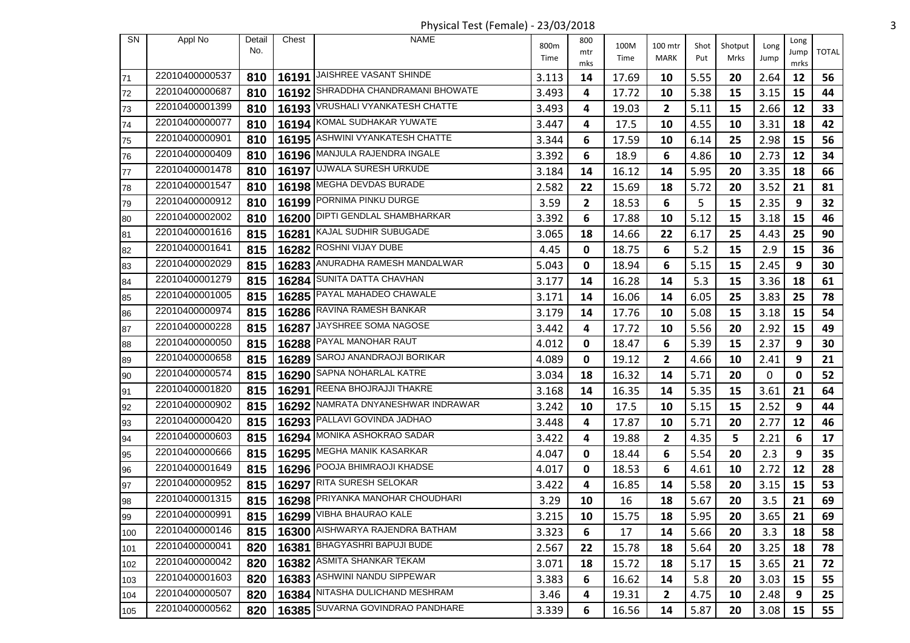Physical Test (Female) - 23/03/2018

| SN | Appl No | Detail No. | Chest | NAME | 800m Time | 800 mtr mks | 100M Time | 100 mtr MARK | Shot Put | Shotput Mrks | Long Jump | Long Jump mrks | TOTAL |
|---|---|---|---|---|---|---|---|---|---|---|---|---|---|
| 71 | 22010400000537 | 810 | 16191 | JAISHREE VASANT SHINDE | 3.113 | 14 | 17.69 | 10 | 5.55 | 20 | 2.64 | 12 | 56 |
| 72 | 22010400000687 | 810 | 16192 | SHRADDHA CHANDRAMANI BHOWATE | 3.493 | 4 | 17.72 | 10 | 5.38 | 15 | 3.15 | 15 | 44 |
| 73 | 22010400001399 | 810 | 16193 | VRUSHALI VYANKATESH CHATTE | 3.493 | 4 | 19.03 | 2 | 5.11 | 15 | 2.66 | 12 | 33 |
| 74 | 22010400000077 | 810 | 16194 | KOMAL SUDHAKAR YUWATE | 3.447 | 4 | 17.5 | 10 | 4.55 | 10 | 3.31 | 18 | 42 |
| 75 | 22010400000901 | 810 | 16195 | ASHWINI VYANKATESH CHATTE | 3.344 | 6 | 17.59 | 10 | 6.14 | 25 | 2.98 | 15 | 56 |
| 76 | 22010400000409 | 810 | 16196 | MANJULA RAJENDRA INGALE | 3.392 | 6 | 18.9 | 6 | 4.86 | 10 | 2.73 | 12 | 34 |
| 77 | 22010400001478 | 810 | 16197 | UJWALA SURESH URKUDE | 3.184 | 14 | 16.12 | 14 | 5.95 | 20 | 3.35 | 18 | 66 |
| 78 | 22010400001547 | 810 | 16198 | MEGHA DEVDAS BURADE | 2.582 | 22 | 15.69 | 18 | 5.72 | 20 | 3.52 | 21 | 81 |
| 79 | 22010400000912 | 810 | 16199 | PORNIMA PINKU DURGE | 3.59 | 2 | 18.53 | 6 | 5 | 15 | 2.35 | 9 | 32 |
| 80 | 22010400002002 | 810 | 16200 | DIPTI GENDLAL SHAMBHARKAR | 3.392 | 6 | 17.88 | 10 | 5.12 | 15 | 3.18 | 15 | 46 |
| 81 | 22010400001616 | 815 | 16281 | KAJAL SUDHIR SUBUGADE | 3.065 | 18 | 14.66 | 22 | 6.17 | 25 | 4.43 | 25 | 90 |
| 82 | 22010400001641 | 815 | 16282 | ROSHNI VIJAY DUBE | 4.45 | 0 | 18.75 | 6 | 5.2 | 15 | 2.9 | 15 | 36 |
| 83 | 22010400002029 | 815 | 16283 | ANURADHA RAMESH MANDALWAR | 5.043 | 0 | 18.94 | 6 | 5.15 | 15 | 2.45 | 9 | 30 |
| 84 | 22010400001279 | 815 | 16284 | SUNITA DATTA CHAVHAN | 3.177 | 14 | 16.28 | 14 | 5.3 | 15 | 3.36 | 18 | 61 |
| 85 | 22010400001005 | 815 | 16285 | PAYAL MAHADEO CHAWALE | 3.171 | 14 | 16.06 | 14 | 6.05 | 25 | 3.83 | 25 | 78 |
| 86 | 22010400000974 | 815 | 16286 | RAVINA RAMESH BANKAR | 3.179 | 14 | 17.76 | 10 | 5.08 | 15 | 3.18 | 15 | 54 |
| 87 | 22010400000228 | 815 | 16287 | JAYSHREE SOMA NAGOSE | 3.442 | 4 | 17.72 | 10 | 5.56 | 20 | 2.92 | 15 | 49 |
| 88 | 22010400000050 | 815 | 16288 | PAYAL MANOHAR RAUT | 4.012 | 0 | 18.47 | 6 | 5.39 | 15 | 2.37 | 9 | 30 |
| 89 | 22010400000658 | 815 | 16289 | SAROJ ANANDRAOJI BORIKAR | 4.089 | 0 | 19.12 | 2 | 4.66 | 10 | 2.41 | 9 | 21 |
| 90 | 22010400000574 | 815 | 16290 | SAPNA NOHARLAL KATRE | 3.034 | 18 | 16.32 | 14 | 5.71 | 20 | 0 | 0 | 52 |
| 91 | 22010400001820 | 815 | 16291 | REENA BHOJRAJJI THAKRE | 3.168 | 14 | 16.35 | 14 | 5.35 | 15 | 3.61 | 21 | 64 |
| 92 | 22010400000902 | 815 | 16292 | NAMRATA DNYANESHWAR INDRAWAR | 3.242 | 10 | 17.5 | 10 | 5.15 | 15 | 2.52 | 9 | 44 |
| 93 | 22010400000420 | 815 | 16293 | PALLAVI GOVINDA JADHAO | 3.448 | 4 | 17.87 | 10 | 5.71 | 20 | 2.77 | 12 | 46 |
| 94 | 22010400000603 | 815 | 16294 | MONIKA ASHOKRAO SADAR | 3.422 | 4 | 19.88 | 2 | 4.35 | 5 | 2.21 | 6 | 17 |
| 95 | 22010400000666 | 815 | 16295 | MEGHA MANIK KASARKAR | 4.047 | 0 | 18.44 | 6 | 5.54 | 20 | 2.3 | 9 | 35 |
| 96 | 22010400001649 | 815 | 16296 | POOJA BHIMRAOJI KHADSE | 4.017 | 0 | 18.53 | 6 | 4.61 | 10 | 2.72 | 12 | 28 |
| 97 | 22010400000952 | 815 | 16297 | RITA SURESH SELOKAR | 3.422 | 4 | 16.85 | 14 | 5.58 | 20 | 3.15 | 15 | 53 |
| 98 | 22010400001315 | 815 | 16298 | PRIYANKA MANOHAR CHOUDHARI | 3.29 | 10 | 16 | 18 | 5.67 | 20 | 3.5 | 21 | 69 |
| 99 | 22010400000991 | 815 | 16299 | VIBHA BHAURAO KALE | 3.215 | 10 | 15.75 | 18 | 5.95 | 20 | 3.65 | 21 | 69 |
| 100 | 22010400000146 | 815 | 16300 | AISHWARYA RAJENDRA BATHAM | 3.323 | 6 | 17 | 14 | 5.66 | 20 | 3.3 | 18 | 58 |
| 101 | 22010400000041 | 820 | 16381 | BHAGYASHRI BAPUJI BUDE | 2.567 | 22 | 15.78 | 18 | 5.64 | 20 | 3.25 | 18 | 78 |
| 102 | 22010400000042 | 820 | 16382 | ASMITA SHANKAR TEKAM | 3.071 | 18 | 15.72 | 18 | 5.17 | 15 | 3.65 | 21 | 72 |
| 103 | 22010400001603 | 820 | 16383 | ASHWINI NANDU SIPPEWAR | 3.383 | 6 | 16.62 | 14 | 5.8 | 20 | 3.03 | 15 | 55 |
| 104 | 22010400000507 | 820 | 16384 | NITASHA DULICHAND MESHRAM | 3.46 | 4 | 19.31 | 2 | 4.75 | 10 | 2.48 | 9 | 25 |
| 105 | 22010400000562 | 820 | 16385 | SUVARNA GOVINDRAO PANDHARE | 3.339 | 6 | 16.56 | 14 | 5.87 | 20 | 3.08 | 15 | 55 |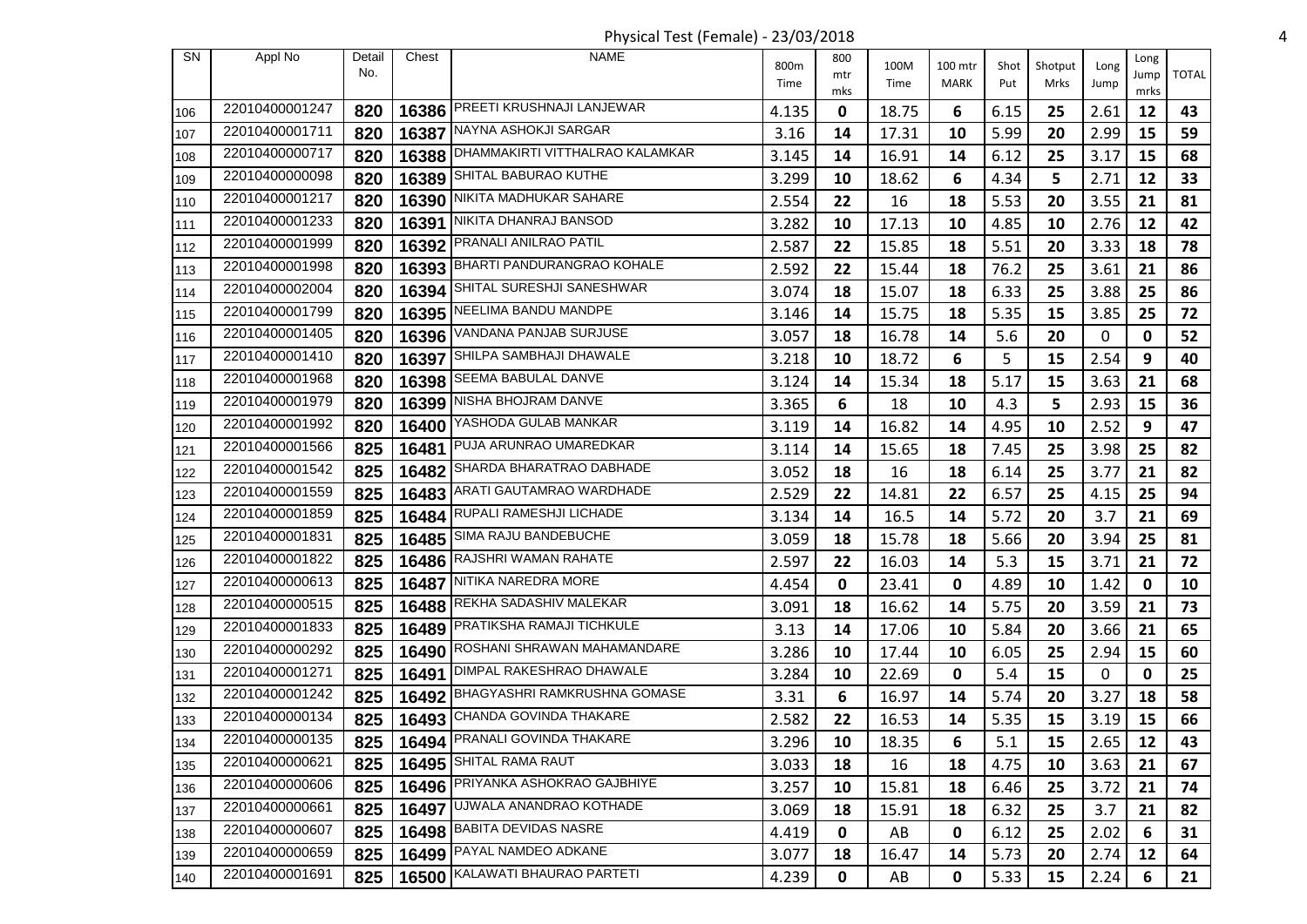Physical Test (Female) - 23/03/2018

| SN | Appl No | Detail No. | Chest | NAME | 800m Time | 800 mtr mks | 100M Time | 100 mtr MARK | Shot Put | Shotput Mrks | Long Jump | Long Jump mrks | TOTAL |
|---|---|---|---|---|---|---|---|---|---|---|---|---|---|
| 106 | 22010400001247 | 820 | 16386 | PREETI KRUSHNAJI LANJEWAR | 4.135 | 0 | 18.75 | 6 | 6.15 | 25 | 2.61 | 12 | 43 |
| 107 | 22010400001711 | 820 | 16387 | NAYNA ASHOKJI SARGAR | 3.16 | 14 | 17.31 | 10 | 5.99 | 20 | 2.99 | 15 | 59 |
| 108 | 22010400000717 | 820 | 16388 | DHAMMAKIRTI VITTHALRAO KALAMKAR | 3.145 | 14 | 16.91 | 14 | 6.12 | 25 | 3.17 | 15 | 68 |
| 109 | 22010400000098 | 820 | 16389 | SHITAL BABURAO KUTHE | 3.299 | 10 | 18.62 | 6 | 4.34 | 5 | 2.71 | 12 | 33 |
| 110 | 22010400001217 | 820 | 16390 | NIKITA MADHUKAR SAHARE | 2.554 | 22 | 16 | 18 | 5.53 | 20 | 3.55 | 21 | 81 |
| 111 | 22010400001233 | 820 | 16391 | NIKITA DHANRAJ BANSOD | 3.282 | 10 | 17.13 | 10 | 4.85 | 10 | 2.76 | 12 | 42 |
| 112 | 22010400001999 | 820 | 16392 | PRANALI ANILRAO PATIL | 2.587 | 22 | 15.85 | 18 | 5.51 | 20 | 3.33 | 18 | 78 |
| 113 | 22010400001998 | 820 | 16393 | BHARTI PANDURANGRAO KOHALE | 2.592 | 22 | 15.44 | 18 | 76.2 | 25 | 3.61 | 21 | 86 |
| 114 | 22010400002004 | 820 | 16394 | SHITAL SURESHJI SANESHWAR | 3.074 | 18 | 15.07 | 18 | 6.33 | 25 | 3.88 | 25 | 86 |
| 115 | 22010400001799 | 820 | 16395 | NEELIMA BANDU MANDPE | 3.146 | 14 | 15.75 | 18 | 5.35 | 15 | 3.85 | 25 | 72 |
| 116 | 22010400001405 | 820 | 16396 | VANDANA PANJAB SURJUSE | 3.057 | 18 | 16.78 | 14 | 5.6 | 20 | 0 | 0 | 52 |
| 117 | 22010400001410 | 820 | 16397 | SHILPA SAMBHAJI DHAWALE | 3.218 | 10 | 18.72 | 6 | 5 | 15 | 2.54 | 9 | 40 |
| 118 | 22010400001968 | 820 | 16398 | SEEMA BABULAL DANVE | 3.124 | 14 | 15.34 | 18 | 5.17 | 15 | 3.63 | 21 | 68 |
| 119 | 22010400001979 | 820 | 16399 | NISHA BHOJRAM DANVE | 3.365 | 6 | 18 | 10 | 4.3 | 5 | 2.93 | 15 | 36 |
| 120 | 22010400001992 | 820 | 16400 | YASHODA GULAB MANKAR | 3.119 | 14 | 16.82 | 14 | 4.95 | 10 | 2.52 | 9 | 47 |
| 121 | 22010400001566 | 825 | 16481 | PUJA ARUNRAO UMAREDKAR | 3.114 | 14 | 15.65 | 18 | 7.45 | 25 | 3.98 | 25 | 82 |
| 122 | 22010400001542 | 825 | 16482 | SHARDA BHARATRAO DABHADE | 3.052 | 18 | 16 | 18 | 6.14 | 25 | 3.77 | 21 | 82 |
| 123 | 22010400001559 | 825 | 16483 | ARATI GAUTAMRAO WARDHADE | 2.529 | 22 | 14.81 | 22 | 6.57 | 25 | 4.15 | 25 | 94 |
| 124 | 22010400001859 | 825 | 16484 | RUPALI RAMESHJI LICHADE | 3.134 | 14 | 16.5 | 14 | 5.72 | 20 | 3.7 | 21 | 69 |
| 125 | 22010400001831 | 825 | 16485 | SIMA RAJU BANDEBUCHE | 3.059 | 18 | 15.78 | 18 | 5.66 | 20 | 3.94 | 25 | 81 |
| 126 | 22010400001822 | 825 | 16486 | RAJSHRI WAMAN RAHATE | 2.597 | 22 | 16.03 | 14 | 5.3 | 15 | 3.71 | 21 | 72 |
| 127 | 22010400000613 | 825 | 16487 | NITIKA NAREDRA MORE | 4.454 | 0 | 23.41 | 0 | 4.89 | 10 | 1.42 | 0 | 10 |
| 128 | 22010400000515 | 825 | 16488 | REKHA SADASHIV MALEKAR | 3.091 | 18 | 16.62 | 14 | 5.75 | 20 | 3.59 | 21 | 73 |
| 129 | 22010400001833 | 825 | 16489 | PRATIKSHA RAMAJI TICHKULE | 3.13 | 14 | 17.06 | 10 | 5.84 | 20 | 3.66 | 21 | 65 |
| 130 | 22010400000292 | 825 | 16490 | ROSHANI SHRAWAN MAHAMANDARE | 3.286 | 10 | 17.44 | 10 | 6.05 | 25 | 2.94 | 15 | 60 |
| 131 | 22010400001271 | 825 | 16491 | DIMPAL RAKESHRAO DHAWALE | 3.284 | 10 | 22.69 | 0 | 5.4 | 15 | 0 | 0 | 25 |
| 132 | 22010400001242 | 825 | 16492 | BHAGYASHRI RAMKRUSHNA GOMASE | 3.31 | 6 | 16.97 | 14 | 5.74 | 20 | 3.27 | 18 | 58 |
| 133 | 22010400000134 | 825 | 16493 | CHANDA GOVINDA THAKARE | 2.582 | 22 | 16.53 | 14 | 5.35 | 15 | 3.19 | 15 | 66 |
| 134 | 22010400000135 | 825 | 16494 | PRANALI GOVINDA THAKARE | 3.296 | 10 | 18.35 | 6 | 5.1 | 15 | 2.65 | 12 | 43 |
| 135 | 22010400000621 | 825 | 16495 | SHITAL RAMA RAUT | 3.033 | 18 | 16 | 18 | 4.75 | 10 | 3.63 | 21 | 67 |
| 136 | 22010400000606 | 825 | 16496 | PRIYANKA ASHOKRAO GAJBHIYE | 3.257 | 10 | 15.81 | 18 | 6.46 | 25 | 3.72 | 21 | 74 |
| 137 | 22010400000661 | 825 | 16497 | UJWALA ANANDRAO KOTHADE | 3.069 | 18 | 15.91 | 18 | 6.32 | 25 | 3.7 | 21 | 82 |
| 138 | 22010400000607 | 825 | 16498 | BABITA DEVIDAS NASRE | 4.419 | 0 | AB | 0 | 6.12 | 25 | 2.02 | 6 | 31 |
| 139 | 22010400000659 | 825 | 16499 | PAYAL NAMDEO ADKANE | 3.077 | 18 | 16.47 | 14 | 5.73 | 20 | 2.74 | 12 | 64 |
| 140 | 22010400001691 | 825 | 16500 | KALAWATI BHAURAO PARTETI | 4.239 | 0 | AB | 0 | 5.33 | 15 | 2.24 | 6 | 21 |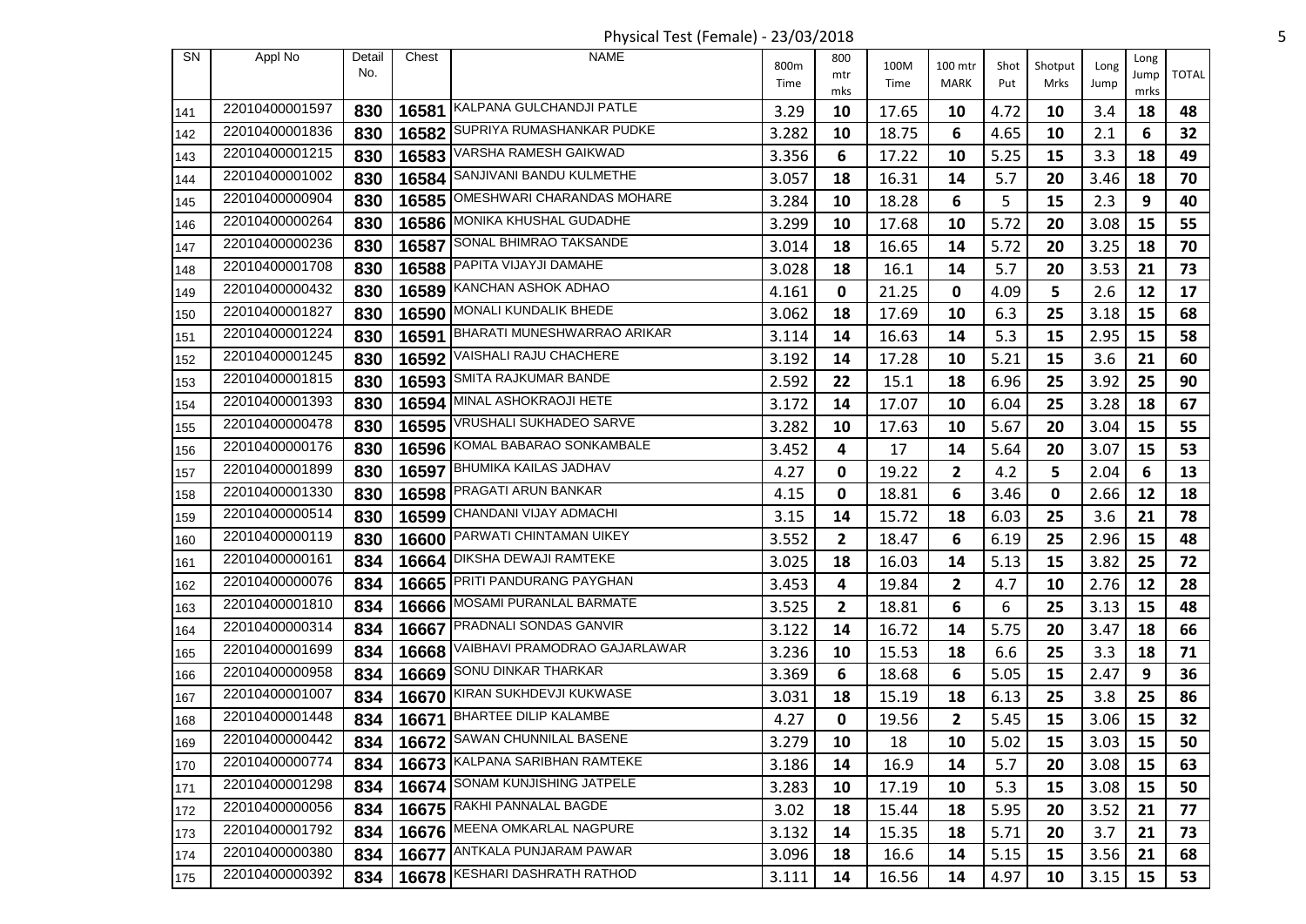Physical Test (Female) - 23/03/2018

| SN | Appl No | Detail No. | Chest | NAME | 800m Time | 800 mtr mks | 100M Time | 100 mtr MARK | Shot Put | Shotput Mrks | Long Jump | Long Jump mrks | TOTAL |
|---|---|---|---|---|---|---|---|---|---|---|---|---|---|
| 141 | 22010400001597 | 830 | 16581 | KALPANA GULCHANDJI PATLE | 3.29 | 10 | 17.65 | 10 | 4.72 | 10 | 3.4 | 18 | 48 |
| 142 | 22010400001836 | 830 | 16582 | SUPRIYA RUMASHANKAR PUDKE | 3.282 | 10 | 18.75 | 6 | 4.65 | 10 | 2.1 | 6 | 32 |
| 143 | 22010400001215 | 830 | 16583 | VARSHA RAMESH GAIKWAD | 3.356 | 6 | 17.22 | 10 | 5.25 | 15 | 3.3 | 18 | 49 |
| 144 | 22010400001002 | 830 | 16584 | SANJIVANI BANDU KULMETHE | 3.057 | 18 | 16.31 | 14 | 5.7 | 20 | 3.46 | 18 | 70 |
| 145 | 22010400000904 | 830 | 16585 | OMESHWARI CHARANDAS MOHARE | 3.284 | 10 | 18.28 | 6 | 5 | 15 | 2.3 | 9 | 40 |
| 146 | 22010400000264 | 830 | 16586 | MONIKA KHUSHAL GUDADHE | 3.299 | 10 | 17.68 | 10 | 5.72 | 20 | 3.08 | 15 | 55 |
| 147 | 22010400000236 | 830 | 16587 | SONAL BHIMRAO TAKSANDE | 3.014 | 18 | 16.65 | 14 | 5.72 | 20 | 3.25 | 18 | 70 |
| 148 | 22010400001708 | 830 | 16588 | PAPITA VIJAYJI DAMAHE | 3.028 | 18 | 16.1 | 14 | 5.7 | 20 | 3.53 | 21 | 73 |
| 149 | 22010400000432 | 830 | 16589 | KANCHAN ASHOK ADHAO | 4.161 | 0 | 21.25 | 0 | 4.09 | 5 | 2.6 | 12 | 17 |
| 150 | 22010400001827 | 830 | 16590 | MONALI KUNDALIK BHEDE | 3.062 | 18 | 17.69 | 10 | 6.3 | 25 | 3.18 | 15 | 68 |
| 151 | 22010400001224 | 830 | 16591 | BHARATI MUNESHWARRAO ARIKAR | 3.114 | 14 | 16.63 | 14 | 5.3 | 15 | 2.95 | 15 | 58 |
| 152 | 22010400001245 | 830 | 16592 | VAISHALI RAJU CHACHERE | 3.192 | 14 | 17.28 | 10 | 5.21 | 15 | 3.6 | 21 | 60 |
| 153 | 22010400001815 | 830 | 16593 | SMITA RAJKUMAR BANDE | 2.592 | 22 | 15.1 | 18 | 6.96 | 25 | 3.92 | 25 | 90 |
| 154 | 22010400001393 | 830 | 16594 | MINAL ASHOKRAOJI HETE | 3.172 | 14 | 17.07 | 10 | 6.04 | 25 | 3.28 | 18 | 67 |
| 155 | 22010400000478 | 830 | 16595 | VRUSHALI SUKHADEO SARVE | 3.282 | 10 | 17.63 | 10 | 5.67 | 20 | 3.04 | 15 | 55 |
| 156 | 22010400000176 | 830 | 16596 | KOMAL BABARAO SONKAMBALE | 3.452 | 4 | 17 | 14 | 5.64 | 20 | 3.07 | 15 | 53 |
| 157 | 22010400001899 | 830 | 16597 | BHUMIKA KAILAS JADHAV | 4.27 | 0 | 19.22 | 2 | 4.2 | 5 | 2.04 | 6 | 13 |
| 158 | 22010400001330 | 830 | 16598 | PRAGATI ARUN BANKAR | 4.15 | 0 | 18.81 | 6 | 3.46 | 0 | 2.66 | 12 | 18 |
| 159 | 22010400000514 | 830 | 16599 | CHANDANI VIJAY ADMACHI | 3.15 | 14 | 15.72 | 18 | 6.03 | 25 | 3.6 | 21 | 78 |
| 160 | 22010400000119 | 830 | 16600 | PARWATI CHINTAMAN UIKEY | 3.552 | 2 | 18.47 | 6 | 6.19 | 25 | 2.96 | 15 | 48 |
| 161 | 22010400000161 | 834 | 16664 | DIKSHA DEWAJI RAMTEKE | 3.025 | 18 | 16.03 | 14 | 5.13 | 15 | 3.82 | 25 | 72 |
| 162 | 22010400000076 | 834 | 16665 | PRITI PANDURANG PAYGHAN | 3.453 | 4 | 19.84 | 2 | 4.7 | 10 | 2.76 | 12 | 28 |
| 163 | 22010400001810 | 834 | 16666 | MOSAMI PURANLAL BARMATE | 3.525 | 2 | 18.81 | 6 | 6 | 25 | 3.13 | 15 | 48 |
| 164 | 22010400000314 | 834 | 16667 | PRADNALI SONDAS GANVIR | 3.122 | 14 | 16.72 | 14 | 5.75 | 20 | 3.47 | 18 | 66 |
| 165 | 22010400001699 | 834 | 16668 | VAIBHAVI PRAMODRAO GAJARLAWAR | 3.236 | 10 | 15.53 | 18 | 6.6 | 25 | 3.3 | 18 | 71 |
| 166 | 22010400000958 | 834 | 16669 | SONU DINKAR THARKAR | 3.369 | 6 | 18.68 | 6 | 5.05 | 15 | 2.47 | 9 | 36 |
| 167 | 22010400001007 | 834 | 16670 | KIRAN SUKHDEVJI KUKWASE | 3.031 | 18 | 15.19 | 18 | 6.13 | 25 | 3.8 | 25 | 86 |
| 168 | 22010400001448 | 834 | 16671 | BHARTEE DILIP KALAMBE | 4.27 | 0 | 19.56 | 2 | 5.45 | 15 | 3.06 | 15 | 32 |
| 169 | 22010400000442 | 834 | 16672 | SAWAN CHUNNILAL BASENE | 3.279 | 10 | 18 | 10 | 5.02 | 15 | 3.03 | 15 | 50 |
| 170 | 22010400000774 | 834 | 16673 | KALPANA SARIBHAN RAMTEKE | 3.186 | 14 | 16.9 | 14 | 5.7 | 20 | 3.08 | 15 | 63 |
| 171 | 22010400001298 | 834 | 16674 | SONAM KUNJISHING JATPELE | 3.283 | 10 | 17.19 | 10 | 5.3 | 15 | 3.08 | 15 | 50 |
| 172 | 22010400000056 | 834 | 16675 | RAKHI PANNALAL BAGDE | 3.02 | 18 | 15.44 | 18 | 5.95 | 20 | 3.52 | 21 | 77 |
| 173 | 22010400001792 | 834 | 16676 | MEENA OMKARLAL NAGPURE | 3.132 | 14 | 15.35 | 18 | 5.71 | 20 | 3.7 | 21 | 73 |
| 174 | 22010400000380 | 834 | 16677 | ANTKALA PUNJARAM PAWAR | 3.096 | 18 | 16.6 | 14 | 5.15 | 15 | 3.56 | 21 | 68 |
| 175 | 22010400000392 | 834 | 16678 | KESHARI DASHRATH RATHOD | 3.111 | 14 | 16.56 | 14 | 4.97 | 10 | 3.15 | 15 | 53 |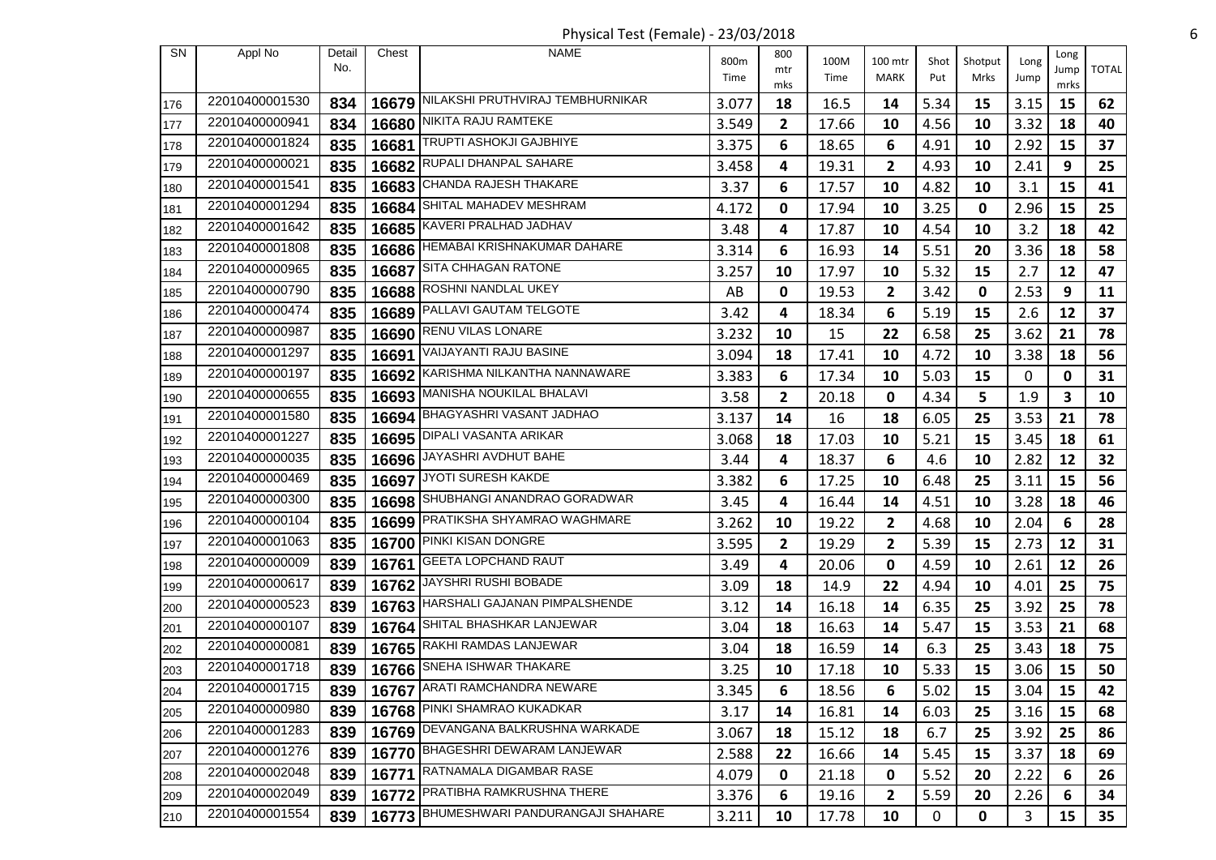Physical Test (Female) - 23/03/2018

| SN | Appl No | Detail No. | Chest | NAME | 800m Time | 800 mtr mks | 100M Time | 100 mtr MARK | Shot Put | Shotput Mrks | Long Jump | Long Jump mrks | TOTAL |
|---|---|---|---|---|---|---|---|---|---|---|---|---|---|
| 176 | 22010400001530 | 834 | 16679 | NILAKSHI PRUTHVIRAJ TEMBHURNIKAR | 3.077 | 18 | 16.5 | 14 | 5.34 | 15 | 3.15 | 15 | 62 |
| 177 | 22010400000941 | 834 | 16680 | NIKITA RAJU RAMTEKE | 3.549 | 2 | 17.66 | 10 | 4.56 | 10 | 3.32 | 18 | 40 |
| 178 | 22010400001824 | 835 | 16681 | TRUPTI ASHOKJI GAJBHIYE | 3.375 | 6 | 18.65 | 6 | 4.91 | 10 | 2.92 | 15 | 37 |
| 179 | 22010400000021 | 835 | 16682 | RUPALI DHANPAL SAHARE | 3.458 | 4 | 19.31 | 2 | 4.93 | 10 | 2.41 | 9 | 25 |
| 180 | 22010400001541 | 835 | 16683 | CHANDA RAJESH THAKARE | 3.37 | 6 | 17.57 | 10 | 4.82 | 10 | 3.1 | 15 | 41 |
| 181 | 22010400001294 | 835 | 16684 | SHITAL MAHADEV MESHRAM | 4.172 | 0 | 17.94 | 10 | 3.25 | 0 | 2.96 | 15 | 25 |
| 182 | 22010400001642 | 835 | 16685 | KAVERI PRALHAD JADHAV | 3.48 | 4 | 17.87 | 10 | 4.54 | 10 | 3.2 | 18 | 42 |
| 183 | 22010400001808 | 835 | 16686 | HEMABAI KRISHNAKUMAR DAHARE | 3.314 | 6 | 16.93 | 14 | 5.51 | 20 | 3.36 | 18 | 58 |
| 184 | 22010400000965 | 835 | 16687 | SITA CHHAGAN RATONE | 3.257 | 10 | 17.97 | 10 | 5.32 | 15 | 2.7 | 12 | 47 |
| 185 | 22010400000790 | 835 | 16688 | ROSHNI NANDLAL UKEY | AB | 0 | 19.53 | 2 | 3.42 | 0 | 2.53 | 9 | 11 |
| 186 | 22010400000474 | 835 | 16689 | PALLAVI GAUTAM TELGOTE | 3.42 | 4 | 18.34 | 6 | 5.19 | 15 | 2.6 | 12 | 37 |
| 187 | 22010400000987 | 835 | 16690 | RENU VILAS LONARE | 3.232 | 10 | 15 | 22 | 6.58 | 25 | 3.62 | 21 | 78 |
| 188 | 22010400001297 | 835 | 16691 | VAIJAYANTI RAJU BASINE | 3.094 | 18 | 17.41 | 10 | 4.72 | 10 | 3.38 | 18 | 56 |
| 189 | 22010400000197 | 835 | 16692 | KARISHMA NILKANTHA NANNAWARE | 3.383 | 6 | 17.34 | 10 | 5.03 | 15 | 0 | 0 | 31 |
| 190 | 22010400000655 | 835 | 16693 | MANISHA NOUKILAL BHALAVI | 3.58 | 2 | 20.18 | 0 | 4.34 | 5 | 1.9 | 3 | 10 |
| 191 | 22010400001580 | 835 | 16694 | BHAGYASHRI VASANT JADHAO | 3.137 | 14 | 16 | 18 | 6.05 | 25 | 3.53 | 21 | 78 |
| 192 | 22010400001227 | 835 | 16695 | DIPALI VASANTA ARIKAR | 3.068 | 18 | 17.03 | 10 | 5.21 | 15 | 3.45 | 18 | 61 |
| 193 | 22010400000035 | 835 | 16696 | JAYASHRI AVDHUT BAHE | 3.44 | 4 | 18.37 | 6 | 4.6 | 10 | 2.82 | 12 | 32 |
| 194 | 22010400000469 | 835 | 16697 | JYOTI SURESH KAKDE | 3.382 | 6 | 17.25 | 10 | 6.48 | 25 | 3.11 | 15 | 56 |
| 195 | 22010400000300 | 835 | 16698 | SHUBHANGI ANANDRAO GORADWAR | 3.45 | 4 | 16.44 | 14 | 4.51 | 10 | 3.28 | 18 | 46 |
| 196 | 22010400000104 | 835 | 16699 | PRATIKSHA SHYAMRAO WAGHMARE | 3.262 | 10 | 19.22 | 2 | 4.68 | 10 | 2.04 | 6 | 28 |
| 197 | 22010400001063 | 835 | 16700 | PINKI KISAN DONGRE | 3.595 | 2 | 19.29 | 2 | 5.39 | 15 | 2.73 | 12 | 31 |
| 198 | 22010400000009 | 839 | 16761 | GEETA LOPCHAND RAUT | 3.49 | 4 | 20.06 | 0 | 4.59 | 10 | 2.61 | 12 | 26 |
| 199 | 22010400000617 | 839 | 16762 | JAYSHRI RUSHI BOBADE | 3.09 | 18 | 14.9 | 22 | 4.94 | 10 | 4.01 | 25 | 75 |
| 200 | 22010400000523 | 839 | 16763 | HARSHALI GAJANAN PIMPALSHENDE | 3.12 | 14 | 16.18 | 14 | 6.35 | 25 | 3.92 | 25 | 78 |
| 201 | 22010400000107 | 839 | 16764 | SHITAL BHASHKAR LANJEWAR | 3.04 | 18 | 16.63 | 14 | 5.47 | 15 | 3.53 | 21 | 68 |
| 202 | 22010400000081 | 839 | 16765 | RAKHI RAMDAS LANJEWAR | 3.04 | 18 | 16.59 | 14 | 6.3 | 25 | 3.43 | 18 | 75 |
| 203 | 22010400001718 | 839 | 16766 | SNEHA ISHWAR THAKARE | 3.25 | 10 | 17.18 | 10 | 5.33 | 15 | 3.06 | 15 | 50 |
| 204 | 22010400001715 | 839 | 16767 | ARATI RAMCHANDRA NEWARE | 3.345 | 6 | 18.56 | 6 | 5.02 | 15 | 3.04 | 15 | 42 |
| 205 | 22010400000980 | 839 | 16768 | PINKI SHAMRAO KUKADKAR | 3.17 | 14 | 16.81 | 14 | 6.03 | 25 | 3.16 | 15 | 68 |
| 206 | 22010400001283 | 839 | 16769 | DEVANGANA BALKRUSHNA WARKADE | 3.067 | 18 | 15.12 | 18 | 6.7 | 25 | 3.92 | 25 | 86 |
| 207 | 22010400001276 | 839 | 16770 | BHAGESHRI DEWARAM LANJEWAR | 2.588 | 22 | 16.66 | 14 | 5.45 | 15 | 3.37 | 18 | 69 |
| 208 | 22010400002048 | 839 | 16771 | RATNAMALA DIGAMBAR RASE | 4.079 | 0 | 21.18 | 0 | 5.52 | 20 | 2.22 | 6 | 26 |
| 209 | 22010400002049 | 839 | 16772 | PRATIBHA RAMKRUSHNA THERE | 3.376 | 6 | 19.16 | 2 | 5.59 | 20 | 2.26 | 6 | 34 |
| 210 | 22010400001554 | 839 | 16773 | BHUMESHWARI PANDURANGAJI SHAHARE | 3.211 | 10 | 17.78 | 10 | 0 | 0 | 3 | 15 | 35 |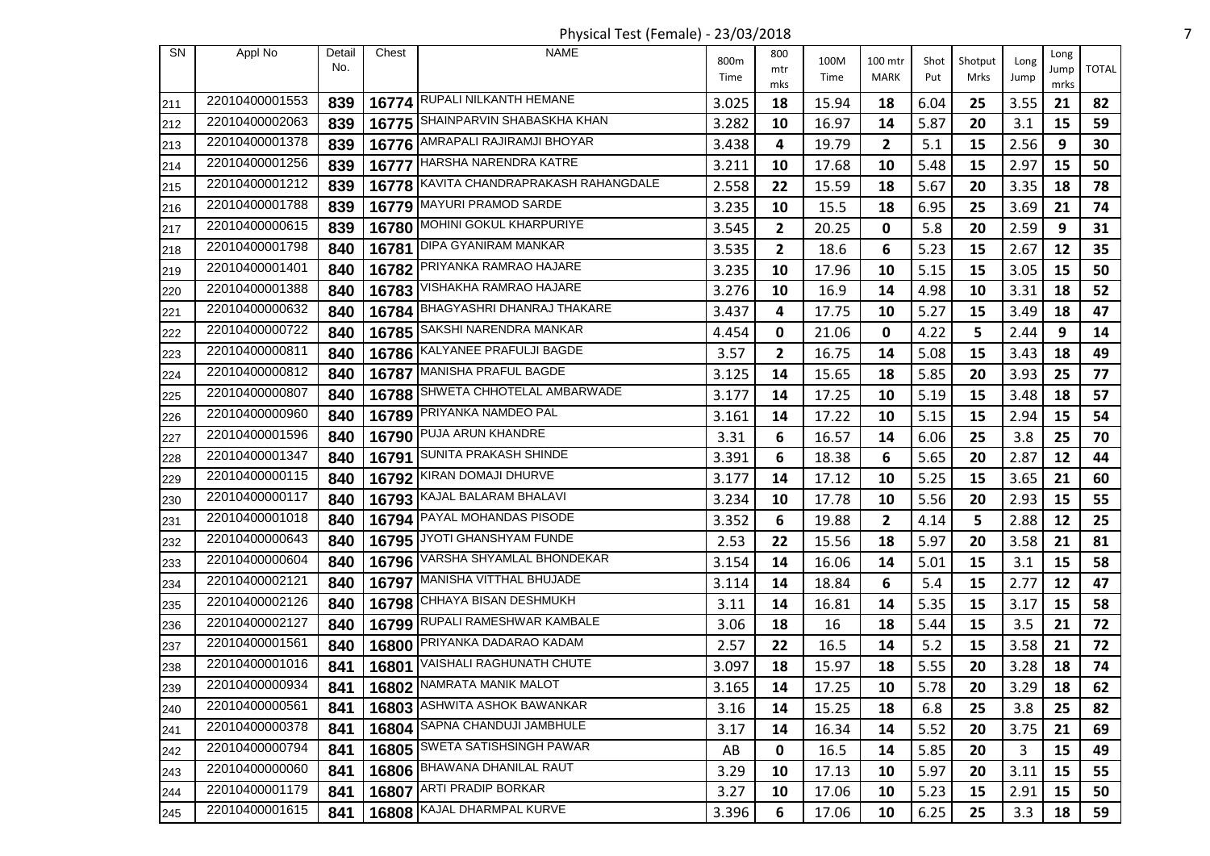# Physical Test (Female) - 23/03/2018

| SN | Appl No | Detail No. | Chest | NAME | 800m Time | 800 mtr mks | 100M Time | 100 mtr MARK | Shot Put | Shotput Mrks | Long Jump | Long Jump mrks | TOTAL |
|---|---|---|---|---|---|---|---|---|---|---|---|---|---|
| 211 | 22010400001553 | 839 | 16774 | RUPALI NILKANTH HEMANE | 3.025 | 18 | 15.94 | 18 | 6.04 | 25 | 3.55 | 21 | 82 |
| 212 | 22010400002063 | 839 | 16775 | SHAINPARVIN SHABASKHA KHAN | 3.282 | 10 | 16.97 | 14 | 5.87 | 20 | 3.1 | 15 | 59 |
| 213 | 22010400001378 | 839 | 16776 | AMRAPALI RAJIRAMJI BHOYAR | 3.438 | 4 | 19.79 | 2 | 5.1 | 15 | 2.56 | 9 | 30 |
| 214 | 22010400001256 | 839 | 16777 | HARSHA NARENDRA KATRE | 3.211 | 10 | 17.68 | 10 | 5.48 | 15 | 2.97 | 15 | 50 |
| 215 | 22010400001212 | 839 | 16778 | KAVITA CHANDRAPRAKASH RAHANGDALE | 2.558 | 22 | 15.59 | 18 | 5.67 | 20 | 3.35 | 18 | 78 |
| 216 | 22010400001788 | 839 | 16779 | MAYURI PRAMOD SARDE | 3.235 | 10 | 15.5 | 18 | 6.95 | 25 | 3.69 | 21 | 74 |
| 217 | 22010400000615 | 839 | 16780 | MOHINI GOKUL KHARPURIYE | 3.545 | 2 | 20.25 | 0 | 5.8 | 20 | 2.59 | 9 | 31 |
| 218 | 22010400001798 | 840 | 16781 | DIPA GYANIRAM MANKAR | 3.535 | 2 | 18.6 | 6 | 5.23 | 15 | 2.67 | 12 | 35 |
| 219 | 22010400001401 | 840 | 16782 | PRIYANKA RAMRAO HAJARE | 3.235 | 10 | 17.96 | 10 | 5.15 | 15 | 3.05 | 15 | 50 |
| 220 | 22010400001388 | 840 | 16783 | VISHAKHA RAMRAO HAJARE | 3.276 | 10 | 16.9 | 14 | 4.98 | 10 | 3.31 | 18 | 52 |
| 221 | 22010400000632 | 840 | 16784 | BHAGYASHRI DHANRAJ THAKARE | 3.437 | 4 | 17.75 | 10 | 5.27 | 15 | 3.49 | 18 | 47 |
| 222 | 22010400000722 | 840 | 16785 | SAKSHI NARENDRA MANKAR | 4.454 | 0 | 21.06 | 0 | 4.22 | 5 | 2.44 | 9 | 14 |
| 223 | 22010400000811 | 840 | 16786 | KALYANEE PRAFULJI BAGDE | 3.57 | 2 | 16.75 | 14 | 5.08 | 15 | 3.43 | 18 | 49 |
| 224 | 22010400000812 | 840 | 16787 | MANISHA PRAFUL BAGDE | 3.125 | 14 | 15.65 | 18 | 5.85 | 20 | 3.93 | 25 | 77 |
| 225 | 22010400000807 | 840 | 16788 | SHWETA CHHOTELAL AMBARWADE | 3.177 | 14 | 17.25 | 10 | 5.19 | 15 | 3.48 | 18 | 57 |
| 226 | 22010400000960 | 840 | 16789 | PRIYANKA NAMDEO PAL | 3.161 | 14 | 17.22 | 10 | 5.15 | 15 | 2.94 | 15 | 54 |
| 227 | 22010400001596 | 840 | 16790 | PUJA ARUN KHANDRE | 3.31 | 6 | 16.57 | 14 | 6.06 | 25 | 3.8 | 25 | 70 |
| 228 | 22010400001347 | 840 | 16791 | SUNITA PRAKASH SHINDE | 3.391 | 6 | 18.38 | 6 | 5.65 | 20 | 2.87 | 12 | 44 |
| 229 | 22010400000115 | 840 | 16792 | KIRAN DOMAJI DHURVE | 3.177 | 14 | 17.12 | 10 | 5.25 | 15 | 3.65 | 21 | 60 |
| 230 | 22010400000117 | 840 | 16793 | KAJAL BALARAM BHALAVI | 3.234 | 10 | 17.78 | 10 | 5.56 | 20 | 2.93 | 15 | 55 |
| 231 | 22010400001018 | 840 | 16794 | PAYAL MOHANDAS PISODE | 3.352 | 6 | 19.88 | 2 | 4.14 | 5 | 2.88 | 12 | 25 |
| 232 | 22010400000643 | 840 | 16795 | JYOTI GHANSHYAM FUNDE | 2.53 | 22 | 15.56 | 18 | 5.97 | 20 | 3.58 | 21 | 81 |
| 233 | 22010400000604 | 840 | 16796 | VARSHA SHYAMLAL BHONDEKAR | 3.154 | 14 | 16.06 | 14 | 5.01 | 15 | 3.1 | 15 | 58 |
| 234 | 22010400002121 | 840 | 16797 | MANISHA VITTHAL BHUJADE | 3.114 | 14 | 18.84 | 6 | 5.4 | 15 | 2.77 | 12 | 47 |
| 235 | 22010400002126 | 840 | 16798 | CHHAYA BISAN DESHMUKH | 3.11 | 14 | 16.81 | 14 | 5.35 | 15 | 3.17 | 15 | 58 |
| 236 | 22010400002127 | 840 | 16799 | RUPALI RAMESHWAR KAMBALE | 3.06 | 18 | 16 | 18 | 5.44 | 15 | 3.5 | 21 | 72 |
| 237 | 22010400001561 | 840 | 16800 | PRIYANKA DADARAO KADAM | 2.57 | 22 | 16.5 | 14 | 5.2 | 15 | 3.58 | 21 | 72 |
| 238 | 22010400001016 | 841 | 16801 | VAISHALI RAGHUNATH CHUTE | 3.097 | 18 | 15.97 | 18 | 5.55 | 20 | 3.28 | 18 | 74 |
| 239 | 22010400000934 | 841 | 16802 | NAMRATA MANIK MALOT | 3.165 | 14 | 17.25 | 10 | 5.78 | 20 | 3.29 | 18 | 62 |
| 240 | 22010400000561 | 841 | 16803 | ASHWITA ASHOK BAWANKAR | 3.16 | 14 | 15.25 | 18 | 6.8 | 25 | 3.8 | 25 | 82 |
| 241 | 22010400000378 | 841 | 16804 | SAPNA CHANDUJI JAMBHULE | 3.17 | 14 | 16.34 | 14 | 5.52 | 20 | 3.75 | 21 | 69 |
| 242 | 22010400000794 | 841 | 16805 | SWETA SATISHSINGH PAWAR | AB | 0 | 16.5 | 14 | 5.85 | 20 | 3 | 15 | 49 |
| 243 | 22010400000060 | 841 | 16806 | BHAWANA DHANILAL RAUT | 3.29 | 10 | 17.13 | 10 | 5.97 | 20 | 3.11 | 15 | 55 |
| 244 | 22010400001179 | 841 | 16807 | ARTI PRADIP BORKAR | 3.27 | 10 | 17.06 | 10 | 5.23 | 15 | 2.91 | 15 | 50 |
| 245 | 22010400001615 | 841 | 16808 | KAJAL DHARMPAL KURVE | 3.396 | 6 | 17.06 | 10 | 6.25 | 25 | 3.3 | 18 | 59 |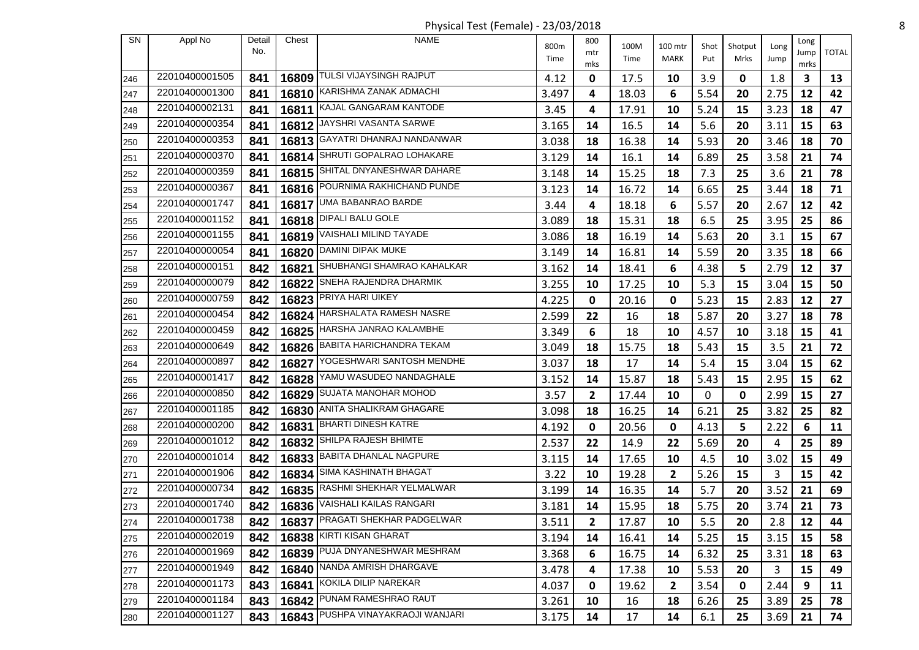Physical Test (Female) - 23/03/2018

| SN | Appl No | Detail No. | Chest | NAME | 800m Time | 800 mtr mks | 100M Time | 100 mtr MARK | Shot Put | Shotput Mrks | Long Jump | Long Jump mrks | TOTAL |
|---|---|---|---|---|---|---|---|---|---|---|---|---|---|
| 246 | 22010400001505 | 841 | 16809 | TULSI VIJAYSINGH RAJPUT | 4.12 | 0 | 17.5 | 10 | 3.9 | 0 | 1.8 | 3 | 13 |
| 247 | 22010400001300 | 841 | 16810 | KARISHMA ZANAK ADMACHI | 3.497 | 4 | 18.03 | 6 | 5.54 | 20 | 2.75 | 12 | 42 |
| 248 | 22010400002131 | 841 | 16811 | KAJAL GANGARAM KANTODE | 3.45 | 4 | 17.91 | 10 | 5.24 | 15 | 3.23 | 18 | 47 |
| 249 | 22010400000354 | 841 | 16812 | JAYSHRI VASANTA SARWE | 3.165 | 14 | 16.5 | 14 | 5.6 | 20 | 3.11 | 15 | 63 |
| 250 | 22010400000353 | 841 | 16813 | GAYATRI DHANRAJ NANDANWAR | 3.038 | 18 | 16.38 | 14 | 5.93 | 20 | 3.46 | 18 | 70 |
| 251 | 22010400000370 | 841 | 16814 | SHRUTI GOPALRAO LOHAKARE | 3.129 | 14 | 16.1 | 14 | 6.89 | 25 | 3.58 | 21 | 74 |
| 252 | 22010400000359 | 841 | 16815 | SHITAL DNYANESHWAR DAHARE | 3.148 | 14 | 15.25 | 18 | 7.3 | 25 | 3.6 | 21 | 78 |
| 253 | 22010400000367 | 841 | 16816 | POURNIMA RAKHICHAND PUNDE | 3.123 | 14 | 16.72 | 14 | 6.65 | 25 | 3.44 | 18 | 71 |
| 254 | 22010400001747 | 841 | 16817 | UMA BABANRAO BARDE | 3.44 | 4 | 18.18 | 6 | 5.57 | 20 | 2.67 | 12 | 42 |
| 255 | 22010400001152 | 841 | 16818 | DIPALI BALU GOLE | 3.089 | 18 | 15.31 | 18 | 6.5 | 25 | 3.95 | 25 | 86 |
| 256 | 22010400001155 | 841 | 16819 | VAISHALI MILIND TAYADE | 3.086 | 18 | 16.19 | 14 | 5.63 | 20 | 3.1 | 15 | 67 |
| 257 | 22010400000054 | 841 | 16820 | DAMINI DIPAK MUKE | 3.149 | 14 | 16.81 | 14 | 5.59 | 20 | 3.35 | 18 | 66 |
| 258 | 22010400000151 | 842 | 16821 | SHUBHANGI SHAMRAO KAHALKAR | 3.162 | 14 | 18.41 | 6 | 4.38 | 5 | 2.79 | 12 | 37 |
| 259 | 22010400000079 | 842 | 16822 | SNEHA RAJENDRA DHARMIK | 3.255 | 10 | 17.25 | 10 | 5.3 | 15 | 3.04 | 15 | 50 |
| 260 | 22010400000759 | 842 | 16823 | PRIYA HARI UIKEY | 4.225 | 0 | 20.16 | 0 | 5.23 | 15 | 2.83 | 12 | 27 |
| 261 | 22010400000454 | 842 | 16824 | HARSHALATA RAMESH NASRE | 2.599 | 22 | 16 | 18 | 5.87 | 20 | 3.27 | 18 | 78 |
| 262 | 22010400000459 | 842 | 16825 | HARSHA JANRAO KALAMBHE | 3.349 | 6 | 18 | 10 | 4.57 | 10 | 3.18 | 15 | 41 |
| 263 | 22010400000649 | 842 | 16826 | BABITA HARICHANDRA TEKAM | 3.049 | 18 | 15.75 | 18 | 5.43 | 15 | 3.5 | 21 | 72 |
| 264 | 22010400000897 | 842 | 16827 | YOGESHWARI SANTOSH MENDHE | 3.037 | 18 | 17 | 14 | 5.4 | 15 | 3.04 | 15 | 62 |
| 265 | 22010400001417 | 842 | 16828 | YAMU WASUDEO NANDAGHALE | 3.152 | 14 | 15.87 | 18 | 5.43 | 15 | 2.95 | 15 | 62 |
| 266 | 22010400000850 | 842 | 16829 | SUJATA MANOHAR MOHOD | 3.57 | 2 | 17.44 | 10 | 0 | 0 | 2.99 | 15 | 27 |
| 267 | 22010400001185 | 842 | 16830 | ANITA SHALIKRAM GHAGARE | 3.098 | 18 | 16.25 | 14 | 6.21 | 25 | 3.82 | 25 | 82 |
| 268 | 22010400000200 | 842 | 16831 | BHARTI DINESH KATRE | 4.192 | 0 | 20.56 | 0 | 4.13 | 5 | 2.22 | 6 | 11 |
| 269 | 22010400001012 | 842 | 16832 | SHILPA RAJESH BHIMTE | 2.537 | 22 | 14.9 | 22 | 5.69 | 20 | 4 | 25 | 89 |
| 270 | 22010400001014 | 842 | 16833 | BABITA DHANLAL NAGPURE | 3.115 | 14 | 17.65 | 10 | 4.5 | 10 | 3.02 | 15 | 49 |
| 271 | 22010400001906 | 842 | 16834 | SIMA KASHINATH BHAGAT | 3.22 | 10 | 19.28 | 2 | 5.26 | 15 | 3 | 15 | 42 |
| 272 | 22010400000734 | 842 | 16835 | RASHMI SHEKHAR YELMALWAR | 3.199 | 14 | 16.35 | 14 | 5.7 | 20 | 3.52 | 21 | 69 |
| 273 | 22010400001740 | 842 | 16836 | VAISHALI KAILAS RANGARI | 3.181 | 14 | 15.95 | 18 | 5.75 | 20 | 3.74 | 21 | 73 |
| 274 | 22010400001738 | 842 | 16837 | PRAGATI SHEKHAR PADGELWAR | 3.511 | 2 | 17.87 | 10 | 5.5 | 20 | 2.8 | 12 | 44 |
| 275 | 22010400002019 | 842 | 16838 | KIRTI KISAN GHARAT | 3.194 | 14 | 16.41 | 14 | 5.25 | 15 | 3.15 | 15 | 58 |
| 276 | 22010400001969 | 842 | 16839 | PUJA DNYANESHWAR MESHRAM | 3.368 | 6 | 16.75 | 14 | 6.32 | 25 | 3.31 | 18 | 63 |
| 277 | 22010400001949 | 842 | 16840 | NANDA AMRISH DHARGAVE | 3.478 | 4 | 17.38 | 10 | 5.53 | 20 | 3 | 15 | 49 |
| 278 | 22010400001173 | 843 | 16841 | KOKILA DILIP NAREKAR | 4.037 | 0 | 19.62 | 2 | 3.54 | 0 | 2.44 | 9 | 11 |
| 279 | 22010400001184 | 843 | 16842 | PUNAM RAMESHRAO RAUT | 3.261 | 10 | 16 | 18 | 6.26 | 25 | 3.89 | 25 | 78 |
| 280 | 22010400001127 | 843 | 16843 | PUSHPA VINAYAKRAOJI WANJARI | 3.175 | 14 | 17 | 14 | 6.1 | 25 | 3.69 | 21 | 74 |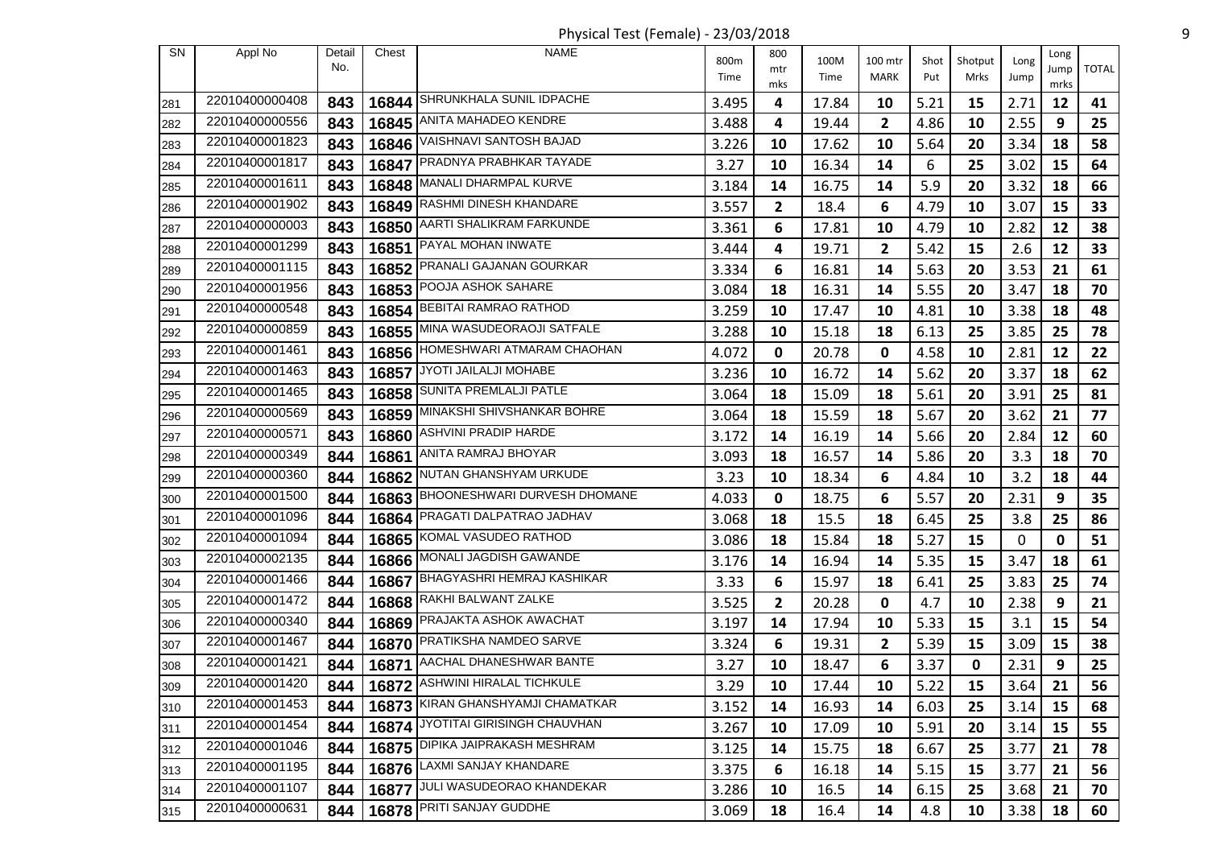Physical Test (Female) - 23/03/2018

| SN | Appl No | Detail No. | Chest | NAME | 800m Time | 800 mtr mks | 100M Time | 100 mtr MARK | Shot Put | Shotput Mrks | Long Jump | Long Jump mrks | TOTAL |
|---|---|---|---|---|---|---|---|---|---|---|---|---|---|
| 281 | 22010400000408 | 843 | 16844 | SHRUNKHALA SUNIL IDPACHE | 3.495 | 4 | 17.84 | 10 | 5.21 | 15 | 2.71 | 12 | 41 |
| 282 | 22010400000556 | 843 | 16845 | ANITA MAHADEO KENDRE | 3.488 | 4 | 19.44 | 2 | 4.86 | 10 | 2.55 | 9 | 25 |
| 283 | 22010400001823 | 843 | 16846 | VAISHNAVI SANTOSH BAJAD | 3.226 | 10 | 17.62 | 10 | 5.64 | 20 | 3.34 | 18 | 58 |
| 284 | 22010400001817 | 843 | 16847 | PRADNYA PRABHKAR TAYADE | 3.27 | 10 | 16.34 | 14 | 6 | 25 | 3.02 | 15 | 64 |
| 285 | 22010400001611 | 843 | 16848 | MANALI DHARMPAL KURVE | 3.184 | 14 | 16.75 | 14 | 5.9 | 20 | 3.32 | 18 | 66 |
| 286 | 22010400001902 | 843 | 16849 | RASHMI DINESH KHANDARE | 3.557 | 2 | 18.4 | 6 | 4.79 | 10 | 3.07 | 15 | 33 |
| 287 | 22010400000003 | 843 | 16850 | AARTI SHALIKRAM FARKUNDE | 3.361 | 6 | 17.81 | 10 | 4.79 | 10 | 2.82 | 12 | 38 |
| 288 | 22010400001299 | 843 | 16851 | PAYAL MOHAN INWATE | 3.444 | 4 | 19.71 | 2 | 5.42 | 15 | 2.6 | 12 | 33 |
| 289 | 22010400001115 | 843 | 16852 | PRANALI GAJANAN GOURKAR | 3.334 | 6 | 16.81 | 14 | 5.63 | 20 | 3.53 | 21 | 61 |
| 290 | 22010400001956 | 843 | 16853 | POOJA ASHOK SAHARE | 3.084 | 18 | 16.31 | 14 | 5.55 | 20 | 3.47 | 18 | 70 |
| 291 | 22010400000548 | 843 | 16854 | BEBITAI RAMRAO RATHOD | 3.259 | 10 | 17.47 | 10 | 4.81 | 10 | 3.38 | 18 | 48 |
| 292 | 22010400000859 | 843 | 16855 | MINA WASUDEORAOJI SATFALE | 3.288 | 10 | 15.18 | 18 | 6.13 | 25 | 3.85 | 25 | 78 |
| 293 | 22010400001461 | 843 | 16856 | HOMESHWARI ATMARAM CHAOHAN | 4.072 | 0 | 20.78 | 0 | 4.58 | 10 | 2.81 | 12 | 22 |
| 294 | 22010400001463 | 843 | 16857 | JYOTI JAILALJI MOHABE | 3.236 | 10 | 16.72 | 14 | 5.62 | 20 | 3.37 | 18 | 62 |
| 295 | 22010400001465 | 843 | 16858 | SUNITA PREMLALJI PATLE | 3.064 | 18 | 15.09 | 18 | 5.61 | 20 | 3.91 | 25 | 81 |
| 296 | 22010400000569 | 843 | 16859 | MINAKSHI SHIVSHANKAR BOHRE | 3.064 | 18 | 15.59 | 18 | 5.67 | 20 | 3.62 | 21 | 77 |
| 297 | 22010400000571 | 843 | 16860 | ASHVINI PRADIP HARDE | 3.172 | 14 | 16.19 | 14 | 5.66 | 20 | 2.84 | 12 | 60 |
| 298 | 22010400000349 | 844 | 16861 | ANITA RAMRAJ BHOYAR | 3.093 | 18 | 16.57 | 14 | 5.86 | 20 | 3.3 | 18 | 70 |
| 299 | 22010400000360 | 844 | 16862 | NUTAN GHANSHYAM URKUDE | 3.23 | 10 | 18.34 | 6 | 4.84 | 10 | 3.2 | 18 | 44 |
| 300 | 22010400001500 | 844 | 16863 | BHOONESHWARI DURVESH DHOMANE | 4.033 | 0 | 18.75 | 6 | 5.57 | 20 | 2.31 | 9 | 35 |
| 301 | 22010400001096 | 844 | 16864 | PRAGATI DALPATRAO JADHAV | 3.068 | 18 | 15.5 | 18 | 6.45 | 25 | 3.8 | 25 | 86 |
| 302 | 22010400001094 | 844 | 16865 | KOMAL VASUDEO RATHOD | 3.086 | 18 | 15.84 | 18 | 5.27 | 15 | 0 | 0 | 51 |
| 303 | 22010400002135 | 844 | 16866 | MONALI JAGDISH GAWANDE | 3.176 | 14 | 16.94 | 14 | 5.35 | 15 | 3.47 | 18 | 61 |
| 304 | 22010400001466 | 844 | 16867 | BHAGYASHRI HEMRAJ KASHIKAR | 3.33 | 6 | 15.97 | 18 | 6.41 | 25 | 3.83 | 25 | 74 |
| 305 | 22010400001472 | 844 | 16868 | RAKHI BALWANT ZALKE | 3.525 | 2 | 20.28 | 0 | 4.7 | 10 | 2.38 | 9 | 21 |
| 306 | 22010400000340 | 844 | 16869 | PRAJAKTA ASHOK AWACHAT | 3.197 | 14 | 17.94 | 10 | 5.33 | 15 | 3.1 | 15 | 54 |
| 307 | 22010400001467 | 844 | 16870 | PRATIKSHA NAMDEO SARVE | 3.324 | 6 | 19.31 | 2 | 5.39 | 15 | 3.09 | 15 | 38 |
| 308 | 22010400001421 | 844 | 16871 | AACHAL DHANESHWAR BANTE | 3.27 | 10 | 18.47 | 6 | 3.37 | 0 | 2.31 | 9 | 25 |
| 309 | 22010400001420 | 844 | 16872 | ASHWINI HIRALAL TICHKULE | 3.29 | 10 | 17.44 | 10 | 5.22 | 15 | 3.64 | 21 | 56 |
| 310 | 22010400001453 | 844 | 16873 | KIRAN GHANSHYAMJI CHAMATKAR | 3.152 | 14 | 16.93 | 14 | 6.03 | 25 | 3.14 | 15 | 68 |
| 311 | 22010400001454 | 844 | 16874 | JYOTITAI GIRISINGH CHAUVHAN | 3.267 | 10 | 17.09 | 10 | 5.91 | 20 | 3.14 | 15 | 55 |
| 312 | 22010400001046 | 844 | 16875 | DIPIKA JAIPRAKASH MESHRAM | 3.125 | 14 | 15.75 | 18 | 6.67 | 25 | 3.77 | 21 | 78 |
| 313 | 22010400001195 | 844 | 16876 | LAXMI SANJAY KHANDARE | 3.375 | 6 | 16.18 | 14 | 5.15 | 15 | 3.77 | 21 | 56 |
| 314 | 22010400001107 | 844 | 16877 | JULI WASUDEORAO KHANDEKAR | 3.286 | 10 | 16.5 | 14 | 6.15 | 25 | 3.68 | 21 | 70 |
| 315 | 22010400000631 | 844 | 16878 | PRITI SANJAY GUDDHE | 3.069 | 18 | 16.4 | 14 | 4.8 | 10 | 3.38 | 18 | 60 |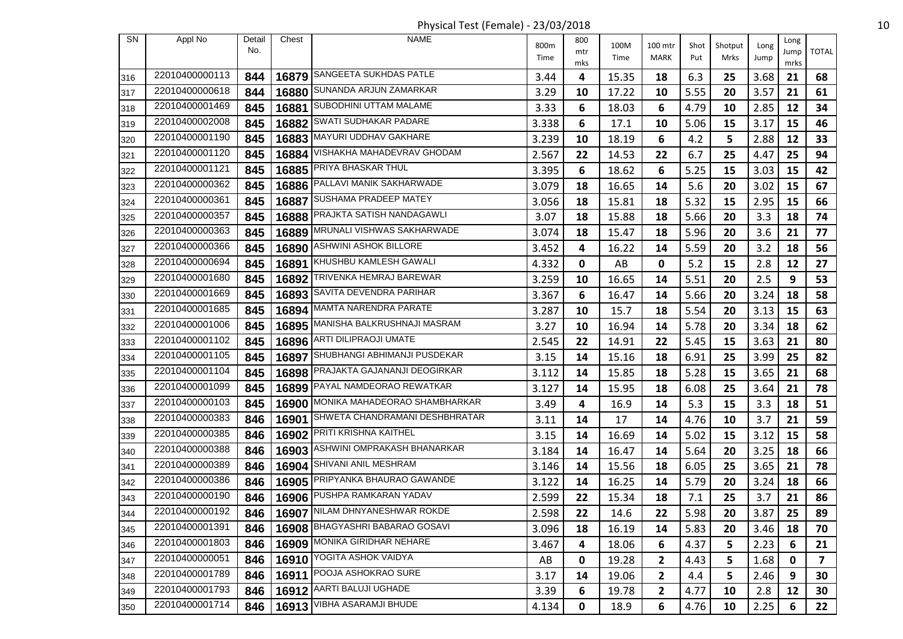Physical Test (Female) - 23/03/2018

| SN | Appl No | Detail No. | Chest | NAME | 800m Time | 800 mtr mks | 100M Time | 100 mtr MARK | Shot Put | Shotput Mrks | Long Jump | Long Jump mrks | TOTAL |
|---|---|---|---|---|---|---|---|---|---|---|---|---|---|
| 316 | 22010400000113 | 844 | 16879 | SANGEETA SUKHDAS PATLE | 3.44 | 4 | 15.35 | 18 | 6.3 | 25 | 3.68 | 21 | 68 |
| 317 | 22010400000618 | 844 | 16880 | SUNANDA ARJUN ZAMARKAR | 3.29 | 10 | 17.22 | 10 | 5.55 | 20 | 3.57 | 21 | 61 |
| 318 | 22010400001469 | 845 | 16881 | SUBODHINI UTTAM MALAME | 3.33 | 6 | 18.03 | 6 | 4.79 | 10 | 2.85 | 12 | 34 |
| 319 | 22010400002008 | 845 | 16882 | SWATI SUDHAKAR PADARE | 3.338 | 6 | 17.1 | 10 | 5.06 | 15 | 3.17 | 15 | 46 |
| 320 | 22010400001190 | 845 | 16883 | MAYURI UDDHAV GAKHARE | 3.239 | 10 | 18.19 | 6 | 4.2 | 5 | 2.88 | 12 | 33 |
| 321 | 22010400001120 | 845 | 16884 | VISHAKHA MAHADEVRAV GHODAM | 2.567 | 22 | 14.53 | 22 | 6.7 | 25 | 4.47 | 25 | 94 |
| 322 | 22010400001121 | 845 | 16885 | PRIYA BHASKAR THUL | 3.395 | 6 | 18.62 | 6 | 5.25 | 15 | 3.03 | 15 | 42 |
| 323 | 22010400000362 | 845 | 16886 | PALLAVI MANIK SAKHARWADE | 3.079 | 18 | 16.65 | 14 | 5.6 | 20 | 3.02 | 15 | 67 |
| 324 | 22010400000361 | 845 | 16887 | SUSHAMA PRADEEP MATEY | 3.056 | 18 | 15.81 | 18 | 5.32 | 15 | 2.95 | 15 | 66 |
| 325 | 22010400000357 | 845 | 16888 | PRAJKTA SATISH NANDAGAWLI | 3.07 | 18 | 15.88 | 18 | 5.66 | 20 | 3.3 | 18 | 74 |
| 326 | 22010400000363 | 845 | 16889 | MRUNALI VISHWAS SAKHARWADE | 3.074 | 18 | 15.47 | 18 | 5.96 | 20 | 3.6 | 21 | 77 |
| 327 | 22010400000366 | 845 | 16890 | ASHWINI ASHOK BILLORE | 3.452 | 4 | 16.22 | 14 | 5.59 | 20 | 3.2 | 18 | 56 |
| 328 | 22010400000694 | 845 | 16891 | KHUSHBU KAMLESH GAWALI | 4.332 | 0 | AB | 0 | 5.2 | 15 | 2.8 | 12 | 27 |
| 329 | 22010400001680 | 845 | 16892 | TRIVENKA HEMRAJ BAREWAR | 3.259 | 10 | 16.65 | 14 | 5.51 | 20 | 2.5 | 9 | 53 |
| 330 | 22010400001669 | 845 | 16893 | SAVITA DEVENDRA PARIHAR | 3.367 | 6 | 16.47 | 14 | 5.66 | 20 | 3.24 | 18 | 58 |
| 331 | 22010400001685 | 845 | 16894 | MAMTA NARENDRA PARATE | 3.287 | 10 | 15.7 | 18 | 5.54 | 20 | 3.13 | 15 | 63 |
| 332 | 22010400001006 | 845 | 16895 | MANISHA BALKRUSHNAJI MASRAM | 3.27 | 10 | 16.94 | 14 | 5.78 | 20 | 3.34 | 18 | 62 |
| 333 | 22010400001102 | 845 | 16896 | ARTI DILIPRAOJI UMATE | 2.545 | 22 | 14.91 | 22 | 5.45 | 15 | 3.63 | 21 | 80 |
| 334 | 22010400001105 | 845 | 16897 | SHUBHANGI ABHIMANJI PUSDEKAR | 3.15 | 14 | 15.16 | 18 | 6.91 | 25 | 3.99 | 25 | 82 |
| 335 | 22010400001104 | 845 | 16898 | PRAJAKTA GAJANANJI DEOGIRKAR | 3.112 | 14 | 15.85 | 18 | 5.28 | 15 | 3.65 | 21 | 68 |
| 336 | 22010400001099 | 845 | 16899 | PAYAL NAMDEORAO REWATKAR | 3.127 | 14 | 15.95 | 18 | 6.08 | 25 | 3.64 | 21 | 78 |
| 337 | 22010400000103 | 845 | 16900 | MONIKA MAHADEORAO SHAMBHARKAR | 3.49 | 4 | 16.9 | 14 | 5.3 | 15 | 3.3 | 18 | 51 |
| 338 | 22010400000383 | 846 | 16901 | SHWETA CHANDRAMANI DESHBHRATAR | 3.11 | 14 | 17 | 14 | 4.76 | 10 | 3.7 | 21 | 59 |
| 339 | 22010400000385 | 846 | 16902 | PRITI KRISHNA KAITHEL | 3.15 | 14 | 16.69 | 14 | 5.02 | 15 | 3.12 | 15 | 58 |
| 340 | 22010400000388 | 846 | 16903 | ASHWINI OMPRAKASH BHANARKAR | 3.184 | 14 | 16.47 | 14 | 5.64 | 20 | 3.25 | 18 | 66 |
| 341 | 22010400000389 | 846 | 16904 | SHIVANI ANIL MESHRAM | 3.146 | 14 | 15.56 | 18 | 6.05 | 25 | 3.65 | 21 | 78 |
| 342 | 22010400000386 | 846 | 16905 | PRIPYANKA BHAURAO GAWANDE | 3.122 | 14 | 16.25 | 14 | 5.79 | 20 | 3.24 | 18 | 66 |
| 343 | 22010400000190 | 846 | 16906 | PUSHPA RAMKARAN YADAV | 2.599 | 22 | 15.34 | 18 | 7.1 | 25 | 3.7 | 21 | 86 |
| 344 | 22010400000192 | 846 | 16907 | NILAM DHNYANESHWAR ROKDE | 2.598 | 22 | 14.6 | 22 | 5.98 | 20 | 3.87 | 25 | 89 |
| 345 | 22010400001391 | 846 | 16908 | BHAGYASHRI BABARAO GOSAVI | 3.096 | 18 | 16.19 | 14 | 5.83 | 20 | 3.46 | 18 | 70 |
| 346 | 22010400001803 | 846 | 16909 | MONIKA GIRIDHAR NEHARE | 3.467 | 4 | 18.06 | 6 | 4.37 | 5 | 2.23 | 6 | 21 |
| 347 | 22010400000051 | 846 | 16910 | YOGITA ASHOK VAIDYA | AB | 0 | 19.28 | 2 | 4.43 | 5 | 1.68 | 0 | 7 |
| 348 | 22010400001789 | 846 | 16911 | POOJA ASHOKRAO SURE | 3.17 | 14 | 19.06 | 2 | 4.4 | 5 | 2.46 | 9 | 30 |
| 349 | 22010400001793 | 846 | 16912 | AARTI BALUJI UGHADE | 3.39 | 6 | 19.78 | 2 | 4.77 | 10 | 2.8 | 12 | 30 |
| 350 | 22010400001714 | 846 | 16913 | VIBHA ASARAMJI BHUDE | 4.134 | 0 | 18.9 | 6 | 4.76 | 10 | 2.25 | 6 | 22 |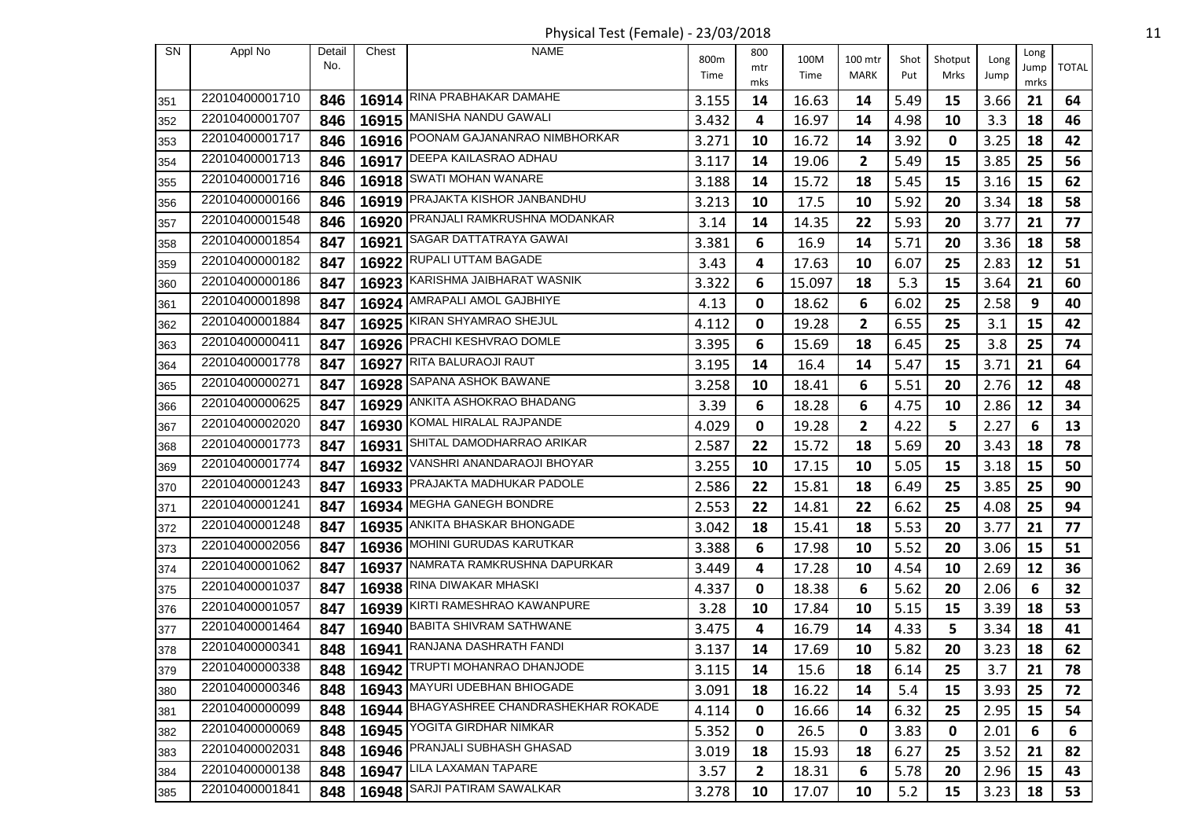Physical Test (Female) - 23/03/2018

| SN | Appl No | Detail No. | Chest | NAME | 800m Time | 800 mtr mks | 100M Time | 100 mtr MARK | Shot Put | Shotput Mrks | Long Jump | Long Jump mrks | TOTAL |
|---|---|---|---|---|---|---|---|---|---|---|---|---|---|
| 351 | 22010400001710 | 846 | 16914 | RINA PRABHAKAR DAMAHE | 3.155 | 14 | 16.63 | 14 | 5.49 | 15 | 3.66 | 21 | 64 |
| 352 | 22010400001707 | 846 | 16915 | MANISHA NANDU GAWALI | 3.432 | 4 | 16.97 | 14 | 4.98 | 10 | 3.3 | 18 | 46 |
| 353 | 22010400001717 | 846 | 16916 | POONAM GAJANANRAO NIMBHORKAR | 3.271 | 10 | 16.72 | 14 | 3.92 | 0 | 3.25 | 18 | 42 |
| 354 | 22010400001713 | 846 | 16917 | DEEPA KAILASRAO ADHAU | 3.117 | 14 | 19.06 | 2 | 5.49 | 15 | 3.85 | 25 | 56 |
| 355 | 22010400001716 | 846 | 16918 | SWATI MOHAN WANARE | 3.188 | 14 | 15.72 | 18 | 5.45 | 15 | 3.16 | 15 | 62 |
| 356 | 22010400000166 | 846 | 16919 | PRAJAKTA KISHOR JANBANDHU | 3.213 | 10 | 17.5 | 10 | 5.92 | 20 | 3.34 | 18 | 58 |
| 357 | 22010400001548 | 846 | 16920 | PRANJALI RAMKRUSHNA MODANKAR | 3.14 | 14 | 14.35 | 22 | 5.93 | 20 | 3.77 | 21 | 77 |
| 358 | 22010400001854 | 847 | 16921 | SAGAR DATTATRAYA GAWAI | 3.381 | 6 | 16.9 | 14 | 5.71 | 20 | 3.36 | 18 | 58 |
| 359 | 22010400000182 | 847 | 16922 | RUPALI UTTAM BAGADE | 3.43 | 4 | 17.63 | 10 | 6.07 | 25 | 2.83 | 12 | 51 |
| 360 | 22010400000186 | 847 | 16923 | KARISHMA JAIBHARAT WASNIK | 3.322 | 6 | 15.097 | 18 | 5.3 | 15 | 3.64 | 21 | 60 |
| 361 | 22010400001898 | 847 | 16924 | AMRAPALI AMOL GAJBHIYE | 4.13 | 0 | 18.62 | 6 | 6.02 | 25 | 2.58 | 9 | 40 |
| 362 | 22010400001884 | 847 | 16925 | KIRAN SHYAMRAO SHEJUL | 4.112 | 0 | 19.28 | 2 | 6.55 | 25 | 3.1 | 15 | 42 |
| 363 | 22010400000411 | 847 | 16926 | PRACHI KESHVRAO DOMLE | 3.395 | 6 | 15.69 | 18 | 6.45 | 25 | 3.8 | 25 | 74 |
| 364 | 22010400001778 | 847 | 16927 | RITA BALURAOJI RAUT | 3.195 | 14 | 16.4 | 14 | 5.47 | 15 | 3.71 | 21 | 64 |
| 365 | 22010400000271 | 847 | 16928 | SAPANA ASHOK BAWANE | 3.258 | 10 | 18.41 | 6 | 5.51 | 20 | 2.76 | 12 | 48 |
| 366 | 22010400000625 | 847 | 16929 | ANKITA ASHOKRAO BHADANG | 3.39 | 6 | 18.28 | 6 | 4.75 | 10 | 2.86 | 12 | 34 |
| 367 | 22010400002020 | 847 | 16930 | KOMAL HIRALAL RAJPANDE | 4.029 | 0 | 19.28 | 2 | 4.22 | 5 | 2.27 | 6 | 13 |
| 368 | 22010400001773 | 847 | 16931 | SHITAL DAMODHARRAO ARIKAR | 2.587 | 22 | 15.72 | 18 | 5.69 | 20 | 3.43 | 18 | 78 |
| 369 | 22010400001774 | 847 | 16932 | VANSHRI ANANDARAOJI BHOYAR | 3.255 | 10 | 17.15 | 10 | 5.05 | 15 | 3.18 | 15 | 50 |
| 370 | 22010400001243 | 847 | 16933 | PRAJAKTA MADHUKAR PADOLE | 2.586 | 22 | 15.81 | 18 | 6.49 | 25 | 3.85 | 25 | 90 |
| 371 | 22010400001241 | 847 | 16934 | MEGHA GANEGH BONDRE | 2.553 | 22 | 14.81 | 22 | 6.62 | 25 | 4.08 | 25 | 94 |
| 372 | 22010400001248 | 847 | 16935 | ANKITA BHASKAR BHONGADE | 3.042 | 18 | 15.41 | 18 | 5.53 | 20 | 3.77 | 21 | 77 |
| 373 | 22010400002056 | 847 | 16936 | MOHINI GURUDAS KARUTKAR | 3.388 | 6 | 17.98 | 10 | 5.52 | 20 | 3.06 | 15 | 51 |
| 374 | 22010400001062 | 847 | 16937 | NAMRATA RAMKRUSHNA DAPURKAR | 3.449 | 4 | 17.28 | 10 | 4.54 | 10 | 2.69 | 12 | 36 |
| 375 | 22010400001037 | 847 | 16938 | RINA DIWAKAR MHASKI | 4.337 | 0 | 18.38 | 6 | 5.62 | 20 | 2.06 | 6 | 32 |
| 376 | 22010400001057 | 847 | 16939 | KIRTI RAMESHRAO KAWANPURE | 3.28 | 10 | 17.84 | 10 | 5.15 | 15 | 3.39 | 18 | 53 |
| 377 | 22010400001464 | 847 | 16940 | BABITA SHIVRAM SATHWANE | 3.475 | 4 | 16.79 | 14 | 4.33 | 5 | 3.34 | 18 | 41 |
| 378 | 22010400000341 | 848 | 16941 | RANJANA DASHRATH FANDI | 3.137 | 14 | 17.69 | 10 | 5.82 | 20 | 3.23 | 18 | 62 |
| 379 | 22010400000338 | 848 | 16942 | TRUPTI MOHANRAO DHANJODE | 3.115 | 14 | 15.6 | 18 | 6.14 | 25 | 3.7 | 21 | 78 |
| 380 | 22010400000346 | 848 | 16943 | MAYURI UDEBHAN BHIOGADE | 3.091 | 18 | 16.22 | 14 | 5.4 | 15 | 3.93 | 25 | 72 |
| 381 | 22010400000099 | 848 | 16944 | BHAGYASHREE CHANDRASHEKHAR ROKADE | 4.114 | 0 | 16.66 | 14 | 6.32 | 25 | 2.95 | 15 | 54 |
| 382 | 22010400000069 | 848 | 16945 | YOGITA GIRDHAR NIMKAR | 5.352 | 0 | 26.5 | 0 | 3.83 | 0 | 2.01 | 6 | 6 |
| 383 | 22010400002031 | 848 | 16946 | PRANJALI SUBHASH GHASAD | 3.019 | 18 | 15.93 | 18 | 6.27 | 25 | 3.52 | 21 | 82 |
| 384 | 22010400000138 | 848 | 16947 | LILA LAXAMAN TAPARE | 3.57 | 2 | 18.31 | 6 | 5.78 | 20 | 2.96 | 15 | 43 |
| 385 | 22010400001841 | 848 | 16948 | SARJI PATIRAM SAWALKAR | 3.278 | 10 | 17.07 | 10 | 5.2 | 15 | 3.23 | 18 | 53 |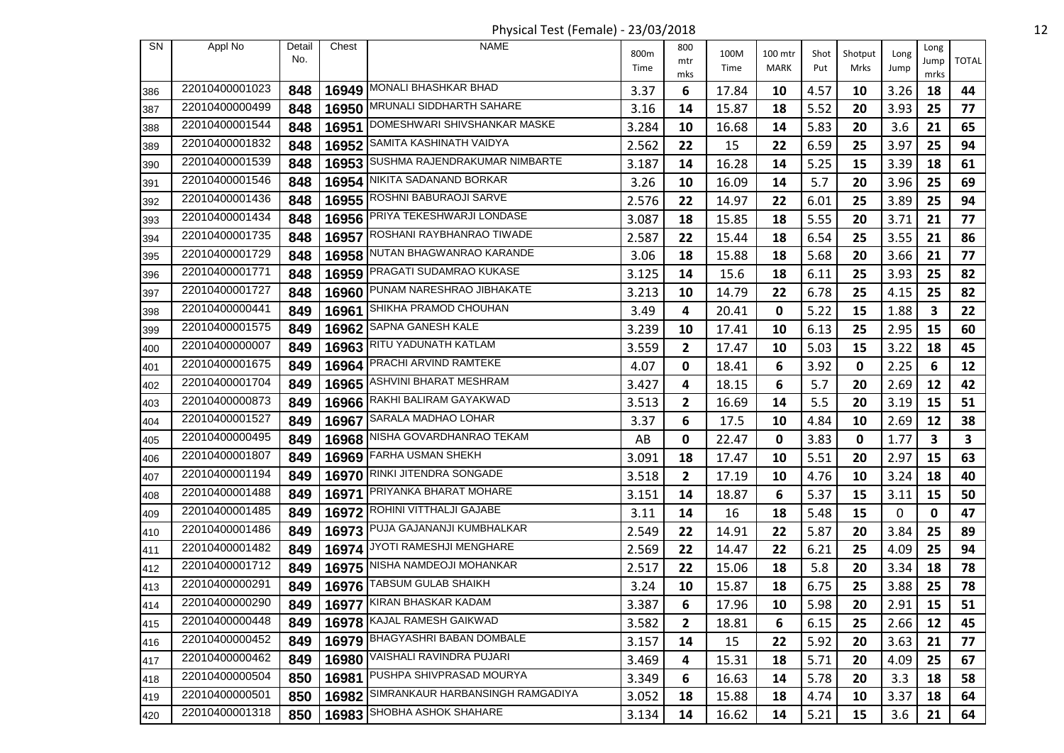Physical Test (Female) - 23/03/2018

| SN | Appl No | Detail No. | Chest | NAME | 800m Time | 800 mtr mks | 100M Time | 100 mtr MARK | Shot Put | Shotput Mrks | Long Jump | Long Jump mrks | TOTAL |
|---|---|---|---|---|---|---|---|---|---|---|---|---|---|
| 386 | 22010400001023 | 848 | 16949 | MONALI BHASHKAR BHAD | 3.37 | 6 | 17.84 | 10 | 4.57 | 10 | 3.26 | 18 | 44 |
| 387 | 22010400000499 | 848 | 16950 | MRUNALI SIDDHARTH SAHARE | 3.16 | 14 | 15.87 | 18 | 5.52 | 20 | 3.93 | 25 | 77 |
| 388 | 22010400001544 | 848 | 16951 | DOMESHWARI SHIVSHANKAR MASKE | 3.284 | 10 | 16.68 | 14 | 5.83 | 20 | 3.6 | 21 | 65 |
| 389 | 22010400001832 | 848 | 16952 | SAMITA KASHINATH VAIDYA | 2.562 | 22 | 15 | 22 | 6.59 | 25 | 3.97 | 25 | 94 |
| 390 | 22010400001539 | 848 | 16953 | SUSHMA RAJENDRAKUMAR NIMBARTE | 3.187 | 14 | 16.28 | 14 | 5.25 | 15 | 3.39 | 18 | 61 |
| 391 | 22010400001546 | 848 | 16954 | NIKITA SADANAND BORKAR | 3.26 | 10 | 16.09 | 14 | 5.7 | 20 | 3.96 | 25 | 69 |
| 392 | 22010400001436 | 848 | 16955 | ROSHNI BABURAOJI SARVE | 2.576 | 22 | 14.97 | 22 | 6.01 | 25 | 3.89 | 25 | 94 |
| 393 | 22010400001434 | 848 | 16956 | PRIYA TEKESHWARJI LONDASE | 3.087 | 18 | 15.85 | 18 | 5.55 | 20 | 3.71 | 21 | 77 |
| 394 | 22010400001735 | 848 | 16957 | ROSHANI RAYBHANRAO TIWADE | 2.587 | 22 | 15.44 | 18 | 6.54 | 25 | 3.55 | 21 | 86 |
| 395 | 22010400001729 | 848 | 16958 | NUTAN BHAGWANRAO KARANDE | 3.06 | 18 | 15.88 | 18 | 5.68 | 20 | 3.66 | 21 | 77 |
| 396 | 22010400001771 | 848 | 16959 | PRAGATI SUDAMRAO KUKASE | 3.125 | 14 | 15.6 | 18 | 6.11 | 25 | 3.93 | 25 | 82 |
| 397 | 22010400001727 | 848 | 16960 | PUNAM NARESHRAO JIBHAKATE | 3.213 | 10 | 14.79 | 22 | 6.78 | 25 | 4.15 | 25 | 82 |
| 398 | 22010400000441 | 849 | 16961 | SHIKHA PRAMOD CHOUHAN | 3.49 | 4 | 20.41 | 0 | 5.22 | 15 | 1.88 | 3 | 22 |
| 399 | 22010400001575 | 849 | 16962 | SAPNA GANESH KALE | 3.239 | 10 | 17.41 | 10 | 6.13 | 25 | 2.95 | 15 | 60 |
| 400 | 22010400000007 | 849 | 16963 | RITU YADUNATH KATLAM | 3.559 | 2 | 17.47 | 10 | 5.03 | 15 | 3.22 | 18 | 45 |
| 401 | 22010400001675 | 849 | 16964 | PRACHI ARVIND RAMTEKE | 4.07 | 0 | 18.41 | 6 | 3.92 | 0 | 2.25 | 6 | 12 |
| 402 | 22010400001704 | 849 | 16965 | ASHVINI BHARAT MESHRAM | 3.427 | 4 | 18.15 | 6 | 5.7 | 20 | 2.69 | 12 | 42 |
| 403 | 22010400000873 | 849 | 16966 | RAKHI BALIRAM GAYAKWAD | 3.513 | 2 | 16.69 | 14 | 5.5 | 20 | 3.19 | 15 | 51 |
| 404 | 22010400001527 | 849 | 16967 | SARALA MADHAO LOHAR | 3.37 | 6 | 17.5 | 10 | 4.84 | 10 | 2.69 | 12 | 38 |
| 405 | 22010400000495 | 849 | 16968 | NISHA GOVARDHANRAO TEKAM | AB | 0 | 22.47 | 0 | 3.83 | 0 | 1.77 | 3 | 3 |
| 406 | 22010400001807 | 849 | 16969 | FARHA USMAN SHEKH | 3.091 | 18 | 17.47 | 10 | 5.51 | 20 | 2.97 | 15 | 63 |
| 407 | 22010400001194 | 849 | 16970 | RINKI JITENDRA SONGADE | 3.518 | 2 | 17.19 | 10 | 4.76 | 10 | 3.24 | 18 | 40 |
| 408 | 22010400001488 | 849 | 16971 | PRIYANKA BHARAT MOHARE | 3.151 | 14 | 18.87 | 6 | 5.37 | 15 | 3.11 | 15 | 50 |
| 409 | 22010400001485 | 849 | 16972 | ROHINI VITTHALJI GAJABE | 3.11 | 14 | 16 | 18 | 5.48 | 15 | 0 | 0 | 47 |
| 410 | 22010400001486 | 849 | 16973 | PUJA GAJANANJI KUMBHALKAR | 2.549 | 22 | 14.91 | 22 | 5.87 | 20 | 3.84 | 25 | 89 |
| 411 | 22010400001482 | 849 | 16974 | JYOTI RAMESHJI MENGHARE | 2.569 | 22 | 14.47 | 22 | 6.21 | 25 | 4.09 | 25 | 94 |
| 412 | 22010400001712 | 849 | 16975 | NISHA NAMDEOJI MOHANKAR | 2.517 | 22 | 15.06 | 18 | 5.8 | 20 | 3.34 | 18 | 78 |
| 413 | 22010400000291 | 849 | 16976 | TABSUM GULAB SHAIKH | 3.24 | 10 | 15.87 | 18 | 6.75 | 25 | 3.88 | 25 | 78 |
| 414 | 22010400000290 | 849 | 16977 | KIRAN BHASKAR KADAM | 3.387 | 6 | 17.96 | 10 | 5.98 | 20 | 2.91 | 15 | 51 |
| 415 | 22010400000448 | 849 | 16978 | KAJAL RAMESH GAIKWAD | 3.582 | 2 | 18.81 | 6 | 6.15 | 25 | 2.66 | 12 | 45 |
| 416 | 22010400000452 | 849 | 16979 | BHAGYASHRI BABAN DOMBALE | 3.157 | 14 | 15 | 22 | 5.92 | 20 | 3.63 | 21 | 77 |
| 417 | 22010400000462 | 849 | 16980 | VAISHALI RAVINDRA PUJARI | 3.469 | 4 | 15.31 | 18 | 5.71 | 20 | 4.09 | 25 | 67 |
| 418 | 22010400000504 | 850 | 16981 | PUSHPA SHIVPRASAD MOURYA | 3.349 | 6 | 16.63 | 14 | 5.78 | 20 | 3.3 | 18 | 58 |
| 419 | 22010400000501 | 850 | 16982 | SIMRANKAUR HARBANSINGH RAMGADIYA | 3.052 | 18 | 15.88 | 18 | 4.74 | 10 | 3.37 | 18 | 64 |
| 420 | 22010400001318 | 850 | 16983 | SHOBHA ASHOK SHAHARE | 3.134 | 14 | 16.62 | 14 | 5.21 | 15 | 3.6 | 21 | 64 |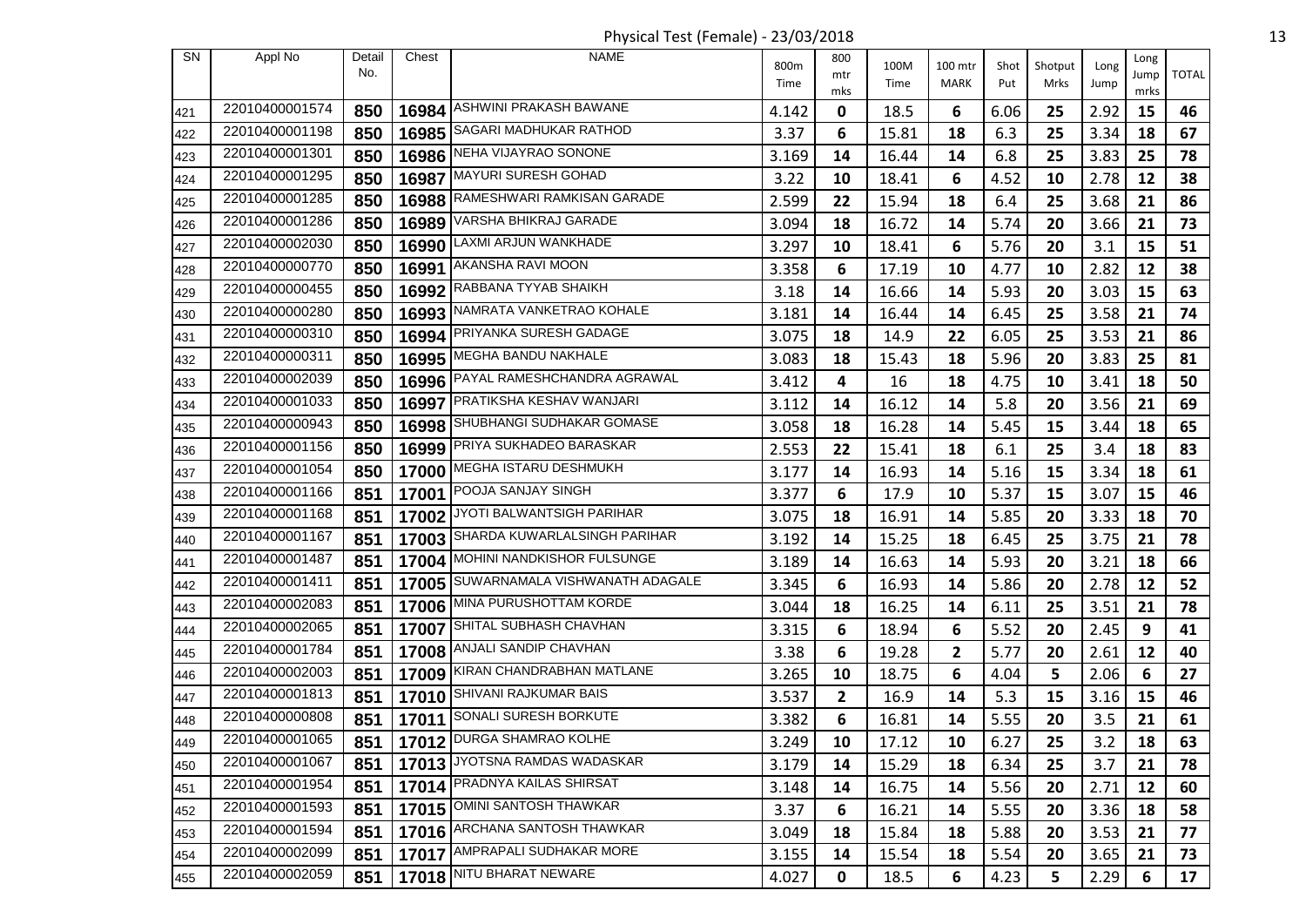Physical Test (Female) - 23/03/2018

| SN | Appl No | Detail No. | Chest | NAME | 800m Time | 800 mtr mks | 100M Time | 100 mtr MARK | Shot Put | Shotput Mrks | Long Jump | Long Jump mrks | TOTAL |
|---|---|---|---|---|---|---|---|---|---|---|---|---|---|
| 421 | 22010400001574 | 850 | 16984 | ASHWINI PRAKASH BAWANE | 4.142 | 0 | 18.5 | 6 | 6.06 | 25 | 2.92 | 15 | 46 |
| 422 | 22010400001198 | 850 | 16985 | SAGARI MADHUKAR RATHOD | 3.37 | 6 | 15.81 | 18 | 6.3 | 25 | 3.34 | 18 | 67 |
| 423 | 22010400001301 | 850 | 16986 | NEHA VIJAYRAO SONONE | 3.169 | 14 | 16.44 | 14 | 6.8 | 25 | 3.83 | 25 | 78 |
| 424 | 22010400001295 | 850 | 16987 | MAYURI SURESH GOHAD | 3.22 | 10 | 18.41 | 6 | 4.52 | 10 | 2.78 | 12 | 38 |
| 425 | 22010400001285 | 850 | 16988 | RAMESHWARI RAMKISAN GARADE | 2.599 | 22 | 15.94 | 18 | 6.4 | 25 | 3.68 | 21 | 86 |
| 426 | 22010400001286 | 850 | 16989 | VARSHA BHIKRAJ GARADE | 3.094 | 18 | 16.72 | 14 | 5.74 | 20 | 3.66 | 21 | 73 |
| 427 | 22010400002030 | 850 | 16990 | LAXMI ARJUN WANKHADE | 3.297 | 10 | 18.41 | 6 | 5.76 | 20 | 3.1 | 15 | 51 |
| 428 | 22010400000770 | 850 | 16991 | AKANSHA RAVI MOON | 3.358 | 6 | 17.19 | 10 | 4.77 | 10 | 2.82 | 12 | 38 |
| 429 | 22010400000455 | 850 | 16992 | RABBANA TYYAB SHAIKH | 3.18 | 14 | 16.66 | 14 | 5.93 | 20 | 3.03 | 15 | 63 |
| 430 | 22010400000280 | 850 | 16993 | NAMRATA VANKETRAO KOHALE | 3.181 | 14 | 16.44 | 14 | 6.45 | 25 | 3.58 | 21 | 74 |
| 431 | 22010400000310 | 850 | 16994 | PRIYANKA SURESH GADAGE | 3.075 | 18 | 14.9 | 22 | 6.05 | 25 | 3.53 | 21 | 86 |
| 432 | 22010400000311 | 850 | 16995 | MEGHA BANDU NAKHALE | 3.083 | 18 | 15.43 | 18 | 5.96 | 20 | 3.83 | 25 | 81 |
| 433 | 22010400002039 | 850 | 16996 | PAYAL RAMESHCHANDRA AGRAWAL | 3.412 | 4 | 16 | 18 | 4.75 | 10 | 3.41 | 18 | 50 |
| 434 | 22010400001033 | 850 | 16997 | PRATIKSHA KESHAV WANJARI | 3.112 | 14 | 16.12 | 14 | 5.8 | 20 | 3.56 | 21 | 69 |
| 435 | 22010400000943 | 850 | 16998 | SHUBHANGI SUDHAKAR GOMASE | 3.058 | 18 | 16.28 | 14 | 5.45 | 15 | 3.44 | 18 | 65 |
| 436 | 22010400001156 | 850 | 16999 | PRIYA SUKHADEO BARASKAR | 2.553 | 22 | 15.41 | 18 | 6.1 | 25 | 3.4 | 18 | 83 |
| 437 | 22010400001054 | 850 | 17000 | MEGHA ISTARU DESHMUKH | 3.177 | 14 | 16.93 | 14 | 5.16 | 15 | 3.34 | 18 | 61 |
| 438 | 22010400001166 | 851 | 17001 | POOJA SANJAY SINGH | 3.377 | 6 | 17.9 | 10 | 5.37 | 15 | 3.07 | 15 | 46 |
| 439 | 22010400001168 | 851 | 17002 | JYOTI BALWANTSIGH PARIHAR | 3.075 | 18 | 16.91 | 14 | 5.85 | 20 | 3.33 | 18 | 70 |
| 440 | 22010400001167 | 851 | 17003 | SHARDA KUWARLALSINGH PARIHAR | 3.192 | 14 | 15.25 | 18 | 6.45 | 25 | 3.75 | 21 | 78 |
| 441 | 22010400001487 | 851 | 17004 | MOHINI NANDKISHOR FULSUNGE | 3.189 | 14 | 16.63 | 14 | 5.93 | 20 | 3.21 | 18 | 66 |
| 442 | 22010400001411 | 851 | 17005 | SUWARNAMALA VISHWANATH ADAGALE | 3.345 | 6 | 16.93 | 14 | 5.86 | 20 | 2.78 | 12 | 52 |
| 443 | 22010400002083 | 851 | 17006 | MINA PURUSHOTTAM KORDE | 3.044 | 18 | 16.25 | 14 | 6.11 | 25 | 3.51 | 21 | 78 |
| 444 | 22010400002065 | 851 | 17007 | SHITAL SUBHASH CHAVHAN | 3.315 | 6 | 18.94 | 6 | 5.52 | 20 | 2.45 | 9 | 41 |
| 445 | 22010400001784 | 851 | 17008 | ANJALI SANDIP CHAVHAN | 3.38 | 6 | 19.28 | 2 | 5.77 | 20 | 2.61 | 12 | 40 |
| 446 | 22010400002003 | 851 | 17009 | KIRAN CHANDRABHAN MATLANE | 3.265 | 10 | 18.75 | 6 | 4.04 | 5 | 2.06 | 6 | 27 |
| 447 | 22010400001813 | 851 | 17010 | SHIVANI RAJKUMAR BAIS | 3.537 | 2 | 16.9 | 14 | 5.3 | 15 | 3.16 | 15 | 46 |
| 448 | 22010400000808 | 851 | 17011 | SONALI SURESH BORKUTE | 3.382 | 6 | 16.81 | 14 | 5.55 | 20 | 3.5 | 21 | 61 |
| 449 | 22010400001065 | 851 | 17012 | DURGA SHAMRAO KOLHE | 3.249 | 10 | 17.12 | 10 | 6.27 | 25 | 3.2 | 18 | 63 |
| 450 | 22010400001067 | 851 | 17013 | JYOTSNA RAMDAS WADASKAR | 3.179 | 14 | 15.29 | 18 | 6.34 | 25 | 3.7 | 21 | 78 |
| 451 | 22010400001954 | 851 | 17014 | PRADNYA KAILAS SHIRSAT | 3.148 | 14 | 16.75 | 14 | 5.56 | 20 | 2.71 | 12 | 60 |
| 452 | 22010400001593 | 851 | 17015 | OMINI SANTOSH THAWKAR | 3.37 | 6 | 16.21 | 14 | 5.55 | 20 | 3.36 | 18 | 58 |
| 453 | 22010400001594 | 851 | 17016 | ARCHANA SANTOSH THAWKAR | 3.049 | 18 | 15.84 | 18 | 5.88 | 20 | 3.53 | 21 | 77 |
| 454 | 22010400002099 | 851 | 17017 | AMPRAPALI SUDHAKAR MORE | 3.155 | 14 | 15.54 | 18 | 5.54 | 20 | 3.65 | 21 | 73 |
| 455 | 22010400002059 | 851 | 17018 | NITU BHARAT NEWARE | 4.027 | 0 | 18.5 | 6 | 4.23 | 5 | 2.29 | 6 | 17 |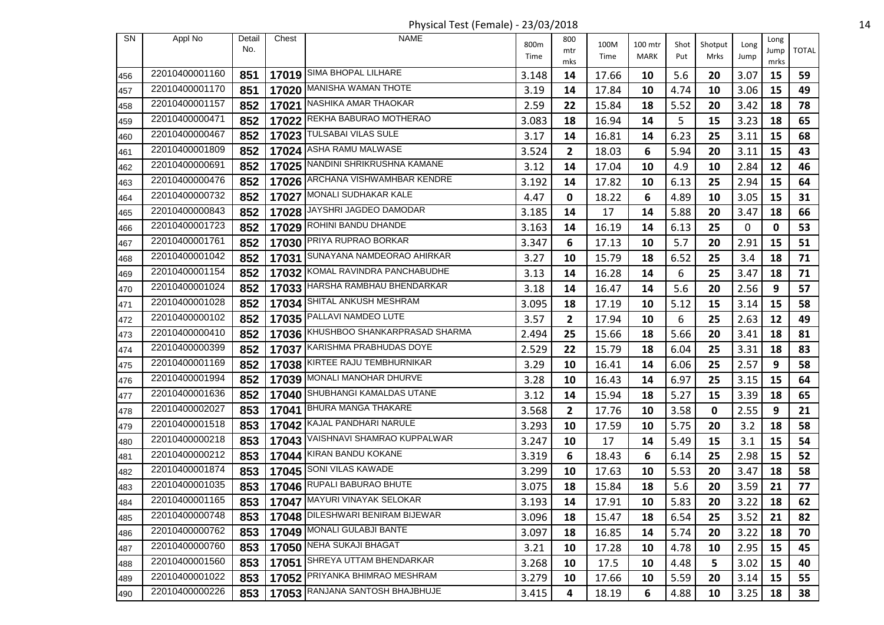# Physical Test (Female) - 23/03/2018

| SN | Appl No | Detail No. | Chest | NAME | 800m Time | 800 mtr mks | 100M Time | 100 mtr MARK | Shot Put | Shotput Mrks | Long Jump | Long Jump mrks | TOTAL |
|---|---|---|---|---|---|---|---|---|---|---|---|---|---|
| 456 | 22010400001160 | 851 | 17019 | SIMA BHOPAL LILHARE | 3.148 | 14 | 17.66 | 10 | 5.6 | 20 | 3.07 | 15 | 59 |
| 457 | 22010400001170 | 851 | 17020 | MANISHA WAMAN THOTE | 3.19 | 14 | 17.84 | 10 | 4.74 | 10 | 3.06 | 15 | 49 |
| 458 | 22010400001157 | 852 | 17021 | NASHIKA AMAR THAOKAR | 2.59 | 22 | 15.84 | 18 | 5.52 | 20 | 3.42 | 18 | 78 |
| 459 | 22010400000471 | 852 | 17022 | REKHA BABURAO MOTHERAO | 3.083 | 18 | 16.94 | 14 | 5 | 15 | 3.23 | 18 | 65 |
| 460 | 22010400000467 | 852 | 17023 | TULSABAI VILAS SULE | 3.17 | 14 | 16.81 | 14 | 6.23 | 25 | 3.11 | 15 | 68 |
| 461 | 22010400001809 | 852 | 17024 | ASHA RAMU MALWASE | 3.524 | 2 | 18.03 | 6 | 5.94 | 20 | 3.11 | 15 | 43 |
| 462 | 22010400000691 | 852 | 17025 | NANDINI SHRIKRUSHNA KAMANE | 3.12 | 14 | 17.04 | 10 | 4.9 | 10 | 2.84 | 12 | 46 |
| 463 | 22010400000476 | 852 | 17026 | ARCHANA VISHWAMHBAR KENDRE | 3.192 | 14 | 17.82 | 10 | 6.13 | 25 | 2.94 | 15 | 64 |
| 464 | 22010400000732 | 852 | 17027 | MONALI SUDHAKAR KALE | 4.47 | 0 | 18.22 | 6 | 4.89 | 10 | 3.05 | 15 | 31 |
| 465 | 22010400000843 | 852 | 17028 | JAYSHRI JAGDEO DAMODAR | 3.185 | 14 | 17 | 14 | 5.88 | 20 | 3.47 | 18 | 66 |
| 466 | 22010400001723 | 852 | 17029 | ROHINI BANDU DHANDE | 3.163 | 14 | 16.19 | 14 | 6.13 | 25 | 0 | 0 | 53 |
| 467 | 22010400001761 | 852 | 17030 | PRIYA RUPRAO BORKAR | 3.347 | 6 | 17.13 | 10 | 5.7 | 20 | 2.91 | 15 | 51 |
| 468 | 22010400001042 | 852 | 17031 | SUNAYANA NAMDEORAO AHIRKAR | 3.27 | 10 | 15.79 | 18 | 6.52 | 25 | 3.4 | 18 | 71 |
| 469 | 22010400001154 | 852 | 17032 | KOMAL RAVINDRA PANCHABUDHE | 3.13 | 14 | 16.28 | 14 | 6 | 25 | 3.47 | 18 | 71 |
| 470 | 22010400001024 | 852 | 17033 | HARSHA RAMBHAU BHENDARKAR | 3.18 | 14 | 16.47 | 14 | 5.6 | 20 | 2.56 | 9 | 57 |
| 471 | 22010400001028 | 852 | 17034 | SHITAL ANKUSH MESHRAM | 3.095 | 18 | 17.19 | 10 | 5.12 | 15 | 3.14 | 15 | 58 |
| 472 | 22010400000102 | 852 | 17035 | PALLAVI NAMDEO LUTE | 3.57 | 2 | 17.94 | 10 | 6 | 25 | 2.63 | 12 | 49 |
| 473 | 22010400000410 | 852 | 17036 | KHUSHBOO SHANKARPRASAD SHARMA | 2.494 | 25 | 15.66 | 18 | 5.66 | 20 | 3.41 | 18 | 81 |
| 474 | 22010400000399 | 852 | 17037 | KARISHMA PRABHUDAS DOYE | 2.529 | 22 | 15.79 | 18 | 6.04 | 25 | 3.31 | 18 | 83 |
| 475 | 22010400001169 | 852 | 17038 | KIRTEE RAJU TEMBHURNIKAR | 3.29 | 10 | 16.41 | 14 | 6.06 | 25 | 2.57 | 9 | 58 |
| 476 | 22010400001994 | 852 | 17039 | MONALI MANOHAR DHURVE | 3.28 | 10 | 16.43 | 14 | 6.97 | 25 | 3.15 | 15 | 64 |
| 477 | 22010400001636 | 852 | 17040 | SHUBHANGI KAMALDAS UTANE | 3.12 | 14 | 15.94 | 18 | 5.27 | 15 | 3.39 | 18 | 65 |
| 478 | 22010400002027 | 853 | 17041 | BHURA MANGA THAKARE | 3.568 | 2 | 17.76 | 10 | 3.58 | 0 | 2.55 | 9 | 21 |
| 479 | 22010400001518 | 853 | 17042 | KAJAL PANDHARI NARULE | 3.293 | 10 | 17.59 | 10 | 5.75 | 20 | 3.2 | 18 | 58 |
| 480 | 22010400000218 | 853 | 17043 | VAISHNAVI SHAMRAO KUPPALWAR | 3.247 | 10 | 17 | 14 | 5.49 | 15 | 3.1 | 15 | 54 |
| 481 | 22010400000212 | 853 | 17044 | KIRAN BANDU KOKANE | 3.319 | 6 | 18.43 | 6 | 6.14 | 25 | 2.98 | 15 | 52 |
| 482 | 22010400001874 | 853 | 17045 | SONI VILAS KAWADE | 3.299 | 10 | 17.63 | 10 | 5.53 | 20 | 3.47 | 18 | 58 |
| 483 | 22010400001035 | 853 | 17046 | RUPALI BABURAO BHUTE | 3.075 | 18 | 15.84 | 18 | 5.6 | 20 | 3.59 | 21 | 77 |
| 484 | 22010400001165 | 853 | 17047 | MAYURI VINAYAK SELOKAR | 3.193 | 14 | 17.91 | 10 | 5.83 | 20 | 3.22 | 18 | 62 |
| 485 | 22010400000748 | 853 | 17048 | DILESHWARI BENIRAM BIJEWAR | 3.096 | 18 | 15.47 | 18 | 6.54 | 25 | 3.52 | 21 | 82 |
| 486 | 22010400000762 | 853 | 17049 | MONALI GULABJI BANTE | 3.097 | 18 | 16.85 | 14 | 5.74 | 20 | 3.22 | 18 | 70 |
| 487 | 22010400000760 | 853 | 17050 | NEHA SUKAJI BHAGAT | 3.21 | 10 | 17.28 | 10 | 4.78 | 10 | 2.95 | 15 | 45 |
| 488 | 22010400001560 | 853 | 17051 | SHREYA UTTAM BHENDARKAR | 3.268 | 10 | 17.5 | 10 | 4.48 | 5 | 3.02 | 15 | 40 |
| 489 | 22010400001022 | 853 | 17052 | PRIYANKA BHIMRAO MESHRAM | 3.279 | 10 | 17.66 | 10 | 5.59 | 20 | 3.14 | 15 | 55 |
| 490 | 22010400000226 | 853 | 17053 | RANJANA SANTOSH BHAJBHUJE | 3.415 | 4 | 18.19 | 6 | 4.88 | 10 | 3.25 | 18 | 38 |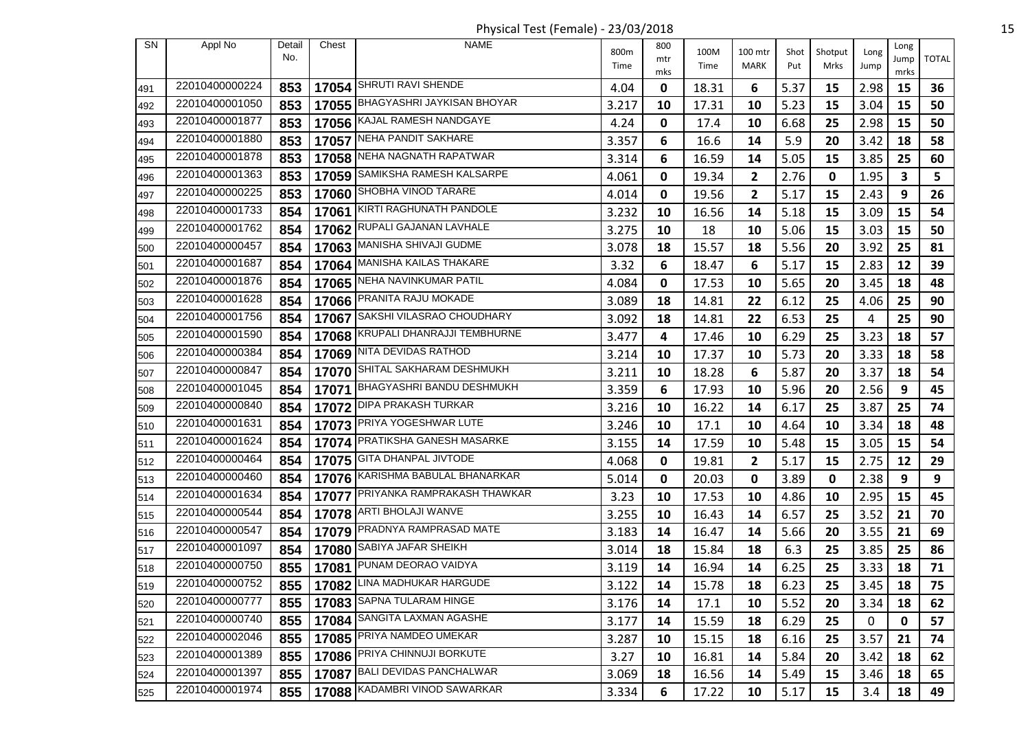Physical Test (Female) - 23/03/2018

| SN | Appl No | Detail No. | Chest | NAME | 800m Time | 800 mtr mks | 100M Time | 100 mtr MARK | Shot Put | Shotput Mrks | Long Jump | Long Jump mrks | TOTAL |
|---|---|---|---|---|---|---|---|---|---|---|---|---|---|
| 491 | 22010400000224 | 853 | 17054 | SHRUTI RAVI SHENDE | 4.04 | 0 | 18.31 | 6 | 5.37 | 15 | 2.98 | 15 | 36 |
| 492 | 22010400001050 | 853 | 17055 | BHAGYASHRI JAYKISAN BHOYAR | 3.217 | 10 | 17.31 | 10 | 5.23 | 15 | 3.04 | 15 | 50 |
| 493 | 22010400001877 | 853 | 17056 | KAJAL RAMESH NANDGAYE | 4.24 | 0 | 17.4 | 10 | 6.68 | 25 | 2.98 | 15 | 50 |
| 494 | 22010400001880 | 853 | 17057 | NEHA PANDIT SAKHARE | 3.357 | 6 | 16.6 | 14 | 5.9 | 20 | 3.42 | 18 | 58 |
| 495 | 22010400001878 | 853 | 17058 | NEHA NAGNATH RAPATWAR | 3.314 | 6 | 16.59 | 14 | 5.05 | 15 | 3.85 | 25 | 60 |
| 496 | 22010400001363 | 853 | 17059 | SAMIKSHA RAMESH KALSARPE | 4.061 | 0 | 19.34 | 2 | 2.76 | 0 | 1.95 | 3 | 5 |
| 497 | 22010400000225 | 853 | 17060 | SHOBHA VINOD TARARE | 4.014 | 0 | 19.56 | 2 | 5.17 | 15 | 2.43 | 9 | 26 |
| 498 | 22010400001733 | 854 | 17061 | KIRTI RAGHUNATH PANDOLE | 3.232 | 10 | 16.56 | 14 | 5.18 | 15 | 3.09 | 15 | 54 |
| 499 | 22010400001762 | 854 | 17062 | RUPALI GAJANAN LAVHALE | 3.275 | 10 | 18 | 10 | 5.06 | 15 | 3.03 | 15 | 50 |
| 500 | 22010400000457 | 854 | 17063 | MANISHA SHIVAJI GUDME | 3.078 | 18 | 15.57 | 18 | 5.56 | 20 | 3.92 | 25 | 81 |
| 501 | 22010400001687 | 854 | 17064 | MANISHA KAILAS THAKARE | 3.32 | 6 | 18.47 | 6 | 5.17 | 15 | 2.83 | 12 | 39 |
| 502 | 22010400001876 | 854 | 17065 | NEHA NAVINKUMAR PATIL | 4.084 | 0 | 17.53 | 10 | 5.65 | 20 | 3.45 | 18 | 48 |
| 503 | 22010400001628 | 854 | 17066 | PRANITA RAJU MOKADE | 3.089 | 18 | 14.81 | 22 | 6.12 | 25 | 4.06 | 25 | 90 |
| 504 | 22010400001756 | 854 | 17067 | SAKSHI VILASRAO CHOUDHARY | 3.092 | 18 | 14.81 | 22 | 6.53 | 25 | 4 | 25 | 90 |
| 505 | 22010400001590 | 854 | 17068 | KRUPALI DHANRAJJI TEMBHURNE | 3.477 | 4 | 17.46 | 10 | 6.29 | 25 | 3.23 | 18 | 57 |
| 506 | 22010400000384 | 854 | 17069 | NITA DEVIDAS RATHOD | 3.214 | 10 | 17.37 | 10 | 5.73 | 20 | 3.33 | 18 | 58 |
| 507 | 22010400000847 | 854 | 17070 | SHITAL SAKHARAM DESHMUKH | 3.211 | 10 | 18.28 | 6 | 5.87 | 20 | 3.37 | 18 | 54 |
| 508 | 22010400001045 | 854 | 17071 | BHAGYASHRI BANDU DESHMUKH | 3.359 | 6 | 17.93 | 10 | 5.96 | 20 | 2.56 | 9 | 45 |
| 509 | 22010400000840 | 854 | 17072 | DIPA PRAKASH TURKAR | 3.216 | 10 | 16.22 | 14 | 6.17 | 25 | 3.87 | 25 | 74 |
| 510 | 22010400001631 | 854 | 17073 | PRIYA YOGESHWAR LUTE | 3.246 | 10 | 17.1 | 10 | 4.64 | 10 | 3.34 | 18 | 48 |
| 511 | 22010400001624 | 854 | 17074 | PRATIKSHA GANESH MASARKE | 3.155 | 14 | 17.59 | 10 | 5.48 | 15 | 3.05 | 15 | 54 |
| 512 | 22010400000464 | 854 | 17075 | GITA DHANPAL JIVTODE | 4.068 | 0 | 19.81 | 2 | 5.17 | 15 | 2.75 | 12 | 29 |
| 513 | 22010400000460 | 854 | 17076 | KARISHMA BABULAL BHANARKAR | 5.014 | 0 | 20.03 | 0 | 3.89 | 0 | 2.38 | 9 | 9 |
| 514 | 22010400001634 | 854 | 17077 | PRIYANKA RAMPRAKASH THAWKAR | 3.23 | 10 | 17.53 | 10 | 4.86 | 10 | 2.95 | 15 | 45 |
| 515 | 22010400000544 | 854 | 17078 | ARTI BHOLAJI WANVE | 3.255 | 10 | 16.43 | 14 | 6.57 | 25 | 3.52 | 21 | 70 |
| 516 | 22010400000547 | 854 | 17079 | PRADNYA RAMPRASAD MATE | 3.183 | 14 | 16.47 | 14 | 5.66 | 20 | 3.55 | 21 | 69 |
| 517 | 22010400001097 | 854 | 17080 | SABIYA JAFAR SHEIKH | 3.014 | 18 | 15.84 | 18 | 6.3 | 25 | 3.85 | 25 | 86 |
| 518 | 22010400000750 | 855 | 17081 | PUNAM DEORAO VAIDYA | 3.119 | 14 | 16.94 | 14 | 6.25 | 25 | 3.33 | 18 | 71 |
| 519 | 22010400000752 | 855 | 17082 | LINA MADHUKAR HARGUDE | 3.122 | 14 | 15.78 | 18 | 6.23 | 25 | 3.45 | 18 | 75 |
| 520 | 22010400000777 | 855 | 17083 | SAPNA TULARAM HINGE | 3.176 | 14 | 17.1 | 10 | 5.52 | 20 | 3.34 | 18 | 62 |
| 521 | 22010400000740 | 855 | 17084 | SANGITA LAXMAN AGASHE | 3.177 | 14 | 15.59 | 18 | 6.29 | 25 | 0 | 0 | 57 |
| 522 | 22010400002046 | 855 | 17085 | PRIYA NAMDEO UMEKAR | 3.287 | 10 | 15.15 | 18 | 6.16 | 25 | 3.57 | 21 | 74 |
| 523 | 22010400001389 | 855 | 17086 | PRIYA CHINNUJI BORKUTE | 3.27 | 10 | 16.81 | 14 | 5.84 | 20 | 3.42 | 18 | 62 |
| 524 | 22010400001397 | 855 | 17087 | BALI DEVIDAS PANCHALWAR | 3.069 | 18 | 16.56 | 14 | 5.49 | 15 | 3.46 | 18 | 65 |
| 525 | 22010400001974 | 855 | 17088 | KADAMBRI VINOD SAWARKAR | 3.334 | 6 | 17.22 | 10 | 5.17 | 15 | 3.4 | 18 | 49 |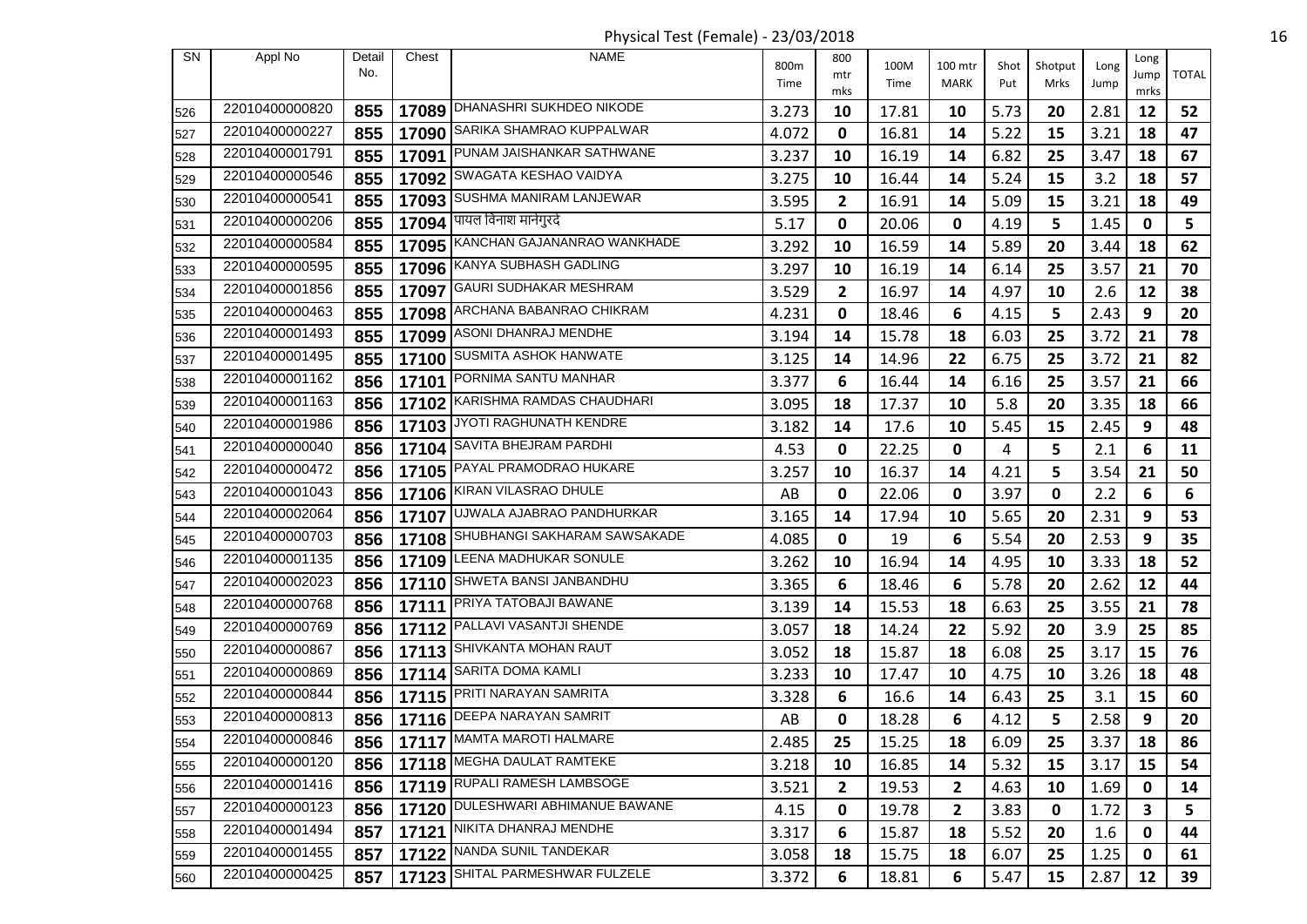Physical Test (Female) - 23/03/2018

| SN | Appl No | Detail No. | Chest | NAME | 800m Time | 800 mtr mks | 100M Time | 100 mtr MARK | Shot Put | Shotput Mrks | Long Jump | Long Jump mrks | TOTAL |
|---|---|---|---|---|---|---|---|---|---|---|---|---|---|
| 526 | 22010400000820 | 855 | 17089 | DHANASHRI SUKHDEO NIKODE | 3.273 | 10 | 17.81 | 10 | 5.73 | 20 | 2.81 | 12 | 52 |
| 527 | 22010400000227 | 855 | 17090 | SARIKA SHAMRAO KUPPALWAR | 4.072 | 0 | 16.81 | 14 | 5.22 | 15 | 3.21 | 18 | 47 |
| 528 | 22010400001791 | 855 | 17091 | PUNAM JAISHANKAR SATHWANE | 3.237 | 10 | 16.19 | 14 | 6.82 | 25 | 3.47 | 18 | 67 |
| 529 | 22010400000546 | 855 | 17092 | SWAGATA KESHAO VAIDYA | 3.275 | 10 | 16.44 | 14 | 5.24 | 15 | 3.2 | 18 | 57 |
| 530 | 22010400000541 | 855 | 17093 | SUSHMA MANIRAM LANJEWAR | 3.595 | 2 | 16.91 | 14 | 5.09 | 15 | 3.21 | 18 | 49 |
| 531 | 22010400000206 | 855 | 17094 | पायल विनाश मानेगुरदे | 5.17 | 0 | 20.06 | 0 | 4.19 | 5 | 1.45 | 0 | 5 |
| 532 | 22010400000584 | 855 | 17095 | KANCHAN GAJANANRAO WANKHADE | 3.292 | 10 | 16.59 | 14 | 5.89 | 20 | 3.44 | 18 | 62 |
| 533 | 22010400000595 | 855 | 17096 | KANYA SUBHASH GADLING | 3.297 | 10 | 16.19 | 14 | 6.14 | 25 | 3.57 | 21 | 70 |
| 534 | 22010400001856 | 855 | 17097 | GAURI SUDHAKAR MESHRAM | 3.529 | 2 | 16.97 | 14 | 4.97 | 10 | 2.6 | 12 | 38 |
| 535 | 22010400000463 | 855 | 17098 | ARCHANA BABANRAO CHIKRAM | 4.231 | 0 | 18.46 | 6 | 4.15 | 5 | 2.43 | 9 | 20 |
| 536 | 22010400001493 | 855 | 17099 | ASONI DHANRAJ MENDHE | 3.194 | 14 | 15.78 | 18 | 6.03 | 25 | 3.72 | 21 | 78 |
| 537 | 22010400001495 | 855 | 17100 | SUSMITA ASHOK HANWATE | 3.125 | 14 | 14.96 | 22 | 6.75 | 25 | 3.72 | 21 | 82 |
| 538 | 22010400001162 | 856 | 17101 | PORNIMA SANTU MANHAR | 3.377 | 6 | 16.44 | 14 | 6.16 | 25 | 3.57 | 21 | 66 |
| 539 | 22010400001163 | 856 | 17102 | KARISHMA RAMDAS CHAUDHARI | 3.095 | 18 | 17.37 | 10 | 5.8 | 20 | 3.35 | 18 | 66 |
| 540 | 22010400001986 | 856 | 17103 | JYOTI RAGHUNATH KENDRE | 3.182 | 14 | 17.6 | 10 | 5.45 | 15 | 2.45 | 9 | 48 |
| 541 | 22010400000040 | 856 | 17104 | SAVITA BHEJRAM PARDHI | 4.53 | 0 | 22.25 | 0 | 4 | 5 | 2.1 | 6 | 11 |
| 542 | 22010400000472 | 856 | 17105 | PAYAL PRAMODRAO HUKARE | 3.257 | 10 | 16.37 | 14 | 4.21 | 5 | 3.54 | 21 | 50 |
| 543 | 22010400001043 | 856 | 17106 | KIRAN VILASRAO DHULE | AB | 0 | 22.06 | 0 | 3.97 | 0 | 2.2 | 6 | 6 |
| 544 | 22010400002064 | 856 | 17107 | UJWALA AJABRAO PANDHURKAR | 3.165 | 14 | 17.94 | 10 | 5.65 | 20 | 2.31 | 9 | 53 |
| 545 | 22010400000703 | 856 | 17108 | SHUBHANGI SAKHARAM SAWSAKADE | 4.085 | 0 | 19 | 6 | 5.54 | 20 | 2.53 | 9 | 35 |
| 546 | 22010400001135 | 856 | 17109 | LEENA MADHUKAR SONULE | 3.262 | 10 | 16.94 | 14 | 4.95 | 10 | 3.33 | 18 | 52 |
| 547 | 22010400002023 | 856 | 17110 | SHWETA BANSI JANBANDHU | 3.365 | 6 | 18.46 | 6 | 5.78 | 20 | 2.62 | 12 | 44 |
| 548 | 22010400000768 | 856 | 17111 | PRIYA TATOBAJI BAWANE | 3.139 | 14 | 15.53 | 18 | 6.63 | 25 | 3.55 | 21 | 78 |
| 549 | 22010400000769 | 856 | 17112 | PALLAVI VASANTJI SHENDE | 3.057 | 18 | 14.24 | 22 | 5.92 | 20 | 3.9 | 25 | 85 |
| 550 | 22010400000867 | 856 | 17113 | SHIVKANTA MOHAN RAUT | 3.052 | 18 | 15.87 | 18 | 6.08 | 25 | 3.17 | 15 | 76 |
| 551 | 22010400000869 | 856 | 17114 | SARITA DOMA KAMLI | 3.233 | 10 | 17.47 | 10 | 4.75 | 10 | 3.26 | 18 | 48 |
| 552 | 22010400000844 | 856 | 17115 | PRITI NARAYAN SAMRITA | 3.328 | 6 | 16.6 | 14 | 6.43 | 25 | 3.1 | 15 | 60 |
| 553 | 22010400000813 | 856 | 17116 | DEEPA NARAYAN SAMRIT | AB | 0 | 18.28 | 6 | 4.12 | 5 | 2.58 | 9 | 20 |
| 554 | 22010400000846 | 856 | 17117 | MAMTA MAROTI HALMARE | 2.485 | 25 | 15.25 | 18 | 6.09 | 25 | 3.37 | 18 | 86 |
| 555 | 22010400000120 | 856 | 17118 | MEGHA DAULAT RAMTEKE | 3.218 | 10 | 16.85 | 14 | 5.32 | 15 | 3.17 | 15 | 54 |
| 556 | 22010400001416 | 856 | 17119 | RUPALI RAMESH LAMBSOGE | 3.521 | 2 | 19.53 | 2 | 4.63 | 10 | 1.69 | 0 | 14 |
| 557 | 22010400000123 | 856 | 17120 | DULESHWARI ABHIMANUE BAWANE | 4.15 | 0 | 19.78 | 2 | 3.83 | 0 | 1.72 | 3 | 5 |
| 558 | 22010400001494 | 857 | 17121 | NIKITA DHANRAJ MENDHE | 3.317 | 6 | 15.87 | 18 | 5.52 | 20 | 1.6 | 0 | 44 |
| 559 | 22010400001455 | 857 | 17122 | NANDA SUNIL TANDEKAR | 3.058 | 18 | 15.75 | 18 | 6.07 | 25 | 1.25 | 0 | 61 |
| 560 | 22010400000425 | 857 | 17123 | SHITAL PARMESHWAR FULZELE | 3.372 | 6 | 18.81 | 6 | 5.47 | 15 | 2.87 | 12 | 39 |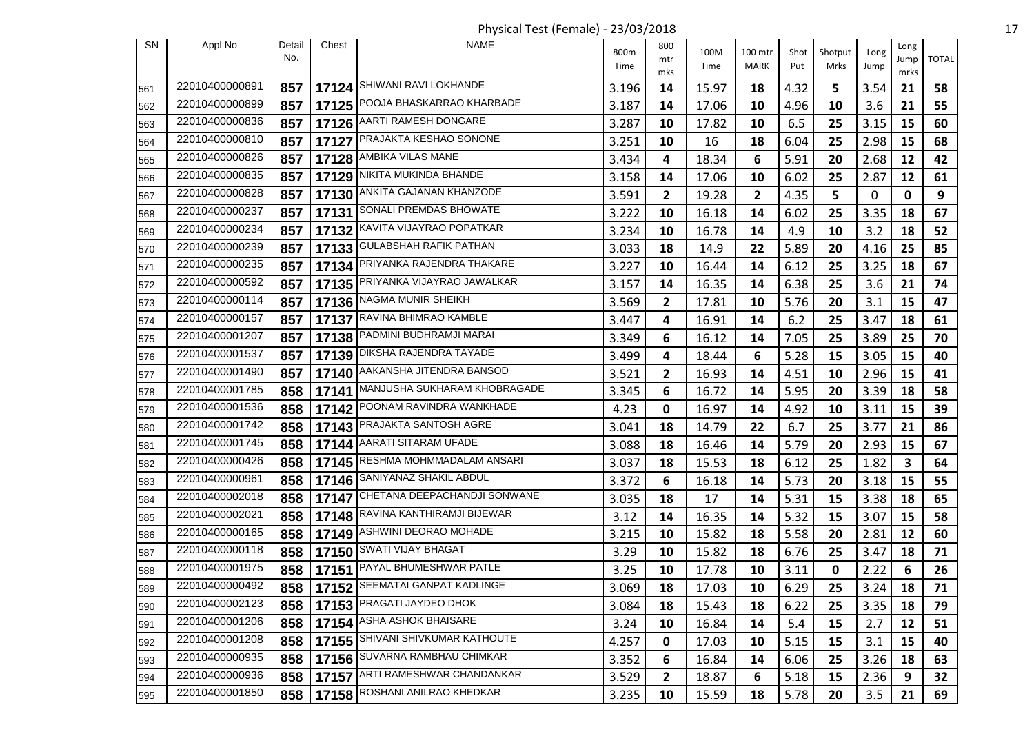Physical Test (Female) - 23/03/2018

| SN | Appl No | Detail No. | Chest | NAME | 800m Time | 800 mtr mks | 100M Time | 100 mtr MARK | Shot Put | Shotput Mrks | Long Jump | Long Jump mrks | TOTAL |
|---|---|---|---|---|---|---|---|---|---|---|---|---|---|
| 561 | 22010400000891 | 857 | 17124 | SHIWANI RAVI LOKHANDE | 3.196 | 14 | 15.97 | 18 | 4.32 | 5 | 3.54 | 21 | 58 |
| 562 | 22010400000899 | 857 | 17125 | POOJA BHASKARRAO KHARBADE | 3.187 | 14 | 17.06 | 10 | 4.96 | 10 | 3.6 | 21 | 55 |
| 563 | 22010400000836 | 857 | 17126 | AARTI RAMESH DONGARE | 3.287 | 10 | 17.82 | 10 | 6.5 | 25 | 3.15 | 15 | 60 |
| 564 | 22010400000810 | 857 | 17127 | PRAJAKTA KESHAO SONONE | 3.251 | 10 | 16 | 18 | 6.04 | 25 | 2.98 | 15 | 68 |
| 565 | 22010400000826 | 857 | 17128 | AMBIKA VILAS MANE | 3.434 | 4 | 18.34 | 6 | 5.91 | 20 | 2.68 | 12 | 42 |
| 566 | 22010400000835 | 857 | 17129 | NIKITA MUKINDA BHANDE | 3.158 | 14 | 17.06 | 10 | 6.02 | 25 | 2.87 | 12 | 61 |
| 567 | 22010400000828 | 857 | 17130 | ANKITA GAJANAN KHANZODE | 3.591 | 2 | 19.28 | 2 | 4.35 | 5 | 0 | 0 | 9 |
| 568 | 22010400000237 | 857 | 17131 | SONALI PREMDAS BHOWATE | 3.222 | 10 | 16.18 | 14 | 6.02 | 25 | 3.35 | 18 | 67 |
| 569 | 22010400000234 | 857 | 17132 | KAVITA VIJAYRAO POPATKAR | 3.234 | 10 | 16.78 | 14 | 4.9 | 10 | 3.2 | 18 | 52 |
| 570 | 22010400000239 | 857 | 17133 | GULABSHAH RAFIK PATHAN | 3.033 | 18 | 14.9 | 22 | 5.89 | 20 | 4.16 | 25 | 85 |
| 571 | 22010400000235 | 857 | 17134 | PRIYANKA RAJENDRA THAKARE | 3.227 | 10 | 16.44 | 14 | 6.12 | 25 | 3.25 | 18 | 67 |
| 572 | 22010400000592 | 857 | 17135 | PRIYANKA VIJAYRAO JAWALKAR | 3.157 | 14 | 16.35 | 14 | 6.38 | 25 | 3.6 | 21 | 74 |
| 573 | 22010400000114 | 857 | 17136 | NAGMA MUNIR SHEIKH | 3.569 | 2 | 17.81 | 10 | 5.76 | 20 | 3.1 | 15 | 47 |
| 574 | 22010400000157 | 857 | 17137 | RAVINA BHIMRAO KAMBLE | 3.447 | 4 | 16.91 | 14 | 6.2 | 25 | 3.47 | 18 | 61 |
| 575 | 22010400001207 | 857 | 17138 | PADMINI BUDHRAMJI MARAI | 3.349 | 6 | 16.12 | 14 | 7.05 | 25 | 3.89 | 25 | 70 |
| 576 | 22010400001537 | 857 | 17139 | DIKSHA RAJENDRA TAYADE | 3.499 | 4 | 18.44 | 6 | 5.28 | 15 | 3.05 | 15 | 40 |
| 577 | 22010400001490 | 857 | 17140 | AAKANSHA JITENDRA BANSOD | 3.521 | 2 | 16.93 | 14 | 4.51 | 10 | 2.96 | 15 | 41 |
| 578 | 22010400001785 | 858 | 17141 | MANJUSHA SUKHARAM KHOBRAGADE | 3.345 | 6 | 16.72 | 14 | 5.95 | 20 | 3.39 | 18 | 58 |
| 579 | 22010400001536 | 858 | 17142 | POONAM RAVINDRA WANKHADE | 4.23 | 0 | 16.97 | 14 | 4.92 | 10 | 3.11 | 15 | 39 |
| 580 | 22010400001742 | 858 | 17143 | PRAJAKTA SANTOSH AGRE | 3.041 | 18 | 14.79 | 22 | 6.7 | 25 | 3.77 | 21 | 86 |
| 581 | 22010400001745 | 858 | 17144 | AARATI SITARAM UFADE | 3.088 | 18 | 16.46 | 14 | 5.79 | 20 | 2.93 | 15 | 67 |
| 582 | 22010400000426 | 858 | 17145 | RESHMA MOHMMADALAM ANSARI | 3.037 | 18 | 15.53 | 18 | 6.12 | 25 | 1.82 | 3 | 64 |
| 583 | 22010400000961 | 858 | 17146 | SANIYANAZ SHAKIL ABDUL | 3.372 | 6 | 16.18 | 14 | 5.73 | 20 | 3.18 | 15 | 55 |
| 584 | 22010400002018 | 858 | 17147 | CHETANA DEEPACHANDJI SONWANE | 3.035 | 18 | 17 | 14 | 5.31 | 15 | 3.38 | 18 | 65 |
| 585 | 22010400002021 | 858 | 17148 | RAVINA KANTHIRAMJI BIJEWAR | 3.12 | 14 | 16.35 | 14 | 5.32 | 15 | 3.07 | 15 | 58 |
| 586 | 22010400000165 | 858 | 17149 | ASHWINI DEORAO MOHADE | 3.215 | 10 | 15.82 | 18 | 5.58 | 20 | 2.81 | 12 | 60 |
| 587 | 22010400000118 | 858 | 17150 | SWATI VIJAY BHAGAT | 3.29 | 10 | 15.82 | 18 | 6.76 | 25 | 3.47 | 18 | 71 |
| 588 | 22010400001975 | 858 | 17151 | PAYAL BHUMESHWAR PATLE | 3.25 | 10 | 17.78 | 10 | 3.11 | 0 | 2.22 | 6 | 26 |
| 589 | 22010400000492 | 858 | 17152 | SEEMATAI GANPAT KADLINGE | 3.069 | 18 | 17.03 | 10 | 6.29 | 25 | 3.24 | 18 | 71 |
| 590 | 22010400002123 | 858 | 17153 | PRAGATI JAYDEO DHOK | 3.084 | 18 | 15.43 | 18 | 6.22 | 25 | 3.35 | 18 | 79 |
| 591 | 22010400001206 | 858 | 17154 | ASHA ASHOK BHAISARE | 3.24 | 10 | 16.84 | 14 | 5.4 | 15 | 2.7 | 12 | 51 |
| 592 | 22010400001208 | 858 | 17155 | SHIVANI SHIVKUMAR KATHOUTE | 4.257 | 0 | 17.03 | 10 | 5.15 | 15 | 3.1 | 15 | 40 |
| 593 | 22010400000935 | 858 | 17156 | SUVARNA RAMBHAU CHIMKAR | 3.352 | 6 | 16.84 | 14 | 6.06 | 25 | 3.26 | 18 | 63 |
| 594 | 22010400000936 | 858 | 17157 | ARTI RAMESHWAR CHANDANKAR | 3.529 | 2 | 18.87 | 6 | 5.18 | 15 | 2.36 | 9 | 32 |
| 595 | 22010400001850 | 858 | 17158 | ROSHANI ANILRAO KHEDKAR | 3.235 | 10 | 15.59 | 18 | 5.78 | 20 | 3.5 | 21 | 69 |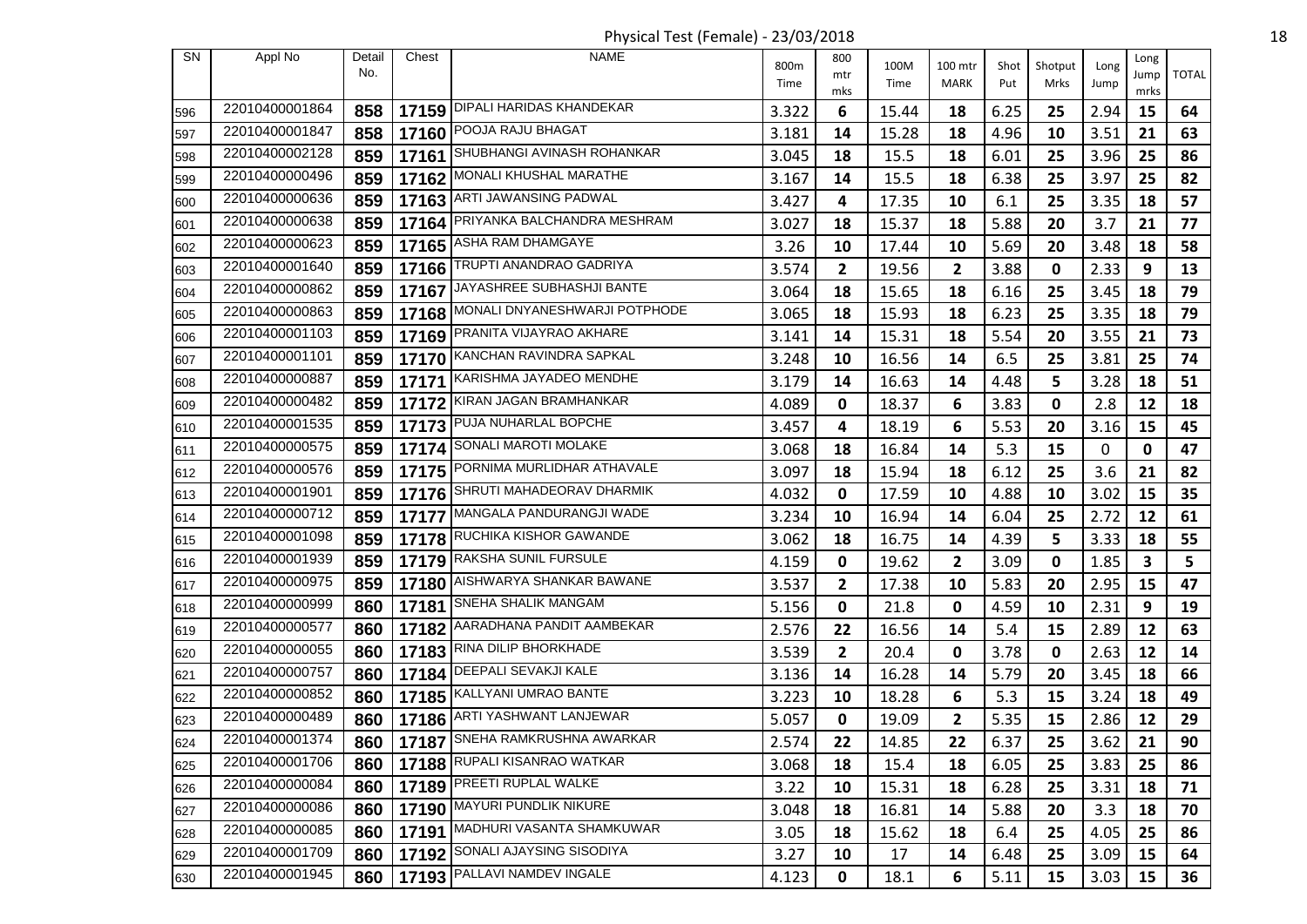Physical Test (Female) - 23/03/2018

| SN | Appl No | Detail No. | Chest | NAME | 800m Time | 800 mtr mks | 100M Time | 100 mtr MARK | Shot Put | Shotput Mrks | Long Jump | Long Jump mrks | TOTAL |
|---|---|---|---|---|---|---|---|---|---|---|---|---|---|
| 596 | 22010400001864 | 858 | 17159 | DIPALI HARIDAS KHANDEKAR | 3.322 | 6 | 15.44 | 18 | 6.25 | 25 | 2.94 | 15 | 64 |
| 597 | 22010400001847 | 858 | 17160 | POOJA RAJU BHAGAT | 3.181 | 14 | 15.28 | 18 | 4.96 | 10 | 3.51 | 21 | 63 |
| 598 | 22010400002128 | 859 | 17161 | SHUBHANGI AVINASH ROHANKAR | 3.045 | 18 | 15.5 | 18 | 6.01 | 25 | 3.96 | 25 | 86 |
| 599 | 22010400000496 | 859 | 17162 | MONALI KHUSHAL MARATHE | 3.167 | 14 | 15.5 | 18 | 6.38 | 25 | 3.97 | 25 | 82 |
| 600 | 22010400000636 | 859 | 17163 | ARTI JAWANSING PADWAL | 3.427 | 4 | 17.35 | 10 | 6.1 | 25 | 3.35 | 18 | 57 |
| 601 | 22010400000638 | 859 | 17164 | PRIYANKA BALCHANDRA MESHRAM | 3.027 | 18 | 15.37 | 18 | 5.88 | 20 | 3.7 | 21 | 77 |
| 602 | 22010400000623 | 859 | 17165 | ASHA RAM DHAMGAYE | 3.26 | 10 | 17.44 | 10 | 5.69 | 20 | 3.48 | 18 | 58 |
| 603 | 22010400001640 | 859 | 17166 | TRUPTI ANANDRAO GADRIYA | 3.574 | 2 | 19.56 | 2 | 3.88 | 0 | 2.33 | 9 | 13 |
| 604 | 22010400000862 | 859 | 17167 | JAYASHREE SUBHASHJI BANTE | 3.064 | 18 | 15.65 | 18 | 6.16 | 25 | 3.45 | 18 | 79 |
| 605 | 22010400000863 | 859 | 17168 | MONALI DNYANESHWARJI POTPHODE | 3.065 | 18 | 15.93 | 18 | 6.23 | 25 | 3.35 | 18 | 79 |
| 606 | 22010400001103 | 859 | 17169 | PRANITA VIJAYRAO AKHARE | 3.141 | 14 | 15.31 | 18 | 5.54 | 20 | 3.55 | 21 | 73 |
| 607 | 22010400001101 | 859 | 17170 | KANCHAN RAVINDRA SAPKAL | 3.248 | 10 | 16.56 | 14 | 6.5 | 25 | 3.81 | 25 | 74 |
| 608 | 22010400000887 | 859 | 17171 | KARISHMA JAYADEO MENDHE | 3.179 | 14 | 16.63 | 14 | 4.48 | 5 | 3.28 | 18 | 51 |
| 609 | 22010400000482 | 859 | 17172 | KIRAN JAGAN BRAMHANKAR | 4.089 | 0 | 18.37 | 6 | 3.83 | 0 | 2.8 | 12 | 18 |
| 610 | 22010400001535 | 859 | 17173 | PUJA NUHARLAL BOPCHE | 3.457 | 4 | 18.19 | 6 | 5.53 | 20 | 3.16 | 15 | 45 |
| 611 | 22010400000575 | 859 | 17174 | SONALI MAROTI MOLAKE | 3.068 | 18 | 16.84 | 14 | 5.3 | 15 | 0 | 0 | 47 |
| 612 | 22010400000576 | 859 | 17175 | PORNIMA MURLIDHAR ATHAVALE | 3.097 | 18 | 15.94 | 18 | 6.12 | 25 | 3.6 | 21 | 82 |
| 613 | 22010400001901 | 859 | 17176 | SHRUTI MAHADEORAV DHARMIK | 4.032 | 0 | 17.59 | 10 | 4.88 | 10 | 3.02 | 15 | 35 |
| 614 | 22010400000712 | 859 | 17177 | MANGALA PANDURANGJI WADE | 3.234 | 10 | 16.94 | 14 | 6.04 | 25 | 2.72 | 12 | 61 |
| 615 | 22010400001098 | 859 | 17178 | RUCHIKA KISHOR GAWANDE | 3.062 | 18 | 16.75 | 14 | 4.39 | 5 | 3.33 | 18 | 55 |
| 616 | 22010400001939 | 859 | 17179 | RAKSHA SUNIL FURSULE | 4.159 | 0 | 19.62 | 2 | 3.09 | 0 | 1.85 | 3 | 5 |
| 617 | 22010400000975 | 859 | 17180 | AISHWARYA SHANKAR BAWANE | 3.537 | 2 | 17.38 | 10 | 5.83 | 20 | 2.95 | 15 | 47 |
| 618 | 22010400000999 | 860 | 17181 | SNEHA SHALIK MANGAM | 5.156 | 0 | 21.8 | 0 | 4.59 | 10 | 2.31 | 9 | 19 |
| 619 | 22010400000577 | 860 | 17182 | AARADHANA PANDIT AAMBEKAR | 2.576 | 22 | 16.56 | 14 | 5.4 | 15 | 2.89 | 12 | 63 |
| 620 | 22010400000055 | 860 | 17183 | RINA DILIP BHORKHADE | 3.539 | 2 | 20.4 | 0 | 3.78 | 0 | 2.63 | 12 | 14 |
| 621 | 22010400000757 | 860 | 17184 | DEEPALI SEVAKJI KALE | 3.136 | 14 | 16.28 | 14 | 5.79 | 20 | 3.45 | 18 | 66 |
| 622 | 22010400000852 | 860 | 17185 | KALLYANI UMRAO BANTE | 3.223 | 10 | 18.28 | 6 | 5.3 | 15 | 3.24 | 18 | 49 |
| 623 | 22010400000489 | 860 | 17186 | ARTI YASHWANT LANJEWAR | 5.057 | 0 | 19.09 | 2 | 5.35 | 15 | 2.86 | 12 | 29 |
| 624 | 22010400001374 | 860 | 17187 | SNEHA RAMKRUSHNA AWARKAR | 2.574 | 22 | 14.85 | 22 | 6.37 | 25 | 3.62 | 21 | 90 |
| 625 | 22010400001706 | 860 | 17188 | RUPALI KISANRAO WATKAR | 3.068 | 18 | 15.4 | 18 | 6.05 | 25 | 3.83 | 25 | 86 |
| 626 | 22010400000084 | 860 | 17189 | PREETI RUPLAL WALKE | 3.22 | 10 | 15.31 | 18 | 6.28 | 25 | 3.31 | 18 | 71 |
| 627 | 22010400000086 | 860 | 17190 | MAYURI PUNDLIK NIKURE | 3.048 | 18 | 16.81 | 14 | 5.88 | 20 | 3.3 | 18 | 70 |
| 628 | 22010400000085 | 860 | 17191 | MADHURI VASANTA SHAMKUWAR | 3.05 | 18 | 15.62 | 18 | 6.4 | 25 | 4.05 | 25 | 86 |
| 629 | 22010400001709 | 860 | 17192 | SONALI AJAYSING SISODIYA | 3.27 | 10 | 17 | 14 | 6.48 | 25 | 3.09 | 15 | 64 |
| 630 | 22010400001945 | 860 | 17193 | PALLAVI NAMDEV INGALE | 4.123 | 0 | 18.1 | 6 | 5.11 | 15 | 3.03 | 15 | 36 |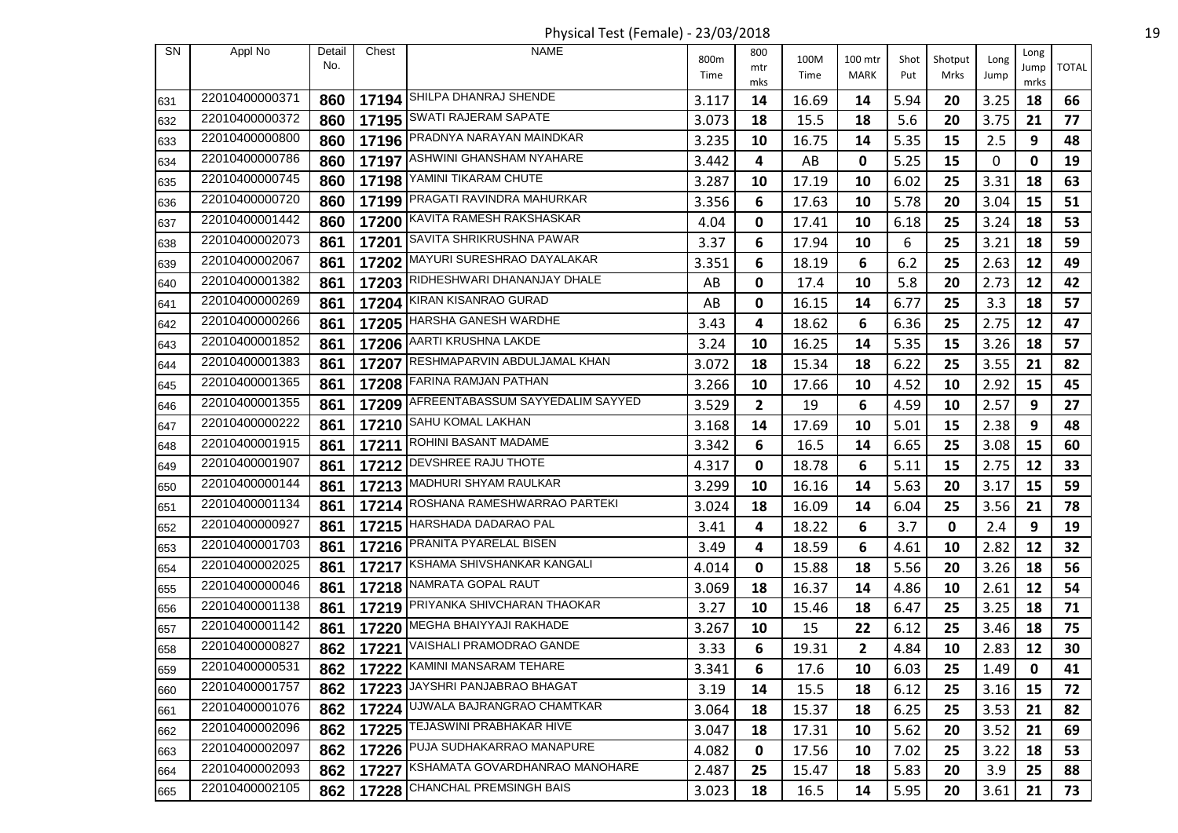Physical Test (Female) - 23/03/2018

| SN | Appl No | Detail No. | Chest | NAME | 800m Time | 800 mtr mks | 100M Time | 100 mtr MARK | Shot Put | Shotput Mrks | Long Jump | Long Jump mrks | TOTAL |
|---|---|---|---|---|---|---|---|---|---|---|---|---|---|
| 631 | 22010400000371 | 860 | 17194 | SHILPA DHANRAJ SHENDE | 3.117 | 14 | 16.69 | 14 | 5.94 | 20 | 3.25 | 18 | 66 |
| 632 | 22010400000372 | 860 | 17195 | SWATI RAJERAM SAPATE | 3.073 | 18 | 15.5 | 18 | 5.6 | 20 | 3.75 | 21 | 77 |
| 633 | 22010400000800 | 860 | 17196 | PRADNYA NARAYAN MAINDKAR | 3.235 | 10 | 16.75 | 14 | 5.35 | 15 | 2.5 | 9 | 48 |
| 634 | 22010400000786 | 860 | 17197 | ASHWINI GHANSHAM NYAHARE | 3.442 | 4 | AB | 0 | 5.25 | 15 | 0 | 0 | 19 |
| 635 | 22010400000745 | 860 | 17198 | YAMINI TIKARAM CHUTE | 3.287 | 10 | 17.19 | 10 | 6.02 | 25 | 3.31 | 18 | 63 |
| 636 | 22010400000720 | 860 | 17199 | PRAGATI RAVINDRA MAHURKAR | 3.356 | 6 | 17.63 | 10 | 5.78 | 20 | 3.04 | 15 | 51 |
| 637 | 22010400001442 | 860 | 17200 | KAVITA RAMESH RAKSHASKAR | 4.04 | 0 | 17.41 | 10 | 6.18 | 25 | 3.24 | 18 | 53 |
| 638 | 22010400002073 | 861 | 17201 | SAVITA SHRIKRUSHNA PAWAR | 3.37 | 6 | 17.94 | 10 | 6 | 25 | 3.21 | 18 | 59 |
| 639 | 22010400002067 | 861 | 17202 | MAYURI SURESHRAO DAYALAKAR | 3.351 | 6 | 18.19 | 6 | 6.2 | 25 | 2.63 | 12 | 49 |
| 640 | 22010400001382 | 861 | 17203 | RIDHESHWARI DHANANJAY DHALE | AB | 0 | 17.4 | 10 | 5.8 | 20 | 2.73 | 12 | 42 |
| 641 | 22010400000269 | 861 | 17204 | KIRAN KISANRAO GURAD | AB | 0 | 16.15 | 14 | 6.77 | 25 | 3.3 | 18 | 57 |
| 642 | 22010400000266 | 861 | 17205 | HARSHA GANESH WARDHE | 3.43 | 4 | 18.62 | 6 | 6.36 | 25 | 2.75 | 12 | 47 |
| 643 | 22010400001852 | 861 | 17206 | AARTI KRUSHNA LAKDE | 3.24 | 10 | 16.25 | 14 | 5.35 | 15 | 3.26 | 18 | 57 |
| 644 | 22010400001383 | 861 | 17207 | RESHMAPARVIN ABDULJAMAL KHAN | 3.072 | 18 | 15.34 | 18 | 6.22 | 25 | 3.55 | 21 | 82 |
| 645 | 22010400001365 | 861 | 17208 | FARINA RAMJAN PATHAN | 3.266 | 10 | 17.66 | 10 | 4.52 | 10 | 2.92 | 15 | 45 |
| 646 | 22010400001355 | 861 | 17209 | AFREENTABASSUM SAYYEDALIM SAYYED | 3.529 | 2 | 19 | 6 | 4.59 | 10 | 2.57 | 9 | 27 |
| 647 | 22010400000222 | 861 | 17210 | SAHU KOMAL LAKHAN | 3.168 | 14 | 17.69 | 10 | 5.01 | 15 | 2.38 | 9 | 48 |
| 648 | 22010400001915 | 861 | 17211 | ROHINI BASANT MADAME | 3.342 | 6 | 16.5 | 14 | 6.65 | 25 | 3.08 | 15 | 60 |
| 649 | 22010400001907 | 861 | 17212 | DEVSHREE RAJU THOTE | 4.317 | 0 | 18.78 | 6 | 5.11 | 15 | 2.75 | 12 | 33 |
| 650 | 22010400000144 | 861 | 17213 | MADHURI SHYAM RAULKAR | 3.299 | 10 | 16.16 | 14 | 5.63 | 20 | 3.17 | 15 | 59 |
| 651 | 22010400001134 | 861 | 17214 | ROSHANA RAMESHWARRAO PARTEKI | 3.024 | 18 | 16.09 | 14 | 6.04 | 25 | 3.56 | 21 | 78 |
| 652 | 22010400000927 | 861 | 17215 | HARSHADA DADARAO PAL | 3.41 | 4 | 18.22 | 6 | 3.7 | 0 | 2.4 | 9 | 19 |
| 653 | 22010400001703 | 861 | 17216 | PRANITA PYARELAL BISEN | 3.49 | 4 | 18.59 | 6 | 4.61 | 10 | 2.82 | 12 | 32 |
| 654 | 22010400002025 | 861 | 17217 | KSHAMA SHIVSHANKAR KANGALI | 4.014 | 0 | 15.88 | 18 | 5.56 | 20 | 3.26 | 18 | 56 |
| 655 | 22010400000046 | 861 | 17218 | NAMRATA GOPAL RAUT | 3.069 | 18 | 16.37 | 14 | 4.86 | 10 | 2.61 | 12 | 54 |
| 656 | 22010400001138 | 861 | 17219 | PRIYANKA SHIVCHARAN THAOKAR | 3.27 | 10 | 15.46 | 18 | 6.47 | 25 | 3.25 | 18 | 71 |
| 657 | 22010400001142 | 861 | 17220 | MEGHA BHAIYYAJI RAKHADE | 3.267 | 10 | 15 | 22 | 6.12 | 25 | 3.46 | 18 | 75 |
| 658 | 22010400000827 | 862 | 17221 | VAISHALI PRAMODRAO GANDE | 3.33 | 6 | 19.31 | 2 | 4.84 | 10 | 2.83 | 12 | 30 |
| 659 | 22010400000531 | 862 | 17222 | KAMINI MANSARAM TEHARE | 3.341 | 6 | 17.6 | 10 | 6.03 | 25 | 1.49 | 0 | 41 |
| 660 | 22010400001757 | 862 | 17223 | JAYSHRI PANJABRAO BHAGAT | 3.19 | 14 | 15.5 | 18 | 6.12 | 25 | 3.16 | 15 | 72 |
| 661 | 22010400001076 | 862 | 17224 | UJWALA BAJRANGRAO CHAMTKAR | 3.064 | 18 | 15.37 | 18 | 6.25 | 25 | 3.53 | 21 | 82 |
| 662 | 22010400002096 | 862 | 17225 | TEJASWINI PRABHAKAR HIVE | 3.047 | 18 | 17.31 | 10 | 5.62 | 20 | 3.52 | 21 | 69 |
| 663 | 22010400002097 | 862 | 17226 | PUJA SUDHAKARRAO MANAPURE | 4.082 | 0 | 17.56 | 10 | 7.02 | 25 | 3.22 | 18 | 53 |
| 664 | 22010400002093 | 862 | 17227 | KSHAMATA GOVARDHANRAO MANOHARE | 2.487 | 25 | 15.47 | 18 | 5.83 | 20 | 3.9 | 25 | 88 |
| 665 | 22010400002105 | 862 | 17228 | CHANCHAL PREMSINGH BAIS | 3.023 | 18 | 16.5 | 14 | 5.95 | 20 | 3.61 | 21 | 73 |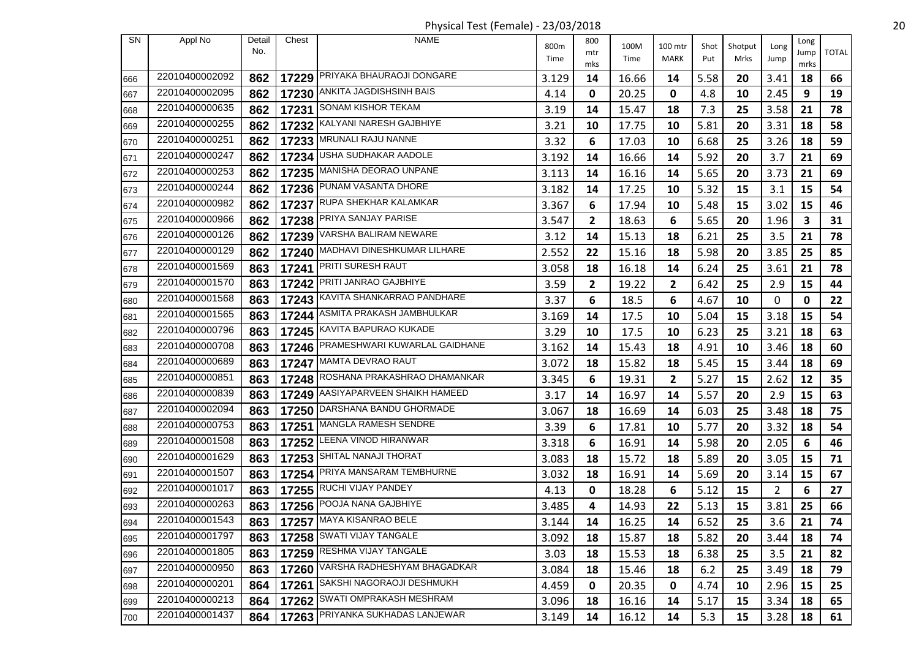Physical Test (Female) - 23/03/2018

| SN | Appl No | Detail No. | Chest | NAME | 800m Time | 800 mtr mks | 100M Time | 100 mtr MARK | Shot Put | Shotput Mrks | Long Jump | Long Jump mrks | TOTAL |
|---|---|---|---|---|---|---|---|---|---|---|---|---|---|
| 666 | 22010400002092 | 862 | 17229 | PRIYAKA BHAURAOJI DONGARE | 3.129 | 14 | 16.66 | 14 | 5.58 | 20 | 3.41 | 18 | 66 |
| 667 | 22010400002095 | 862 | 17230 | ANKITA JAGDISHSINH BAIS | 4.14 | 0 | 20.25 | 0 | 4.8 | 10 | 2.45 | 9 | 19 |
| 668 | 22010400000635 | 862 | 17231 | SONAM KISHOR TEKAM | 3.19 | 14 | 15.47 | 18 | 7.3 | 25 | 3.58 | 21 | 78 |
| 669 | 22010400000255 | 862 | 17232 | KALYANI NARESH GAJBHIYE | 3.21 | 10 | 17.75 | 10 | 5.81 | 20 | 3.31 | 18 | 58 |
| 670 | 22010400000251 | 862 | 17233 | MRUNALI RAJU NANNE | 3.32 | 6 | 17.03 | 10 | 6.68 | 25 | 3.26 | 18 | 59 |
| 671 | 22010400000247 | 862 | 17234 | USHA SUDHAKAR AADOLE | 3.192 | 14 | 16.66 | 14 | 5.92 | 20 | 3.7 | 21 | 69 |
| 672 | 22010400000253 | 862 | 17235 | MANISHA DEORAO UNPANE | 3.113 | 14 | 16.16 | 14 | 5.65 | 20 | 3.73 | 21 | 69 |
| 673 | 22010400000244 | 862 | 17236 | PUNAM VASANTA DHORE | 3.182 | 14 | 17.25 | 10 | 5.32 | 15 | 3.1 | 15 | 54 |
| 674 | 22010400000982 | 862 | 17237 | RUPA SHEKHAR KALAMKAR | 3.367 | 6 | 17.94 | 10 | 5.48 | 15 | 3.02 | 15 | 46 |
| 675 | 22010400000966 | 862 | 17238 | PRIYA SANJAY PARISE | 3.547 | 2 | 18.63 | 6 | 5.65 | 20 | 1.96 | 3 | 31 |
| 676 | 22010400000126 | 862 | 17239 | VARSHA BALIRAM NEWARE | 3.12 | 14 | 15.13 | 18 | 6.21 | 25 | 3.5 | 21 | 78 |
| 677 | 22010400000129 | 862 | 17240 | MADHAVI DINESHKUMAR LILHARE | 2.552 | 22 | 15.16 | 18 | 5.98 | 20 | 3.85 | 25 | 85 |
| 678 | 22010400001569 | 863 | 17241 | PRITI SURESH RAUT | 3.058 | 18 | 16.18 | 14 | 6.24 | 25 | 3.61 | 21 | 78 |
| 679 | 22010400001570 | 863 | 17242 | PRITI JANRAO GAJBHIYE | 3.59 | 2 | 19.22 | 2 | 6.42 | 25 | 2.9 | 15 | 44 |
| 680 | 22010400001568 | 863 | 17243 | KAVITA SHANKARRAO PANDHARE | 3.37 | 6 | 18.5 | 6 | 4.67 | 10 | 0 | 0 | 22 |
| 681 | 22010400001565 | 863 | 17244 | ASMITA PRAKASH JAMBHULKAR | 3.169 | 14 | 17.5 | 10 | 5.04 | 15 | 3.18 | 15 | 54 |
| 682 | 22010400000796 | 863 | 17245 | KAVITA BAPURAO KUKADE | 3.29 | 10 | 17.5 | 10 | 6.23 | 25 | 3.21 | 18 | 63 |
| 683 | 22010400000708 | 863 | 17246 | PRAMESHWARI KUWARLAL GAIDHANE | 3.162 | 14 | 15.43 | 18 | 4.91 | 10 | 3.46 | 18 | 60 |
| 684 | 22010400000689 | 863 | 17247 | MAMTA DEVRAO RAUT | 3.072 | 18 | 15.82 | 18 | 5.45 | 15 | 3.44 | 18 | 69 |
| 685 | 22010400000851 | 863 | 17248 | ROSHANA PRAKASHRAO DHAMANKAR | 3.345 | 6 | 19.31 | 2 | 5.27 | 15 | 2.62 | 12 | 35 |
| 686 | 22010400000839 | 863 | 17249 | AASIYAPARVEEN SHAIKH HAMEED | 3.17 | 14 | 16.97 | 14 | 5.57 | 20 | 2.9 | 15 | 63 |
| 687 | 22010400002094 | 863 | 17250 | DARSHANA BANDU GHORMADE | 3.067 | 18 | 16.69 | 14 | 6.03 | 25 | 3.48 | 18 | 75 |
| 688 | 22010400000753 | 863 | 17251 | MANGLA RAMESH SENDRE | 3.39 | 6 | 17.81 | 10 | 5.77 | 20 | 3.32 | 18 | 54 |
| 689 | 22010400001508 | 863 | 17252 | LEENA VINOD HIRANWAR | 3.318 | 6 | 16.91 | 14 | 5.98 | 20 | 2.05 | 6 | 46 |
| 690 | 22010400001629 | 863 | 17253 | SHITAL NANAJI THORAT | 3.083 | 18 | 15.72 | 18 | 5.89 | 20 | 3.05 | 15 | 71 |
| 691 | 22010400001507 | 863 | 17254 | PRIYA MANSARAM TEMBHURNE | 3.032 | 18 | 16.91 | 14 | 5.69 | 20 | 3.14 | 15 | 67 |
| 692 | 22010400001017 | 863 | 17255 | RUCHI VIJAY PANDEY | 4.13 | 0 | 18.28 | 6 | 5.12 | 15 | 2 | 6 | 27 |
| 693 | 22010400000263 | 863 | 17256 | POOJA NANA GAJBHIYE | 3.485 | 4 | 14.93 | 22 | 5.13 | 15 | 3.81 | 25 | 66 |
| 694 | 22010400001543 | 863 | 17257 | MAYA KISANRAO BELE | 3.144 | 14 | 16.25 | 14 | 6.52 | 25 | 3.6 | 21 | 74 |
| 695 | 22010400001797 | 863 | 17258 | SWATI VIJAY TANGALE | 3.092 | 18 | 15.87 | 18 | 5.82 | 20 | 3.44 | 18 | 74 |
| 696 | 22010400001805 | 863 | 17259 | RESHMA VIJAY TANGALE | 3.03 | 18 | 15.53 | 18 | 6.38 | 25 | 3.5 | 21 | 82 |
| 697 | 22010400000950 | 863 | 17260 | VARSHA RADHESHYAM BHAGADKAR | 3.084 | 18 | 15.46 | 18 | 6.2 | 25 | 3.49 | 18 | 79 |
| 698 | 22010400000201 | 864 | 17261 | SAKSHI NAGORAOJI DESHMUKH | 4.459 | 0 | 20.35 | 0 | 4.74 | 10 | 2.96 | 15 | 25 |
| 699 | 22010400000213 | 864 | 17262 | SWATI OMPRAKASH MESHRAM | 3.096 | 18 | 16.16 | 14 | 5.17 | 15 | 3.34 | 18 | 65 |
| 700 | 22010400001437 | 864 | 17263 | PRIYANKA SUKHADAS LANJEWAR | 3.149 | 14 | 16.12 | 14 | 5.3 | 15 | 3.28 | 18 | 61 |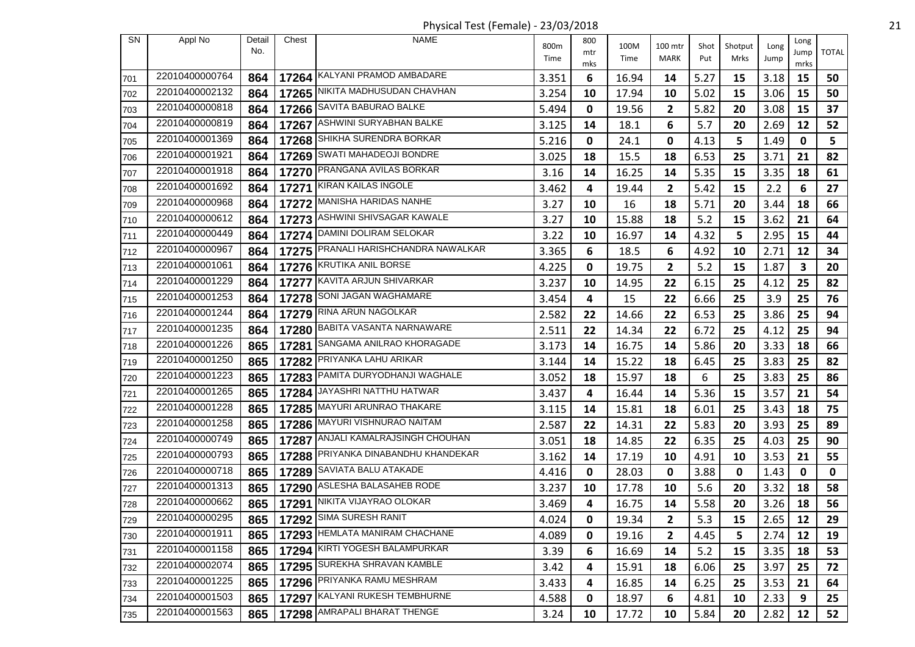Physical Test (Female) - 23/03/2018

| SN | Appl No | Detail No. | Chest | NAME | 800m Time | 800 mtr mks | 100M Time | 100 mtr MARK | Shot Put | Shotput Mrks | Long Jump | Long Jump mrks | TOTAL |
|---|---|---|---|---|---|---|---|---|---|---|---|---|---|
| 701 | 22010400000764 | 864 | 17264 | KALYANI PRAMOD AMBADARE | 3.351 | 6 | 16.94 | 14 | 5.27 | 15 | 3.18 | 15 | 50 |
| 702 | 22010400002132 | 864 | 17265 | NIKITA MADHUSUDAN CHAVHAN | 3.254 | 10 | 17.94 | 10 | 5.02 | 15 | 3.06 | 15 | 50 |
| 703 | 22010400000818 | 864 | 17266 | SAVITA BABURAO BALKE | 5.494 | 0 | 19.56 | 2 | 5.82 | 20 | 3.08 | 15 | 37 |
| 704 | 22010400000819 | 864 | 17267 | ASHWINI SURYABHAN BALKE | 3.125 | 14 | 18.1 | 6 | 5.7 | 20 | 2.69 | 12 | 52 |
| 705 | 22010400001369 | 864 | 17268 | SHIKHA SURENDRA BORKAR | 5.216 | 0 | 24.1 | 0 | 4.13 | 5 | 1.49 | 0 | 5 |
| 706 | 22010400001921 | 864 | 17269 | SWATI MAHADEOJI BONDRE | 3.025 | 18 | 15.5 | 18 | 6.53 | 25 | 3.71 | 21 | 82 |
| 707 | 22010400001918 | 864 | 17270 | PRANGANA AVILAS BORKAR | 3.16 | 14 | 16.25 | 14 | 5.35 | 15 | 3.35 | 18 | 61 |
| 708 | 22010400001692 | 864 | 17271 | KIRAN KAILAS INGOLE | 3.462 | 4 | 19.44 | 2 | 5.42 | 15 | 2.2 | 6 | 27 |
| 709 | 22010400000968 | 864 | 17272 | MANISHA HARIDAS NANHE | 3.27 | 10 | 16 | 18 | 5.71 | 20 | 3.44 | 18 | 66 |
| 710 | 22010400000612 | 864 | 17273 | ASHWINI SHIVSAGAR KAWALE | 3.27 | 10 | 15.88 | 18 | 5.2 | 15 | 3.62 | 21 | 64 |
| 711 | 22010400000449 | 864 | 17274 | DAMINI DOLIRAM SELOKAR | 3.22 | 10 | 16.97 | 14 | 4.32 | 5 | 2.95 | 15 | 44 |
| 712 | 22010400000967 | 864 | 17275 | PRANALI HARISHCHANDRA NAWALKAR | 3.365 | 6 | 18.5 | 6 | 4.92 | 10 | 2.71 | 12 | 34 |
| 713 | 22010400001061 | 864 | 17276 | KRUTIKA ANIL BORSE | 4.225 | 0 | 19.75 | 2 | 5.2 | 15 | 1.87 | 3 | 20 |
| 714 | 22010400001229 | 864 | 17277 | KAVITA ARJUN SHIVARKAR | 3.237 | 10 | 14.95 | 22 | 6.15 | 25 | 4.12 | 25 | 82 |
| 715 | 22010400001253 | 864 | 17278 | SONI JAGAN WAGHAMARE | 3.454 | 4 | 15 | 22 | 6.66 | 25 | 3.9 | 25 | 76 |
| 716 | 22010400001244 | 864 | 17279 | RINA ARUN NAGOLKAR | 2.582 | 22 | 14.66 | 22 | 6.53 | 25 | 3.86 | 25 | 94 |
| 717 | 22010400001235 | 864 | 17280 | BABITA VASANTA NARNAWARE | 2.511 | 22 | 14.34 | 22 | 6.72 | 25 | 4.12 | 25 | 94 |
| 718 | 22010400001226 | 865 | 17281 | SANGAMA ANILRAO KHORAGADE | 3.173 | 14 | 16.75 | 14 | 5.86 | 20 | 3.33 | 18 | 66 |
| 719 | 22010400001250 | 865 | 17282 | PRIYANKA LAHU ARIKAR | 3.144 | 14 | 15.22 | 18 | 6.45 | 25 | 3.83 | 25 | 82 |
| 720 | 22010400001223 | 865 | 17283 | PAMITA DURYODHANJI WAGHALE | 3.052 | 18 | 15.97 | 18 | 6 | 25 | 3.83 | 25 | 86 |
| 721 | 22010400001265 | 865 | 17284 | JAYASHRI NATTHU HATWAR | 3.437 | 4 | 16.44 | 14 | 5.36 | 15 | 3.57 | 21 | 54 |
| 722 | 22010400001228 | 865 | 17285 | MAYURI ARUNRAO THAKARE | 3.115 | 14 | 15.81 | 18 | 6.01 | 25 | 3.43 | 18 | 75 |
| 723 | 22010400001258 | 865 | 17286 | MAYURI VISHNURAO NAITAM | 2.587 | 22 | 14.31 | 22 | 5.83 | 20 | 3.93 | 25 | 89 |
| 724 | 22010400000749 | 865 | 17287 | ANJALI KAMALRAJSINGH CHOUHAN | 3.051 | 18 | 14.85 | 22 | 6.35 | 25 | 4.03 | 25 | 90 |
| 725 | 22010400000793 | 865 | 17288 | PRIYANKA DINABANDHU KHANDEKAR | 3.162 | 14 | 17.19 | 10 | 4.91 | 10 | 3.53 | 21 | 55 |
| 726 | 22010400000718 | 865 | 17289 | SAVIATA BALU ATAKADE | 4.416 | 0 | 28.03 | 0 | 3.88 | 0 | 1.43 | 0 | 0 |
| 727 | 22010400001313 | 865 | 17290 | ASLESHA BALASAHEB RODE | 3.237 | 10 | 17.78 | 10 | 5.6 | 20 | 3.32 | 18 | 58 |
| 728 | 22010400000662 | 865 | 17291 | NIKITA VIJAYRAO OLOKAR | 3.469 | 4 | 16.75 | 14 | 5.58 | 20 | 3.26 | 18 | 56 |
| 729 | 22010400000295 | 865 | 17292 | SIMA SURESH RANIT | 4.024 | 0 | 19.34 | 2 | 5.3 | 15 | 2.65 | 12 | 29 |
| 730 | 22010400001911 | 865 | 17293 | HEMLATA MANIRAM CHACHANE | 4.089 | 0 | 19.16 | 2 | 4.45 | 5 | 2.74 | 12 | 19 |
| 731 | 22010400001158 | 865 | 17294 | KIRTI YOGESH BALAMPURKAR | 3.39 | 6 | 16.69 | 14 | 5.2 | 15 | 3.35 | 18 | 53 |
| 732 | 22010400002074 | 865 | 17295 | SUREKHA SHRAVAN KAMBLE | 3.42 | 4 | 15.91 | 18 | 6.06 | 25 | 3.97 | 25 | 72 |
| 733 | 22010400001225 | 865 | 17296 | PRIYANKA RAMU MESHRAM | 3.433 | 4 | 16.85 | 14 | 6.25 | 25 | 3.53 | 21 | 64 |
| 734 | 22010400001503 | 865 | 17297 | KALYANI RUKESH TEMBHURNE | 4.588 | 0 | 18.97 | 6 | 4.81 | 10 | 2.33 | 9 | 25 |
| 735 | 22010400001563 | 865 | 17298 | AMRAPALI BHARAT THENGE | 3.24 | 10 | 17.72 | 10 | 5.84 | 20 | 2.82 | 12 | 52 |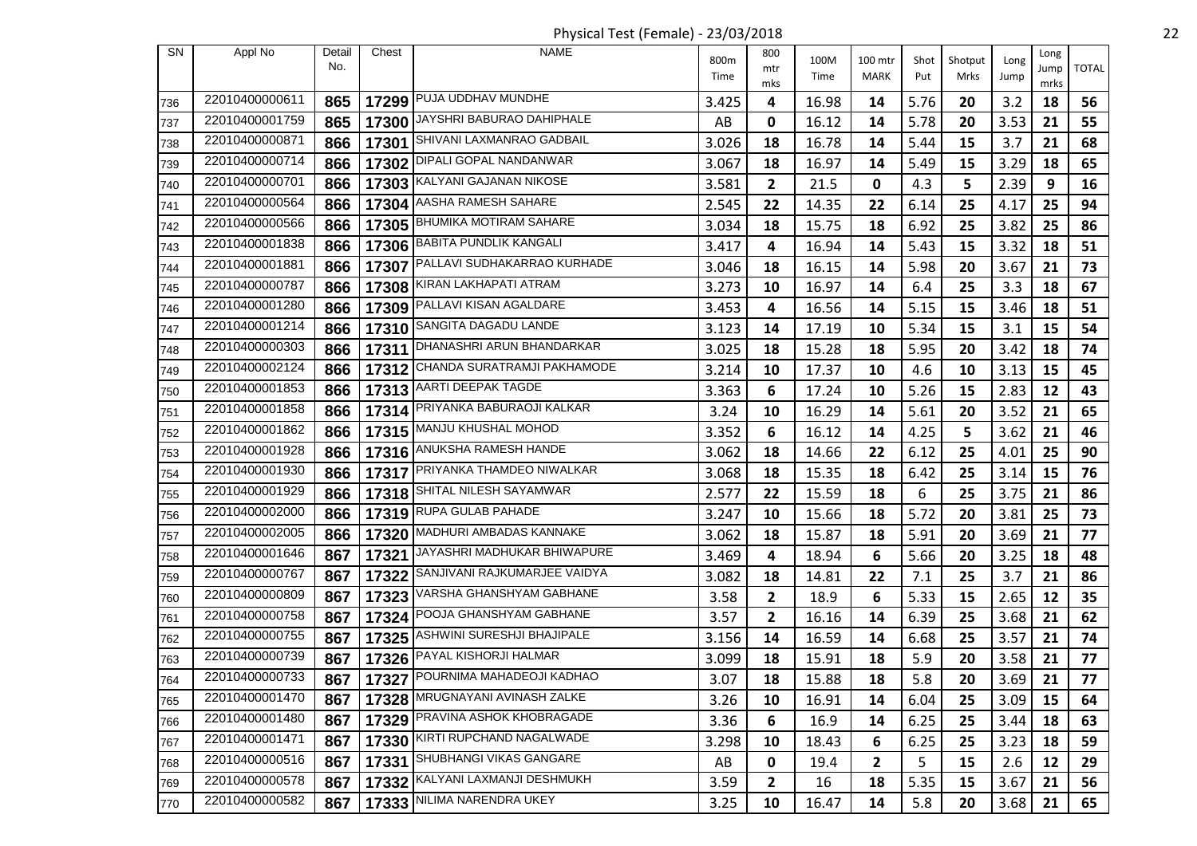Physical Test (Female) - 23/03/2018

| SN | Appl No | Detail No. | Chest | NAME | 800m Time | 800 mtr mks | 100M Time | 100 mtr MARK | Shot Put | Shotput Mrks | Long Jump | Long Jump mrks | TOTAL |
|---|---|---|---|---|---|---|---|---|---|---|---|---|---|
| 736 | 22010400000611 | 865 | 17299 | PUJA UDDHAV MUNDHE | 3.425 | 4 | 16.98 | 14 | 5.76 | 20 | 3.2 | 18 | 56 |
| 737 | 22010400001759 | 865 | 17300 | JAYSHRI BABURAO DAHIPHALE | AB | 0 | 16.12 | 14 | 5.78 | 20 | 3.53 | 21 | 55 |
| 738 | 22010400000871 | 866 | 17301 | SHIVANI LAXMANRAO GADBAIL | 3.026 | 18 | 16.78 | 14 | 5.44 | 15 | 3.7 | 21 | 68 |
| 739 | 22010400000714 | 866 | 17302 | DIPALI GOPAL NANDANWAR | 3.067 | 18 | 16.97 | 14 | 5.49 | 15 | 3.29 | 18 | 65 |
| 740 | 22010400000701 | 866 | 17303 | KALYANI GAJANAN NIKOSE | 3.581 | 2 | 21.5 | 0 | 4.3 | 5 | 2.39 | 9 | 16 |
| 741 | 22010400000564 | 866 | 17304 | AASHA RAMESH SAHARE | 2.545 | 22 | 14.35 | 22 | 6.14 | 25 | 4.17 | 25 | 94 |
| 742 | 22010400000566 | 866 | 17305 | BHUMIKA MOTIRAM SAHARE | 3.034 | 18 | 15.75 | 18 | 6.92 | 25 | 3.82 | 25 | 86 |
| 743 | 22010400001838 | 866 | 17306 | BABITA PUNDLIK KANGALI | 3.417 | 4 | 16.94 | 14 | 5.43 | 15 | 3.32 | 18 | 51 |
| 744 | 22010400001881 | 866 | 17307 | PALLAVI SUDHAKARRAO KURHADE | 3.046 | 18 | 16.15 | 14 | 5.98 | 20 | 3.67 | 21 | 73 |
| 745 | 22010400000787 | 866 | 17308 | KIRAN LAKHAPATI ATRAM | 3.273 | 10 | 16.97 | 14 | 6.4 | 25 | 3.3 | 18 | 67 |
| 746 | 22010400001280 | 866 | 17309 | PALLAVI KISAN AGALDARE | 3.453 | 4 | 16.56 | 14 | 5.15 | 15 | 3.46 | 18 | 51 |
| 747 | 22010400001214 | 866 | 17310 | SANGITA DAGADU LANDE | 3.123 | 14 | 17.19 | 10 | 5.34 | 15 | 3.1 | 15 | 54 |
| 748 | 22010400000303 | 866 | 17311 | DHANASHRI ARUN BHANDARKAR | 3.025 | 18 | 15.28 | 18 | 5.95 | 20 | 3.42 | 18 | 74 |
| 749 | 22010400002124 | 866 | 17312 | CHANDA SURATRAMJI PAKHAMODE | 3.214 | 10 | 17.37 | 10 | 4.6 | 10 | 3.13 | 15 | 45 |
| 750 | 22010400001853 | 866 | 17313 | AARTI DEEPAK TAGDE | 3.363 | 6 | 17.24 | 10 | 5.26 | 15 | 2.83 | 12 | 43 |
| 751 | 22010400001858 | 866 | 17314 | PRIYANKA BABURAOJI KALKAR | 3.24 | 10 | 16.29 | 14 | 5.61 | 20 | 3.52 | 21 | 65 |
| 752 | 22010400001862 | 866 | 17315 | MANJU KHUSHAL MOHOD | 3.352 | 6 | 16.12 | 14 | 4.25 | 5 | 3.62 | 21 | 46 |
| 753 | 22010400001928 | 866 | 17316 | ANUKSHA RAMESH HANDE | 3.062 | 18 | 14.66 | 22 | 6.12 | 25 | 4.01 | 25 | 90 |
| 754 | 22010400001930 | 866 | 17317 | PRIYANKA THAMDEO NIWALKAR | 3.068 | 18 | 15.35 | 18 | 6.42 | 25 | 3.14 | 15 | 76 |
| 755 | 22010400001929 | 866 | 17318 | SHITAL NILESH SAYAMWAR | 2.577 | 22 | 15.59 | 18 | 6 | 25 | 3.75 | 21 | 86 |
| 756 | 22010400002000 | 866 | 17319 | RUPA GULAB PAHADE | 3.247 | 10 | 15.66 | 18 | 5.72 | 20 | 3.81 | 25 | 73 |
| 757 | 22010400002005 | 866 | 17320 | MADHURI AMBADAS KANNAKE | 3.062 | 18 | 15.87 | 18 | 5.91 | 20 | 3.69 | 21 | 77 |
| 758 | 22010400001646 | 867 | 17321 | JAYASHRI MADHUKAR BHIWAPURE | 3.469 | 4 | 18.94 | 6 | 5.66 | 20 | 3.25 | 18 | 48 |
| 759 | 22010400000767 | 867 | 17322 | SANJIVANI RAJKUMARJEE VAIDYA | 3.082 | 18 | 14.81 | 22 | 7.1 | 25 | 3.7 | 21 | 86 |
| 760 | 22010400000809 | 867 | 17323 | VARSHA GHANSHYAM GABHANE | 3.58 | 2 | 18.9 | 6 | 5.33 | 15 | 2.65 | 12 | 35 |
| 761 | 22010400000758 | 867 | 17324 | POOJA GHANSHYAM GABHANE | 3.57 | 2 | 16.16 | 14 | 6.39 | 25 | 3.68 | 21 | 62 |
| 762 | 22010400000755 | 867 | 17325 | ASHWINI SURESHJI BHAJIPALE | 3.156 | 14 | 16.59 | 14 | 6.68 | 25 | 3.57 | 21 | 74 |
| 763 | 22010400000739 | 867 | 17326 | PAYAL KISHORJI HALMAR | 3.099 | 18 | 15.91 | 18 | 5.9 | 20 | 3.58 | 21 | 77 |
| 764 | 22010400000733 | 867 | 17327 | POURNIMA MAHADEOJI KADHAO | 3.07 | 18 | 15.88 | 18 | 5.8 | 20 | 3.69 | 21 | 77 |
| 765 | 22010400001470 | 867 | 17328 | MRUGNAYANI AVINASH ZALKE | 3.26 | 10 | 16.91 | 14 | 6.04 | 25 | 3.09 | 15 | 64 |
| 766 | 22010400001480 | 867 | 17329 | PRAVINA ASHOK KHOBRAGADE | 3.36 | 6 | 16.9 | 14 | 6.25 | 25 | 3.44 | 18 | 63 |
| 767 | 22010400001471 | 867 | 17330 | KIRTI RUPCHAND NAGALWADE | 3.298 | 10 | 18.43 | 6 | 6.25 | 25 | 3.23 | 18 | 59 |
| 768 | 22010400000516 | 867 | 17331 | SHUBHANGI VIKAS GANGARE | AB | 0 | 19.4 | 2 | 5 | 15 | 2.6 | 12 | 29 |
| 769 | 22010400000578 | 867 | 17332 | KALYANI LAXMANJI DESHMUKH | 3.59 | 2 | 16 | 18 | 5.35 | 15 | 3.67 | 21 | 56 |
| 770 | 22010400000582 | 867 | 17333 | NILIMA NARENDRA UKEY | 3.25 | 10 | 16.47 | 14 | 5.8 | 20 | 3.68 | 21 | 65 |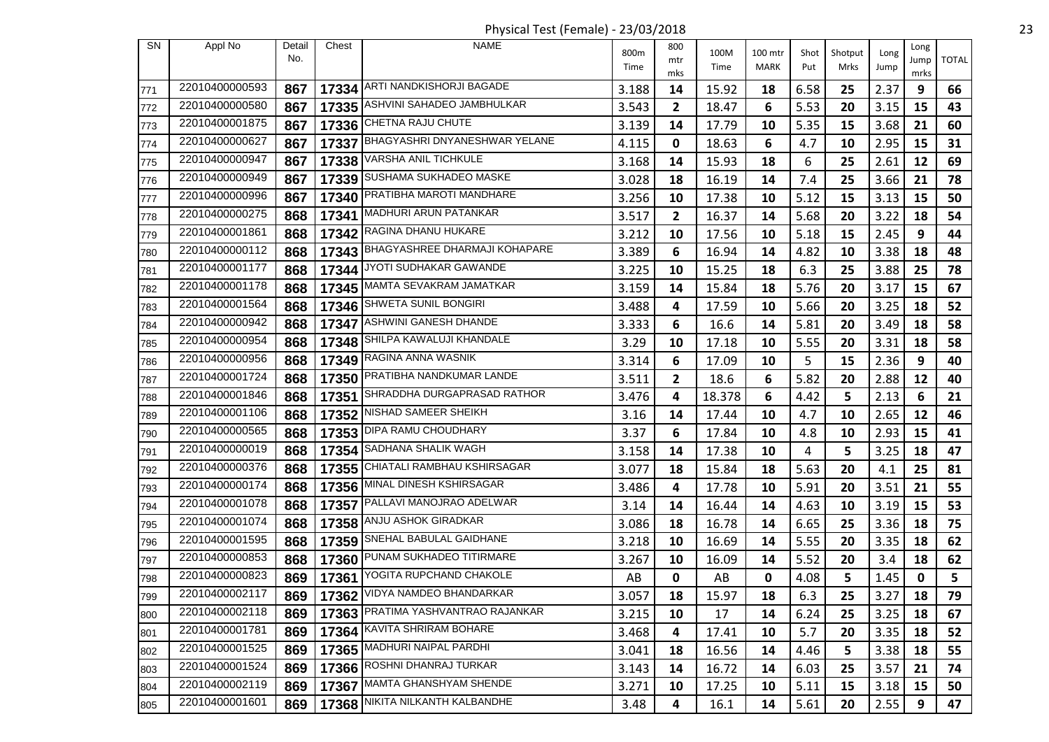Physical Test (Female) - 23/03/2018

| SN | Appl No | Detail No. | Chest | NAME | 800m Time | 800 mtr mks | 100M Time | 100 mtr MARK | Shot Put | Shotput Mrks | Long Jump | Long Jump mrks | TOTAL |
|---|---|---|---|---|---|---|---|---|---|---|---|---|---|
| 771 | 22010400000593 | 867 | 17334 | ARTI NANDKISHORJI BAGADE | 3.188 | 14 | 15.92 | 18 | 6.58 | 25 | 2.37 | 9 | 66 |
| 772 | 22010400000580 | 867 | 17335 | ASHVINI SAHADEO JAMBHULKAR | 3.543 | 2 | 18.47 | 6 | 5.53 | 20 | 3.15 | 15 | 43 |
| 773 | 22010400001875 | 867 | 17336 | CHETNA RAJU CHUTE | 3.139 | 14 | 17.79 | 10 | 5.35 | 15 | 3.68 | 21 | 60 |
| 774 | 22010400000627 | 867 | 17337 | BHAGYASHRI DNYANESHWAR YELANE | 4.115 | 0 | 18.63 | 6 | 4.7 | 10 | 2.95 | 15 | 31 |
| 775 | 22010400000947 | 867 | 17338 | VARSHA ANIL TICHKULE | 3.168 | 14 | 15.93 | 18 | 6 | 25 | 2.61 | 12 | 69 |
| 776 | 22010400000949 | 867 | 17339 | SUSHAMA SUKHADEO MASKE | 3.028 | 18 | 16.19 | 14 | 7.4 | 25 | 3.66 | 21 | 78 |
| 777 | 22010400000996 | 867 | 17340 | PRATIBHA MAROTI MANDHARE | 3.256 | 10 | 17.38 | 10 | 5.12 | 15 | 3.13 | 15 | 50 |
| 778 | 22010400000275 | 868 | 17341 | MADHURI ARUN PATANKAR | 3.517 | 2 | 16.37 | 14 | 5.68 | 20 | 3.22 | 18 | 54 |
| 779 | 22010400001861 | 868 | 17342 | RAGINA DHANU HUKARE | 3.212 | 10 | 17.56 | 10 | 5.18 | 15 | 2.45 | 9 | 44 |
| 780 | 22010400000112 | 868 | 17343 | BHAGYASHREE DHARMAJI KOHAPARE | 3.389 | 6 | 16.94 | 14 | 4.82 | 10 | 3.38 | 18 | 48 |
| 781 | 22010400001177 | 868 | 17344 | JYOTI SUDHAKAR GAWANDE | 3.225 | 10 | 15.25 | 18 | 6.3 | 25 | 3.88 | 25 | 78 |
| 782 | 22010400001178 | 868 | 17345 | MAMTA SEVAKRAM JAMATKAR | 3.159 | 14 | 15.84 | 18 | 5.76 | 20 | 3.17 | 15 | 67 |
| 783 | 22010400001564 | 868 | 17346 | SHWETA SUNIL BONGIRI | 3.488 | 4 | 17.59 | 10 | 5.66 | 20 | 3.25 | 18 | 52 |
| 784 | 22010400000942 | 868 | 17347 | ASHWINI GANESH DHANDE | 3.333 | 6 | 16.6 | 14 | 5.81 | 20 | 3.49 | 18 | 58 |
| 785 | 22010400000954 | 868 | 17348 | SHILPA KAWALUJI KHANDALE | 3.29 | 10 | 17.18 | 10 | 5.55 | 20 | 3.31 | 18 | 58 |
| 786 | 22010400000956 | 868 | 17349 | RAGINA ANNA WASNIK | 3.314 | 6 | 17.09 | 10 | 5 | 15 | 2.36 | 9 | 40 |
| 787 | 22010400001724 | 868 | 17350 | PRATIBHA NANDKUMAR LANDE | 3.511 | 2 | 18.6 | 6 | 5.82 | 20 | 2.88 | 12 | 40 |
| 788 | 22010400001846 | 868 | 17351 | SHRADDHA DURGAPRASAD RATHOR | 3.476 | 4 | 18.378 | 6 | 4.42 | 5 | 2.13 | 6 | 21 |
| 789 | 22010400001106 | 868 | 17352 | NISHAD SAMEER SHEIKH | 3.16 | 14 | 17.44 | 10 | 4.7 | 10 | 2.65 | 12 | 46 |
| 790 | 22010400000565 | 868 | 17353 | DIPA RAMU CHOUDHARY | 3.37 | 6 | 17.84 | 10 | 4.8 | 10 | 2.93 | 15 | 41 |
| 791 | 22010400000019 | 868 | 17354 | SADHANA SHALIK WAGH | 3.158 | 14 | 17.38 | 10 | 4 | 5 | 3.25 | 18 | 47 |
| 792 | 22010400000376 | 868 | 17355 | CHIATALI RAMBHAU KSHIRSAGAR | 3.077 | 18 | 15.84 | 18 | 5.63 | 20 | 4.1 | 25 | 81 |
| 793 | 22010400000174 | 868 | 17356 | MINAL DINESH KSHIRSAGAR | 3.486 | 4 | 17.78 | 10 | 5.91 | 20 | 3.51 | 21 | 55 |
| 794 | 22010400001078 | 868 | 17357 | PALLAVI MANOJRAO ADELWAR | 3.14 | 14 | 16.44 | 14 | 4.63 | 10 | 3.19 | 15 | 53 |
| 795 | 22010400001074 | 868 | 17358 | ANJU ASHOK GIRADKAR | 3.086 | 18 | 16.78 | 14 | 6.65 | 25 | 3.36 | 18 | 75 |
| 796 | 22010400001595 | 868 | 17359 | SNEHAL BABULAL GAIDHANE | 3.218 | 10 | 16.69 | 14 | 5.55 | 20 | 3.35 | 18 | 62 |
| 797 | 22010400000853 | 868 | 17360 | PUNAM SUKHADEO TITIRMARE | 3.267 | 10 | 16.09 | 14 | 5.52 | 20 | 3.4 | 18 | 62 |
| 798 | 22010400000823 | 869 | 17361 | YOGITA RUPCHAND CHAKOLE | AB | 0 | AB | 0 | 4.08 | 5 | 1.45 | 0 | 5 |
| 799 | 22010400002117 | 869 | 17362 | VIDYA NAMDEO BHANDARKAR | 3.057 | 18 | 15.97 | 18 | 6.3 | 25 | 3.27 | 18 | 79 |
| 800 | 22010400002118 | 869 | 17363 | PRATIMA YASHVANTRAO RAJANKAR | 3.215 | 10 | 17 | 14 | 6.24 | 25 | 3.25 | 18 | 67 |
| 801 | 22010400001781 | 869 | 17364 | KAVITA SHRIRAM BOHARE | 3.468 | 4 | 17.41 | 10 | 5.7 | 20 | 3.35 | 18 | 52 |
| 802 | 22010400001525 | 869 | 17365 | MADHURI NAIPAL PARDHI | 3.041 | 18 | 16.56 | 14 | 4.46 | 5 | 3.38 | 18 | 55 |
| 803 | 22010400001524 | 869 | 17366 | ROSHNI DHANRAJ TURKAR | 3.143 | 14 | 16.72 | 14 | 6.03 | 25 | 3.57 | 21 | 74 |
| 804 | 22010400002119 | 869 | 17367 | MAMTA GHANSHYAM SHENDE | 3.271 | 10 | 17.25 | 10 | 5.11 | 15 | 3.18 | 15 | 50 |
| 805 | 22010400001601 | 869 | 17368 | NIKITA NILKANTH KALBANDHE | 3.48 | 4 | 16.1 | 14 | 5.61 | 20 | 2.55 | 9 | 47 |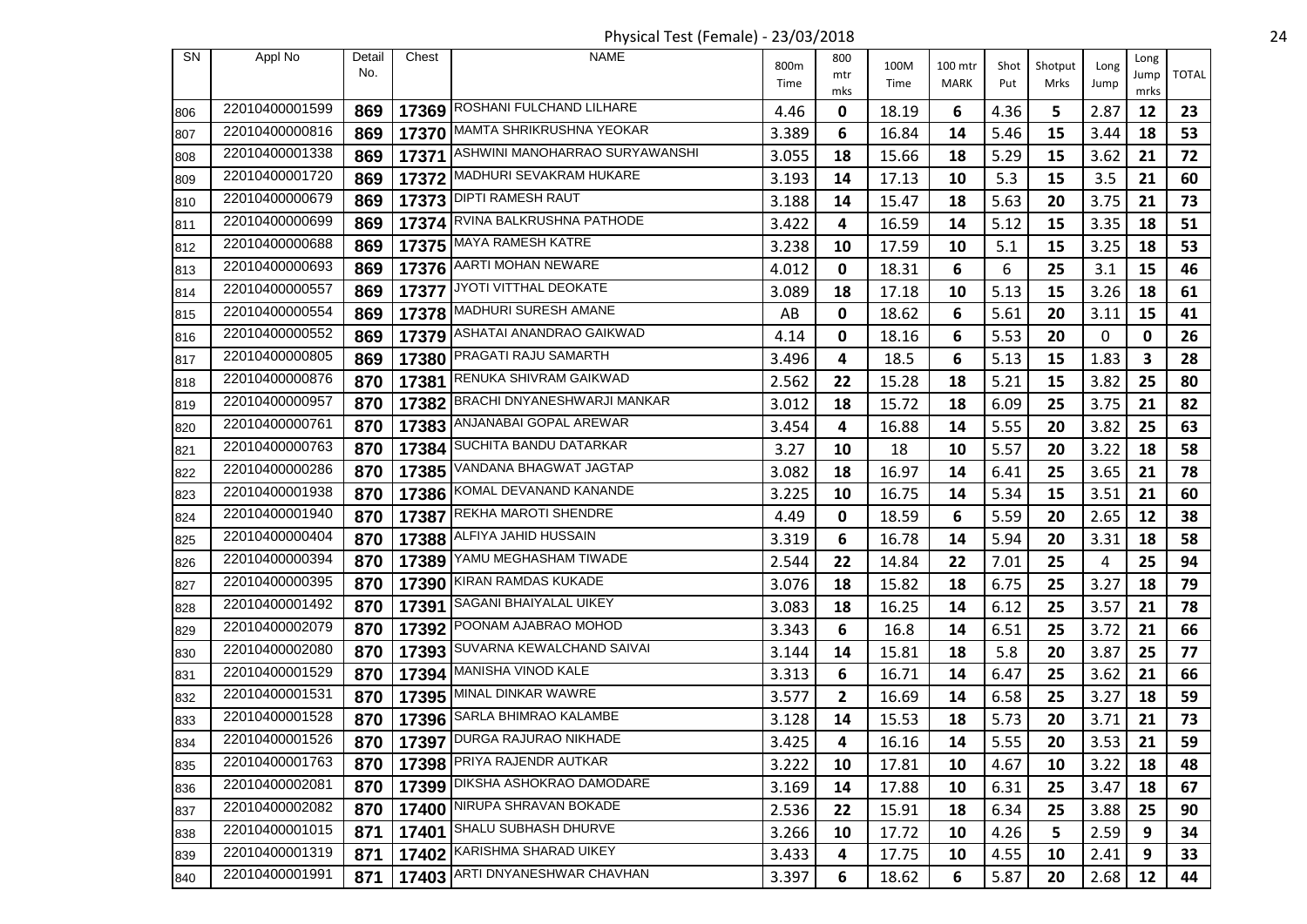Physical Test (Female) - 23/03/2018

| SN | Appl No | Detail No. | Chest | NAME | 800m Time | 800 mtr mks | 100M Time | 100 mtr MARK | Shot Put | Shotput Mrks | Long Jump | Long Jump mrks | TOTAL |
|---|---|---|---|---|---|---|---|---|---|---|---|---|---|
| 806 | 22010400001599 | 869 | 17369 | ROSHANI FULCHAND LILHARE | 4.46 | 0 | 18.19 | 6 | 4.36 | 5 | 2.87 | 12 | 23 |
| 807 | 22010400000816 | 869 | 17370 | MAMTA SHRIKRUSHNA YEOKAR | 3.389 | 6 | 16.84 | 14 | 5.46 | 15 | 3.44 | 18 | 53 |
| 808 | 22010400001338 | 869 | 17371 | ASHWINI MANOHARRAO SURYAWANSHI | 3.055 | 18 | 15.66 | 18 | 5.29 | 15 | 3.62 | 21 | 72 |
| 809 | 22010400001720 | 869 | 17372 | MADHURI SEVAKRAM HUKARE | 3.193 | 14 | 17.13 | 10 | 5.3 | 15 | 3.5 | 21 | 60 |
| 810 | 22010400000679 | 869 | 17373 | DIPTI RAMESH RAUT | 3.188 | 14 | 15.47 | 18 | 5.63 | 20 | 3.75 | 21 | 73 |
| 811 | 22010400000699 | 869 | 17374 | RVINA BALKRUSHNA PATHODE | 3.422 | 4 | 16.59 | 14 | 5.12 | 15 | 3.35 | 18 | 51 |
| 812 | 22010400000688 | 869 | 17375 | MAYA RAMESH KATRE | 3.238 | 10 | 17.59 | 10 | 5.1 | 15 | 3.25 | 18 | 53 |
| 813 | 22010400000693 | 869 | 17376 | AARTI MOHAN NEWARE | 4.012 | 0 | 18.31 | 6 | 6 | 25 | 3.1 | 15 | 46 |
| 814 | 22010400000557 | 869 | 17377 | JYOTI VITTHAL DEOKATE | 3.089 | 18 | 17.18 | 10 | 5.13 | 15 | 3.26 | 18 | 61 |
| 815 | 22010400000554 | 869 | 17378 | MADHURI SURESH AMANE | AB | 0 | 18.62 | 6 | 5.61 | 20 | 3.11 | 15 | 41 |
| 816 | 22010400000552 | 869 | 17379 | ASHATAI ANANDRAO GAIKWAD | 4.14 | 0 | 18.16 | 6 | 5.53 | 20 | 0 | 0 | 26 |
| 817 | 22010400000805 | 869 | 17380 | PRAGATI RAJU SAMARTH | 3.496 | 4 | 18.5 | 6 | 5.13 | 15 | 1.83 | 3 | 28 |
| 818 | 22010400000876 | 870 | 17381 | RENUKA SHIVRAM GAIKWAD | 2.562 | 22 | 15.28 | 18 | 5.21 | 15 | 3.82 | 25 | 80 |
| 819 | 22010400000957 | 870 | 17382 | BRACHI DNYANESHWARJI MANKAR | 3.012 | 18 | 15.72 | 18 | 6.09 | 25 | 3.75 | 21 | 82 |
| 820 | 22010400000761 | 870 | 17383 | ANJANABAI GOPAL AREWAR | 3.454 | 4 | 16.88 | 14 | 5.55 | 20 | 3.82 | 25 | 63 |
| 821 | 22010400000763 | 870 | 17384 | SUCHITA BANDU DATARKAR | 3.27 | 10 | 18 | 10 | 5.57 | 20 | 3.22 | 18 | 58 |
| 822 | 22010400000286 | 870 | 17385 | VANDANA BHAGWAT JAGTAP | 3.082 | 18 | 16.97 | 14 | 6.41 | 25 | 3.65 | 21 | 78 |
| 823 | 22010400001938 | 870 | 17386 | KOMAL DEVANAND KANANDE | 3.225 | 10 | 16.75 | 14 | 5.34 | 15 | 3.51 | 21 | 60 |
| 824 | 22010400001940 | 870 | 17387 | REKHA MAROTI SHENDRE | 4.49 | 0 | 18.59 | 6 | 5.59 | 20 | 2.65 | 12 | 38 |
| 825 | 22010400000404 | 870 | 17388 | ALFIYA JAHID HUSSAIN | 3.319 | 6 | 16.78 | 14 | 5.94 | 20 | 3.31 | 18 | 58 |
| 826 | 22010400000394 | 870 | 17389 | YAMU MEGHASHAM TIWADE | 2.544 | 22 | 14.84 | 22 | 7.01 | 25 | 4 | 25 | 94 |
| 827 | 22010400000395 | 870 | 17390 | KIRAN RAMDAS KUKADE | 3.076 | 18 | 15.82 | 18 | 6.75 | 25 | 3.27 | 18 | 79 |
| 828 | 22010400001492 | 870 | 17391 | SAGANI BHAIYALAL UIKEY | 3.083 | 18 | 16.25 | 14 | 6.12 | 25 | 3.57 | 21 | 78 |
| 829 | 22010400002079 | 870 | 17392 | POONAM AJABRAO MOHOD | 3.343 | 6 | 16.8 | 14 | 6.51 | 25 | 3.72 | 21 | 66 |
| 830 | 22010400002080 | 870 | 17393 | SUVARNA KEWALCHAND SAIVAI | 3.144 | 14 | 15.81 | 18 | 5.8 | 20 | 3.87 | 25 | 77 |
| 831 | 22010400001529 | 870 | 17394 | MANISHA VINOD KALE | 3.313 | 6 | 16.71 | 14 | 6.47 | 25 | 3.62 | 21 | 66 |
| 832 | 22010400001531 | 870 | 17395 | MINAL DINKAR WAWRE | 3.577 | 2 | 16.69 | 14 | 6.58 | 25 | 3.27 | 18 | 59 |
| 833 | 22010400001528 | 870 | 17396 | SARLA BHIMRAO KALAMBE | 3.128 | 14 | 15.53 | 18 | 5.73 | 20 | 3.71 | 21 | 73 |
| 834 | 22010400001526 | 870 | 17397 | DURGA RAJURAO NIKHADE | 3.425 | 4 | 16.16 | 14 | 5.55 | 20 | 3.53 | 21 | 59 |
| 835 | 22010400001763 | 870 | 17398 | PRIYA RAJENDR AUTKAR | 3.222 | 10 | 17.81 | 10 | 4.67 | 10 | 3.22 | 18 | 48 |
| 836 | 22010400002081 | 870 | 17399 | DIKSHA ASHOKRAO DAMODARE | 3.169 | 14 | 17.88 | 10 | 6.31 | 25 | 3.47 | 18 | 67 |
| 837 | 22010400002082 | 870 | 17400 | NIRUPA SHRAVAN BOKADE | 2.536 | 22 | 15.91 | 18 | 6.34 | 25 | 3.88 | 25 | 90 |
| 838 | 22010400001015 | 871 | 17401 | SHALU SUBHASH DHURVE | 3.266 | 10 | 17.72 | 10 | 4.26 | 5 | 2.59 | 9 | 34 |
| 839 | 22010400001319 | 871 | 17402 | KARISHMA SHARAD UIKEY | 3.433 | 4 | 17.75 | 10 | 4.55 | 10 | 2.41 | 9 | 33 |
| 840 | 22010400001991 | 871 | 17403 | ARTI DNYANESHWAR CHAVHAN | 3.397 | 6 | 18.62 | 6 | 5.87 | 20 | 2.68 | 12 | 44 |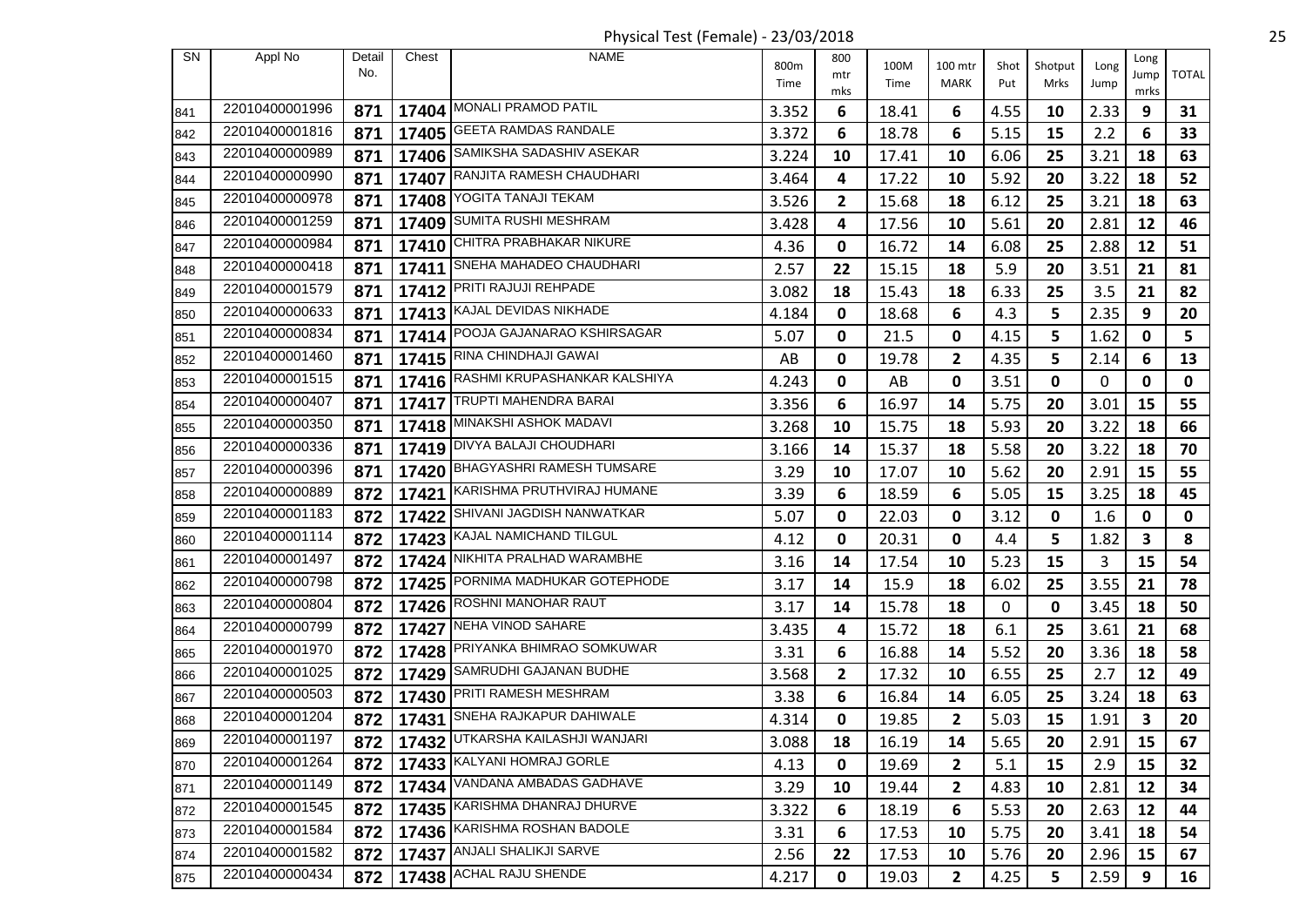Physical Test (Female) - 23/03/2018

| SN | Appl No | Detail No. | Chest | NAME | 800m Time | 800 mtr mks | 100M Time | 100 mtr MARK | Shot Put | Shotput Mrks | Long Jump | Long Jump mrks | TOTAL |
|---|---|---|---|---|---|---|---|---|---|---|---|---|---|
| 841 | 22010400001996 | 871 | 17404 | MONALI PRAMOD PATIL | 3.352 | 6 | 18.41 | 6 | 4.55 | 10 | 2.33 | 9 | 31 |
| 842 | 22010400001816 | 871 | 17405 | GEETA RAMDAS RANDALE | 3.372 | 6 | 18.78 | 6 | 5.15 | 15 | 2.2 | 6 | 33 |
| 843 | 22010400000989 | 871 | 17406 | SAMIKSHA SADASHIV ASEKAR | 3.224 | 10 | 17.41 | 10 | 6.06 | 25 | 3.21 | 18 | 63 |
| 844 | 22010400000990 | 871 | 17407 | RANJITA RAMESH CHAUDHARI | 3.464 | 4 | 17.22 | 10 | 5.92 | 20 | 3.22 | 18 | 52 |
| 845 | 22010400000978 | 871 | 17408 | YOGITA TANAJI TEKAM | 3.526 | 2 | 15.68 | 18 | 6.12 | 25 | 3.21 | 18 | 63 |
| 846 | 22010400001259 | 871 | 17409 | SUMITA RUSHI MESHRAM | 3.428 | 4 | 17.56 | 10 | 5.61 | 20 | 2.81 | 12 | 46 |
| 847 | 22010400000984 | 871 | 17410 | CHITRA PRABHAKAR NIKURE | 4.36 | 0 | 16.72 | 14 | 6.08 | 25 | 2.88 | 12 | 51 |
| 848 | 22010400000418 | 871 | 17411 | SNEHA MAHADEO CHAUDHARI | 2.57 | 22 | 15.15 | 18 | 5.9 | 20 | 3.51 | 21 | 81 |
| 849 | 22010400001579 | 871 | 17412 | PRITI RAJUJI REHPADE | 3.082 | 18 | 15.43 | 18 | 6.33 | 25 | 3.5 | 21 | 82 |
| 850 | 22010400000633 | 871 | 17413 | KAJAL DEVIDAS NIKHADE | 4.184 | 0 | 18.68 | 6 | 4.3 | 5 | 2.35 | 9 | 20 |
| 851 | 22010400000834 | 871 | 17414 | POOJA GAJANARAO KSHIRSAGAR | 5.07 | 0 | 21.5 | 0 | 4.15 | 5 | 1.62 | 0 | 5 |
| 852 | 22010400001460 | 871 | 17415 | RINA CHINDHAJI GAWAI | AB | 0 | 19.78 | 2 | 4.35 | 5 | 2.14 | 6 | 13 |
| 853 | 22010400001515 | 871 | 17416 | RASHMI KRUPASHANKAR KALSHIYA | 4.243 | 0 | AB | 0 | 3.51 | 0 | 0 | 0 | 0 |
| 854 | 22010400000407 | 871 | 17417 | TRUPTI MAHENDRA BARAI | 3.356 | 6 | 16.97 | 14 | 5.75 | 20 | 3.01 | 15 | 55 |
| 855 | 22010400000350 | 871 | 17418 | MINAKSHI ASHOK MADAVI | 3.268 | 10 | 15.75 | 18 | 5.93 | 20 | 3.22 | 18 | 66 |
| 856 | 22010400000336 | 871 | 17419 | DIVYA BALAJI CHOUDHARI | 3.166 | 14 | 15.37 | 18 | 5.58 | 20 | 3.22 | 18 | 70 |
| 857 | 22010400000396 | 871 | 17420 | BHAGYASHRI RAMESH TUMSARE | 3.29 | 10 | 17.07 | 10 | 5.62 | 20 | 2.91 | 15 | 55 |
| 858 | 22010400000889 | 872 | 17421 | KARISHMA PRUTHVIRAJ HUMANE | 3.39 | 6 | 18.59 | 6 | 5.05 | 15 | 3.25 | 18 | 45 |
| 859 | 22010400001183 | 872 | 17422 | SHIVANI JAGDISH NANWATKAR | 5.07 | 0 | 22.03 | 0 | 3.12 | 0 | 1.6 | 0 | 0 |
| 860 | 22010400001114 | 872 | 17423 | KAJAL NAMICHAND TILGUL | 4.12 | 0 | 20.31 | 0 | 4.4 | 5 | 1.82 | 3 | 8 |
| 861 | 22010400001497 | 872 | 17424 | NIKHITA PRALHAD WARAMBHE | 3.16 | 14 | 17.54 | 10 | 5.23 | 15 | 3 | 15 | 54 |
| 862 | 22010400000798 | 872 | 17425 | PORNIMA MADHUKAR GOTEPHODE | 3.17 | 14 | 15.9 | 18 | 6.02 | 25 | 3.55 | 21 | 78 |
| 863 | 22010400000804 | 872 | 17426 | ROSHNI MANOHAR RAUT | 3.17 | 14 | 15.78 | 18 | 0 | 0 | 3.45 | 18 | 50 |
| 864 | 22010400000799 | 872 | 17427 | NEHA VINOD SAHARE | 3.435 | 4 | 15.72 | 18 | 6.1 | 25 | 3.61 | 21 | 68 |
| 865 | 22010400001970 | 872 | 17428 | PRIYANKA BHIMRAO SOMKUWAR | 3.31 | 6 | 16.88 | 14 | 5.52 | 20 | 3.36 | 18 | 58 |
| 866 | 22010400001025 | 872 | 17429 | SAMRUDHI GAJANAN BUDHE | 3.568 | 2 | 17.32 | 10 | 6.55 | 25 | 2.7 | 12 | 49 |
| 867 | 22010400000503 | 872 | 17430 | PRITI RAMESH MESHRAM | 3.38 | 6 | 16.84 | 14 | 6.05 | 25 | 3.24 | 18 | 63 |
| 868 | 22010400001204 | 872 | 17431 | SNEHA RAJKAPUR DAHIWALE | 4.314 | 0 | 19.85 | 2 | 5.03 | 15 | 1.91 | 3 | 20 |
| 869 | 22010400001197 | 872 | 17432 | UTKARSHA KAILASHJI WANJARI | 3.088 | 18 | 16.19 | 14 | 5.65 | 20 | 2.91 | 15 | 67 |
| 870 | 22010400001264 | 872 | 17433 | KALYANI HOMRAJ GORLE | 4.13 | 0 | 19.69 | 2 | 5.1 | 15 | 2.9 | 15 | 32 |
| 871 | 22010400001149 | 872 | 17434 | VANDANA AMBADAS GADHAVE | 3.29 | 10 | 19.44 | 2 | 4.83 | 10 | 2.81 | 12 | 34 |
| 872 | 22010400001545 | 872 | 17435 | KARISHMA DHANRAJ DHURVE | 3.322 | 6 | 18.19 | 6 | 5.53 | 20 | 2.63 | 12 | 44 |
| 873 | 22010400001584 | 872 | 17436 | KARISHMA ROSHAN BADOLE | 3.31 | 6 | 17.53 | 10 | 5.75 | 20 | 3.41 | 18 | 54 |
| 874 | 22010400001582 | 872 | 17437 | ANJALI SHALIKJI SARVE | 2.56 | 22 | 17.53 | 10 | 5.76 | 20 | 2.96 | 15 | 67 |
| 875 | 22010400000434 | 872 | 17438 | ACHAL RAJU SHENDE | 4.217 | 0 | 19.03 | 2 | 4.25 | 5 | 2.59 | 9 | 16 |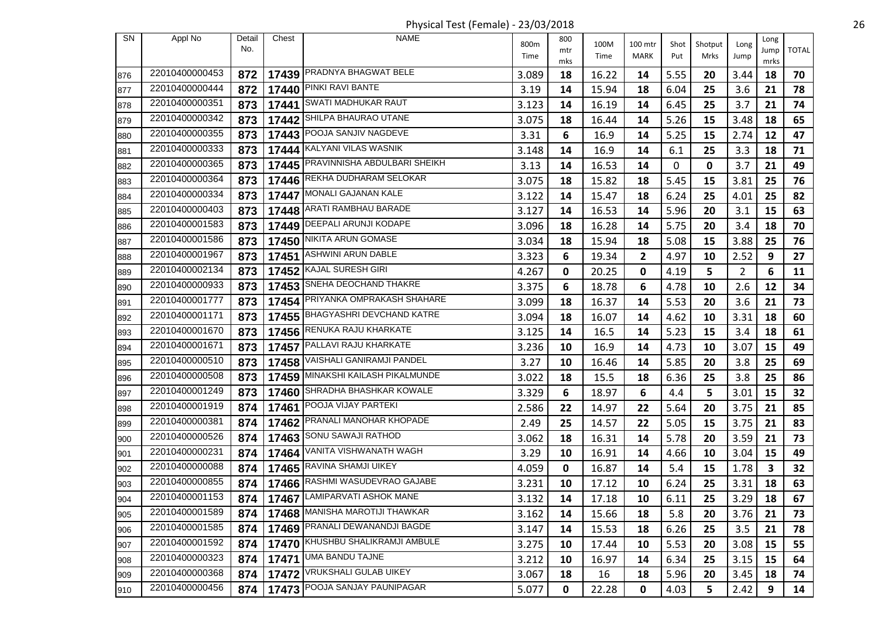Physical Test (Female) - 23/03/2018

| SN | Appl No | Detail No. | Chest | NAME | 800m Time | 800 mtr mks | 100M Time | 100 mtr MARK | Shot Put | Shotput Mrks | Long Jump | Long Jump mrks | TOTAL |
|---|---|---|---|---|---|---|---|---|---|---|---|---|---|
| 876 | 22010400000453 | 872 | 17439 | PRADNYA BHAGWAT BELE | 3.089 | 18 | 16.22 | 14 | 5.55 | 20 | 3.44 | 18 | 70 |
| 877 | 22010400000444 | 872 | 17440 | PINKI RAVI BANTE | 3.19 | 14 | 15.94 | 18 | 6.04 | 25 | 3.6 | 21 | 78 |
| 878 | 22010400000351 | 873 | 17441 | SWATI MADHUKAR RAUT | 3.123 | 14 | 16.19 | 14 | 6.45 | 25 | 3.7 | 21 | 74 |
| 879 | 22010400000342 | 873 | 17442 | SHILPA BHAURAO UTANE | 3.075 | 18 | 16.44 | 14 | 5.26 | 15 | 3.48 | 18 | 65 |
| 880 | 22010400000355 | 873 | 17443 | POOJA SANJIV NAGDEVE | 3.31 | 6 | 16.9 | 14 | 5.25 | 15 | 2.74 | 12 | 47 |
| 881 | 22010400000333 | 873 | 17444 | KALYANI VILAS WASNIK | 3.148 | 14 | 16.9 | 14 | 6.1 | 25 | 3.3 | 18 | 71 |
| 882 | 22010400000365 | 873 | 17445 | PRAVINNISHA ABDULBARI SHEIKH | 3.13 | 14 | 16.53 | 14 | 0 | 0 | 3.7 | 21 | 49 |
| 883 | 22010400000364 | 873 | 17446 | REKHA DUDHARAM SELOKAR | 3.075 | 18 | 15.82 | 18 | 5.45 | 15 | 3.81 | 25 | 76 |
| 884 | 22010400000334 | 873 | 17447 | MONALI GAJANAN KALE | 3.122 | 14 | 15.47 | 18 | 6.24 | 25 | 4.01 | 25 | 82 |
| 885 | 22010400000403 | 873 | 17448 | ARATI RAMBHAU BARADE | 3.127 | 14 | 16.53 | 14 | 5.96 | 20 | 3.1 | 15 | 63 |
| 886 | 22010400001583 | 873 | 17449 | DEEPALI ARUNJI KODAPE | 3.096 | 18 | 16.28 | 14 | 5.75 | 20 | 3.4 | 18 | 70 |
| 887 | 22010400001586 | 873 | 17450 | NIKITA ARUN GOMASE | 3.034 | 18 | 15.94 | 18 | 5.08 | 15 | 3.88 | 25 | 76 |
| 888 | 22010400001967 | 873 | 17451 | ASHWINI ARUN DABLE | 3.323 | 6 | 19.34 | 2 | 4.97 | 10 | 2.52 | 9 | 27 |
| 889 | 22010400002134 | 873 | 17452 | KAJAL SURESH GIRI | 4.267 | 0 | 20.25 | 0 | 4.19 | 5 | 2 | 6 | 11 |
| 890 | 22010400000933 | 873 | 17453 | SNEHA DEOCHAND THAKRE | 3.375 | 6 | 18.78 | 6 | 4.78 | 10 | 2.6 | 12 | 34 |
| 891 | 22010400001777 | 873 | 17454 | PRIYANKA OMPRAKASH SHAHARE | 3.099 | 18 | 16.37 | 14 | 5.53 | 20 | 3.6 | 21 | 73 |
| 892 | 22010400001171 | 873 | 17455 | BHAGYASHRI DEVCHAND KATRE | 3.094 | 18 | 16.07 | 14 | 4.62 | 10 | 3.31 | 18 | 60 |
| 893 | 22010400001670 | 873 | 17456 | RENUKA RAJU KHARKATE | 3.125 | 14 | 16.5 | 14 | 5.23 | 15 | 3.4 | 18 | 61 |
| 894 | 22010400001671 | 873 | 17457 | PALLAVI RAJU KHARKATE | 3.236 | 10 | 16.9 | 14 | 4.73 | 10 | 3.07 | 15 | 49 |
| 895 | 22010400000510 | 873 | 17458 | VAISHALI GANIRAMJI PANDEL | 3.27 | 10 | 16.46 | 14 | 5.85 | 20 | 3.8 | 25 | 69 |
| 896 | 22010400000508 | 873 | 17459 | MINAKSHI KAILASH PIKALMUNDE | 3.022 | 18 | 15.5 | 18 | 6.36 | 25 | 3.8 | 25 | 86 |
| 897 | 22010400001249 | 873 | 17460 | SHRADHA BHASHKAR KOWALE | 3.329 | 6 | 18.97 | 6 | 4.4 | 5 | 3.01 | 15 | 32 |
| 898 | 22010400001919 | 874 | 17461 | POOJA VIJAY PARTEKI | 2.586 | 22 | 14.97 | 22 | 5.64 | 20 | 3.75 | 21 | 85 |
| 899 | 22010400000381 | 874 | 17462 | PRANALI MANOHAR KHOPADE | 2.49 | 25 | 14.57 | 22 | 5.05 | 15 | 3.75 | 21 | 83 |
| 900 | 22010400000526 | 874 | 17463 | SONU SAWAJI RATHOD | 3.062 | 18 | 16.31 | 14 | 5.78 | 20 | 3.59 | 21 | 73 |
| 901 | 22010400000231 | 874 | 17464 | VANITA VISHWANATH WAGH | 3.29 | 10 | 16.91 | 14 | 4.66 | 10 | 3.04 | 15 | 49 |
| 902 | 22010400000088 | 874 | 17465 | RAVINA SHAMJI UIKEY | 4.059 | 0 | 16.87 | 14 | 5.4 | 15 | 1.78 | 3 | 32 |
| 903 | 22010400000855 | 874 | 17466 | RASHMI WASUDEVRAO GAJABE | 3.231 | 10 | 17.12 | 10 | 6.24 | 25 | 3.31 | 18 | 63 |
| 904 | 22010400001153 | 874 | 17467 | LAMIPARVATI ASHOK MANE | 3.132 | 14 | 17.18 | 10 | 6.11 | 25 | 3.29 | 18 | 67 |
| 905 | 22010400001589 | 874 | 17468 | MANISHA MAROTIJI THAWKAR | 3.162 | 14 | 15.66 | 18 | 5.8 | 20 | 3.76 | 21 | 73 |
| 906 | 22010400001585 | 874 | 17469 | PRANALI DEWANANDJI BAGDE | 3.147 | 14 | 15.53 | 18 | 6.26 | 25 | 3.5 | 21 | 78 |
| 907 | 22010400001592 | 874 | 17470 | KHUSHBU SHALIKRAMJI AMBULE | 3.275 | 10 | 17.44 | 10 | 5.53 | 20 | 3.08 | 15 | 55 |
| 908 | 22010400000323 | 874 | 17471 | UMA BANDU TAJNE | 3.212 | 10 | 16.97 | 14 | 6.34 | 25 | 3.15 | 15 | 64 |
| 909 | 22010400000368 | 874 | 17472 | VRUKSHALI GULAB UIKEY | 3.067 | 18 | 16 | 18 | 5.96 | 20 | 3.45 | 18 | 74 |
| 910 | 22010400000456 | 874 | 17473 | POOJA SANJAY PAUNIPAGAR | 5.077 | 0 | 22.28 | 0 | 4.03 | 5 | 2.42 | 9 | 14 |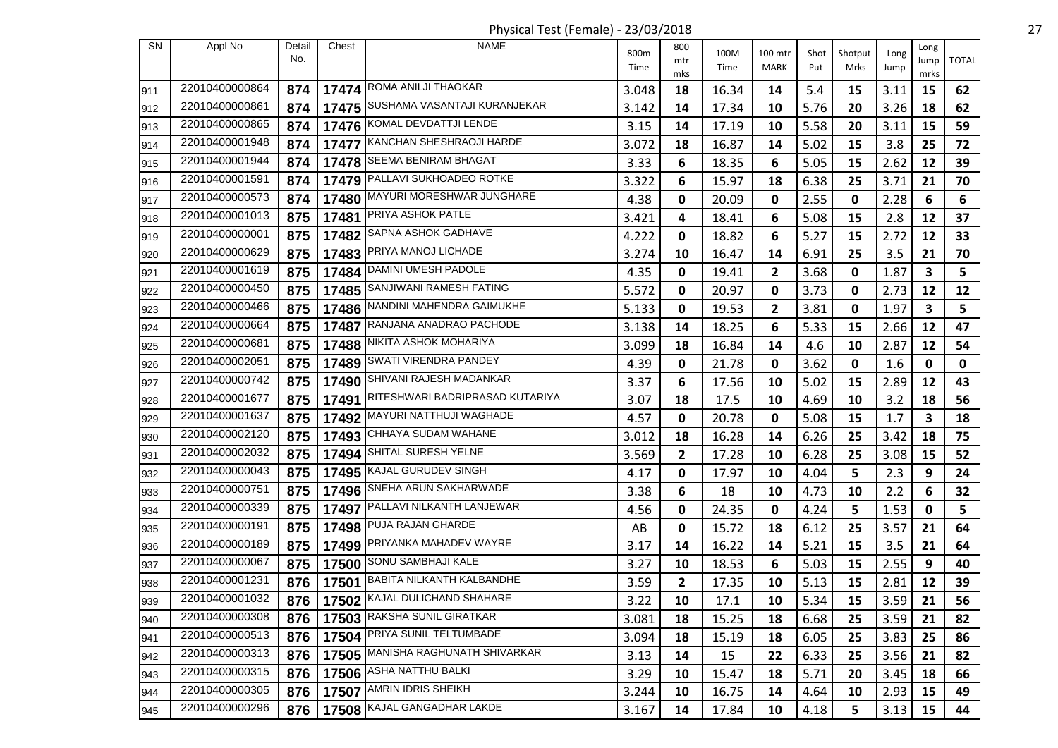Physical Test (Female) - 23/03/2018

| SN | Appl No | Detail No. | Chest | NAME | 800m Time | 800 mtr mks | 100M Time | 100 mtr MARK | Shot Put | Shotput Mrks | Long Jump | Long Jump mrks | TOTAL |
|---|---|---|---|---|---|---|---|---|---|---|---|---|---|
| 911 | 22010400000864 | 874 | 17474 | ROMA ANILJI THAOKAR | 3.048 | 18 | 16.34 | 14 | 5.4 | 15 | 3.11 | 15 | 62 |
| 912 | 22010400000861 | 874 | 17475 | SUSHAMA VASANTAJI KURANJEKAR | 3.142 | 14 | 17.34 | 10 | 5.76 | 20 | 3.26 | 18 | 62 |
| 913 | 22010400000865 | 874 | 17476 | KOMAL DEVDATTJI LENDE | 3.15 | 14 | 17.19 | 10 | 5.58 | 20 | 3.11 | 15 | 59 |
| 914 | 22010400001948 | 874 | 17477 | KANCHAN SHESHRAOJI HARDE | 3.072 | 18 | 16.87 | 14 | 5.02 | 15 | 3.8 | 25 | 72 |
| 915 | 22010400001944 | 874 | 17478 | SEEMA BENIRAM BHAGAT | 3.33 | 6 | 18.35 | 6 | 5.05 | 15 | 2.62 | 12 | 39 |
| 916 | 22010400001591 | 874 | 17479 | PALLAVI SUKHOADEO ROTKE | 3.322 | 6 | 15.97 | 18 | 6.38 | 25 | 3.71 | 21 | 70 |
| 917 | 22010400000573 | 874 | 17480 | MAYURI MORESHWAR JUNGHARE | 4.38 | 0 | 20.09 | 0 | 2.55 | 0 | 2.28 | 6 | 6 |
| 918 | 22010400001013 | 875 | 17481 | PRIYA ASHOK PATLE | 3.421 | 4 | 18.41 | 6 | 5.08 | 15 | 2.8 | 12 | 37 |
| 919 | 22010400000001 | 875 | 17482 | SAPNA ASHOK GADHAVE | 4.222 | 0 | 18.82 | 6 | 5.27 | 15 | 2.72 | 12 | 33 |
| 920 | 22010400000629 | 875 | 17483 | PRIYA MANOJ LICHADE | 3.274 | 10 | 16.47 | 14 | 6.91 | 25 | 3.5 | 21 | 70 |
| 921 | 22010400001619 | 875 | 17484 | DAMINI UMESH PADOLE | 4.35 | 0 | 19.41 | 2 | 3.68 | 0 | 1.87 | 3 | 5 |
| 922 | 22010400000450 | 875 | 17485 | SANJIWANI RAMESH FATING | 5.572 | 0 | 20.97 | 0 | 3.73 | 0 | 2.73 | 12 | 12 |
| 923 | 22010400000466 | 875 | 17486 | NANDINI MAHENDRA GAIMUKHE | 5.133 | 0 | 19.53 | 2 | 3.81 | 0 | 1.97 | 3 | 5 |
| 924 | 22010400000664 | 875 | 17487 | RANJANA ANADRAO PACHODE | 3.138 | 14 | 18.25 | 6 | 5.33 | 15 | 2.66 | 12 | 47 |
| 925 | 22010400000681 | 875 | 17488 | NIKITA ASHOK MOHARIYA | 3.099 | 18 | 16.84 | 14 | 4.6 | 10 | 2.87 | 12 | 54 |
| 926 | 22010400002051 | 875 | 17489 | SWATI VIRENDRA PANDEY | 4.39 | 0 | 21.78 | 0 | 3.62 | 0 | 1.6 | 0 | 0 |
| 927 | 22010400000742 | 875 | 17490 | SHIVANI RAJESH MADANKAR | 3.37 | 6 | 17.56 | 10 | 5.02 | 15 | 2.89 | 12 | 43 |
| 928 | 22010400001677 | 875 | 17491 | RITESHWARI BADRIPRASAD KUTARIYA | 3.07 | 18 | 17.5 | 10 | 4.69 | 10 | 3.2 | 18 | 56 |
| 929 | 22010400001637 | 875 | 17492 | MAYURI NATTHUJI WAGHADE | 4.57 | 0 | 20.78 | 0 | 5.08 | 15 | 1.7 | 3 | 18 |
| 930 | 22010400002120 | 875 | 17493 | CHHAYA SUDAM WAHANE | 3.012 | 18 | 16.28 | 14 | 6.26 | 25 | 3.42 | 18 | 75 |
| 931 | 22010400002032 | 875 | 17494 | SHITAL SURESH YELNE | 3.569 | 2 | 17.28 | 10 | 6.28 | 25 | 3.08 | 15 | 52 |
| 932 | 22010400000043 | 875 | 17495 | KAJAL GURUDEV SINGH | 4.17 | 0 | 17.97 | 10 | 4.04 | 5 | 2.3 | 9 | 24 |
| 933 | 22010400000751 | 875 | 17496 | SNEHA ARUN SAKHARWADE | 3.38 | 6 | 18 | 10 | 4.73 | 10 | 2.2 | 6 | 32 |
| 934 | 22010400000339 | 875 | 17497 | PALLAVI NILKANTH LANJEWAR | 4.56 | 0 | 24.35 | 0 | 4.24 | 5 | 1.53 | 0 | 5 |
| 935 | 22010400000191 | 875 | 17498 | PUJA RAJAN GHARDE | AB | 0 | 15.72 | 18 | 6.12 | 25 | 3.57 | 21 | 64 |
| 936 | 22010400000189 | 875 | 17499 | PRIYANKA MAHADEV WAYRE | 3.17 | 14 | 16.22 | 14 | 5.21 | 15 | 3.5 | 21 | 64 |
| 937 | 22010400000067 | 875 | 17500 | SONU SAMBHAJI KALE | 3.27 | 10 | 18.53 | 6 | 5.03 | 15 | 2.55 | 9 | 40 |
| 938 | 22010400001231 | 876 | 17501 | BABITA NILKANTH KALBANDHE | 3.59 | 2 | 17.35 | 10 | 5.13 | 15 | 2.81 | 12 | 39 |
| 939 | 22010400001032 | 876 | 17502 | KAJAL DULICHAND SHAHARE | 3.22 | 10 | 17.1 | 10 | 5.34 | 15 | 3.59 | 21 | 56 |
| 940 | 22010400000308 | 876 | 17503 | RAKSHA SUNIL GIRATKAR | 3.081 | 18 | 15.25 | 18 | 6.68 | 25 | 3.59 | 21 | 82 |
| 941 | 22010400000513 | 876 | 17504 | PRIYA SUNIL TELTUMBADE | 3.094 | 18 | 15.19 | 18 | 6.05 | 25 | 3.83 | 25 | 86 |
| 942 | 22010400000313 | 876 | 17505 | MANISHA RAGHUNATH SHIVARKAR | 3.13 | 14 | 15 | 22 | 6.33 | 25 | 3.56 | 21 | 82 |
| 943 | 22010400000315 | 876 | 17506 | ASHA NATTHU BALKI | 3.29 | 10 | 15.47 | 18 | 5.71 | 20 | 3.45 | 18 | 66 |
| 944 | 22010400000305 | 876 | 17507 | AMRIN IDRIS SHEIKH | 3.244 | 10 | 16.75 | 14 | 4.64 | 10 | 2.93 | 15 | 49 |
| 945 | 22010400000296 | 876 | 17508 | KAJAL GANGADHAR LAKDE | 3.167 | 14 | 17.84 | 10 | 4.18 | 5 | 3.13 | 15 | 44 |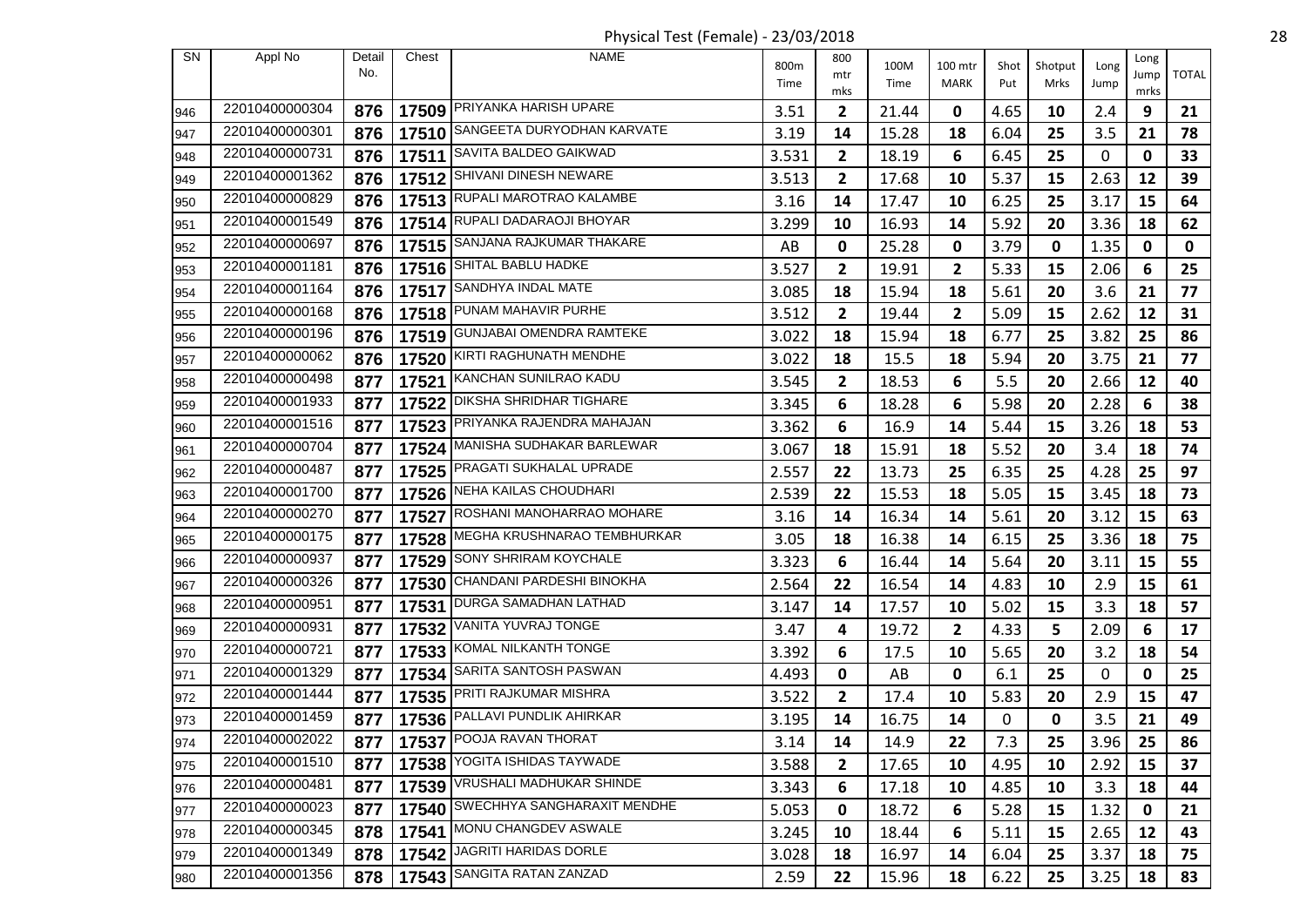Physical Test (Female) - 23/03/2018

| SN | Appl No | Detail No. | Chest | NAME | 800m Time | 800 mtr mks | 100M Time | 100 mtr MARK | Shot Put | Shotput Mrks | Long Jump | Long Jump mrks | TOTAL |
|---|---|---|---|---|---|---|---|---|---|---|---|---|---|
| 946 | 22010400000304 | 876 | 17509 | PRIYANKA HARISH UPARE | 3.51 | 2 | 21.44 | 0 | 4.65 | 10 | 2.4 | 9 | 21 |
| 947 | 22010400000301 | 876 | 17510 | SANGEETA DURYODHAN KARVATE | 3.19 | 14 | 15.28 | 18 | 6.04 | 25 | 3.5 | 21 | 78 |
| 948 | 22010400000731 | 876 | 17511 | SAVITA BALDEO GAIKWAD | 3.531 | 2 | 18.19 | 6 | 6.45 | 25 | 0 | 0 | 33 |
| 949 | 22010400001362 | 876 | 17512 | SHIVANI DINESH NEWARE | 3.513 | 2 | 17.68 | 10 | 5.37 | 15 | 2.63 | 12 | 39 |
| 950 | 22010400000829 | 876 | 17513 | RUPALI MAROTRAO KALAMBE | 3.16 | 14 | 17.47 | 10 | 6.25 | 25 | 3.17 | 15 | 64 |
| 951 | 22010400001549 | 876 | 17514 | RUPALI DADARAOJI BHOYAR | 3.299 | 10 | 16.93 | 14 | 5.92 | 20 | 3.36 | 18 | 62 |
| 952 | 22010400000697 | 876 | 17515 | SANJANA RAJKUMAR THAKARE | AB | 0 | 25.28 | 0 | 3.79 | 0 | 1.35 | 0 | 0 |
| 953 | 22010400001181 | 876 | 17516 | SHITAL BABLU HADKE | 3.527 | 2 | 19.91 | 2 | 5.33 | 15 | 2.06 | 6 | 25 |
| 954 | 22010400001164 | 876 | 17517 | SANDHYA INDAL MATE | 3.085 | 18 | 15.94 | 18 | 5.61 | 20 | 3.6 | 21 | 77 |
| 955 | 22010400000168 | 876 | 17518 | PUNAM MAHAVIR PURHE | 3.512 | 2 | 19.44 | 2 | 5.09 | 15 | 2.62 | 12 | 31 |
| 956 | 22010400000196 | 876 | 17519 | GUNJABAI OMENDRA RAMTEKE | 3.022 | 18 | 15.94 | 18 | 6.77 | 25 | 3.82 | 25 | 86 |
| 957 | 22010400000062 | 876 | 17520 | KIRTI RAGHUNATH MENDHE | 3.022 | 18 | 15.5 | 18 | 5.94 | 20 | 3.75 | 21 | 77 |
| 958 | 22010400000498 | 877 | 17521 | KANCHAN SUNILRAO KADU | 3.545 | 2 | 18.53 | 6 | 5.5 | 20 | 2.66 | 12 | 40 |
| 959 | 22010400001933 | 877 | 17522 | DIKSHA SHRIDHAR TIGHARE | 3.345 | 6 | 18.28 | 6 | 5.98 | 20 | 2.28 | 6 | 38 |
| 960 | 22010400001516 | 877 | 17523 | PRIYANKA RAJENDRA MAHAJAN | 3.362 | 6 | 16.9 | 14 | 5.44 | 15 | 3.26 | 18 | 53 |
| 961 | 22010400000704 | 877 | 17524 | MANISHA SUDHAKAR BARLEWAR | 3.067 | 18 | 15.91 | 18 | 5.52 | 20 | 3.4 | 18 | 74 |
| 962 | 22010400000487 | 877 | 17525 | PRAGATI SUKHALAL UPRADE | 2.557 | 22 | 13.73 | 25 | 6.35 | 25 | 4.28 | 25 | 97 |
| 963 | 22010400001700 | 877 | 17526 | NEHA KAILAS CHOUDHARI | 2.539 | 22 | 15.53 | 18 | 5.05 | 15 | 3.45 | 18 | 73 |
| 964 | 22010400000270 | 877 | 17527 | ROSHANI MANOHARRAO MOHARE | 3.16 | 14 | 16.34 | 14 | 5.61 | 20 | 3.12 | 15 | 63 |
| 965 | 22010400000175 | 877 | 17528 | MEGHA KRUSHNARAO TEMBHURKAR | 3.05 | 18 | 16.38 | 14 | 6.15 | 25 | 3.36 | 18 | 75 |
| 966 | 22010400000937 | 877 | 17529 | SONY SHRIRAM KOYCHALE | 3.323 | 6 | 16.44 | 14 | 5.64 | 20 | 3.11 | 15 | 55 |
| 967 | 22010400000326 | 877 | 17530 | CHANDANI PARDESHI BINOKHA | 2.564 | 22 | 16.54 | 14 | 4.83 | 10 | 2.9 | 15 | 61 |
| 968 | 22010400000951 | 877 | 17531 | DURGA SAMADHAN LATHAD | 3.147 | 14 | 17.57 | 10 | 5.02 | 15 | 3.3 | 18 | 57 |
| 969 | 22010400000931 | 877 | 17532 | VANITA YUVRAJ TONGE | 3.47 | 4 | 19.72 | 2 | 4.33 | 5 | 2.09 | 6 | 17 |
| 970 | 22010400000721 | 877 | 17533 | KOMAL NILKANTH TONGE | 3.392 | 6 | 17.5 | 10 | 5.65 | 20 | 3.2 | 18 | 54 |
| 971 | 22010400001329 | 877 | 17534 | SARITA SANTOSH PASWAN | 4.493 | 0 | AB | 0 | 6.1 | 25 | 0 | 0 | 25 |
| 972 | 22010400001444 | 877 | 17535 | PRITI RAJKUMAR MISHRA | 3.522 | 2 | 17.4 | 10 | 5.83 | 20 | 2.9 | 15 | 47 |
| 973 | 22010400001459 | 877 | 17536 | PALLAVI PUNDLIK AHIRKAR | 3.195 | 14 | 16.75 | 14 | 0 | 0 | 3.5 | 21 | 49 |
| 974 | 22010400002022 | 877 | 17537 | POOJA RAVAN THORAT | 3.14 | 14 | 14.9 | 22 | 7.3 | 25 | 3.96 | 25 | 86 |
| 975 | 22010400001510 | 877 | 17538 | YOGITA ISHIDAS TAYWADE | 3.588 | 2 | 17.65 | 10 | 4.95 | 10 | 2.92 | 15 | 37 |
| 976 | 22010400000481 | 877 | 17539 | VRUSHALI MADHUKAR SHINDE | 3.343 | 6 | 17.18 | 10 | 4.85 | 10 | 3.3 | 18 | 44 |
| 977 | 22010400000023 | 877 | 17540 | SWECHHYA SANGHARAXIT MENDHE | 5.053 | 0 | 18.72 | 6 | 5.28 | 15 | 1.32 | 0 | 21 |
| 978 | 22010400000345 | 878 | 17541 | MONU CHANGDEV ASWALE | 3.245 | 10 | 18.44 | 6 | 5.11 | 15 | 2.65 | 12 | 43 |
| 979 | 22010400001349 | 878 | 17542 | JAGRITI HARIDAS DORLE | 3.028 | 18 | 16.97 | 14 | 6.04 | 25 | 3.37 | 18 | 75 |
| 980 | 22010400001356 | 878 | 17543 | SANGITA RATAN ZANZAD | 2.59 | 22 | 15.96 | 18 | 6.22 | 25 | 3.25 | 18 | 83 |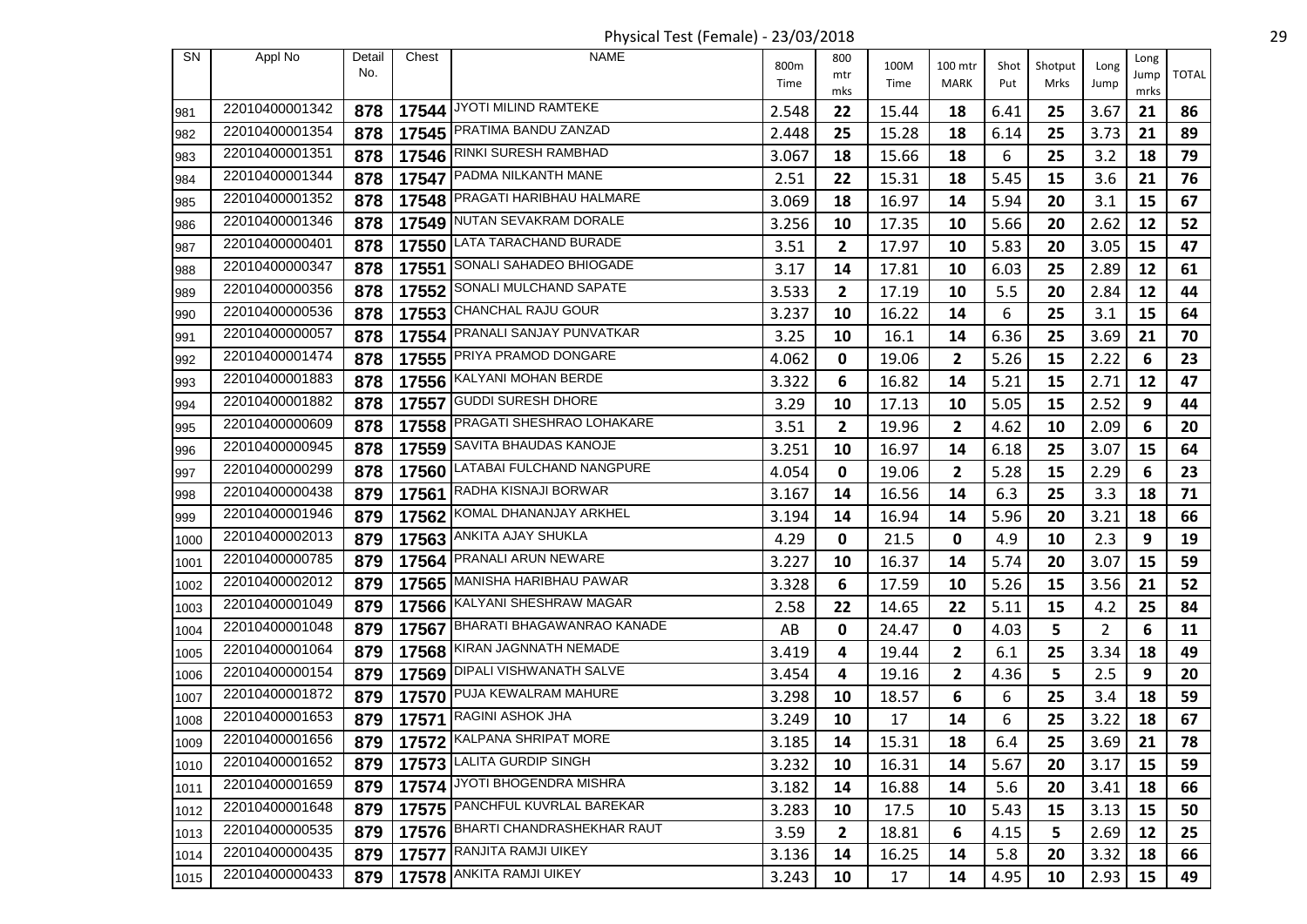Physical Test (Female) - 23/03/2018

| SN | Appl No | Detail No. | Chest | NAME | 800m Time | 800 mtr mks | 100M Time | 100 mtr MARK | Shot Put | Shotput Mrks | Long Jump | Long Jump mrks | TOTAL |
|---|---|---|---|---|---|---|---|---|---|---|---|---|---|
| 981 | 22010400001342 | 878 | 17544 | JYOTI MILIND RAMTEKE | 2.548 | 22 | 15.44 | 18 | 6.41 | 25 | 3.67 | 21 | 86 |
| 982 | 22010400001354 | 878 | 17545 | PRATIMA BANDU ZANZAD | 2.448 | 25 | 15.28 | 18 | 6.14 | 25 | 3.73 | 21 | 89 |
| 983 | 22010400001351 | 878 | 17546 | RINKI SURESH RAMBHAD | 3.067 | 18 | 15.66 | 18 | 6 | 25 | 3.2 | 18 | 79 |
| 984 | 22010400001344 | 878 | 17547 | PADMA NILKANTH MANE | 2.51 | 22 | 15.31 | 18 | 5.45 | 15 | 3.6 | 21 | 76 |
| 985 | 22010400001352 | 878 | 17548 | PRAGATI HARIBHAU HALMARE | 3.069 | 18 | 16.97 | 14 | 5.94 | 20 | 3.1 | 15 | 67 |
| 986 | 22010400001346 | 878 | 17549 | NUTAN SEVAKRAM DORALE | 3.256 | 10 | 17.35 | 10 | 5.66 | 20 | 2.62 | 12 | 52 |
| 987 | 22010400000401 | 878 | 17550 | LATA TARACHAND BURADE | 3.51 | 2 | 17.97 | 10 | 5.83 | 20 | 3.05 | 15 | 47 |
| 988 | 22010400000347 | 878 | 17551 | SONALI SAHADEO BHIOGADE | 3.17 | 14 | 17.81 | 10 | 6.03 | 25 | 2.89 | 12 | 61 |
| 989 | 22010400000356 | 878 | 17552 | SONALI MULCHAND SAPATE | 3.533 | 2 | 17.19 | 10 | 5.5 | 20 | 2.84 | 12 | 44 |
| 990 | 22010400000536 | 878 | 17553 | CHANCHAL RAJU GOUR | 3.237 | 10 | 16.22 | 14 | 6 | 25 | 3.1 | 15 | 64 |
| 991 | 22010400000057 | 878 | 17554 | PRANALI SANJAY PUNVATKAR | 3.25 | 10 | 16.1 | 14 | 6.36 | 25 | 3.69 | 21 | 70 |
| 992 | 22010400001474 | 878 | 17555 | PRIYA PRAMOD DONGARE | 4.062 | 0 | 19.06 | 2 | 5.26 | 15 | 2.22 | 6 | 23 |
| 993 | 22010400001883 | 878 | 17556 | KALYANI MOHAN BERDE | 3.322 | 6 | 16.82 | 14 | 5.21 | 15 | 2.71 | 12 | 47 |
| 994 | 22010400001882 | 878 | 17557 | GUDDI SURESH DHORE | 3.29 | 10 | 17.13 | 10 | 5.05 | 15 | 2.52 | 9 | 44 |
| 995 | 22010400000609 | 878 | 17558 | PRAGATI SHESHRAO LOHAKARE | 3.51 | 2 | 19.96 | 2 | 4.62 | 10 | 2.09 | 6 | 20 |
| 996 | 22010400000945 | 878 | 17559 | SAVITA BHAUDAS KANOJE | 3.251 | 10 | 16.97 | 14 | 6.18 | 25 | 3.07 | 15 | 64 |
| 997 | 22010400000299 | 878 | 17560 | LATABAI FULCHAND NANGPURE | 4.054 | 0 | 19.06 | 2 | 5.28 | 15 | 2.29 | 6 | 23 |
| 998 | 22010400000438 | 879 | 17561 | RADHA KISNAJI BORWAR | 3.167 | 14 | 16.56 | 14 | 6.3 | 25 | 3.3 | 18 | 71 |
| 999 | 22010400001946 | 879 | 17562 | KOMAL DHANANJAY ARKHEL | 3.194 | 14 | 16.94 | 14 | 5.96 | 20 | 3.21 | 18 | 66 |
| 1000 | 22010400002013 | 879 | 17563 | ANKITA AJAY SHUKLA | 4.29 | 0 | 21.5 | 0 | 4.9 | 10 | 2.3 | 9 | 19 |
| 1001 | 22010400000785 | 879 | 17564 | PRANALI ARUN NEWARE | 3.227 | 10 | 16.37 | 14 | 5.74 | 20 | 3.07 | 15 | 59 |
| 1002 | 22010400002012 | 879 | 17565 | MANISHA HARIBHAU PAWAR | 3.328 | 6 | 17.59 | 10 | 5.26 | 15 | 3.56 | 21 | 52 |
| 1003 | 22010400001049 | 879 | 17566 | KALYANI SHESHRAW MAGAR | 2.58 | 22 | 14.65 | 22 | 5.11 | 15 | 4.2 | 25 | 84 |
| 1004 | 22010400001048 | 879 | 17567 | BHARATI BHAGAWANRAO KANADE | AB | 0 | 24.47 | 0 | 4.03 | 5 | 2 | 6 | 11 |
| 1005 | 22010400001064 | 879 | 17568 | KIRAN JAGNNATH NEMADE | 3.419 | 4 | 19.44 | 2 | 6.1 | 25 | 3.34 | 18 | 49 |
| 1006 | 22010400000154 | 879 | 17569 | DIPALI VISHWANATH SALVE | 3.454 | 4 | 19.16 | 2 | 4.36 | 5 | 2.5 | 9 | 20 |
| 1007 | 22010400001872 | 879 | 17570 | PUJA KEWALRAM MAHURE | 3.298 | 10 | 18.57 | 6 | 6 | 25 | 3.4 | 18 | 59 |
| 1008 | 22010400001653 | 879 | 17571 | RAGINI ASHOK JHA | 3.249 | 10 | 17 | 14 | 6 | 25 | 3.22 | 18 | 67 |
| 1009 | 22010400001656 | 879 | 17572 | KALPANA SHRIPAT MORE | 3.185 | 14 | 15.31 | 18 | 6.4 | 25 | 3.69 | 21 | 78 |
| 1010 | 22010400001652 | 879 | 17573 | LALITA GURDIP SINGH | 3.232 | 10 | 16.31 | 14 | 5.67 | 20 | 3.17 | 15 | 59 |
| 1011 | 22010400001659 | 879 | 17574 | JYOTI BHOGENDRA MISHRA | 3.182 | 14 | 16.88 | 14 | 5.6 | 20 | 3.41 | 18 | 66 |
| 1012 | 22010400001648 | 879 | 17575 | PANCHFUL KUVRLAL BAREKAR | 3.283 | 10 | 17.5 | 10 | 5.43 | 15 | 3.13 | 15 | 50 |
| 1013 | 22010400000535 | 879 | 17576 | BHARTI CHANDRASHEKHAR RAUT | 3.59 | 2 | 18.81 | 6 | 4.15 | 5 | 2.69 | 12 | 25 |
| 1014 | 22010400000435 | 879 | 17577 | RANJITA RAMJI UIKEY | 3.136 | 14 | 16.25 | 14 | 5.8 | 20 | 3.32 | 18 | 66 |
| 1015 | 22010400000433 | 879 | 17578 | ANKITA RAMJI UIKEY | 3.243 | 10 | 17 | 14 | 4.95 | 10 | 2.93 | 15 | 49 |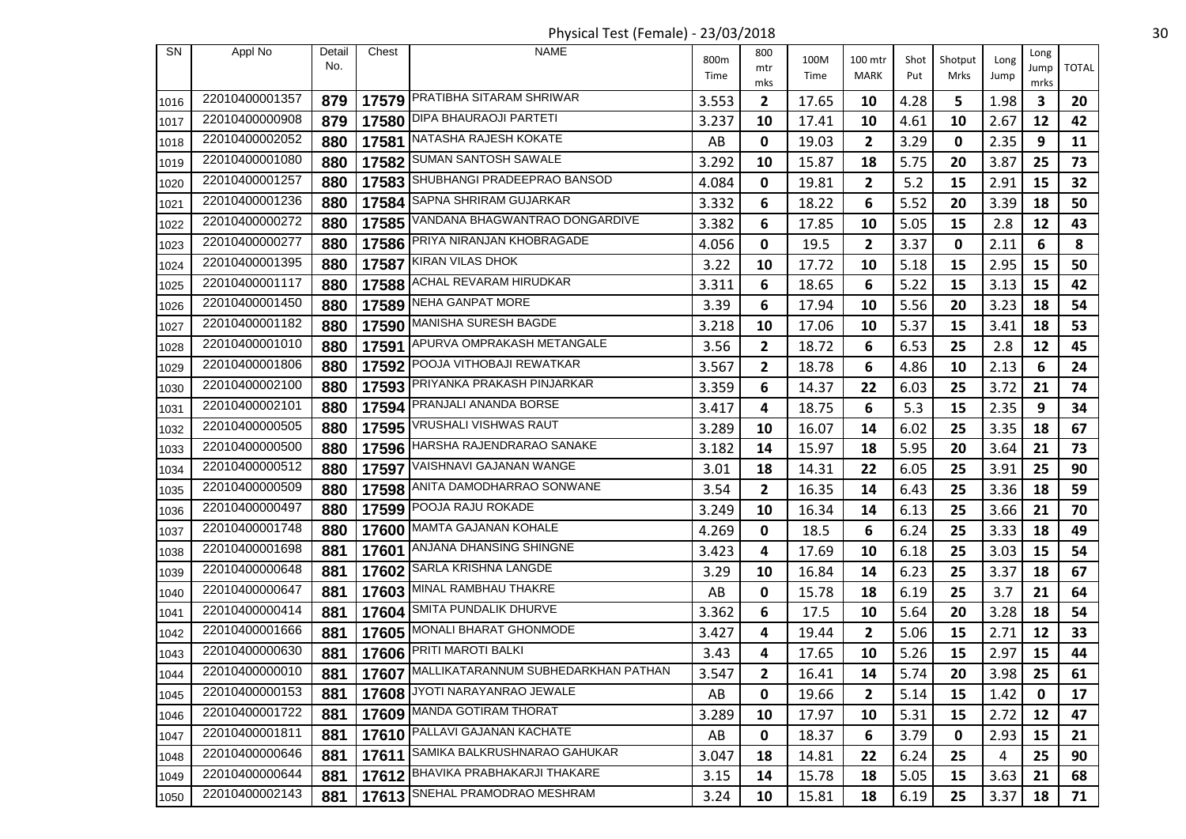Physical Test (Female) - 23/03/2018

| SN | Appl No | Detail No. | Chest | NAME | 800m Time | 800 mtr mks | 100M Time | 100 mtr MARK | Shot Put | Shotput Mrks | Long Jump | Long Jump mrks | TOTAL |
|---|---|---|---|---|---|---|---|---|---|---|---|---|---|
| 1016 | 22010400001357 | 879 | 17579 | PRATIBHA SITARAM SHRIWAR | 3.553 | 2 | 17.65 | 10 | 4.28 | 5 | 1.98 | 3 | 20 |
| 1017 | 22010400000908 | 879 | 17580 | DIPA BHAURAOJI PARTETI | 3.237 | 10 | 17.41 | 10 | 4.61 | 10 | 2.67 | 12 | 42 |
| 1018 | 22010400002052 | 880 | 17581 | NATASHA RAJESH KOKATE | AB | 0 | 19.03 | 2 | 3.29 | 0 | 2.35 | 9 | 11 |
| 1019 | 22010400001080 | 880 | 17582 | SUMAN SANTOSH SAWALE | 3.292 | 10 | 15.87 | 18 | 5.75 | 20 | 3.87 | 25 | 73 |
| 1020 | 22010400001257 | 880 | 17583 | SHUBHANGI PRADEEPRAO BANSOD | 4.084 | 0 | 19.81 | 2 | 5.2 | 15 | 2.91 | 15 | 32 |
| 1021 | 22010400001236 | 880 | 17584 | SAPNA SHRIRAM GUJARKAR | 3.332 | 6 | 18.22 | 6 | 5.52 | 20 | 3.39 | 18 | 50 |
| 1022 | 22010400000272 | 880 | 17585 | VANDANA BHAGWANTRAO DONGARDIVE | 3.382 | 6 | 17.85 | 10 | 5.05 | 15 | 2.8 | 12 | 43 |
| 1023 | 22010400000277 | 880 | 17586 | PRIYA NIRANJAN KHOBRAGADE | 4.056 | 0 | 19.5 | 2 | 3.37 | 0 | 2.11 | 6 | 8 |
| 1024 | 22010400001395 | 880 | 17587 | KIRAN VILAS DHOK | 3.22 | 10 | 17.72 | 10 | 5.18 | 15 | 2.95 | 15 | 50 |
| 1025 | 22010400001117 | 880 | 17588 | ACHAL REVARAM HIRUDKAR | 3.311 | 6 | 18.65 | 6 | 5.22 | 15 | 3.13 | 15 | 42 |
| 1026 | 22010400001450 | 880 | 17589 | NEHA GANPAT MORE | 3.39 | 6 | 17.94 | 10 | 5.56 | 20 | 3.23 | 18 | 54 |
| 1027 | 22010400001182 | 880 | 17590 | MANISHA SURESH BAGDE | 3.218 | 10 | 17.06 | 10 | 5.37 | 15 | 3.41 | 18 | 53 |
| 1028 | 22010400001010 | 880 | 17591 | APURVA OMPRAKASH METANGALE | 3.56 | 2 | 18.72 | 6 | 6.53 | 25 | 2.8 | 12 | 45 |
| 1029 | 22010400001806 | 880 | 17592 | POOJA VITHOBAJI REWATKAR | 3.567 | 2 | 18.78 | 6 | 4.86 | 10 | 2.13 | 6 | 24 |
| 1030 | 22010400002100 | 880 | 17593 | PRIYANKA PRAKASH PINJARKAR | 3.359 | 6 | 14.37 | 22 | 6.03 | 25 | 3.72 | 21 | 74 |
| 1031 | 22010400002101 | 880 | 17594 | PRANJALI ANANDA BORSE | 3.417 | 4 | 18.75 | 6 | 5.3 | 15 | 2.35 | 9 | 34 |
| 1032 | 22010400000505 | 880 | 17595 | VRUSHALI VISHWAS RAUT | 3.289 | 10 | 16.07 | 14 | 6.02 | 25 | 3.35 | 18 | 67 |
| 1033 | 22010400000500 | 880 | 17596 | HARSHA RAJENDRARAO SANAKE | 3.182 | 14 | 15.97 | 18 | 5.95 | 20 | 3.64 | 21 | 73 |
| 1034 | 22010400000512 | 880 | 17597 | VAISHNAVI GAJANAN WANGE | 3.01 | 18 | 14.31 | 22 | 6.05 | 25 | 3.91 | 25 | 90 |
| 1035 | 22010400000509 | 880 | 17598 | ANITA DAMODHARRAO SONWANE | 3.54 | 2 | 16.35 | 14 | 6.43 | 25 | 3.36 | 18 | 59 |
| 1036 | 22010400000497 | 880 | 17599 | POOJA RAJU ROKADE | 3.249 | 10 | 16.34 | 14 | 6.13 | 25 | 3.66 | 21 | 70 |
| 1037 | 22010400001748 | 880 | 17600 | MAMTA GAJANAN KOHALE | 4.269 | 0 | 18.5 | 6 | 6.24 | 25 | 3.33 | 18 | 49 |
| 1038 | 22010400001698 | 881 | 17601 | ANJANA DHANSING SHINGNE | 3.423 | 4 | 17.69 | 10 | 6.18 | 25 | 3.03 | 15 | 54 |
| 1039 | 22010400000648 | 881 | 17602 | SARLA KRISHNA LANGDE | 3.29 | 10 | 16.84 | 14 | 6.23 | 25 | 3.37 | 18 | 67 |
| 1040 | 22010400000647 | 881 | 17603 | MINAL RAMBHAU THAKRE | AB | 0 | 15.78 | 18 | 6.19 | 25 | 3.7 | 21 | 64 |
| 1041 | 22010400000414 | 881 | 17604 | SMITA PUNDALIK DHURVE | 3.362 | 6 | 17.5 | 10 | 5.64 | 20 | 3.28 | 18 | 54 |
| 1042 | 22010400001666 | 881 | 17605 | MONALI BHARAT GHONMODE | 3.427 | 4 | 19.44 | 2 | 5.06 | 15 | 2.71 | 12 | 33 |
| 1043 | 22010400000630 | 881 | 17606 | PRITI MAROTI BALKI | 3.43 | 4 | 17.65 | 10 | 5.26 | 15 | 2.97 | 15 | 44 |
| 1044 | 22010400000010 | 881 | 17607 | MALLIKATARANNUM SUBHEDARKHAN PATHAN | 3.547 | 2 | 16.41 | 14 | 5.74 | 20 | 3.98 | 25 | 61 |
| 1045 | 22010400000153 | 881 | 17608 | JYOTI NARAYANRAO JEWALE | AB | 0 | 19.66 | 2 | 5.14 | 15 | 1.42 | 0 | 17 |
| 1046 | 22010400001722 | 881 | 17609 | MANDA GOTIRAM THORAT | 3.289 | 10 | 17.97 | 10 | 5.31 | 15 | 2.72 | 12 | 47 |
| 1047 | 22010400001811 | 881 | 17610 | PALLAVI GAJANAN KACHATE | AB | 0 | 18.37 | 6 | 3.79 | 0 | 2.93 | 15 | 21 |
| 1048 | 22010400000646 | 881 | 17611 | SAMIKA BALKRUSHNARAO GAHUKAR | 3.047 | 18 | 14.81 | 22 | 6.24 | 25 | 4 | 25 | 90 |
| 1049 | 22010400000644 | 881 | 17612 | BHAVIKA PRABHAKARJI THAKARE | 3.15 | 14 | 15.78 | 18 | 5.05 | 15 | 3.63 | 21 | 68 |
| 1050 | 22010400002143 | 881 | 17613 | SNEHAL PRAMODRAO MESHRAM | 3.24 | 10 | 15.81 | 18 | 6.19 | 25 | 3.37 | 18 | 71 |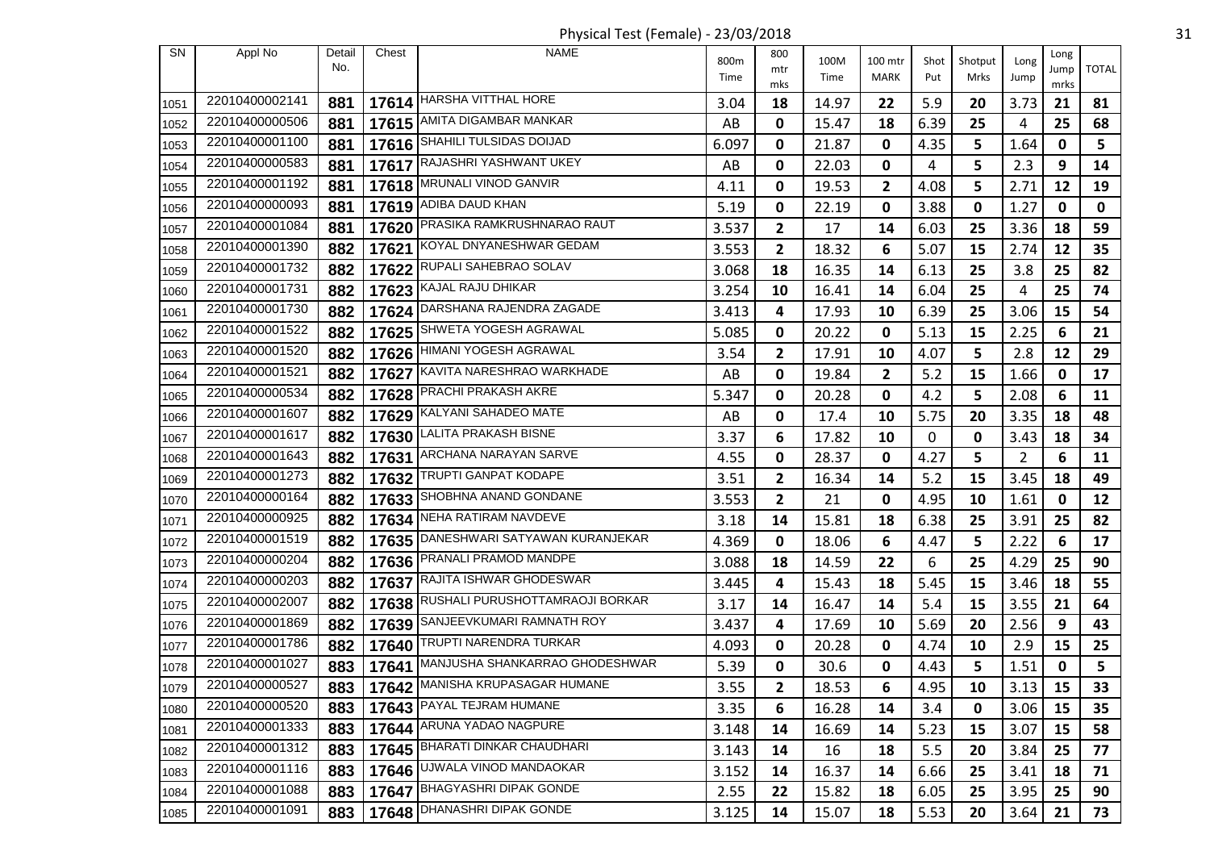Physical Test (Female) - 23/03/2018

| SN | Appl No | Detail No. | Chest | NAME | 800m Time | 800 mtr mks | 100M Time | 100 mtr MARK | Shot Put | Shotput Mrks | Long Jump | Long Jump mrks | TOTAL |
|---|---|---|---|---|---|---|---|---|---|---|---|---|---|
| 1051 | 22010400002141 | 881 | 17614 | HARSHA VITTHAL HORE | 3.04 | 18 | 14.97 | 22 | 5.9 | 20 | 3.73 | 21 | 81 |
| 1052 | 22010400000506 | 881 | 17615 | AMITA DIGAMBAR MANKAR | AB | 0 | 15.47 | 18 | 6.39 | 25 | 4 | 25 | 68 |
| 1053 | 22010400001100 | 881 | 17616 | SHAHILI TULSIDAS DOIJAD | 6.097 | 0 | 21.87 | 0 | 4.35 | 5 | 1.64 | 0 | 5 |
| 1054 | 22010400000583 | 881 | 17617 | RAJASHRI YASHWANT UKEY | AB | 0 | 22.03 | 0 | 4 | 5 | 2.3 | 9 | 14 |
| 1055 | 22010400001192 | 881 | 17618 | MRUNALI VINOD GANVIR | 4.11 | 0 | 19.53 | 2 | 4.08 | 5 | 2.71 | 12 | 19 |
| 1056 | 22010400000093 | 881 | 17619 | ADIBA DAUD KHAN | 5.19 | 0 | 22.19 | 0 | 3.88 | 0 | 1.27 | 0 | 0 |
| 1057 | 22010400001084 | 881 | 17620 | PRASIKA RAMKRUSHNARAO RAUT | 3.537 | 2 | 17 | 14 | 6.03 | 25 | 3.36 | 18 | 59 |
| 1058 | 22010400001390 | 882 | 17621 | KOYAL DNYANESHWAR GEDAM | 3.553 | 2 | 18.32 | 6 | 5.07 | 15 | 2.74 | 12 | 35 |
| 1059 | 22010400001732 | 882 | 17622 | RUPALI SAHEBRAO SOLAV | 3.068 | 18 | 16.35 | 14 | 6.13 | 25 | 3.8 | 25 | 82 |
| 1060 | 22010400001731 | 882 | 17623 | KAJAL RAJU DHIKAR | 3.254 | 10 | 16.41 | 14 | 6.04 | 25 | 4 | 25 | 74 |
| 1061 | 22010400001730 | 882 | 17624 | DARSHANA RAJENDRA ZAGADE | 3.413 | 4 | 17.93 | 10 | 6.39 | 25 | 3.06 | 15 | 54 |
| 1062 | 22010400001522 | 882 | 17625 | SHWETA YOGESH AGRAWAL | 5.085 | 0 | 20.22 | 0 | 5.13 | 15 | 2.25 | 6 | 21 |
| 1063 | 22010400001520 | 882 | 17626 | HIMANI YOGESH AGRAWAL | 3.54 | 2 | 17.91 | 10 | 4.07 | 5 | 2.8 | 12 | 29 |
| 1064 | 22010400001521 | 882 | 17627 | KAVITA NARESHRAO WARKHADE | AB | 0 | 19.84 | 2 | 5.2 | 15 | 1.66 | 0 | 17 |
| 1065 | 22010400000534 | 882 | 17628 | PRACHI PRAKASH AKRE | 5.347 | 0 | 20.28 | 0 | 4.2 | 5 | 2.08 | 6 | 11 |
| 1066 | 22010400001607 | 882 | 17629 | KALYANI SAHADEO MATE | AB | 0 | 17.4 | 10 | 5.75 | 20 | 3.35 | 18 | 48 |
| 1067 | 22010400001617 | 882 | 17630 | LALITA PRAKASH BISNE | 3.37 | 6 | 17.82 | 10 | 0 | 0 | 3.43 | 18 | 34 |
| 1068 | 22010400001643 | 882 | 17631 | ARCHANA NARAYAN SARVE | 4.55 | 0 | 28.37 | 0 | 4.27 | 5 | 2 | 6 | 11 |
| 1069 | 22010400001273 | 882 | 17632 | TRUPTI GANPAT KODAPE | 3.51 | 2 | 16.34 | 14 | 5.2 | 15 | 3.45 | 18 | 49 |
| 1070 | 22010400000164 | 882 | 17633 | SHOBHNA ANAND GONDANE | 3.553 | 2 | 21 | 0 | 4.95 | 10 | 1.61 | 0 | 12 |
| 1071 | 22010400000925 | 882 | 17634 | NEHA RATIRAM NAVDEVE | 3.18 | 14 | 15.81 | 18 | 6.38 | 25 | 3.91 | 25 | 82 |
| 1072 | 22010400001519 | 882 | 17635 | DANESHWARI SATYAWAN KURANJEKAR | 4.369 | 0 | 18.06 | 6 | 4.47 | 5 | 2.22 | 6 | 17 |
| 1073 | 22010400000204 | 882 | 17636 | PRANALI PRAMOD MANDPE | 3.088 | 18 | 14.59 | 22 | 6 | 25 | 4.29 | 25 | 90 |
| 1074 | 22010400000203 | 882 | 17637 | RAJITA ISHWAR GHODESWAR | 3.445 | 4 | 15.43 | 18 | 5.45 | 15 | 3.46 | 18 | 55 |
| 1075 | 22010400002007 | 882 | 17638 | RUSHALI PURUSHOTTAMRAOJI BORKAR | 3.17 | 14 | 16.47 | 14 | 5.4 | 15 | 3.55 | 21 | 64 |
| 1076 | 22010400001869 | 882 | 17639 | SANJEEVKUMARI RAMNATH ROY | 3.437 | 4 | 17.69 | 10 | 5.69 | 20 | 2.56 | 9 | 43 |
| 1077 | 22010400001786 | 882 | 17640 | TRUPTI NARENDRA TURKAR | 4.093 | 0 | 20.28 | 0 | 4.74 | 10 | 2.9 | 15 | 25 |
| 1078 | 22010400001027 | 883 | 17641 | MANJUSHA SHANKARRAO GHODESHWAR | 5.39 | 0 | 30.6 | 0 | 4.43 | 5 | 1.51 | 0 | 5 |
| 1079 | 22010400000527 | 883 | 17642 | MANISHA KRUPASAGAR HUMANE | 3.55 | 2 | 18.53 | 6 | 4.95 | 10 | 3.13 | 15 | 33 |
| 1080 | 22010400000520 | 883 | 17643 | PAYAL TEJRAM HUMANE | 3.35 | 6 | 16.28 | 14 | 3.4 | 0 | 3.06 | 15 | 35 |
| 1081 | 22010400001333 | 883 | 17644 | ARUNA YADAO NAGPURE | 3.148 | 14 | 16.69 | 14 | 5.23 | 15 | 3.07 | 15 | 58 |
| 1082 | 22010400001312 | 883 | 17645 | BHARATI DINKAR CHAUDHARI | 3.143 | 14 | 16 | 18 | 5.5 | 20 | 3.84 | 25 | 77 |
| 1083 | 22010400001116 | 883 | 17646 | UJWALA VINOD MANDAOKAR | 3.152 | 14 | 16.37 | 14 | 6.66 | 25 | 3.41 | 18 | 71 |
| 1084 | 22010400001088 | 883 | 17647 | BHAGYASHRI DIPAK GONDE | 2.55 | 22 | 15.82 | 18 | 6.05 | 25 | 3.95 | 25 | 90 |
| 1085 | 22010400001091 | 883 | 17648 | DHANASHRI DIPAK GONDE | 3.125 | 14 | 15.07 | 18 | 5.53 | 20 | 3.64 | 21 | 73 |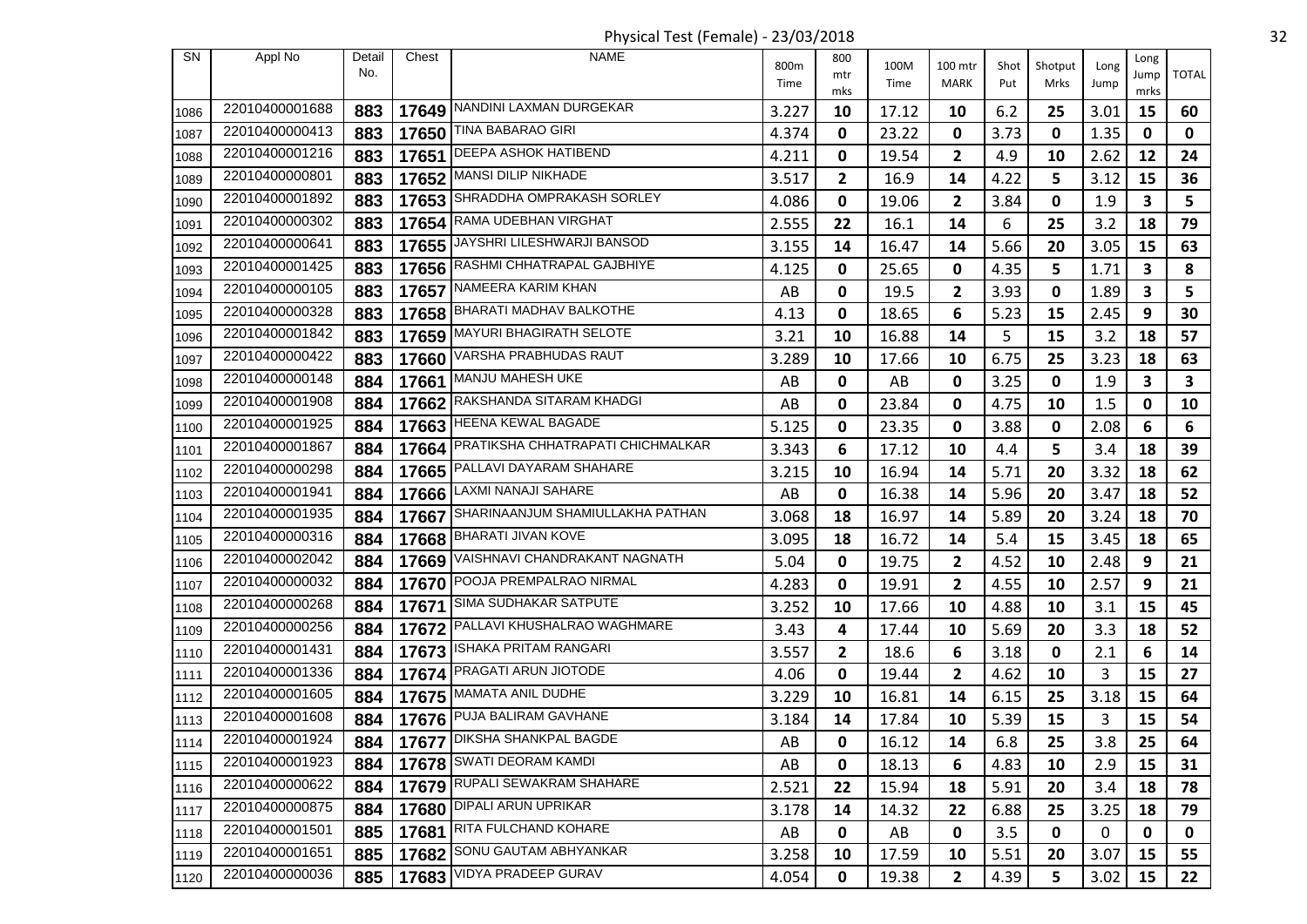Physical Test (Female) - 23/03/2018

| SN | Appl No | Detail No. | Chest | NAME | 800m Time | 800 mtr mks | 100M Time | 100 mtr MARK | Shot Put | Shotput Mrks | Long Jump | Long Jump mrks | TOTAL |
|---|---|---|---|---|---|---|---|---|---|---|---|---|---|
| 1086 | 22010400001688 | 883 | 17649 | NANDINI LAXMAN DURGEKAR | 3.227 | 10 | 17.12 | 10 | 6.2 | 25 | 3.01 | 15 | 60 |
| 1087 | 22010400000413 | 883 | 17650 | TINA BABARAO GIRI | 4.374 | 0 | 23.22 | 0 | 3.73 | 0 | 1.35 | 0 | 0 |
| 1088 | 22010400001216 | 883 | 17651 | DEEPA ASHOK HATIBEND | 4.211 | 0 | 19.54 | 2 | 4.9 | 10 | 2.62 | 12 | 24 |
| 1089 | 22010400000801 | 883 | 17652 | MANSI DILIP NIKHADE | 3.517 | 2 | 16.9 | 14 | 4.22 | 5 | 3.12 | 15 | 36 |
| 1090 | 22010400001892 | 883 | 17653 | SHRADDHA OMPRAKASH SORLEY | 4.086 | 0 | 19.06 | 2 | 3.84 | 0 | 1.9 | 3 | 5 |
| 1091 | 22010400000302 | 883 | 17654 | RAMA UDEBHAN VIRGHAT | 2.555 | 22 | 16.1 | 14 | 6 | 25 | 3.2 | 18 | 79 |
| 1092 | 22010400000641 | 883 | 17655 | JAYSHRI LILESHWARJI BANSOD | 3.155 | 14 | 16.47 | 14 | 5.66 | 20 | 3.05 | 15 | 63 |
| 1093 | 22010400001425 | 883 | 17656 | RASHMI CHHATRAPAL GAJBHIYE | 4.125 | 0 | 25.65 | 0 | 4.35 | 5 | 1.71 | 3 | 8 |
| 1094 | 22010400000105 | 883 | 17657 | NAMEERA KARIM KHAN | AB | 0 | 19.5 | 2 | 3.93 | 0 | 1.89 | 3 | 5 |
| 1095 | 22010400000328 | 883 | 17658 | BHARATI MADHAV BALKOTHE | 4.13 | 0 | 18.65 | 6 | 5.23 | 15 | 2.45 | 9 | 30 |
| 1096 | 22010400001842 | 883 | 17659 | MAYURI BHAGIRATH SELOTE | 3.21 | 10 | 16.88 | 14 | 5 | 15 | 3.2 | 18 | 57 |
| 1097 | 22010400000422 | 883 | 17660 | VARSHA PRABHUDAS RAUT | 3.289 | 10 | 17.66 | 10 | 6.75 | 25 | 3.23 | 18 | 63 |
| 1098 | 22010400000148 | 884 | 17661 | MANJU MAHESH UKE | AB | 0 | AB | 0 | 3.25 | 0 | 1.9 | 3 | 3 |
| 1099 | 22010400001908 | 884 | 17662 | RAKSHANDA SITARAM KHADGI | AB | 0 | 23.84 | 0 | 4.75 | 10 | 1.5 | 0 | 10 |
| 1100 | 22010400001925 | 884 | 17663 | HEENA KEWAL BAGADE | 5.125 | 0 | 23.35 | 0 | 3.88 | 0 | 2.08 | 6 | 6 |
| 1101 | 22010400001867 | 884 | 17664 | PRATIKSHA CHHATRAPATI CHICHMALKAR | 3.343 | 6 | 17.12 | 10 | 4.4 | 5 | 3.4 | 18 | 39 |
| 1102 | 22010400000298 | 884 | 17665 | PALLAVI DAYARAM SHAHARE | 3.215 | 10 | 16.94 | 14 | 5.71 | 20 | 3.32 | 18 | 62 |
| 1103 | 22010400001941 | 884 | 17666 | LAXMI NANAJI SAHARE | AB | 0 | 16.38 | 14 | 5.96 | 20 | 3.47 | 18 | 52 |
| 1104 | 22010400001935 | 884 | 17667 | SHARINAANJUM SHAMIULLAKHA PATHAN | 3.068 | 18 | 16.97 | 14 | 5.89 | 20 | 3.24 | 18 | 70 |
| 1105 | 22010400000316 | 884 | 17668 | BHARATI JIVAN KOVE | 3.095 | 18 | 16.72 | 14 | 5.4 | 15 | 3.45 | 18 | 65 |
| 1106 | 22010400002042 | 884 | 17669 | VAISHNAVI CHANDRAKANT NAGNATH | 5.04 | 0 | 19.75 | 2 | 4.52 | 10 | 2.48 | 9 | 21 |
| 1107 | 22010400000032 | 884 | 17670 | POOJA PREMPALRAO NIRMAL | 4.283 | 0 | 19.91 | 2 | 4.55 | 10 | 2.57 | 9 | 21 |
| 1108 | 22010400000268 | 884 | 17671 | SIMA SUDHAKAR SATPUTE | 3.252 | 10 | 17.66 | 10 | 4.88 | 10 | 3.1 | 15 | 45 |
| 1109 | 22010400000256 | 884 | 17672 | PALLAVI KHUSHALRAO WAGHMARE | 3.43 | 4 | 17.44 | 10 | 5.69 | 20 | 3.3 | 18 | 52 |
| 1110 | 22010400001431 | 884 | 17673 | ISHAKA PRITAM RANGARI | 3.557 | 2 | 18.6 | 6 | 3.18 | 0 | 2.1 | 6 | 14 |
| 1111 | 22010400001336 | 884 | 17674 | PRAGATI ARUN JIOTODE | 4.06 | 0 | 19.44 | 2 | 4.62 | 10 | 3 | 15 | 27 |
| 1112 | 22010400001605 | 884 | 17675 | MAMATA ANIL DUDHE | 3.229 | 10 | 16.81 | 14 | 6.15 | 25 | 3.18 | 15 | 64 |
| 1113 | 22010400001608 | 884 | 17676 | PUJA BALIRAM GAVHANE | 3.184 | 14 | 17.84 | 10 | 5.39 | 15 | 3 | 15 | 54 |
| 1114 | 22010400001924 | 884 | 17677 | DIKSHA SHANKPAL BAGDE | AB | 0 | 16.12 | 14 | 6.8 | 25 | 3.8 | 25 | 64 |
| 1115 | 22010400001923 | 884 | 17678 | SWATI DEORAM KAMDI | AB | 0 | 18.13 | 6 | 4.83 | 10 | 2.9 | 15 | 31 |
| 1116 | 22010400000622 | 884 | 17679 | RUPALI SEWAKRAM SHAHARE | 2.521 | 22 | 15.94 | 18 | 5.91 | 20 | 3.4 | 18 | 78 |
| 1117 | 22010400000875 | 884 | 17680 | DIPALI ARUN UPRIKAR | 3.178 | 14 | 14.32 | 22 | 6.88 | 25 | 3.25 | 18 | 79 |
| 1118 | 22010400001501 | 885 | 17681 | RITA FULCHAND KOHARE | AB | 0 | AB | 0 | 3.5 | 0 | 0 | 0 | 0 |
| 1119 | 22010400001651 | 885 | 17682 | SONU GAUTAM ABHYANKAR | 3.258 | 10 | 17.59 | 10 | 5.51 | 20 | 3.07 | 15 | 55 |
| 1120 | 22010400000036 | 885 | 17683 | VIDYA PRADEEP GURAV | 4.054 | 0 | 19.38 | 2 | 4.39 | 5 | 3.02 | 15 | 22 |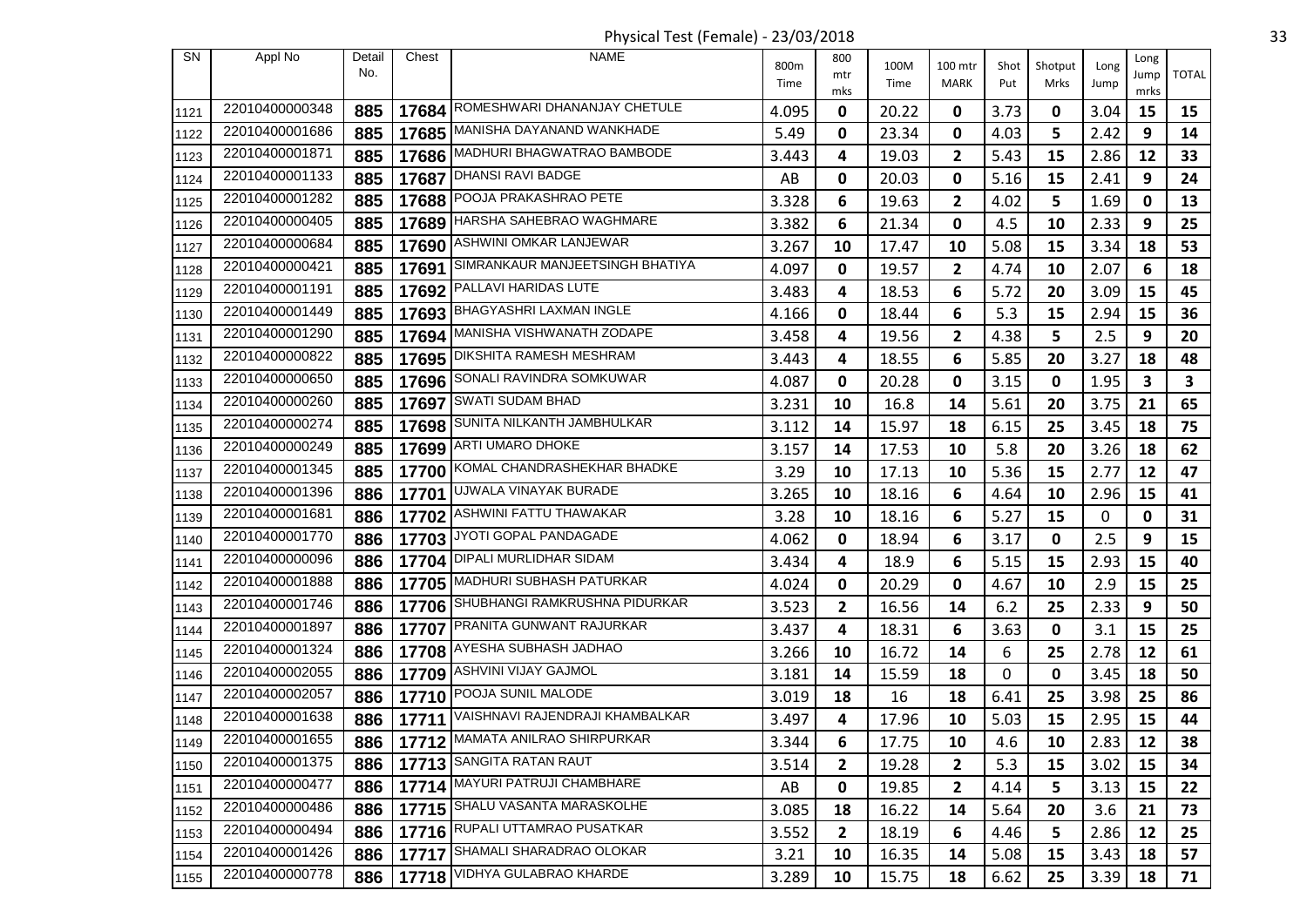Physical Test (Female) - 23/03/2018

| SN | Appl No | Detail No. | Chest | NAME | 800m Time | 800 mtr mks | 100M Time | 100 mtr MARK | Shot Put | Shotput Mrks | Long Jump | Long Jump mrks | TOTAL |
|---|---|---|---|---|---|---|---|---|---|---|---|---|---|
| 1121 | 22010400000348 | 885 | 17684 | ROMESHWARI DHANANJAY CHETULE | 4.095 | 0 | 20.22 | 0 | 3.73 | 0 | 3.04 | 15 | 15 |
| 1122 | 22010400001686 | 885 | 17685 | MANISHA DAYANAND WANKHADE | 5.49 | 0 | 23.34 | 0 | 4.03 | 5 | 2.42 | 9 | 14 |
| 1123 | 22010400001871 | 885 | 17686 | MADHURI BHAGWATRAO BAMBODE | 3.443 | 4 | 19.03 | 2 | 5.43 | 15 | 2.86 | 12 | 33 |
| 1124 | 22010400001133 | 885 | 17687 | DHANSI RAVI BADGE | AB | 0 | 20.03 | 0 | 5.16 | 15 | 2.41 | 9 | 24 |
| 1125 | 22010400001282 | 885 | 17688 | POOJA PRAKASHRAO PETE | 3.328 | 6 | 19.63 | 2 | 4.02 | 5 | 1.69 | 0 | 13 |
| 1126 | 22010400000405 | 885 | 17689 | HARSHA SAHEBRAO WAGHMARE | 3.382 | 6 | 21.34 | 0 | 4.5 | 10 | 2.33 | 9 | 25 |
| 1127 | 22010400000684 | 885 | 17690 | ASHWINI OMKAR LANJEWAR | 3.267 | 10 | 17.47 | 10 | 5.08 | 15 | 3.34 | 18 | 53 |
| 1128 | 22010400000421 | 885 | 17691 | SIMRANKAUR MANJEETSINGH BHATIYA | 4.097 | 0 | 19.57 | 2 | 4.74 | 10 | 2.07 | 6 | 18 |
| 1129 | 22010400001191 | 885 | 17692 | PALLAVI HARIDAS LUTE | 3.483 | 4 | 18.53 | 6 | 5.72 | 20 | 3.09 | 15 | 45 |
| 1130 | 22010400001449 | 885 | 17693 | BHAGYASHRI LAXMAN INGLE | 4.166 | 0 | 18.44 | 6 | 5.3 | 15 | 2.94 | 15 | 36 |
| 1131 | 22010400001290 | 885 | 17694 | MANISHA VISHWANATH ZODAPE | 3.458 | 4 | 19.56 | 2 | 4.38 | 5 | 2.5 | 9 | 20 |
| 1132 | 22010400000822 | 885 | 17695 | DIKSHITA RAMESH MESHRAM | 3.443 | 4 | 18.55 | 6 | 5.85 | 20 | 3.27 | 18 | 48 |
| 1133 | 22010400000650 | 885 | 17696 | SONALI RAVINDRA SOMKUWAR | 4.087 | 0 | 20.28 | 0 | 3.15 | 0 | 1.95 | 3 | 3 |
| 1134 | 22010400000260 | 885 | 17697 | SWATI SUDAM BHAD | 3.231 | 10 | 16.8 | 14 | 5.61 | 20 | 3.75 | 21 | 65 |
| 1135 | 22010400000274 | 885 | 17698 | SUNITA NILKANTH JAMBHULKAR | 3.112 | 14 | 15.97 | 18 | 6.15 | 25 | 3.45 | 18 | 75 |
| 1136 | 22010400000249 | 885 | 17699 | ARTI UMARO DHOKE | 3.157 | 14 | 17.53 | 10 | 5.8 | 20 | 3.26 | 18 | 62 |
| 1137 | 22010400001345 | 885 | 17700 | KOMAL CHANDRASHEKHAR BHADKE | 3.29 | 10 | 17.13 | 10 | 5.36 | 15 | 2.77 | 12 | 47 |
| 1138 | 22010400001396 | 886 | 17701 | UJWALA VINAYAK BURADE | 3.265 | 10 | 18.16 | 6 | 4.64 | 10 | 2.96 | 15 | 41 |
| 1139 | 22010400001681 | 886 | 17702 | ASHWINI FATTU THAWAKAR | 3.28 | 10 | 18.16 | 6 | 5.27 | 15 | 0 | 0 | 31 |
| 1140 | 22010400001770 | 886 | 17703 | JYOTI GOPAL PANDAGADE | 4.062 | 0 | 18.94 | 6 | 3.17 | 0 | 2.5 | 9 | 15 |
| 1141 | 22010400000096 | 886 | 17704 | DIPALI MURLIDHAR SIDAM | 3.434 | 4 | 18.9 | 6 | 5.15 | 15 | 2.93 | 15 | 40 |
| 1142 | 22010400001888 | 886 | 17705 | MADHURI SUBHASH PATURKAR | 4.024 | 0 | 20.29 | 0 | 4.67 | 10 | 2.9 | 15 | 25 |
| 1143 | 22010400001746 | 886 | 17706 | SHUBHANGI RAMKRUSHNA PIDURKAR | 3.523 | 2 | 16.56 | 14 | 6.2 | 25 | 2.33 | 9 | 50 |
| 1144 | 22010400001897 | 886 | 17707 | PRANITA GUNWANT RAJURKAR | 3.437 | 4 | 18.31 | 6 | 3.63 | 0 | 3.1 | 15 | 25 |
| 1145 | 22010400001324 | 886 | 17708 | AYESHA SUBHASH JADHAO | 3.266 | 10 | 16.72 | 14 | 6 | 25 | 2.78 | 12 | 61 |
| 1146 | 22010400002055 | 886 | 17709 | ASHVINI VIJAY GAJMOL | 3.181 | 14 | 15.59 | 18 | 0 | 0 | 3.45 | 18 | 50 |
| 1147 | 22010400002057 | 886 | 17710 | POOJA SUNIL MALODE | 3.019 | 18 | 16 | 18 | 6.41 | 25 | 3.98 | 25 | 86 |
| 1148 | 22010400001638 | 886 | 17711 | VAISHNAVI RAJENDRAJI KHAMBALKAR | 3.497 | 4 | 17.96 | 10 | 5.03 | 15 | 2.95 | 15 | 44 |
| 1149 | 22010400001655 | 886 | 17712 | MAMATA ANILRAO SHIRPURKAR | 3.344 | 6 | 17.75 | 10 | 4.6 | 10 | 2.83 | 12 | 38 |
| 1150 | 22010400001375 | 886 | 17713 | SANGITA RATAN RAUT | 3.514 | 2 | 19.28 | 2 | 5.3 | 15 | 3.02 | 15 | 34 |
| 1151 | 22010400000477 | 886 | 17714 | MAYURI PATRUJI CHAMBHARE | AB | 0 | 19.85 | 2 | 4.14 | 5 | 3.13 | 15 | 22 |
| 1152 | 22010400000486 | 886 | 17715 | SHALU VASANTA MARASKOLHE | 3.085 | 18 | 16.22 | 14 | 5.64 | 20 | 3.6 | 21 | 73 |
| 1153 | 22010400000494 | 886 | 17716 | RUPALI UTTAMRAO PUSATKAR | 3.552 | 2 | 18.19 | 6 | 4.46 | 5 | 2.86 | 12 | 25 |
| 1154 | 22010400001426 | 886 | 17717 | SHAMALI SHARADRAO OLOKAR | 3.21 | 10 | 16.35 | 14 | 5.08 | 15 | 3.43 | 18 | 57 |
| 1155 | 22010400000778 | 886 | 17718 | VIDHYA GULABRAO KHARDE | 3.289 | 10 | 15.75 | 18 | 6.62 | 25 | 3.39 | 18 | 71 |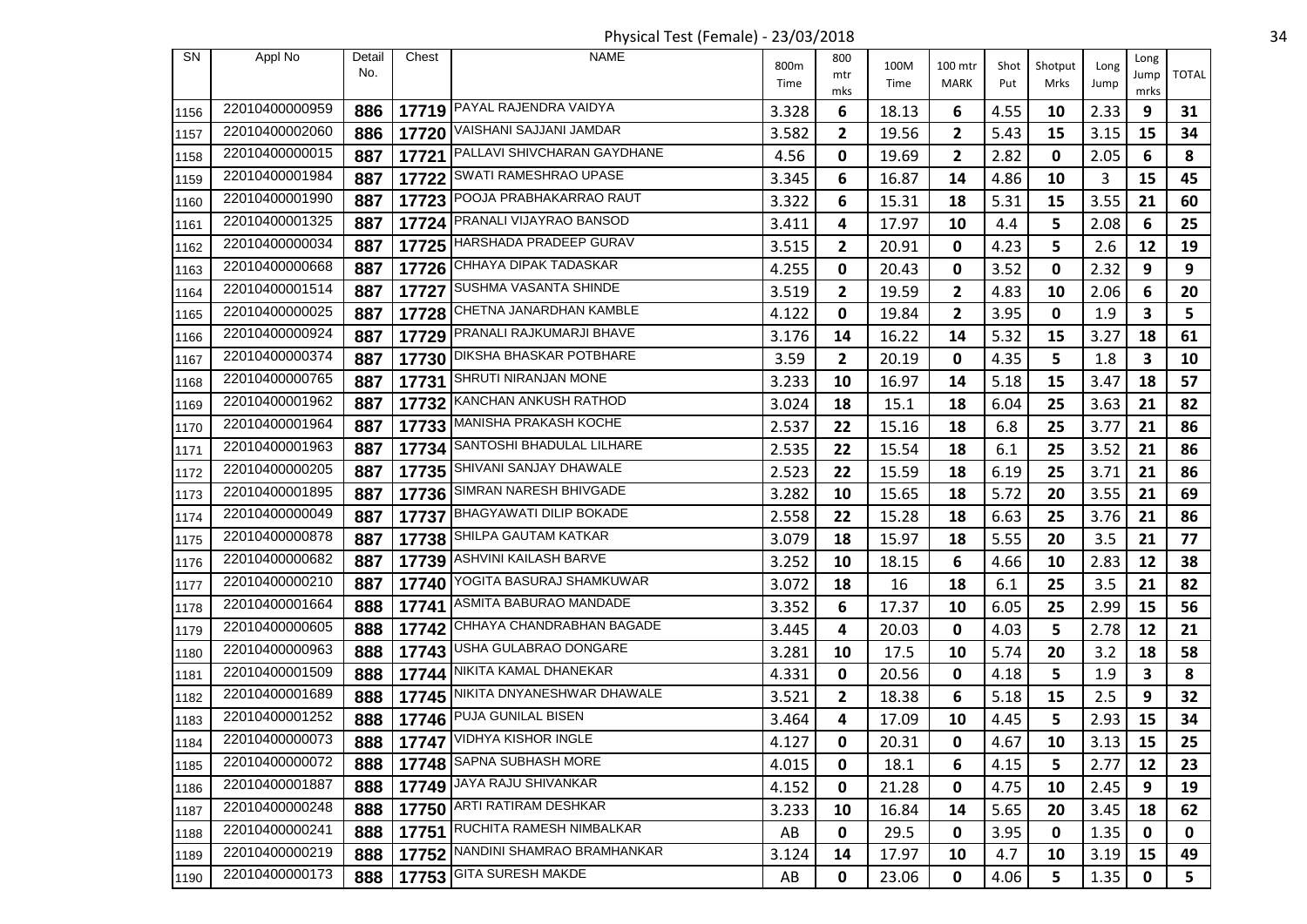Physical Test (Female) - 23/03/2018

| SN | Appl No | Detail No. | Chest | NAME | 800m Time | 800 mtr mks | 100M Time | 100 mtr MARK | Shot Put | Shotput Mrks | Long Jump | Long Jump mrks | TOTAL |
|---|---|---|---|---|---|---|---|---|---|---|---|---|---|
| 1156 | 22010400000959 | 886 | 17719 | PAYAL RAJENDRA VAIDYA | 3.328 | 6 | 18.13 | 6 | 4.55 | 10 | 2.33 | 9 | 31 |
| 1157 | 22010400002060 | 886 | 17720 | VAISHANI SAJJANI JAMDAR | 3.582 | 2 | 19.56 | 2 | 5.43 | 15 | 3.15 | 15 | 34 |
| 1158 | 22010400000015 | 887 | 17721 | PALLAVI SHIVCHARAN GAYDHANE | 4.56 | 0 | 19.69 | 2 | 2.82 | 0 | 2.05 | 6 | 8 |
| 1159 | 22010400001984 | 887 | 17722 | SWATI RAMESHRAO UPASE | 3.345 | 6 | 16.87 | 14 | 4.86 | 10 | 3 | 15 | 45 |
| 1160 | 22010400001990 | 887 | 17723 | POOJA PRABHAKARRAO RAUT | 3.322 | 6 | 15.31 | 18 | 5.31 | 15 | 3.55 | 21 | 60 |
| 1161 | 22010400001325 | 887 | 17724 | PRANALI VIJAYRAO BANSOD | 3.411 | 4 | 17.97 | 10 | 4.4 | 5 | 2.08 | 6 | 25 |
| 1162 | 22010400000034 | 887 | 17725 | HARSHADA PRADEEP GURAV | 3.515 | 2 | 20.91 | 0 | 4.23 | 5 | 2.6 | 12 | 19 |
| 1163 | 22010400000668 | 887 | 17726 | CHHAYA DIPAK TADASKAR | 4.255 | 0 | 20.43 | 0 | 3.52 | 0 | 2.32 | 9 | 9 |
| 1164 | 22010400001514 | 887 | 17727 | SUSHMA VASANTA SHINDE | 3.519 | 2 | 19.59 | 2 | 4.83 | 10 | 2.06 | 6 | 20 |
| 1165 | 22010400000025 | 887 | 17728 | CHETNA JANARDHAN KAMBLE | 4.122 | 0 | 19.84 | 2 | 3.95 | 0 | 1.9 | 3 | 5 |
| 1166 | 22010400000924 | 887 | 17729 | PRANALI RAJKUMARJI BHAVE | 3.176 | 14 | 16.22 | 14 | 5.32 | 15 | 3.27 | 18 | 61 |
| 1167 | 22010400000374 | 887 | 17730 | DIKSHA BHASKAR POTBHARE | 3.59 | 2 | 20.19 | 0 | 4.35 | 5 | 1.8 | 3 | 10 |
| 1168 | 22010400000765 | 887 | 17731 | SHRUTI NIRANJAN MONE | 3.233 | 10 | 16.97 | 14 | 5.18 | 15 | 3.47 | 18 | 57 |
| 1169 | 22010400001962 | 887 | 17732 | KANCHAN ANKUSH RATHOD | 3.024 | 18 | 15.1 | 18 | 6.04 | 25 | 3.63 | 21 | 82 |
| 1170 | 22010400001964 | 887 | 17733 | MANISHA PRAKASH KOCHE | 2.537 | 22 | 15.16 | 18 | 6.8 | 25 | 3.77 | 21 | 86 |
| 1171 | 22010400001963 | 887 | 17734 | SANTOSHI BHADULAL LILHARE | 2.535 | 22 | 15.54 | 18 | 6.1 | 25 | 3.52 | 21 | 86 |
| 1172 | 22010400000205 | 887 | 17735 | SHIVANI SANJAY DHAWALE | 2.523 | 22 | 15.59 | 18 | 6.19 | 25 | 3.71 | 21 | 86 |
| 1173 | 22010400001895 | 887 | 17736 | SIMRAN NARESH BHIVGADE | 3.282 | 10 | 15.65 | 18 | 5.72 | 20 | 3.55 | 21 | 69 |
| 1174 | 22010400000049 | 887 | 17737 | BHAGYAWATI DILIP BOKADE | 2.558 | 22 | 15.28 | 18 | 6.63 | 25 | 3.76 | 21 | 86 |
| 1175 | 22010400000878 | 887 | 17738 | SHILPA GAUTAM KATKAR | 3.079 | 18 | 15.97 | 18 | 5.55 | 20 | 3.5 | 21 | 77 |
| 1176 | 22010400000682 | 887 | 17739 | ASHVINI KAILASH BARVE | 3.252 | 10 | 18.15 | 6 | 4.66 | 10 | 2.83 | 12 | 38 |
| 1177 | 22010400000210 | 887 | 17740 | YOGITA BASURAJ SHAMKUWAR | 3.072 | 18 | 16 | 18 | 6.1 | 25 | 3.5 | 21 | 82 |
| 1178 | 22010400001664 | 888 | 17741 | ASMITA BABURAO MANDADE | 3.352 | 6 | 17.37 | 10 | 6.05 | 25 | 2.99 | 15 | 56 |
| 1179 | 22010400000605 | 888 | 17742 | CHHAYA CHANDRABHAN BAGADE | 3.445 | 4 | 20.03 | 0 | 4.03 | 5 | 2.78 | 12 | 21 |
| 1180 | 22010400000963 | 888 | 17743 | USHA GULABRAO DONGARE | 3.281 | 10 | 17.5 | 10 | 5.74 | 20 | 3.2 | 18 | 58 |
| 1181 | 22010400001509 | 888 | 17744 | NIKITA KAMAL DHANEKAR | 4.331 | 0 | 20.56 | 0 | 4.18 | 5 | 1.9 | 3 | 8 |
| 1182 | 22010400001689 | 888 | 17745 | NIKITA DNYANESHWAR DHAWALE | 3.521 | 2 | 18.38 | 6 | 5.18 | 15 | 2.5 | 9 | 32 |
| 1183 | 22010400001252 | 888 | 17746 | PUJA GUNILAL BISEN | 3.464 | 4 | 17.09 | 10 | 4.45 | 5 | 2.93 | 15 | 34 |
| 1184 | 22010400000073 | 888 | 17747 | VIDHYA KISHOR INGLE | 4.127 | 0 | 20.31 | 0 | 4.67 | 10 | 3.13 | 15 | 25 |
| 1185 | 22010400000072 | 888 | 17748 | SAPNA SUBHASH MORE | 4.015 | 0 | 18.1 | 6 | 4.15 | 5 | 2.77 | 12 | 23 |
| 1186 | 22010400001887 | 888 | 17749 | JAYA RAJU SHIVANKAR | 4.152 | 0 | 21.28 | 0 | 4.75 | 10 | 2.45 | 9 | 19 |
| 1187 | 22010400000248 | 888 | 17750 | ARTI RATIRAM DESHKAR | 3.233 | 10 | 16.84 | 14 | 5.65 | 20 | 3.45 | 18 | 62 |
| 1188 | 22010400000241 | 888 | 17751 | RUCHITA RAMESH NIMBALKAR | AB | 0 | 29.5 | 0 | 3.95 | 0 | 1.35 | 0 | 0 |
| 1189 | 22010400000219 | 888 | 17752 | NANDINI SHAMRAO BRAMHANKAR | 3.124 | 14 | 17.97 | 10 | 4.7 | 10 | 3.19 | 15 | 49 |
| 1190 | 22010400000173 | 888 | 17753 | GITA SURESH MAKDE | AB | 0 | 23.06 | 0 | 4.06 | 5 | 1.35 | 0 | 5 |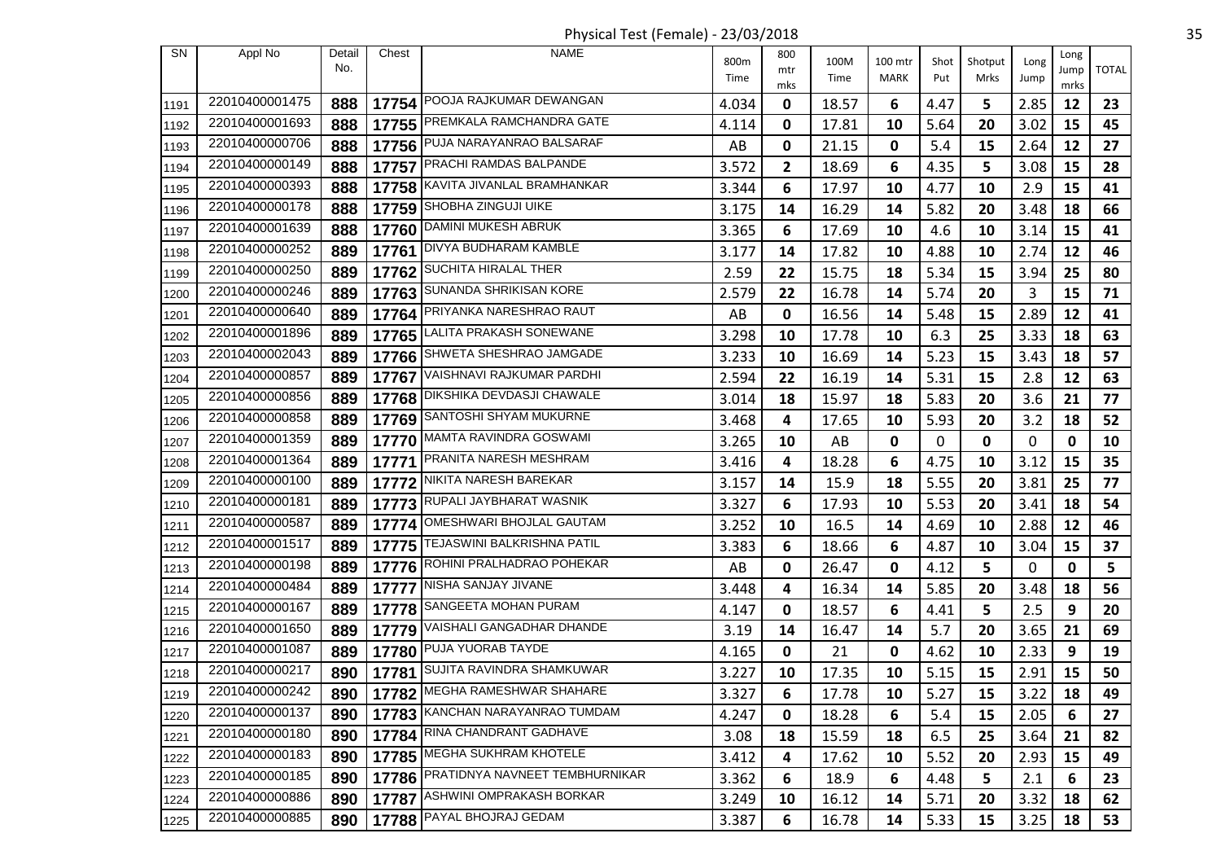Physical Test (Female) - 23/03/2018

| SN | Appl No | Detail No. | Chest | NAME | 800m Time | 800 mtr mks | 100M Time | 100 mtr MARK | Shot Put | Shotput Mrks | Long Jump | Long Jump mrks | TOTAL |
|---|---|---|---|---|---|---|---|---|---|---|---|---|---|
| 1191 | 22010400001475 | 888 | 17754 | POOJA RAJKUMAR DEWANGAN | 4.034 | 0 | 18.57 | 6 | 4.47 | 5 | 2.85 | 12 | 23 |
| 1192 | 22010400001693 | 888 | 17755 | PREMKALA RAMCHANDRA GATE | 4.114 | 0 | 17.81 | 10 | 5.64 | 20 | 3.02 | 15 | 45 |
| 1193 | 22010400000706 | 888 | 17756 | PUJA NARAYANRAO BALSARAF | AB | 0 | 21.15 | 0 | 5.4 | 15 | 2.64 | 12 | 27 |
| 1194 | 22010400000149 | 888 | 17757 | PRACHI RAMDAS BALPANDE | 3.572 | 2 | 18.69 | 6 | 4.35 | 5 | 3.08 | 15 | 28 |
| 1195 | 22010400000393 | 888 | 17758 | KAVITA JIVANLAL BRAMHANKAR | 3.344 | 6 | 17.97 | 10 | 4.77 | 10 | 2.9 | 15 | 41 |
| 1196 | 22010400000178 | 888 | 17759 | SHOBHA ZINGUJI UIKE | 3.175 | 14 | 16.29 | 14 | 5.82 | 20 | 3.48 | 18 | 66 |
| 1197 | 22010400001639 | 888 | 17760 | DAMINI MUKESH ABRUK | 3.365 | 6 | 17.69 | 10 | 4.6 | 10 | 3.14 | 15 | 41 |
| 1198 | 22010400000252 | 889 | 17761 | DIVYA BUDHARAM KAMBLE | 3.177 | 14 | 17.82 | 10 | 4.88 | 10 | 2.74 | 12 | 46 |
| 1199 | 22010400000250 | 889 | 17762 | SUCHITA HIRALAL THER | 2.59 | 22 | 15.75 | 18 | 5.34 | 15 | 3.94 | 25 | 80 |
| 1200 | 22010400000246 | 889 | 17763 | SUNANDA SHRIKISAN KORE | 2.579 | 22 | 16.78 | 14 | 5.74 | 20 | 3 | 15 | 71 |
| 1201 | 22010400000640 | 889 | 17764 | PRIYANKA NARESHRAO RAUT | AB | 0 | 16.56 | 14 | 5.48 | 15 | 2.89 | 12 | 41 |
| 1202 | 22010400001896 | 889 | 17765 | LALITA PRAKASH SONEWANE | 3.298 | 10 | 17.78 | 10 | 6.3 | 25 | 3.33 | 18 | 63 |
| 1203 | 22010400002043 | 889 | 17766 | SHWETA SHESHRAO JAMGADE | 3.233 | 10 | 16.69 | 14 | 5.23 | 15 | 3.43 | 18 | 57 |
| 1204 | 22010400000857 | 889 | 17767 | VAISHNAVI RAJKUMAR PARDHI | 2.594 | 22 | 16.19 | 14 | 5.31 | 15 | 2.8 | 12 | 63 |
| 1205 | 22010400000856 | 889 | 17768 | DIKSHIKA DEVDASJI CHAWALE | 3.014 | 18 | 15.97 | 18 | 5.83 | 20 | 3.6 | 21 | 77 |
| 1206 | 22010400000858 | 889 | 17769 | SANTOSHI SHYAM MUKURNE | 3.468 | 4 | 17.65 | 10 | 5.93 | 20 | 3.2 | 18 | 52 |
| 1207 | 22010400001359 | 889 | 17770 | MAMTA RAVINDRA GOSWAMI | 3.265 | 10 | AB | 0 | 0 | 0 | 0 | 0 | 10 |
| 1208 | 22010400001364 | 889 | 17771 | PRANITA NARESH MESHRAM | 3.416 | 4 | 18.28 | 6 | 4.75 | 10 | 3.12 | 15 | 35 |
| 1209 | 22010400000100 | 889 | 17772 | NIKITA NARESH BAREKAR | 3.157 | 14 | 15.9 | 18 | 5.55 | 20 | 3.81 | 25 | 77 |
| 1210 | 22010400000181 | 889 | 17773 | RUPALI JAYBHARAT WASNIK | 3.327 | 6 | 17.93 | 10 | 5.53 | 20 | 3.41 | 18 | 54 |
| 1211 | 22010400000587 | 889 | 17774 | OMESHWARI BHOJLAL GAUTAM | 3.252 | 10 | 16.5 | 14 | 4.69 | 10 | 2.88 | 12 | 46 |
| 1212 | 22010400001517 | 889 | 17775 | TEJASWINI BALKRISHNA PATIL | 3.383 | 6 | 18.66 | 6 | 4.87 | 10 | 3.04 | 15 | 37 |
| 1213 | 22010400000198 | 889 | 17776 | ROHINI PRALHADRAO POHEKAR | AB | 0 | 26.47 | 0 | 4.12 | 5 | 0 | 0 | 5 |
| 1214 | 22010400000484 | 889 | 17777 | NISHA SANJAY JIVANE | 3.448 | 4 | 16.34 | 14 | 5.85 | 20 | 3.48 | 18 | 56 |
| 1215 | 22010400000167 | 889 | 17778 | SANGEETA MOHAN PURAM | 4.147 | 0 | 18.57 | 6 | 4.41 | 5 | 2.5 | 9 | 20 |
| 1216 | 22010400001650 | 889 | 17779 | VAISHALI GANGADHAR DHANDE | 3.19 | 14 | 16.47 | 14 | 5.7 | 20 | 3.65 | 21 | 69 |
| 1217 | 22010400001087 | 889 | 17780 | PUJA YUORAB TAYDE | 4.165 | 0 | 21 | 0 | 4.62 | 10 | 2.33 | 9 | 19 |
| 1218 | 22010400000217 | 890 | 17781 | SUJITA RAVINDRA SHAMKUWAR | 3.227 | 10 | 17.35 | 10 | 5.15 | 15 | 2.91 | 15 | 50 |
| 1219 | 22010400000242 | 890 | 17782 | MEGHA RAMESHWAR SHAHARE | 3.327 | 6 | 17.78 | 10 | 5.27 | 15 | 3.22 | 18 | 49 |
| 1220 | 22010400000137 | 890 | 17783 | KANCHAN NARAYANRAO TUMDAM | 4.247 | 0 | 18.28 | 6 | 5.4 | 15 | 2.05 | 6 | 27 |
| 1221 | 22010400000180 | 890 | 17784 | RINA CHANDRANT GADHAVE | 3.08 | 18 | 15.59 | 18 | 6.5 | 25 | 3.64 | 21 | 82 |
| 1222 | 22010400000183 | 890 | 17785 | MEGHA SUKHRAM KHOTELE | 3.412 | 4 | 17.62 | 10 | 5.52 | 20 | 2.93 | 15 | 49 |
| 1223 | 22010400000185 | 890 | 17786 | PRATIDNYA NAVNEET TEMBHURNIKAR | 3.362 | 6 | 18.9 | 6 | 4.48 | 5 | 2.1 | 6 | 23 |
| 1224 | 22010400000886 | 890 | 17787 | ASHWINI OMPRAKASH BORKAR | 3.249 | 10 | 16.12 | 14 | 5.71 | 20 | 3.32 | 18 | 62 |
| 1225 | 22010400000885 | 890 | 17788 | PAYAL BHOJRAJ GEDAM | 3.387 | 6 | 16.78 | 14 | 5.33 | 15 | 3.25 | 18 | 53 |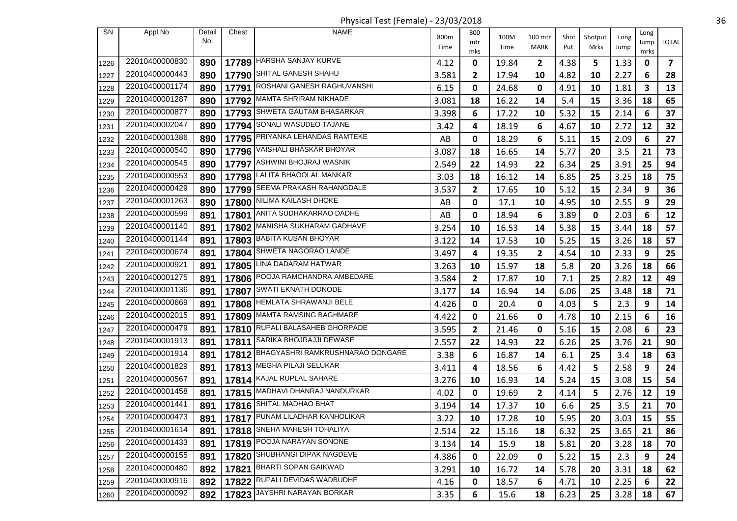Physical Test (Female) - 23/03/2018

| SN | Appl No | Detail No. | Chest | NAME | 800m Time | 800 mtr mks | 100M Time | 100 mtr MARK | Shot Put | Shotput Mrks | Long Jump | Long Jump mrks | TOTAL |
|---|---|---|---|---|---|---|---|---|---|---|---|---|---|
| 1226 | 22010400000830 | 890 | 17789 | HARSHA SANJAY KURVE | 4.12 | 0 | 19.84 | 2 | 4.38 | 5 | 1.33 | 0 | 7 |
| 1227 | 22010400000443 | 890 | 17790 | SHITAL GANESH SHAHU | 3.581 | 2 | 17.94 | 10 | 4.82 | 10 | 2.27 | 6 | 28 |
| 1228 | 22010400001174 | 890 | 17791 | ROSHANI GANESH RAGHUVANSHI | 6.15 | 0 | 24.68 | 0 | 4.91 | 10 | 1.81 | 3 | 13 |
| 1229 | 22010400001287 | 890 | 17792 | MAMTA SHRIRAM NIKHADE | 3.081 | 18 | 16.22 | 14 | 5.4 | 15 | 3.36 | 18 | 65 |
| 1230 | 22010400000877 | 890 | 17793 | SHWETA GAUTAM BHASARKAR | 3.398 | 6 | 17.22 | 10 | 5.32 | 15 | 2.14 | 6 | 37 |
| 1231 | 22010400002047 | 890 | 17794 | SONALI WASUDEO TAJANE | 3.42 | 4 | 18.19 | 6 | 4.67 | 10 | 2.72 | 12 | 32 |
| 1232 | 22010400001386 | 890 | 17795 | PRIYANKA LEHANDAS RAMTEKE | AB | 0 | 18.29 | 6 | 5.11 | 15 | 2.09 | 6 | 27 |
| 1233 | 22010400000540 | 890 | 17796 | VAISHALI BHASKAR BHOYAR | 3.087 | 18 | 16.65 | 14 | 5.77 | 20 | 3.5 | 21 | 73 |
| 1234 | 22010400000545 | 890 | 17797 | ASHWINI BHOJRAJ WASNIK | 2.549 | 22 | 14.93 | 22 | 6.34 | 25 | 3.91 | 25 | 94 |
| 1235 | 22010400000553 | 890 | 17798 | LALITA BHAOOLAL MANKAR | 3.03 | 18 | 16.12 | 14 | 6.85 | 25 | 3.25 | 18 | 75 |
| 1236 | 22010400000429 | 890 | 17799 | SEEMA PRAKASH RAHANGDALE | 3.537 | 2 | 17.65 | 10 | 5.12 | 15 | 2.34 | 9 | 36 |
| 1237 | 22010400001263 | 890 | 17800 | NILIMA KAILASH DHOKE | AB | 0 | 17.1 | 10 | 4.95 | 10 | 2.55 | 9 | 29 |
| 1238 | 22010400000599 | 891 | 17801 | ANITA SUDHAKARRAO DADHE | AB | 0 | 18.94 | 6 | 3.89 | 0 | 2.03 | 6 | 12 |
| 1239 | 22010400001140 | 891 | 17802 | MANISHA SUKHARAM GADHAVE | 3.254 | 10 | 16.53 | 14 | 5.38 | 15 | 3.44 | 18 | 57 |
| 1240 | 22010400001144 | 891 | 17803 | BABITA KUSAN BHOYAR | 3.122 | 14 | 17.53 | 10 | 5.25 | 15 | 3.26 | 18 | 57 |
| 1241 | 22010400000674 | 891 | 17804 | SHWETA NAGORAO LANDE | 3.497 | 4 | 19.35 | 2 | 4.54 | 10 | 2.33 | 9 | 25 |
| 1242 | 22010400000921 | 891 | 17805 | LINA DADARAM HATWAR | 3.263 | 10 | 15.97 | 18 | 5.8 | 20 | 3.26 | 18 | 66 |
| 1243 | 22010400001275 | 891 | 17806 | POOJA RAMCHANDRA AMBEDARE | 3.584 | 2 | 17.87 | 10 | 7.1 | 25 | 2.82 | 12 | 49 |
| 1244 | 22010400001136 | 891 | 17807 | SWATI EKNATH DONODE | 3.177 | 14 | 16.94 | 14 | 6.06 | 25 | 3.48 | 18 | 71 |
| 1245 | 22010400000669 | 891 | 17808 | HEMLATA SHRAWANJI BELE | 4.426 | 0 | 20.4 | 0 | 4.03 | 5 | 2.3 | 9 | 14 |
| 1246 | 22010400002015 | 891 | 17809 | MAMTA RAMSING BAGHMARE | 4.422 | 0 | 21.66 | 0 | 4.78 | 10 | 2.15 | 6 | 16 |
| 1247 | 22010400000479 | 891 | 17810 | RUPALI BALASAHEB GHORPADE | 3.595 | 2 | 21.46 | 0 | 5.16 | 15 | 2.08 | 6 | 23 |
| 1248 | 22010400001913 | 891 | 17811 | SARIKA BHOJRAJJI DEWASE | 2.557 | 22 | 14.93 | 22 | 6.26 | 25 | 3.76 | 21 | 90 |
| 1249 | 22010400001914 | 891 | 17812 | BHAGYASHRI RAMKRUSHNARAO DONGARE | 3.38 | 6 | 16.87 | 14 | 6.1 | 25 | 3.4 | 18 | 63 |
| 1250 | 22010400001829 | 891 | 17813 | MEGHA PILAJI SELUKAR | 3.411 | 4 | 18.56 | 6 | 4.42 | 5 | 2.58 | 9 | 24 |
| 1251 | 22010400000567 | 891 | 17814 | KAJAL RUPLAL SAHARE | 3.276 | 10 | 16.93 | 14 | 5.24 | 15 | 3.08 | 15 | 54 |
| 1252 | 22010400001458 | 891 | 17815 | MADHAVI DHANRAJ NANDURKAR | 4.02 | 0 | 19.69 | 2 | 4.14 | 5 | 2.76 | 12 | 19 |
| 1253 | 22010400001441 | 891 | 17816 | SHITAL MADHAO BHAT | 3.194 | 14 | 17.37 | 10 | 6.6 | 25 | 3.5 | 21 | 70 |
| 1254 | 22010400000473 | 891 | 17817 | PUNAM LILADHAR KANHOLIKAR | 3.22 | 10 | 17.28 | 10 | 5.95 | 20 | 3.03 | 15 | 55 |
| 1255 | 22010400001614 | 891 | 17818 | SNEHA MAHESH TOHALIYA | 2.514 | 22 | 15.16 | 18 | 6.32 | 25 | 3.65 | 21 | 86 |
| 1256 | 22010400001433 | 891 | 17819 | POOJA NARAYAN SONONE | 3.134 | 14 | 15.9 | 18 | 5.81 | 20 | 3.28 | 18 | 70 |
| 1257 | 22010400000155 | 891 | 17820 | SHUBHANGI DIPAK NAGDEVE | 4.386 | 0 | 22.09 | 0 | 5.22 | 15 | 2.3 | 9 | 24 |
| 1258 | 22010400000480 | 892 | 17821 | BHARTI SOPAN GAIKWAD | 3.291 | 10 | 16.72 | 14 | 5.78 | 20 | 3.31 | 18 | 62 |
| 1259 | 22010400000916 | 892 | 17822 | RUPALI DEVIDAS WADBUDHE | 4.16 | 0 | 18.57 | 6 | 4.71 | 10 | 2.25 | 6 | 22 |
| 1260 | 22010400000092 | 892 | 17823 | JAYSHRI NARAYAN BORKAR | 3.35 | 6 | 15.6 | 18 | 6.23 | 25 | 3.28 | 18 | 67 |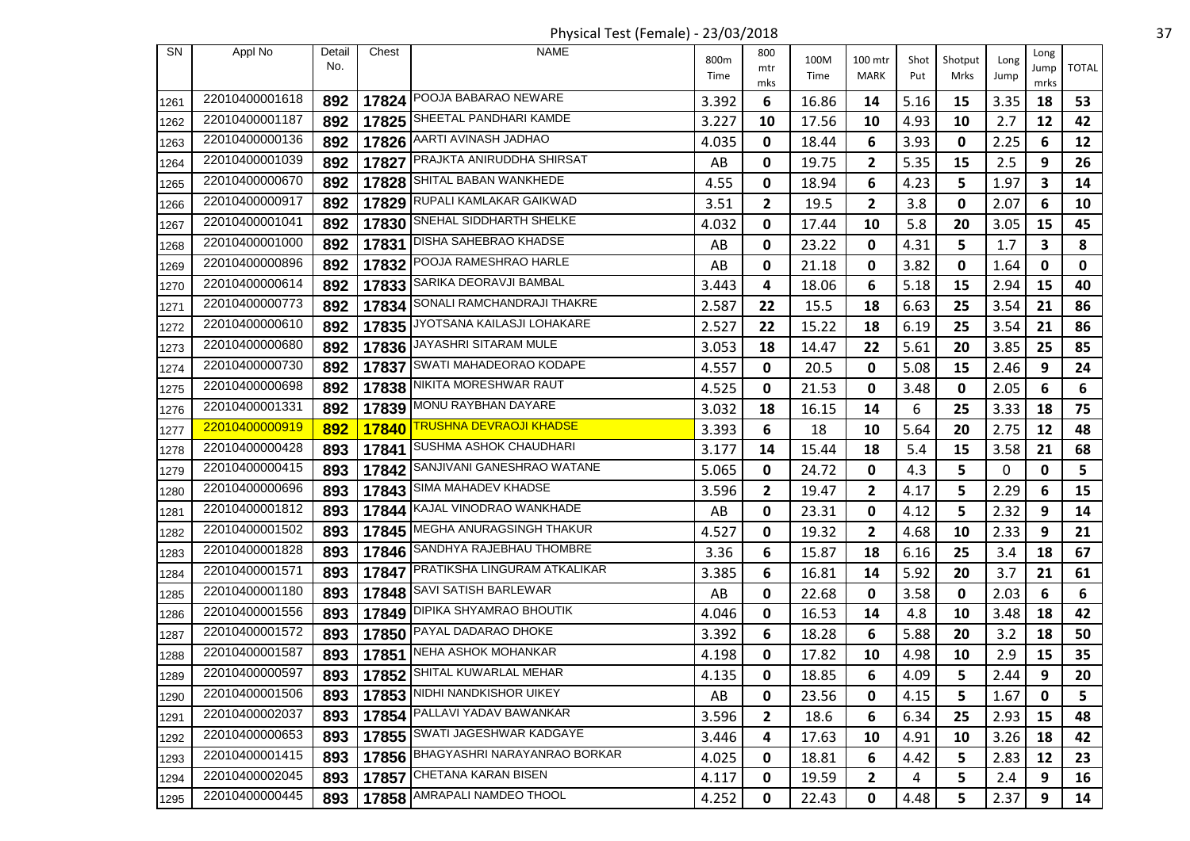# Physical Test (Female) - 23/03/2018

| SN | Appl No | Detail No. | Chest | NAME | 800m Time | 800 mtr mks | 100M Time | 100 mtr MARK | Shot Put | Shotput Mrks | Long Jump | Long Jump mrks | TOTAL |
|---|---|---|---|---|---|---|---|---|---|---|---|---|---|
| 1261 | 22010400001618 | 892 | 17824 | POOJA BABARAO NEWARE | 3.392 | 6 | 16.86 | 14 | 5.16 | 15 | 3.35 | 18 | 53 |
| 1262 | 22010400001187 | 892 | 17825 | SHEETAL PANDHARI KAMDE | 3.227 | 10 | 17.56 | 10 | 4.93 | 10 | 2.7 | 12 | 42 |
| 1263 | 22010400000136 | 892 | 17826 | AARTI AVINASH JADHAO | 4.035 | 0 | 18.44 | 6 | 3.93 | 0 | 2.25 | 6 | 12 |
| 1264 | 22010400001039 | 892 | 17827 | PRAJKTA ANIRUDDHA SHIRSAT | AB | 0 | 19.75 | 2 | 5.35 | 15 | 2.5 | 9 | 26 |
| 1265 | 22010400000670 | 892 | 17828 | SHITAL BABAN WANKHEDE | 4.55 | 0 | 18.94 | 6 | 4.23 | 5 | 1.97 | 3 | 14 |
| 1266 | 22010400000917 | 892 | 17829 | RUPALI KAMLAKAR GAIKWAD | 3.51 | 2 | 19.5 | 2 | 3.8 | 0 | 2.07 | 6 | 10 |
| 1267 | 22010400001041 | 892 | 17830 | SNEHAL SIDDHARTH SHELKE | 4.032 | 0 | 17.44 | 10 | 5.8 | 20 | 3.05 | 15 | 45 |
| 1268 | 22010400001000 | 892 | 17831 | DISHA SAHEBRAO KHADSE | AB | 0 | 23.22 | 0 | 4.31 | 5 | 1.7 | 3 | 8 |
| 1269 | 22010400000896 | 892 | 17832 | POOJA RAMESHRAO HARLE | AB | 0 | 21.18 | 0 | 3.82 | 0 | 1.64 | 0 | 0 |
| 1270 | 22010400000614 | 892 | 17833 | SARIKA DEORAVJI BAMBAL | 3.443 | 4 | 18.06 | 6 | 5.18 | 15 | 2.94 | 15 | 40 |
| 1271 | 22010400000773 | 892 | 17834 | SONALI RAMCHANDRAJI THAKRE | 2.587 | 22 | 15.5 | 18 | 6.63 | 25 | 3.54 | 21 | 86 |
| 1272 | 22010400000610 | 892 | 17835 | JYOTSANA KAILASJI LOHAKARE | 2.527 | 22 | 15.22 | 18 | 6.19 | 25 | 3.54 | 21 | 86 |
| 1273 | 22010400000680 | 892 | 17836 | JAYASHRI SITARAM MULE | 3.053 | 18 | 14.47 | 22 | 5.61 | 20 | 3.85 | 25 | 85 |
| 1274 | 22010400000730 | 892 | 17837 | SWATI MAHADEORAO KODAPE | 4.557 | 0 | 20.5 | 0 | 5.08 | 15 | 2.46 | 9 | 24 |
| 1275 | 22010400000698 | 892 | 17838 | NIKITA MORESHWAR RAUT | 4.525 | 0 | 21.53 | 0 | 3.48 | 0 | 2.05 | 6 | 6 |
| 1276 | 22010400001331 | 892 | 17839 | MONU RAYBHAN DAYARE | 3.032 | 18 | 16.15 | 14 | 6 | 25 | 3.33 | 18 | 75 |
| 1277 | 22010400000919 | 892 | 17840 | TRUSHNA DEVRAOJI KHADSE | 3.393 | 6 | 18 | 10 | 5.64 | 20 | 2.75 | 12 | 48 |
| 1278 | 22010400000428 | 893 | 17841 | SUSHMA ASHOK CHAUDHARI | 3.177 | 14 | 15.44 | 18 | 5.4 | 15 | 3.58 | 21 | 68 |
| 1279 | 22010400000415 | 893 | 17842 | SANJIVANI GANESHRAO WATANE | 5.065 | 0 | 24.72 | 0 | 4.3 | 5 | 0 | 0 | 5 |
| 1280 | 22010400000696 | 893 | 17843 | SIMA MAHADEV KHADSE | 3.596 | 2 | 19.47 | 2 | 4.17 | 5 | 2.29 | 6 | 15 |
| 1281 | 22010400001812 | 893 | 17844 | KAJAL VINODRAO WANKHADE | AB | 0 | 23.31 | 0 | 4.12 | 5 | 2.32 | 9 | 14 |
| 1282 | 22010400001502 | 893 | 17845 | MEGHA ANURAGSINGH THAKUR | 4.527 | 0 | 19.32 | 2 | 4.68 | 10 | 2.33 | 9 | 21 |
| 1283 | 22010400001828 | 893 | 17846 | SANDHYA RAJEBHAU THOMBRE | 3.36 | 6 | 15.87 | 18 | 6.16 | 25 | 3.4 | 18 | 67 |
| 1284 | 22010400001571 | 893 | 17847 | PRATIKSHA LINGURAM ATKALIKAR | 3.385 | 6 | 16.81 | 14 | 5.92 | 20 | 3.7 | 21 | 61 |
| 1285 | 22010400001180 | 893 | 17848 | SAVI SATISH BARLEWAR | AB | 0 | 22.68 | 0 | 3.58 | 0 | 2.03 | 6 | 6 |
| 1286 | 22010400001556 | 893 | 17849 | DIPIKA SHYAMRAO BHOUTIK | 4.046 | 0 | 16.53 | 14 | 4.8 | 10 | 3.48 | 18 | 42 |
| 1287 | 22010400001572 | 893 | 17850 | PAYAL DADARAO DHOKE | 3.392 | 6 | 18.28 | 6 | 5.88 | 20 | 3.2 | 18 | 50 |
| 1288 | 22010400001587 | 893 | 17851 | NEHA ASHOK MOHANKAR | 4.198 | 0 | 17.82 | 10 | 4.98 | 10 | 2.9 | 15 | 35 |
| 1289 | 22010400000597 | 893 | 17852 | SHITAL KUWARLAL MEHAR | 4.135 | 0 | 18.85 | 6 | 4.09 | 5 | 2.44 | 9 | 20 |
| 1290 | 22010400001506 | 893 | 17853 | NIDHI NANDKISHOR UIKEY | AB | 0 | 23.56 | 0 | 4.15 | 5 | 1.67 | 0 | 5 |
| 1291 | 22010400002037 | 893 | 17854 | PALLAVI YADAV BAWANKAR | 3.596 | 2 | 18.6 | 6 | 6.34 | 25 | 2.93 | 15 | 48 |
| 1292 | 22010400000653 | 893 | 17855 | SWATI JAGESHWAR KADGAYE | 3.446 | 4 | 17.63 | 10 | 4.91 | 10 | 3.26 | 18 | 42 |
| 1293 | 22010400001415 | 893 | 17856 | BHAGYASHRI NARAYANRAO BORKAR | 4.025 | 0 | 18.81 | 6 | 4.42 | 5 | 2.83 | 12 | 23 |
| 1294 | 22010400002045 | 893 | 17857 | CHETANA KARAN BISEN | 4.117 | 0 | 19.59 | 2 | 4 | 5 | 2.4 | 9 | 16 |
| 1295 | 22010400000445 | 893 | 17858 | AMRAPALI NAMDEO THOOL | 4.252 | 0 | 22.43 | 0 | 4.48 | 5 | 2.37 | 9 | 14 |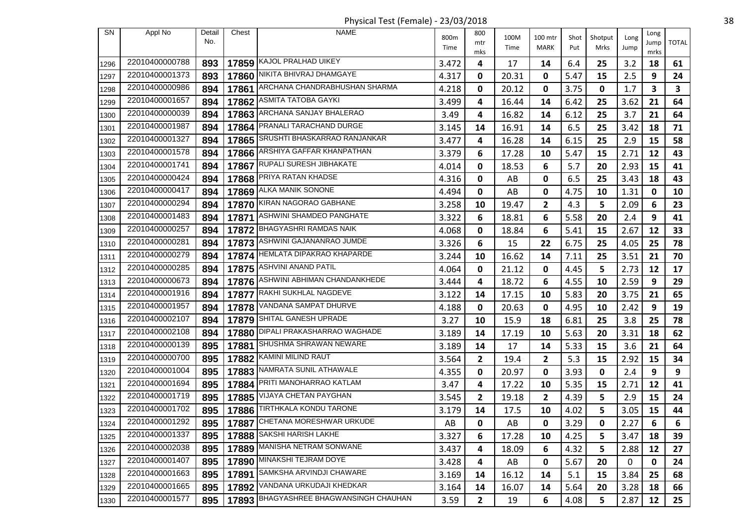Physical Test (Female) - 23/03/2018

| SN | Appl No | Detail No. | Chest | NAME | 800m Time | 800 mtr mks | 100M Time | 100 mtr MARK | Shot Put | Shotput Mrks | Long Jump | Long Jump mrks | TOTAL |
|---|---|---|---|---|---|---|---|---|---|---|---|---|---|
| 1296 | 22010400000788 | 893 | 17859 | KAJOL PRALHAD UIKEY | 3.472 | 4 | 17 | 14 | 6.4 | 25 | 3.2 | 18 | 61 |
| 1297 | 22010400001373 | 893 | 17860 | NIKITA BHIVRAJ DHAMGAYE | 4.317 | 0 | 20.31 | 0 | 5.47 | 15 | 2.5 | 9 | 24 |
| 1298 | 22010400000986 | 894 | 17861 | ARCHANA CHANDRABHUSHAN SHARMA | 4.218 | 0 | 20.12 | 0 | 3.75 | 0 | 1.7 | 3 | 3 |
| 1299 | 22010400001657 | 894 | 17862 | ASMITA TATOBA GAYKI | 3.499 | 4 | 16.44 | 14 | 6.42 | 25 | 3.62 | 21 | 64 |
| 1300 | 22010400000039 | 894 | 17863 | ARCHANA SANJAY BHALERAO | 3.49 | 4 | 16.82 | 14 | 6.12 | 25 | 3.7 | 21 | 64 |
| 1301 | 22010400001987 | 894 | 17864 | PRANALI TARACHAND DURGE | 3.145 | 14 | 16.91 | 14 | 6.5 | 25 | 3.42 | 18 | 71 |
| 1302 | 22010400001327 | 894 | 17865 | SRUSHTI BHASKARRAO RANJANKAR | 3.477 | 4 | 16.28 | 14 | 6.15 | 25 | 2.9 | 15 | 58 |
| 1303 | 22010400001578 | 894 | 17866 | ARSHIYA GAFFAR KHANPATHAN | 3.379 | 6 | 17.28 | 10 | 5.47 | 15 | 2.71 | 12 | 43 |
| 1304 | 22010400001741 | 894 | 17867 | RUPALI SURESH JIBHAKATE | 4.014 | 0 | 18.53 | 6 | 5.7 | 20 | 2.93 | 15 | 41 |
| 1305 | 22010400000424 | 894 | 17868 | PRIYA RATAN KHADSE | 4.316 | 0 | AB | 0 | 6.5 | 25 | 3.43 | 18 | 43 |
| 1306 | 22010400000417 | 894 | 17869 | ALKA MANIK SONONE | 4.494 | 0 | AB | 0 | 4.75 | 10 | 1.31 | 0 | 10 |
| 1307 | 22010400000294 | 894 | 17870 | KIRAN NAGORAO GABHANE | 3.258 | 10 | 19.47 | 2 | 4.3 | 5 | 2.09 | 6 | 23 |
| 1308 | 22010400001483 | 894 | 17871 | ASHWINI SHAMDEO PANGHATE | 3.322 | 6 | 18.81 | 6 | 5.58 | 20 | 2.4 | 9 | 41 |
| 1309 | 22010400000257 | 894 | 17872 | BHAGYASHRI RAMDAS NAIK | 4.068 | 0 | 18.84 | 6 | 5.41 | 15 | 2.67 | 12 | 33 |
| 1310 | 22010400000281 | 894 | 17873 | ASHWINI GAJANANRAO JUMDE | 3.326 | 6 | 15 | 22 | 6.75 | 25 | 4.05 | 25 | 78 |
| 1311 | 22010400000279 | 894 | 17874 | HEMLATA DIPAKRAO KHAPARDE | 3.244 | 10 | 16.62 | 14 | 7.11 | 25 | 3.51 | 21 | 70 |
| 1312 | 22010400000285 | 894 | 17875 | ASHVINI ANAND PATIL | 4.064 | 0 | 21.12 | 0 | 4.45 | 5 | 2.73 | 12 | 17 |
| 1313 | 22010400000673 | 894 | 17876 | ASHWINI ABHIMAN CHANDANKHEDE | 3.444 | 4 | 18.72 | 6 | 4.55 | 10 | 2.59 | 9 | 29 |
| 1314 | 22010400001916 | 894 | 17877 | RAKHI SUKHLAL NAGDEVE | 3.122 | 14 | 17.15 | 10 | 5.83 | 20 | 3.75 | 21 | 65 |
| 1315 | 22010400001957 | 894 | 17878 | VANDANA SAMPAT DHURVE | 4.188 | 0 | 20.63 | 0 | 4.95 | 10 | 2.42 | 9 | 19 |
| 1316 | 22010400002107 | 894 | 17879 | SHITAL GANESH UPRADE | 3.27 | 10 | 15.9 | 18 | 6.81 | 25 | 3.8 | 25 | 78 |
| 1317 | 22010400002108 | 894 | 17880 | DIPALI PRAKASHARRAO WAGHADE | 3.189 | 14 | 17.19 | 10 | 5.63 | 20 | 3.31 | 18 | 62 |
| 1318 | 22010400000139 | 895 | 17881 | SHUSHMA SHRAWAN NEWARE | 3.189 | 14 | 17 | 14 | 5.33 | 15 | 3.6 | 21 | 64 |
| 1319 | 22010400000700 | 895 | 17882 | KAMINI MILIND RAUT | 3.564 | 2 | 19.4 | 2 | 5.3 | 15 | 2.92 | 15 | 34 |
| 1320 | 22010400001004 | 895 | 17883 | NAMRATA SUNIL ATHAWALE | 4.355 | 0 | 20.97 | 0 | 3.93 | 0 | 2.4 | 9 | 9 |
| 1321 | 22010400001694 | 895 | 17884 | PRITI MANOHARRAO KATLAM | 3.47 | 4 | 17.22 | 10 | 5.35 | 15 | 2.71 | 12 | 41 |
| 1322 | 22010400001719 | 895 | 17885 | VIJAYA CHETAN PAYGHAN | 3.545 | 2 | 19.18 | 2 | 4.39 | 5 | 2.9 | 15 | 24 |
| 1323 | 22010400001702 | 895 | 17886 | TIRTHKALA KONDU TARONE | 3.179 | 14 | 17.5 | 10 | 4.02 | 5 | 3.05 | 15 | 44 |
| 1324 | 22010400001292 | 895 | 17887 | CHETANA MORESHWAR URKUDE | AB | 0 | AB | 0 | 3.29 | 0 | 2.27 | 6 | 6 |
| 1325 | 22010400001337 | 895 | 17888 | SAKSHI HARISH LAKHE | 3.327 | 6 | 17.28 | 10 | 4.25 | 5 | 3.47 | 18 | 39 |
| 1326 | 22010400002038 | 895 | 17889 | MANISHA NETRAM SONWANE | 3.437 | 4 | 18.09 | 6 | 4.32 | 5 | 2.88 | 12 | 27 |
| 1327 | 22010400001407 | 895 | 17890 | MINAKSHI TEJRAM DOYE | 3.428 | 4 | AB | 0 | 5.67 | 20 | 0 | 0 | 24 |
| 1328 | 22010400001663 | 895 | 17891 | SAMKSHA ARVINDJI CHAWARE | 3.169 | 14 | 16.12 | 14 | 5.1 | 15 | 3.84 | 25 | 68 |
| 1329 | 22010400001665 | 895 | 17892 | VANDANA URKUDAJI KHEDKAR | 3.164 | 14 | 16.07 | 14 | 5.64 | 20 | 3.28 | 18 | 66 |
| 1330 | 22010400001577 | 895 | 17893 | BHAGYASHREE BHAGWANSINGH CHAUHAN | 3.59 | 2 | 19 | 6 | 4.08 | 5 | 2.87 | 12 | 25 |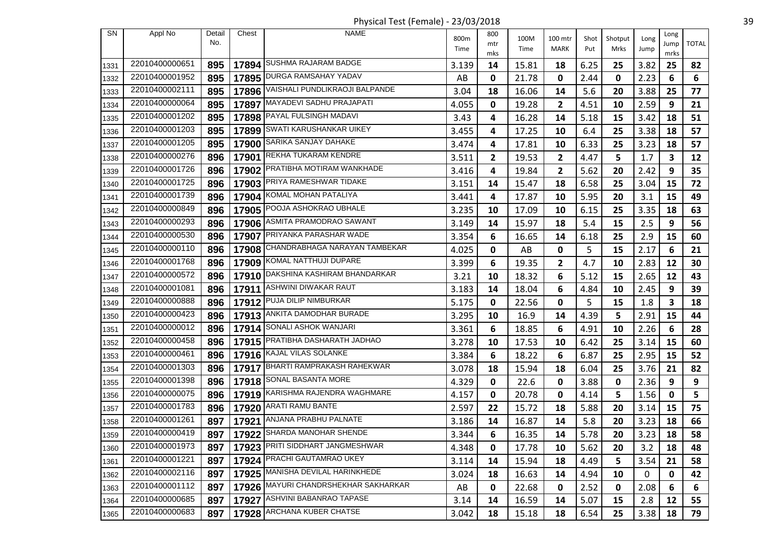Physical Test (Female) - 23/03/2018

| SN | Appl No | Detail No. | Chest | NAME | 800m Time | 800 mtr mks | 100M Time | 100 mtr MARK | Shot Put | Shotput Mrks | Long Jump | Long Jump mrks | TOTAL |
|---|---|---|---|---|---|---|---|---|---|---|---|---|---|
| 1331 | 22010400000651 | 895 | 17894 | SUSHMA RAJARAM BADGE | 3.139 | 14 | 15.81 | 18 | 6.25 | 25 | 3.82 | 25 | 82 |
| 1332 | 22010400001952 | 895 | 17895 | DURGA RAMSAHAY YADAV | AB | 0 | 21.78 | 0 | 2.44 | 0 | 2.23 | 6 | 6 |
| 1333 | 22010400002111 | 895 | 17896 | VAISHALI PUNDLIKRAOJI BALPANDE | 3.04 | 18 | 16.06 | 14 | 5.6 | 20 | 3.88 | 25 | 77 |
| 1334 | 22010400000064 | 895 | 17897 | MAYADEVI SADHU PRAJAPATI | 4.055 | 0 | 19.28 | 2 | 4.51 | 10 | 2.59 | 9 | 21 |
| 1335 | 22010400001202 | 895 | 17898 | PAYAL FULSINGH MADAVI | 3.43 | 4 | 16.28 | 14 | 5.18 | 15 | 3.42 | 18 | 51 |
| 1336 | 22010400001203 | 895 | 17899 | SWATI KARUSHANKAR UIKEY | 3.455 | 4 | 17.25 | 10 | 6.4 | 25 | 3.38 | 18 | 57 |
| 1337 | 22010400001205 | 895 | 17900 | SARIKA SANJAY DAHAKE | 3.474 | 4 | 17.81 | 10 | 6.33 | 25 | 3.23 | 18 | 57 |
| 1338 | 22010400000276 | 896 | 17901 | REKHA TUKARAM KENDRE | 3.511 | 2 | 19.53 | 2 | 4.47 | 5 | 1.7 | 3 | 12 |
| 1339 | 22010400001726 | 896 | 17902 | PRATIBHA MOTIRAM WANKHADE | 3.416 | 4 | 19.84 | 2 | 5.62 | 20 | 2.42 | 9 | 35 |
| 1340 | 22010400001725 | 896 | 17903 | PRIYA RAMESHWAR TIDAKE | 3.151 | 14 | 15.47 | 18 | 6.58 | 25 | 3.04 | 15 | 72 |
| 1341 | 22010400001739 | 896 | 17904 | KOMAL MOHAN PATALIYA | 3.441 | 4 | 17.87 | 10 | 5.95 | 20 | 3.1 | 15 | 49 |
| 1342 | 22010400000849 | 896 | 17905 | POOJA ASHOKRAO UBHALE | 3.235 | 10 | 17.09 | 10 | 6.15 | 25 | 3.35 | 18 | 63 |
| 1343 | 22010400000293 | 896 | 17906 | ASMITA PRAMODRAO SAWANT | 3.149 | 14 | 15.97 | 18 | 5.4 | 15 | 2.5 | 9 | 56 |
| 1344 | 22010400000530 | 896 | 17907 | PRIYANKA PARASHAR WADE | 3.354 | 6 | 16.65 | 14 | 6.18 | 25 | 2.9 | 15 | 60 |
| 1345 | 22010400000110 | 896 | 17908 | CHANDRABHAGA NARAYAN TAMBEKAR | 4.025 | 0 | AB | 0 | 5 | 15 | 2.17 | 6 | 21 |
| 1346 | 22010400001768 | 896 | 17909 | KOMAL NATTHUJI DUPARE | 3.399 | 6 | 19.35 | 2 | 4.7 | 10 | 2.83 | 12 | 30 |
| 1347 | 22010400000572 | 896 | 17910 | DAKSHINA KASHIRAM BHANDARKAR | 3.21 | 10 | 18.32 | 6 | 5.12 | 15 | 2.65 | 12 | 43 |
| 1348 | 22010400001081 | 896 | 17911 | ASHWINI DIWAKAR RAUT | 3.183 | 14 | 18.04 | 6 | 4.84 | 10 | 2.45 | 9 | 39 |
| 1349 | 22010400000888 | 896 | 17912 | PUJA DILIP NIMBURKAR | 5.175 | 0 | 22.56 | 0 | 5 | 15 | 1.8 | 3 | 18 |
| 1350 | 22010400000423 | 896 | 17913 | ANKITA DAMODHAR BURADE | 3.295 | 10 | 16.9 | 14 | 4.39 | 5 | 2.91 | 15 | 44 |
| 1351 | 22010400000012 | 896 | 17914 | SONALI ASHOK WANJARI | 3.361 | 6 | 18.85 | 6 | 4.91 | 10 | 2.26 | 6 | 28 |
| 1352 | 22010400000458 | 896 | 17915 | PRATIBHA DASHARATH JADHAO | 3.278 | 10 | 17.53 | 10 | 6.42 | 25 | 3.14 | 15 | 60 |
| 1353 | 22010400000461 | 896 | 17916 | KAJAL VILAS SOLANKE | 3.384 | 6 | 18.22 | 6 | 6.87 | 25 | 2.95 | 15 | 52 |
| 1354 | 22010400001303 | 896 | 17917 | BHARTI RAMPRAKASH RAHEKWAR | 3.078 | 18 | 15.94 | 18 | 6.04 | 25 | 3.76 | 21 | 82 |
| 1355 | 22010400001398 | 896 | 17918 | SONAL BASANTA MORE | 4.329 | 0 | 22.6 | 0 | 3.88 | 0 | 2.36 | 9 | 9 |
| 1356 | 22010400000075 | 896 | 17919 | KARISHMA RAJENDRA WAGHMARE | 4.157 | 0 | 20.78 | 0 | 4.14 | 5 | 1.56 | 0 | 5 |
| 1357 | 22010400001783 | 896 | 17920 | ARATI RAMU BANTE | 2.597 | 22 | 15.72 | 18 | 5.88 | 20 | 3.14 | 15 | 75 |
| 1358 | 22010400001261 | 897 | 17921 | ANJANA PRABHU PALNATE | 3.186 | 14 | 16.87 | 14 | 5.8 | 20 | 3.23 | 18 | 66 |
| 1359 | 22010400000419 | 897 | 17922 | SHARDA MANOHAR SHENDE | 3.344 | 6 | 16.35 | 14 | 5.78 | 20 | 3.23 | 18 | 58 |
| 1360 | 22010400001973 | 897 | 17923 | PRITI SIDDHART JANGMESHWAR | 4.348 | 0 | 17.78 | 10 | 5.62 | 20 | 3.2 | 18 | 48 |
| 1361 | 22010400001221 | 897 | 17924 | PRACHI GAUTAMRAO UKEY | 3.114 | 14 | 15.94 | 18 | 4.49 | 5 | 3.54 | 21 | 58 |
| 1362 | 22010400002116 | 897 | 17925 | MANISHA DEVILAL HARINKHEDE | 3.024 | 18 | 16.63 | 14 | 4.94 | 10 | 0 | 0 | 42 |
| 1363 | 22010400001112 | 897 | 17926 | MAYURI CHANDRSHEKHAR SAKHARKAR | AB | 0 | 22.68 | 0 | 2.52 | 0 | 2.08 | 6 | 6 |
| 1364 | 22010400000685 | 897 | 17927 | ASHVINI BABANRAO TAPASE | 3.14 | 14 | 16.59 | 14 | 5.07 | 15 | 2.8 | 12 | 55 |
| 1365 | 22010400000683 | 897 | 17928 | ARCHANA KUBER CHATSE | 3.042 | 18 | 15.18 | 18 | 6.54 | 25 | 3.38 | 18 | 79 |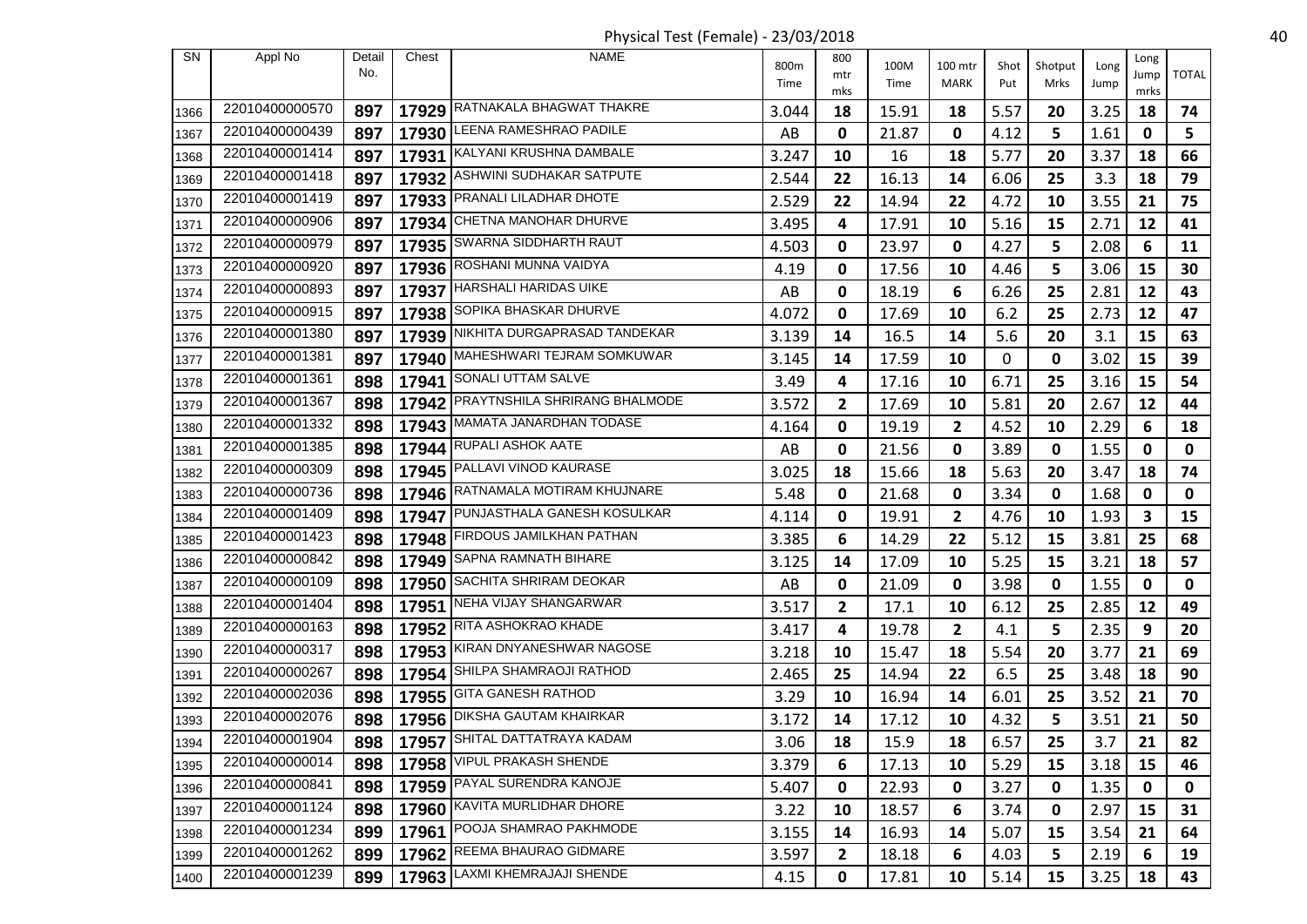Physical Test (Female) - 23/03/2018

| SN | Appl No | Detail No. | Chest | NAME | 800m Time | 800 mtr mks | 100M Time | 100 mtr MARK | Shot Put | Shotput Mrks | Long Jump | Long Jump mrks | TOTAL |
|---|---|---|---|---|---|---|---|---|---|---|---|---|---|
| 1366 | 22010400000570 | 897 | 17929 | RATNAKALA BHAGWAT THAKRE | 3.044 | 18 | 15.91 | 18 | 5.57 | 20 | 3.25 | 18 | 74 |
| 1367 | 22010400000439 | 897 | 17930 | LEENA RAMESHRAO PADILE | AB | 0 | 21.87 | 0 | 4.12 | 5 | 1.61 | 0 | 5 |
| 1368 | 22010400001414 | 897 | 17931 | KALYANI KRUSHNA DAMBALE | 3.247 | 10 | 16 | 18 | 5.77 | 20 | 3.37 | 18 | 66 |
| 1369 | 22010400001418 | 897 | 17932 | ASHWINI SUDHAKAR SATPUTE | 2.544 | 22 | 16.13 | 14 | 6.06 | 25 | 3.3 | 18 | 79 |
| 1370 | 22010400001419 | 897 | 17933 | PRANALI LILADHAR DHOTE | 2.529 | 22 | 14.94 | 22 | 4.72 | 10 | 3.55 | 21 | 75 |
| 1371 | 22010400000906 | 897 | 17934 | CHETNA MANOHAR DHURVE | 3.495 | 4 | 17.91 | 10 | 5.16 | 15 | 2.71 | 12 | 41 |
| 1372 | 22010400000979 | 897 | 17935 | SWARNA SIDDHARTH RAUT | 4.503 | 0 | 23.97 | 0 | 4.27 | 5 | 2.08 | 6 | 11 |
| 1373 | 22010400000920 | 897 | 17936 | ROSHANI MUNNA VAIDYA | 4.19 | 0 | 17.56 | 10 | 4.46 | 5 | 3.06 | 15 | 30 |
| 1374 | 22010400000893 | 897 | 17937 | HARSHALI HARIDAS UIKE | AB | 0 | 18.19 | 6 | 6.26 | 25 | 2.81 | 12 | 43 |
| 1375 | 22010400000915 | 897 | 17938 | SOPIKA BHASKAR DHURVE | 4.072 | 0 | 17.69 | 10 | 6.2 | 25 | 2.73 | 12 | 47 |
| 1376 | 22010400001380 | 897 | 17939 | NIKHITA DURGAPRASAD TANDEKAR | 3.139 | 14 | 16.5 | 14 | 5.6 | 20 | 3.1 | 15 | 63 |
| 1377 | 22010400001381 | 897 | 17940 | MAHESHWARI TEJRAM SOMKUWAR | 3.145 | 14 | 17.59 | 10 | 0 | 0 | 3.02 | 15 | 39 |
| 1378 | 22010400001361 | 898 | 17941 | SONALI UTTAM SALVE | 3.49 | 4 | 17.16 | 10 | 6.71 | 25 | 3.16 | 15 | 54 |
| 1379 | 22010400001367 | 898 | 17942 | PRAYTNSHILA SHRIRANG BHALMODE | 3.572 | 2 | 17.69 | 10 | 5.81 | 20 | 2.67 | 12 | 44 |
| 1380 | 22010400001332 | 898 | 17943 | MAMATA JANARDHAN TODASE | 4.164 | 0 | 19.19 | 2 | 4.52 | 10 | 2.29 | 6 | 18 |
| 1381 | 22010400001385 | 898 | 17944 | RUPALI ASHOK AATE | AB | 0 | 21.56 | 0 | 3.89 | 0 | 1.55 | 0 | 0 |
| 1382 | 22010400000309 | 898 | 17945 | PALLAVI VINOD KAURASE | 3.025 | 18 | 15.66 | 18 | 5.63 | 20 | 3.47 | 18 | 74 |
| 1383 | 22010400000736 | 898 | 17946 | RATNAMALA MOTIRAM KHUJNARE | 5.48 | 0 | 21.68 | 0 | 3.34 | 0 | 1.68 | 0 | 0 |
| 1384 | 22010400001409 | 898 | 17947 | PUNJASTHALA GANESH KOSULKAR | 4.114 | 0 | 19.91 | 2 | 4.76 | 10 | 1.93 | 3 | 15 |
| 1385 | 22010400001423 | 898 | 17948 | FIRDOUS JAMILKHAN PATHAN | 3.385 | 6 | 14.29 | 22 | 5.12 | 15 | 3.81 | 25 | 68 |
| 1386 | 22010400000842 | 898 | 17949 | SAPNA RAMNATH BIHARE | 3.125 | 14 | 17.09 | 10 | 5.25 | 15 | 3.21 | 18 | 57 |
| 1387 | 22010400000109 | 898 | 17950 | SACHITA SHRIRAM DEOKAR | AB | 0 | 21.09 | 0 | 3.98 | 0 | 1.55 | 0 | 0 |
| 1388 | 22010400001404 | 898 | 17951 | NEHA VIJAY SHANGARWAR | 3.517 | 2 | 17.1 | 10 | 6.12 | 25 | 2.85 | 12 | 49 |
| 1389 | 22010400000163 | 898 | 17952 | RITA ASHOKRAO KHADE | 3.417 | 4 | 19.78 | 2 | 4.1 | 5 | 2.35 | 9 | 20 |
| 1390 | 22010400000317 | 898 | 17953 | KIRAN DNYANESHWAR NAGOSE | 3.218 | 10 | 15.47 | 18 | 5.54 | 20 | 3.77 | 21 | 69 |
| 1391 | 22010400000267 | 898 | 17954 | SHILPA SHAMRAOJI RATHOD | 2.465 | 25 | 14.94 | 22 | 6.5 | 25 | 3.48 | 18 | 90 |
| 1392 | 22010400002036 | 898 | 17955 | GITA GANESH RATHOD | 3.29 | 10 | 16.94 | 14 | 6.01 | 25 | 3.52 | 21 | 70 |
| 1393 | 22010400002076 | 898 | 17956 | DIKSHA GAUTAM KHAIRKAR | 3.172 | 14 | 17.12 | 10 | 4.32 | 5 | 3.51 | 21 | 50 |
| 1394 | 22010400001904 | 898 | 17957 | SHITAL DATTATRAYA KADAM | 3.06 | 18 | 15.9 | 18 | 6.57 | 25 | 3.7 | 21 | 82 |
| 1395 | 22010400000014 | 898 | 17958 | VIPUL PRAKASH SHENDE | 3.379 | 6 | 17.13 | 10 | 5.29 | 15 | 3.18 | 15 | 46 |
| 1396 | 22010400000841 | 898 | 17959 | PAYAL SURENDRA KANOJE | 5.407 | 0 | 22.93 | 0 | 3.27 | 0 | 1.35 | 0 | 0 |
| 1397 | 22010400001124 | 898 | 17960 | KAVITA MURLIDHAR DHORE | 3.22 | 10 | 18.57 | 6 | 3.74 | 0 | 2.97 | 15 | 31 |
| 1398 | 22010400001234 | 899 | 17961 | POOJA SHAMRAO PAKHMODE | 3.155 | 14 | 16.93 | 14 | 5.07 | 15 | 3.54 | 21 | 64 |
| 1399 | 22010400001262 | 899 | 17962 | REEMA BHAURAO GIDMARE | 3.597 | 2 | 18.18 | 6 | 4.03 | 5 | 2.19 | 6 | 19 |
| 1400 | 22010400001239 | 899 | 17963 | LAXMI KHEMRAJAJI SHENDE | 4.15 | 0 | 17.81 | 10 | 5.14 | 15 | 3.25 | 18 | 43 |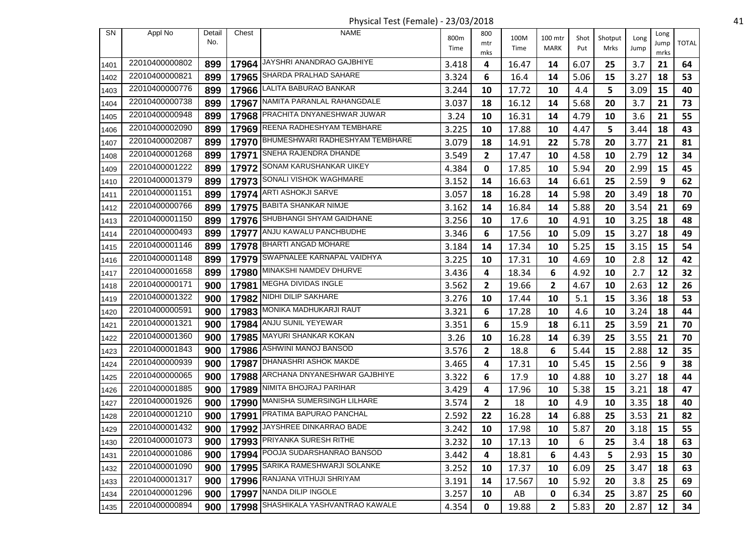Physical Test (Female) - 23/03/2018

| SN | Appl No | Detail No. | Chest | NAME | 800m Time | 800 mtr mks | 100M Time | 100 mtr MARK | Shot Put | Shotput Mrks | Long Jump | Long Jump mrks | TOTAL |
|---|---|---|---|---|---|---|---|---|---|---|---|---|---|
| 1401 | 22010400000802 | 899 | 17964 | JAYSHRI ANANDRAO GAJBHIYE | 3.418 | 4 | 16.47 | 14 | 6.07 | 25 | 3.7 | 21 | 64 |
| 1402 | 22010400000821 | 899 | 17965 | SHARDA PRALHAD SAHARE | 3.324 | 6 | 16.4 | 14 | 5.06 | 15 | 3.27 | 18 | 53 |
| 1403 | 22010400000776 | 899 | 17966 | LALITA BABURAO BANKAR | 3.244 | 10 | 17.72 | 10 | 4.4 | 5 | 3.09 | 15 | 40 |
| 1404 | 22010400000738 | 899 | 17967 | NAMITA PARANLAL RAHANGDALE | 3.037 | 18 | 16.12 | 14 | 5.68 | 20 | 3.7 | 21 | 73 |
| 1405 | 22010400000948 | 899 | 17968 | PRACHITA DNYANESHWAR JUWAR | 3.24 | 10 | 16.31 | 14 | 4.79 | 10 | 3.6 | 21 | 55 |
| 1406 | 22010400002090 | 899 | 17969 | REENA RADHESHYAM TEMBHARE | 3.225 | 10 | 17.88 | 10 | 4.47 | 5 | 3.44 | 18 | 43 |
| 1407 | 22010400002087 | 899 | 17970 | BHUMESHWARI RADHESHYAM TEMBHARE | 3.079 | 18 | 14.91 | 22 | 5.78 | 20 | 3.77 | 21 | 81 |
| 1408 | 22010400001268 | 899 | 17971 | SNEHA RAJENDRA DHANDE | 3.549 | 2 | 17.47 | 10 | 4.58 | 10 | 2.79 | 12 | 34 |
| 1409 | 22010400001222 | 899 | 17972 | SONAM KARUSHANKAR UIKEY | 4.384 | 0 | 17.85 | 10 | 5.94 | 20 | 2.99 | 15 | 45 |
| 1410 | 22010400001379 | 899 | 17973 | SONALI VISHOK WAGHMARE | 3.152 | 14 | 16.63 | 14 | 6.61 | 25 | 2.59 | 9 | 62 |
| 1411 | 22010400001151 | 899 | 17974 | ARTI ASHOKJI SARVE | 3.057 | 18 | 16.28 | 14 | 5.98 | 20 | 3.49 | 18 | 70 |
| 1412 | 22010400000766 | 899 | 17975 | BABITA SHANKAR NIMJE | 3.162 | 14 | 16.84 | 14 | 5.88 | 20 | 3.54 | 21 | 69 |
| 1413 | 22010400001150 | 899 | 17976 | SHUBHANGI SHYAM GAIDHANE | 3.256 | 10 | 17.6 | 10 | 4.91 | 10 | 3.25 | 18 | 48 |
| 1414 | 22010400000493 | 899 | 17977 | ANJU KAWALU PANCHBUDHE | 3.346 | 6 | 17.56 | 10 | 5.09 | 15 | 3.27 | 18 | 49 |
| 1415 | 22010400001146 | 899 | 17978 | BHARTI ANGAD MOHARE | 3.184 | 14 | 17.34 | 10 | 5.25 | 15 | 3.15 | 15 | 54 |
| 1416 | 22010400001148 | 899 | 17979 | SWAPNALEE KARNAPAL VAIDHYA | 3.225 | 10 | 17.31 | 10 | 4.69 | 10 | 2.8 | 12 | 42 |
| 1417 | 22010400001658 | 899 | 17980 | MINAKSHI NAMDEV DHURVE | 3.436 | 4 | 18.34 | 6 | 4.92 | 10 | 2.7 | 12 | 32 |
| 1418 | 22010400000171 | 900 | 17981 | MEGHA DIVIDAS INGLE | 3.562 | 2 | 19.66 | 2 | 4.67 | 10 | 2.63 | 12 | 26 |
| 1419 | 22010400001322 | 900 | 17982 | NIDHI DILIP SAKHARE | 3.276 | 10 | 17.44 | 10 | 5.1 | 15 | 3.36 | 18 | 53 |
| 1420 | 22010400000591 | 900 | 17983 | MONIKA MADHUKARJI RAUT | 3.321 | 6 | 17.28 | 10 | 4.6 | 10 | 3.24 | 18 | 44 |
| 1421 | 22010400001321 | 900 | 17984 | ANJU SUNIL YEYEWAR | 3.351 | 6 | 15.9 | 18 | 6.11 | 25 | 3.59 | 21 | 70 |
| 1422 | 22010400001360 | 900 | 17985 | MAYURI SHANKAR KOKAN | 3.26 | 10 | 16.28 | 14 | 6.39 | 25 | 3.55 | 21 | 70 |
| 1423 | 22010400001843 | 900 | 17986 | ASHWINI MANOJ BANSOD | 3.576 | 2 | 18.8 | 6 | 5.44 | 15 | 2.88 | 12 | 35 |
| 1424 | 22010400000939 | 900 | 17987 | DHANASHRI ASHOK MAKDE | 3.465 | 4 | 17.31 | 10 | 5.45 | 15 | 2.56 | 9 | 38 |
| 1425 | 22010400000065 | 900 | 17988 | ARCHANA DNYANESHWAR GAJBHIYE | 3.322 | 6 | 17.9 | 10 | 4.88 | 10 | 3.27 | 18 | 44 |
| 1426 | 22010400001885 | 900 | 17989 | NIMITA BHOJRAJ PARIHAR | 3.429 | 4 | 17.96 | 10 | 5.38 | 15 | 3.21 | 18 | 47 |
| 1427 | 22010400001926 | 900 | 17990 | MANISHA SUMERSINGH LILHARE | 3.574 | 2 | 18 | 10 | 4.9 | 10 | 3.35 | 18 | 40 |
| 1428 | 22010400001210 | 900 | 17991 | PRATIMA BAPURAO PANCHAL | 2.592 | 22 | 16.28 | 14 | 6.88 | 25 | 3.53 | 21 | 82 |
| 1429 | 22010400001432 | 900 | 17992 | JAYSHREE DINKARRAO BADE | 3.242 | 10 | 17.98 | 10 | 5.87 | 20 | 3.18 | 15 | 55 |
| 1430 | 22010400001073 | 900 | 17993 | PRIYANKA SURESH RITHE | 3.232 | 10 | 17.13 | 10 | 6 | 25 | 3.4 | 18 | 63 |
| 1431 | 22010400001086 | 900 | 17994 | POOJA SUDARSHANRAO BANSOD | 3.442 | 4 | 18.81 | 6 | 4.43 | 5 | 2.93 | 15 | 30 |
| 1432 | 22010400001090 | 900 | 17995 | SARIKA RAMESHWARJI SOLANKE | 3.252 | 10 | 17.37 | 10 | 6.09 | 25 | 3.47 | 18 | 63 |
| 1433 | 22010400001317 | 900 | 17996 | RANJANA VITHUJI SHRIYAM | 3.191 | 14 | 17.567 | 10 | 5.92 | 20 | 3.8 | 25 | 69 |
| 1434 | 22010400001296 | 900 | 17997 | NANDA DILIP INGOLE | 3.257 | 10 | AB | 0 | 6.34 | 25 | 3.87 | 25 | 60 |
| 1435 | 22010400000894 | 900 | 17998 | SHASHIKALA YASHVANTRAO KAWALE | 4.354 | 0 | 19.88 | 2 | 5.83 | 20 | 2.87 | 12 | 34 |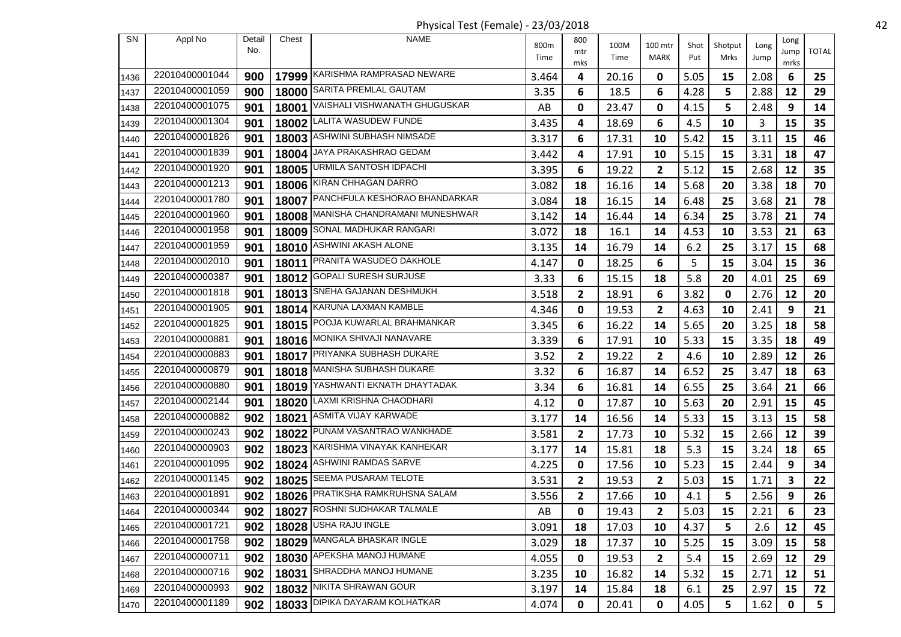Physical Test (Female) - 23/03/2018

| SN | Appl No | Detail No. | Chest | NAME | 800m Time | 800 mtr mks | 100M Time | 100 mtr MARK | Shot Put | Shotput Mrks | Long Jump | Long Jump mrks | TOTAL |
|---|---|---|---|---|---|---|---|---|---|---|---|---|---|
| 1436 | 22010400001044 | 900 | 17999 | KARISHMA RAMPRASAD NEWARE | 3.464 | 4 | 20.16 | 0 | 5.05 | 15 | 2.08 | 6 | 25 |
| 1437 | 22010400001059 | 900 | 18000 | SARITA PREMLAL GAUTAM | 3.35 | 6 | 18.5 | 6 | 4.28 | 5 | 2.88 | 12 | 29 |
| 1438 | 22010400001075 | 901 | 18001 | VAISHALI VISHWANATH GHUGUSKAR | AB | 0 | 23.47 | 0 | 4.15 | 5 | 2.48 | 9 | 14 |
| 1439 | 22010400001304 | 901 | 18002 | LALITA WASUDEW FUNDE | 3.435 | 4 | 18.69 | 6 | 4.5 | 10 | 3 | 15 | 35 |
| 1440 | 22010400001826 | 901 | 18003 | ASHWINI SUBHASH NIMSADE | 3.317 | 6 | 17.31 | 10 | 5.42 | 15 | 3.11 | 15 | 46 |
| 1441 | 22010400001839 | 901 | 18004 | JAYA PRAKASHRAO GEDAM | 3.442 | 4 | 17.91 | 10 | 5.15 | 15 | 3.31 | 18 | 47 |
| 1442 | 22010400001920 | 901 | 18005 | URMILA SANTOSH IDPACHI | 3.395 | 6 | 19.22 | 2 | 5.12 | 15 | 2.68 | 12 | 35 |
| 1443 | 22010400001213 | 901 | 18006 | KIRAN CHHAGAN DARRO | 3.082 | 18 | 16.16 | 14 | 5.68 | 20 | 3.38 | 18 | 70 |
| 1444 | 22010400001780 | 901 | 18007 | PANCHFULA KESHORAO BHANDARKAR | 3.084 | 18 | 16.15 | 14 | 6.48 | 25 | 3.68 | 21 | 78 |
| 1445 | 22010400001960 | 901 | 18008 | MANISHA CHANDRAMANI MUNESHWAR | 3.142 | 14 | 16.44 | 14 | 6.34 | 25 | 3.78 | 21 | 74 |
| 1446 | 22010400001958 | 901 | 18009 | SONAL MADHUKAR RANGARI | 3.072 | 18 | 16.1 | 14 | 4.53 | 10 | 3.53 | 21 | 63 |
| 1447 | 22010400001959 | 901 | 18010 | ASHWINI AKASH ALONE | 3.135 | 14 | 16.79 | 14 | 6.2 | 25 | 3.17 | 15 | 68 |
| 1448 | 22010400002010 | 901 | 18011 | PRANITA WASUDEO DAKHOLE | 4.147 | 0 | 18.25 | 6 | 5 | 15 | 3.04 | 15 | 36 |
| 1449 | 22010400000387 | 901 | 18012 | GOPALI SURESH SURJUSE | 3.33 | 6 | 15.15 | 18 | 5.8 | 20 | 4.01 | 25 | 69 |
| 1450 | 22010400001818 | 901 | 18013 | SNEHA GAJANAN DESHMUKH | 3.518 | 2 | 18.91 | 6 | 3.82 | 0 | 2.76 | 12 | 20 |
| 1451 | 22010400001905 | 901 | 18014 | KARUNA LAXMAN KAMBLE | 4.346 | 0 | 19.53 | 2 | 4.63 | 10 | 2.41 | 9 | 21 |
| 1452 | 22010400001825 | 901 | 18015 | POOJA KUWARLAL BRAHMANKAR | 3.345 | 6 | 16.22 | 14 | 5.65 | 20 | 3.25 | 18 | 58 |
| 1453 | 22010400000881 | 901 | 18016 | MONIKA SHIVAJI NANAVARE | 3.339 | 6 | 17.91 | 10 | 5.33 | 15 | 3.35 | 18 | 49 |
| 1454 | 22010400000883 | 901 | 18017 | PRIYANKA SUBHASH DUKARE | 3.52 | 2 | 19.22 | 2 | 4.6 | 10 | 2.89 | 12 | 26 |
| 1455 | 22010400000879 | 901 | 18018 | MANISHA SUBHASH DUKARE | 3.32 | 6 | 16.87 | 14 | 6.52 | 25 | 3.47 | 18 | 63 |
| 1456 | 22010400000880 | 901 | 18019 | YASHWANTI EKNATH DHAYTADAK | 3.34 | 6 | 16.81 | 14 | 6.55 | 25 | 3.64 | 21 | 66 |
| 1457 | 22010400002144 | 901 | 18020 | LAXMI KRISHNA CHAODHARI | 4.12 | 0 | 17.87 | 10 | 5.63 | 20 | 2.91 | 15 | 45 |
| 1458 | 22010400000882 | 902 | 18021 | ASMITA VIJAY KARWADE | 3.177 | 14 | 16.56 | 14 | 5.33 | 15 | 3.13 | 15 | 58 |
| 1459 | 22010400000243 | 902 | 18022 | PUNAM VASANTRAO WANKHADE | 3.581 | 2 | 17.73 | 10 | 5.32 | 15 | 2.66 | 12 | 39 |
| 1460 | 22010400000903 | 902 | 18023 | KARISHMA VINAYAK KANHEKAR | 3.177 | 14 | 15.81 | 18 | 5.3 | 15 | 3.24 | 18 | 65 |
| 1461 | 22010400001095 | 902 | 18024 | ASHWINI RAMDAS SARVE | 4.225 | 0 | 17.56 | 10 | 5.23 | 15 | 2.44 | 9 | 34 |
| 1462 | 22010400001145 | 902 | 18025 | SEEMA PUSARAM TELOTE | 3.531 | 2 | 19.53 | 2 | 5.03 | 15 | 1.71 | 3 | 22 |
| 1463 | 22010400001891 | 902 | 18026 | PRATIKSHA RAMKRUHSNA SALAM | 3.556 | 2 | 17.66 | 10 | 4.1 | 5 | 2.56 | 9 | 26 |
| 1464 | 22010400000344 | 902 | 18027 | ROSHNI SUDHAKAR TALMALE | AB | 0 | 19.43 | 2 | 5.03 | 15 | 2.21 | 6 | 23 |
| 1465 | 22010400001721 | 902 | 18028 | USHA RAJU INGLE | 3.091 | 18 | 17.03 | 10 | 4.37 | 5 | 2.6 | 12 | 45 |
| 1466 | 22010400001758 | 902 | 18029 | MANGALA BHASKAR INGLE | 3.029 | 18 | 17.37 | 10 | 5.25 | 15 | 3.09 | 15 | 58 |
| 1467 | 22010400000711 | 902 | 18030 | APEKSHA MANOJ HUMANE | 4.055 | 0 | 19.53 | 2 | 5.4 | 15 | 2.69 | 12 | 29 |
| 1468 | 22010400000716 | 902 | 18031 | SHRADDHA MANOJ HUMANE | 3.235 | 10 | 16.82 | 14 | 5.32 | 15 | 2.71 | 12 | 51 |
| 1469 | 22010400000993 | 902 | 18032 | NIKITA SHRAWAN GOUR | 3.197 | 14 | 15.84 | 18 | 6.1 | 25 | 2.97 | 15 | 72 |
| 1470 | 22010400001189 | 902 | 18033 | DIPIKA DAYARAM KOLHATKAR | 4.074 | 0 | 20.41 | 0 | 4.05 | 5 | 1.62 | 0 | 5 |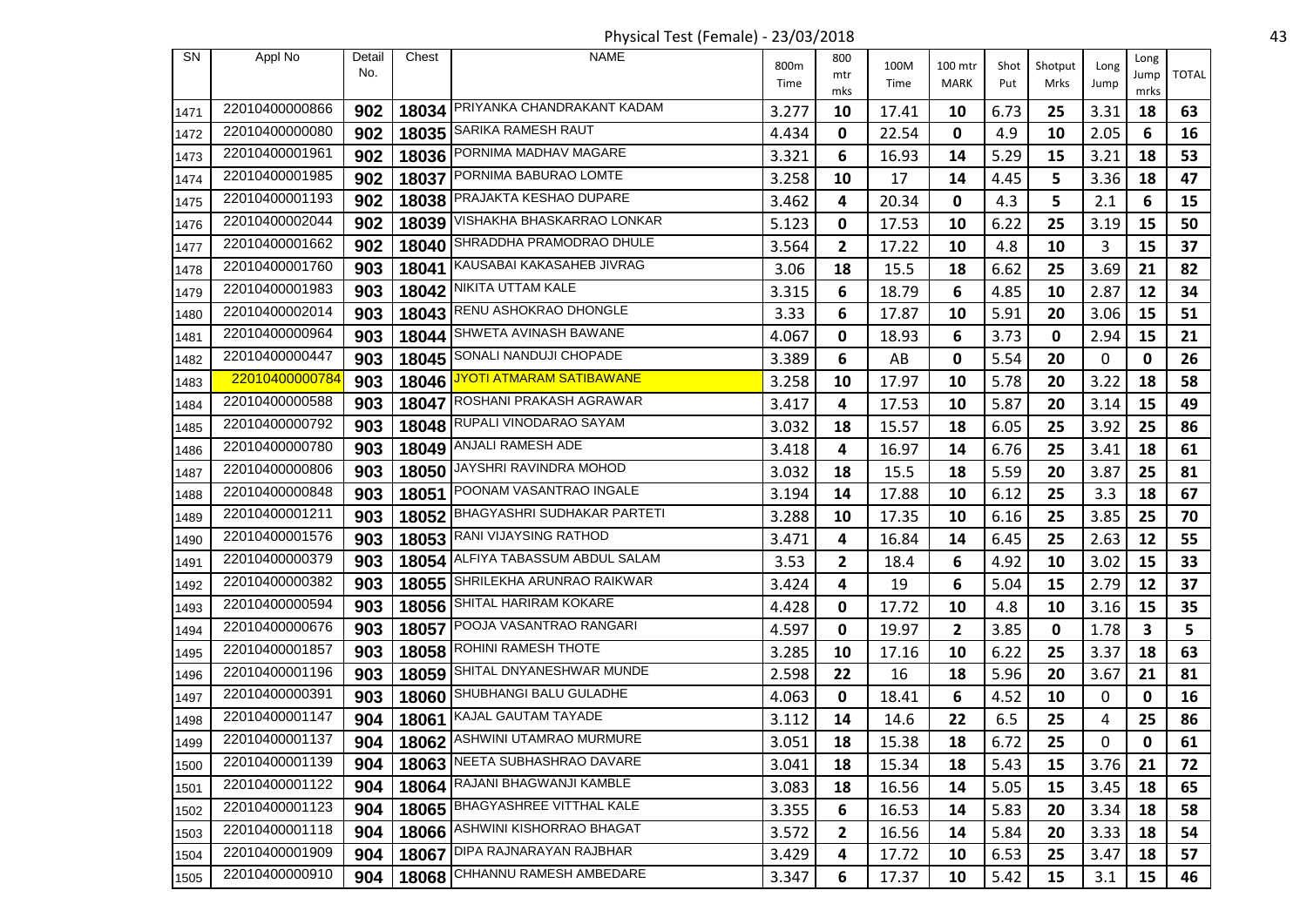Physical Test (Female) - 23/03/2018

| SN | Appl No | Detail No. | Chest | NAME | 800m Time | 800 mtr mks | 100M Time | 100 mtr MARK | Shot Put | Shotput Mrks | Long Jump | Long Jump mrks | TOTAL |
|---|---|---|---|---|---|---|---|---|---|---|---|---|---|
| 1471 | 22010400000866 | 902 | 18034 | PRIYANKA CHANDRAKANT KADAM | 3.277 | 10 | 17.41 | 10 | 6.73 | 25 | 3.31 | 18 | 63 |
| 1472 | 22010400000080 | 902 | 18035 | SARIKA RAMESH RAUT | 4.434 | 0 | 22.54 | 0 | 4.9 | 10 | 2.05 | 6 | 16 |
| 1473 | 22010400001961 | 902 | 18036 | PORNIMA MADHAV MAGARE | 3.321 | 6 | 16.93 | 14 | 5.29 | 15 | 3.21 | 18 | 53 |
| 1474 | 22010400001985 | 902 | 18037 | PORNIMA BABURAO LOMTE | 3.258 | 10 | 17 | 14 | 4.45 | 5 | 3.36 | 18 | 47 |
| 1475 | 22010400001193 | 902 | 18038 | PRAJAKTA KESHAO DUPARE | 3.462 | 4 | 20.34 | 0 | 4.3 | 5 | 2.1 | 6 | 15 |
| 1476 | 22010400002044 | 902 | 18039 | VISHAKHA BHASKARRAO LONKAR | 5.123 | 0 | 17.53 | 10 | 6.22 | 25 | 3.19 | 15 | 50 |
| 1477 | 22010400001662 | 902 | 18040 | SHRADDHA PRAMODRAO DHULE | 3.564 | 2 | 17.22 | 10 | 4.8 | 10 | 3 | 15 | 37 |
| 1478 | 22010400001760 | 903 | 18041 | KAUSABAI KAKASAHEB JIVRAG | 3.06 | 18 | 15.5 | 18 | 6.62 | 25 | 3.69 | 21 | 82 |
| 1479 | 22010400001983 | 903 | 18042 | NIKITA UTTAM KALE | 3.315 | 6 | 18.79 | 6 | 4.85 | 10 | 2.87 | 12 | 34 |
| 1480 | 22010400002014 | 903 | 18043 | RENU ASHOKRAO DHONGLE | 3.33 | 6 | 17.87 | 10 | 5.91 | 20 | 3.06 | 15 | 51 |
| 1481 | 22010400000964 | 903 | 18044 | SHWETA AVINASH BAWANE | 4.067 | 0 | 18.93 | 6 | 3.73 | 0 | 2.94 | 15 | 21 |
| 1482 | 22010400000447 | 903 | 18045 | SONALI NANDUJI CHOPADE | 3.389 | 6 | AB | 0 | 5.54 | 20 | 0 | 0 | 26 |
| 1483 | 22010400000784 | 903 | 18046 | JYOTI ATMARAM SATIBAWANE | 3.258 | 10 | 17.97 | 10 | 5.78 | 20 | 3.22 | 18 | 58 |
| 1484 | 22010400000588 | 903 | 18047 | ROSHANI PRAKASH AGRAWAR | 3.417 | 4 | 17.53 | 10 | 5.87 | 20 | 3.14 | 15 | 49 |
| 1485 | 22010400000792 | 903 | 18048 | RUPALI VINODARAO SAYAM | 3.032 | 18 | 15.57 | 18 | 6.05 | 25 | 3.92 | 25 | 86 |
| 1486 | 22010400000780 | 903 | 18049 | ANJALI RAMESH ADE | 3.418 | 4 | 16.97 | 14 | 6.76 | 25 | 3.41 | 18 | 61 |
| 1487 | 22010400000806 | 903 | 18050 | JAYSHRI RAVINDRA MOHOD | 3.032 | 18 | 15.5 | 18 | 5.59 | 20 | 3.87 | 25 | 81 |
| 1488 | 22010400000848 | 903 | 18051 | POONAM VASANTRAO INGALE | 3.194 | 14 | 17.88 | 10 | 6.12 | 25 | 3.3 | 18 | 67 |
| 1489 | 22010400001211 | 903 | 18052 | BHAGYASHRI SUDHAKAR PARTETI | 3.288 | 10 | 17.35 | 10 | 6.16 | 25 | 3.85 | 25 | 70 |
| 1490 | 22010400001576 | 903 | 18053 | RANI VIJAYSING RATHOD | 3.471 | 4 | 16.84 | 14 | 6.45 | 25 | 2.63 | 12 | 55 |
| 1491 | 22010400000379 | 903 | 18054 | ALFIYA TABASSUM ABDUL SALAM | 3.53 | 2 | 18.4 | 6 | 4.92 | 10 | 3.02 | 15 | 33 |
| 1492 | 22010400000382 | 903 | 18055 | SHRILEKHA ARUNRAO RAIKWAR | 3.424 | 4 | 19 | 6 | 5.04 | 15 | 2.79 | 12 | 37 |
| 1493 | 22010400000594 | 903 | 18056 | SHITAL HARIRAM KOKARE | 4.428 | 0 | 17.72 | 10 | 4.8 | 10 | 3.16 | 15 | 35 |
| 1494 | 22010400000676 | 903 | 18057 | POOJA VASANTRAO RANGARI | 4.597 | 0 | 19.97 | 2 | 3.85 | 0 | 1.78 | 3 | 5 |
| 1495 | 22010400001857 | 903 | 18058 | ROHINI RAMESH THOTE | 3.285 | 10 | 17.16 | 10 | 6.22 | 25 | 3.37 | 18 | 63 |
| 1496 | 22010400001196 | 903 | 18059 | SHITAL DNYANESHWAR MUNDE | 2.598 | 22 | 16 | 18 | 5.96 | 20 | 3.67 | 21 | 81 |
| 1497 | 22010400000391 | 903 | 18060 | SHUBHANGI BALU GULADHE | 4.063 | 0 | 18.41 | 6 | 4.52 | 10 | 0 | 0 | 16 |
| 1498 | 22010400001147 | 904 | 18061 | KAJAL GAUTAM TAYADE | 3.112 | 14 | 14.6 | 22 | 6.5 | 25 | 4 | 25 | 86 |
| 1499 | 22010400001137 | 904 | 18062 | ASHWINI UTAMRAO MURMURE | 3.051 | 18 | 15.38 | 18 | 6.72 | 25 | 0 | 0 | 61 |
| 1500 | 22010400001139 | 904 | 18063 | NEETA SUBHASHRAO DAVARE | 3.041 | 18 | 15.34 | 18 | 5.43 | 15 | 3.76 | 21 | 72 |
| 1501 | 22010400001122 | 904 | 18064 | RAJANI BHAGWANJI KAMBLE | 3.083 | 18 | 16.56 | 14 | 5.05 | 15 | 3.45 | 18 | 65 |
| 1502 | 22010400001123 | 904 | 18065 | BHAGYASHREE VITTHAL KALE | 3.355 | 6 | 16.53 | 14 | 5.83 | 20 | 3.34 | 18 | 58 |
| 1503 | 22010400001118 | 904 | 18066 | ASHWINI KISHORRAO BHAGAT | 3.572 | 2 | 16.56 | 14 | 5.84 | 20 | 3.33 | 18 | 54 |
| 1504 | 22010400001909 | 904 | 18067 | DIPA RAJNARAYAN RAJBHAR | 3.429 | 4 | 17.72 | 10 | 6.53 | 25 | 3.47 | 18 | 57 |
| 1505 | 22010400000910 | 904 | 18068 | CHHANNU RAMESH AMBEDARE | 3.347 | 6 | 17.37 | 10 | 5.42 | 15 | 3.1 | 15 | 46 |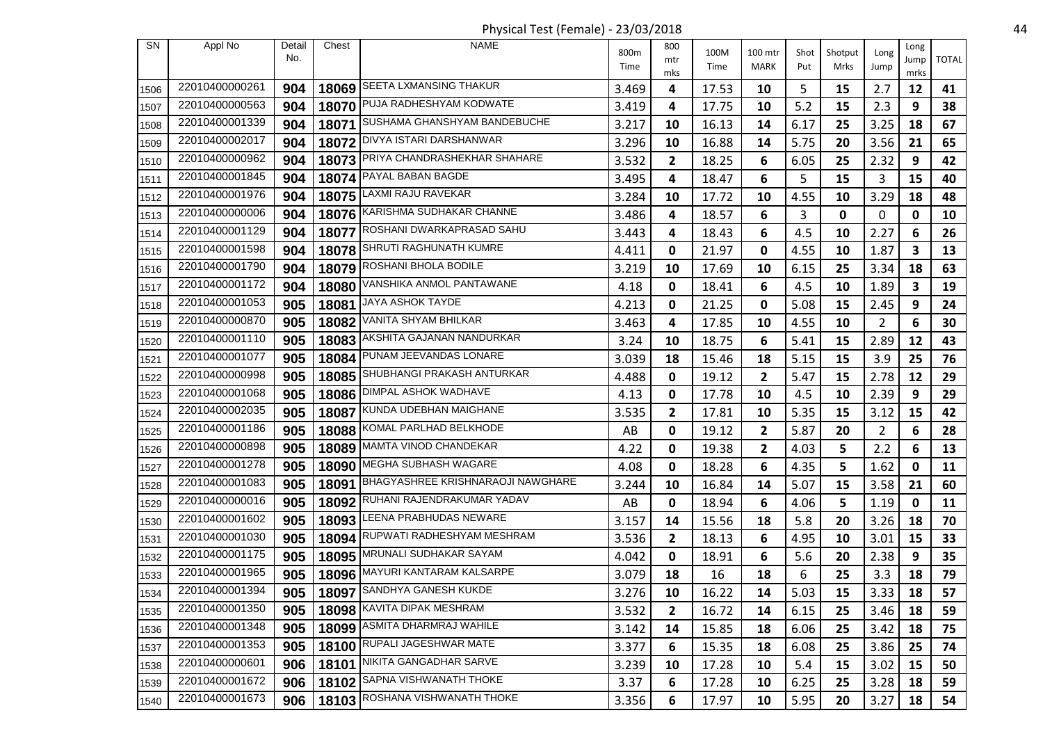Physical Test (Female) - 23/03/2018

| SN | Appl No | Detail No. | Chest | NAME | 800m Time | 800 mtr mks | 100M Time | 100 mtr MARK | Shot Put | Shotput Mrks | Long Jump | Long Jump mrks | TOTAL |
|---|---|---|---|---|---|---|---|---|---|---|---|---|---|
| 1506 | 22010400000261 | 904 | 18069 | SEETA LXMANSING THAKUR | 3.469 | 4 | 17.53 | 10 | 5 | 15 | 2.7 | 12 | 41 |
| 1507 | 22010400000563 | 904 | 18070 | PUJA RADHESHYAM KODWATE | 3.419 | 4 | 17.75 | 10 | 5.2 | 15 | 2.3 | 9 | 38 |
| 1508 | 22010400001339 | 904 | 18071 | SUSHAMA GHANSHYAM BANDEBUCHE | 3.217 | 10 | 16.13 | 14 | 6.17 | 25 | 3.25 | 18 | 67 |
| 1509 | 22010400002017 | 904 | 18072 | DIVYA ISTARI DARSHANWAR | 3.296 | 10 | 16.88 | 14 | 5.75 | 20 | 3.56 | 21 | 65 |
| 1510 | 22010400000962 | 904 | 18073 | PRIYA CHANDRASHEKHAR SHAHARE | 3.532 | 2 | 18.25 | 6 | 6.05 | 25 | 2.32 | 9 | 42 |
| 1511 | 22010400001845 | 904 | 18074 | PAYAL BABAN BAGDE | 3.495 | 4 | 18.47 | 6 | 5 | 15 | 3 | 15 | 40 |
| 1512 | 22010400001976 | 904 | 18075 | LAXMI RAJU RAVEKAR | 3.284 | 10 | 17.72 | 10 | 4.55 | 10 | 3.29 | 18 | 48 |
| 1513 | 22010400000006 | 904 | 18076 | KARISHMA SUDHAKAR CHANNE | 3.486 | 4 | 18.57 | 6 | 3 | 0 | 0 | 0 | 10 |
| 1514 | 22010400001129 | 904 | 18077 | ROSHANI DWARKAPRASAD SAHU | 3.443 | 4 | 18.43 | 6 | 4.5 | 10 | 2.27 | 6 | 26 |
| 1515 | 22010400001598 | 904 | 18078 | SHRUTI RAGHUNATH KUMRE | 4.411 | 0 | 21.97 | 0 | 4.55 | 10 | 1.87 | 3 | 13 |
| 1516 | 22010400001790 | 904 | 18079 | ROSHANI BHOLA BODILE | 3.219 | 10 | 17.69 | 10 | 6.15 | 25 | 3.34 | 18 | 63 |
| 1517 | 22010400001172 | 904 | 18080 | VANSHIKA ANMOL PANTAWANE | 4.18 | 0 | 18.41 | 6 | 4.5 | 10 | 1.89 | 3 | 19 |
| 1518 | 22010400001053 | 905 | 18081 | JAYA ASHOK TAYDE | 4.213 | 0 | 21.25 | 0 | 5.08 | 15 | 2.45 | 9 | 24 |
| 1519 | 22010400000870 | 905 | 18082 | VANITA SHYAM BHILKAR | 3.463 | 4 | 17.85 | 10 | 4.55 | 10 | 2 | 6 | 30 |
| 1520 | 22010400001110 | 905 | 18083 | AKSHITA GAJANAN NANDURKAR | 3.24 | 10 | 18.75 | 6 | 5.41 | 15 | 2.89 | 12 | 43 |
| 1521 | 22010400001077 | 905 | 18084 | PUNAM JEEVANDAS LONARE | 3.039 | 18 | 15.46 | 18 | 5.15 | 15 | 3.9 | 25 | 76 |
| 1522 | 22010400000998 | 905 | 18085 | SHUBHANGI PRAKASH ANTURKAR | 4.488 | 0 | 19.12 | 2 | 5.47 | 15 | 2.78 | 12 | 29 |
| 1523 | 22010400001068 | 905 | 18086 | DIMPAL ASHOK WADHAVE | 4.13 | 0 | 17.78 | 10 | 4.5 | 10 | 2.39 | 9 | 29 |
| 1524 | 22010400002035 | 905 | 18087 | KUNDA UDEBHAN MAIGHANE | 3.535 | 2 | 17.81 | 10 | 5.35 | 15 | 3.12 | 15 | 42 |
| 1525 | 22010400001186 | 905 | 18088 | KOMAL PARLHAD BELKHODE | AB | 0 | 19.12 | 2 | 5.87 | 20 | 2 | 6 | 28 |
| 1526 | 22010400000898 | 905 | 18089 | MAMTA VINOD CHANDEKAR | 4.22 | 0 | 19.38 | 2 | 4.03 | 5 | 2.2 | 6 | 13 |
| 1527 | 22010400001278 | 905 | 18090 | MEGHA SUBHASH WAGARE | 4.08 | 0 | 18.28 | 6 | 4.35 | 5 | 1.62 | 0 | 11 |
| 1528 | 22010400001083 | 905 | 18091 | BHAGYASHREE KRISHNARAOJI NAWGHARE | 3.244 | 10 | 16.84 | 14 | 5.07 | 15 | 3.58 | 21 | 60 |
| 1529 | 22010400000016 | 905 | 18092 | RUHANI RAJENDRAKUMAR YADAV | AB | 0 | 18.94 | 6 | 4.06 | 5 | 1.19 | 0 | 11 |
| 1530 | 22010400001602 | 905 | 18093 | LEENA PRABHUDAS NEWARE | 3.157 | 14 | 15.56 | 18 | 5.8 | 20 | 3.26 | 18 | 70 |
| 1531 | 22010400001030 | 905 | 18094 | RUPWATI RADHESHYAM MESHRAM | 3.536 | 2 | 18.13 | 6 | 4.95 | 10 | 3.01 | 15 | 33 |
| 1532 | 22010400001175 | 905 | 18095 | MRUNALI SUDHAKAR SAYAM | 4.042 | 0 | 18.91 | 6 | 5.6 | 20 | 2.38 | 9 | 35 |
| 1533 | 22010400001965 | 905 | 18096 | MAYURI KANTARAM KALSARPE | 3.079 | 18 | 16 | 18 | 6 | 25 | 3.3 | 18 | 79 |
| 1534 | 22010400001394 | 905 | 18097 | SANDHYA GANESH KUKDE | 3.276 | 10 | 16.22 | 14 | 5.03 | 15 | 3.33 | 18 | 57 |
| 1535 | 22010400001350 | 905 | 18098 | KAVITA DIPAK MESHRAM | 3.532 | 2 | 16.72 | 14 | 6.15 | 25 | 3.46 | 18 | 59 |
| 1536 | 22010400001348 | 905 | 18099 | ASMITA DHARMRAJ WAHILE | 3.142 | 14 | 15.85 | 18 | 6.06 | 25 | 3.42 | 18 | 75 |
| 1537 | 22010400001353 | 905 | 18100 | RUPALI JAGESHWAR MATE | 3.377 | 6 | 15.35 | 18 | 6.08 | 25 | 3.86 | 25 | 74 |
| 1538 | 22010400000601 | 906 | 18101 | NIKITA GANGADHAR SARVE | 3.239 | 10 | 17.28 | 10 | 5.4 | 15 | 3.02 | 15 | 50 |
| 1539 | 22010400001672 | 906 | 18102 | SAPNA VISHWANATH THOKE | 3.37 | 6 | 17.28 | 10 | 6.25 | 25 | 3.28 | 18 | 59 |
| 1540 | 22010400001673 | 906 | 18103 | ROSHANA VISHWANATH THOKE | 3.356 | 6 | 17.97 | 10 | 5.95 | 20 | 3.27 | 18 | 54 |